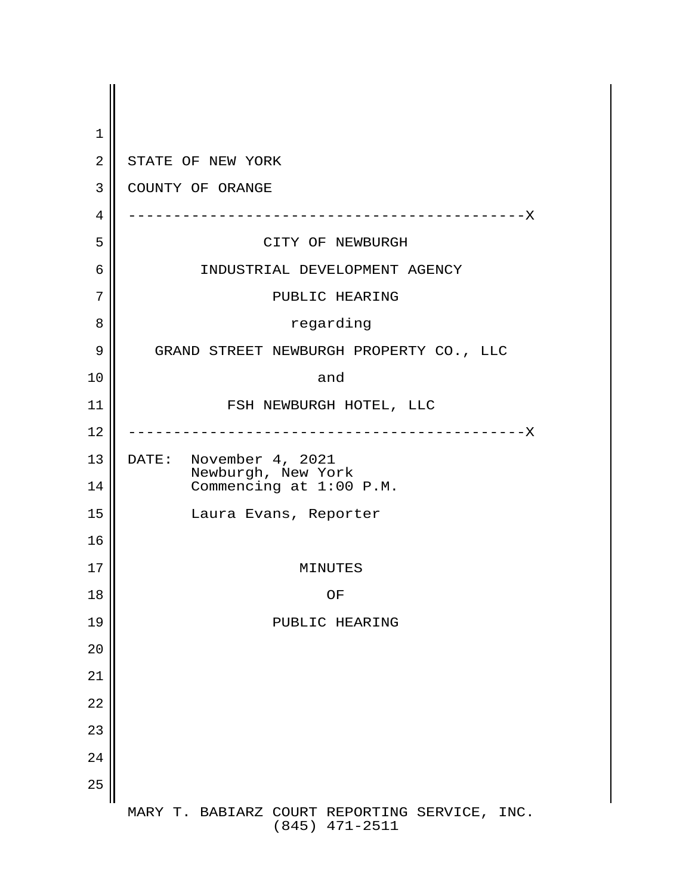STATE OF NEW YORK

COUNTY OF ORANGE

---------------------------------------------X

CITY OF NEWBURGH

INDUSTRIAL DEVELOPMENT AGENCY

PUBLIC HEARING

regarding

GRAND STREET NEWBURGH PROPERTY CO., LLC

and

FSH NEWBURGH HOTEL, LLC

---------------------------------------------X

DATE: November 4, 2021
Newburgh, New York
Commencing at 1:00 P.M.

Laura Evans, Reporter

MINUTES

OF

PUBLIC HEARING

MARY T. BABIARZ COURT REPORTING SERVICE, INC.
(845) 471-2511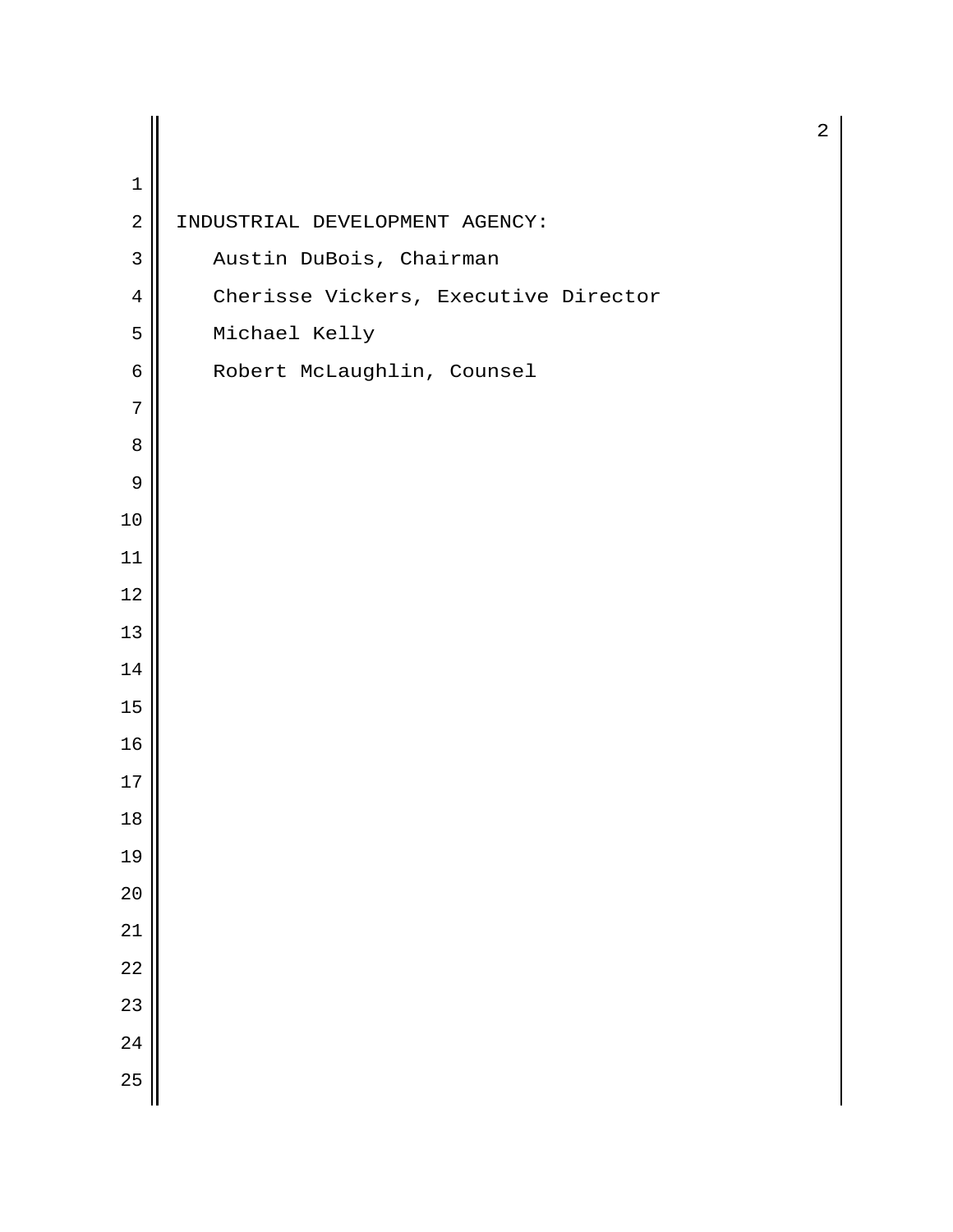INDUSTRIAL DEVELOPMENT AGENCY:

Austin DuBois, Chairman

Cherisse Vickers, Executive Director

Michael Kelly

Robert McLaughlin, Counsel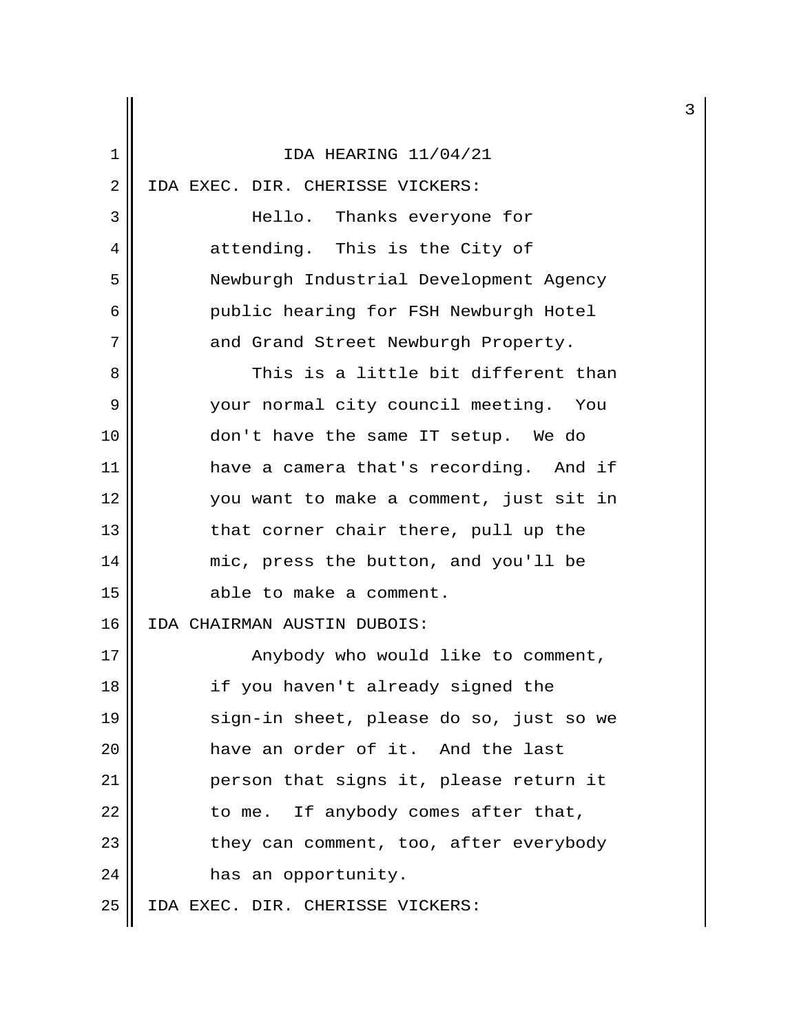IDA HEARING 11/04/21

IDA EXEC. DIR. CHERISSE VICKERS:

Hello. Thanks everyone for attending. This is the City of Newburgh Industrial Development Agency public hearing for FSH Newburgh Hotel and Grand Street Newburgh Property.

This is a little bit different than your normal city council meeting. You don't have the same IT setup. We do have a camera that's recording. And if you want to make a comment, just sit in that corner chair there, pull up the mic, press the button, and you'll be able to make a comment.

IDA CHAIRMAN AUSTIN DUBOIS:

Anybody who would like to comment, if you haven't already signed the sign-in sheet, please do so, just so we have an order of it. And the last person that signs it, please return it to me. If anybody comes after that, they can comment, too, after everybody has an opportunity.

IDA EXEC. DIR. CHERISSE VICKERS: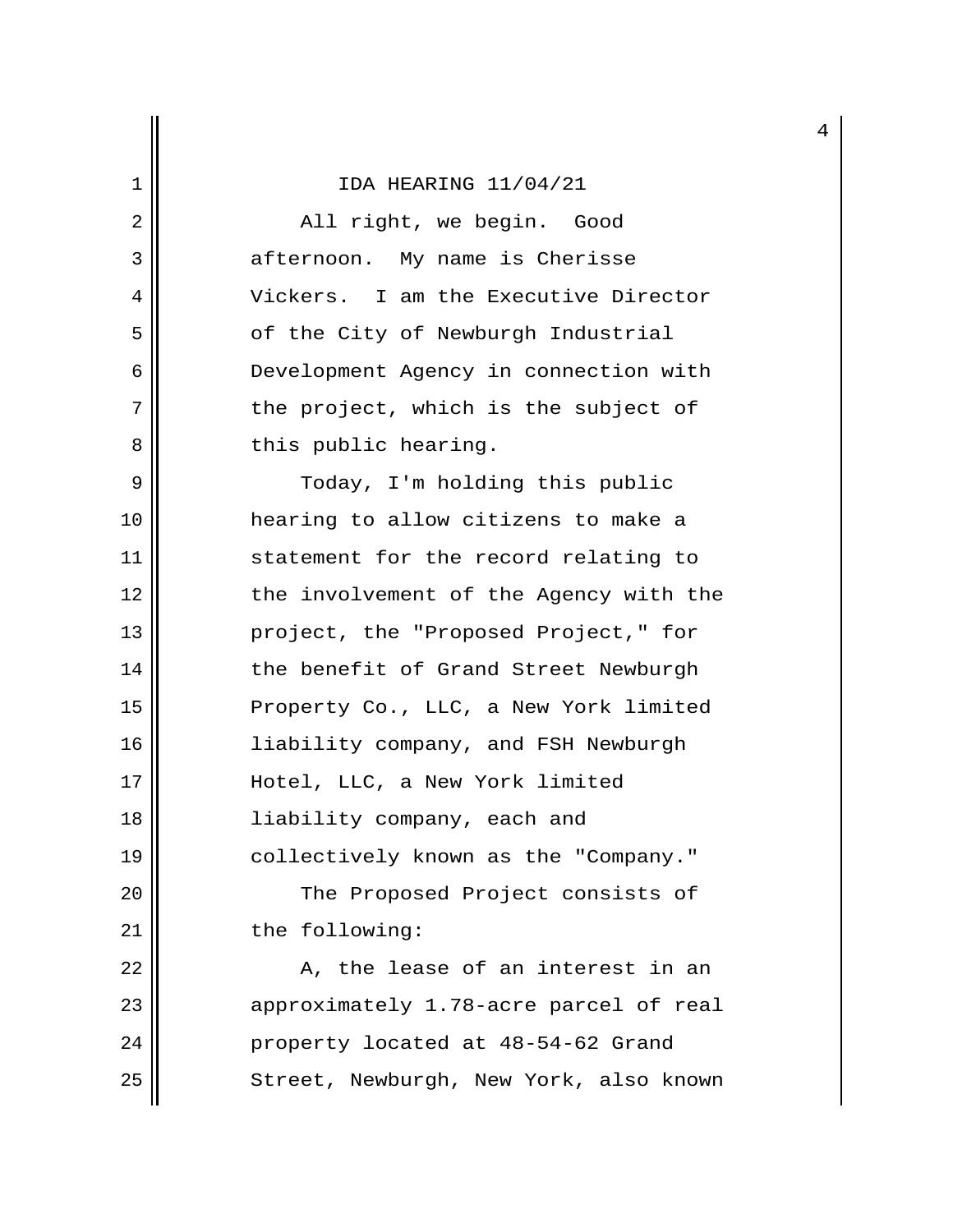IDA HEARING 11/04/21

All right, we begin. Good afternoon. My name is Cherisse Vickers. I am the Executive Director of the City of Newburgh Industrial Development Agency in connection with the project, which is the subject of this public hearing.

Today, I'm holding this public hearing to allow citizens to make a statement for the record relating to the involvement of the Agency with the project, the "Proposed Project," for the benefit of Grand Street Newburgh Property Co., LLC, a New York limited liability company, and FSH Newburgh Hotel, LLC, a New York limited liability company, each and collectively known as the "Company."

The Proposed Project consists of the following:

A, the lease of an interest in an approximately 1.78-acre parcel of real property located at 48-54-62 Grand Street, Newburgh, New York, also known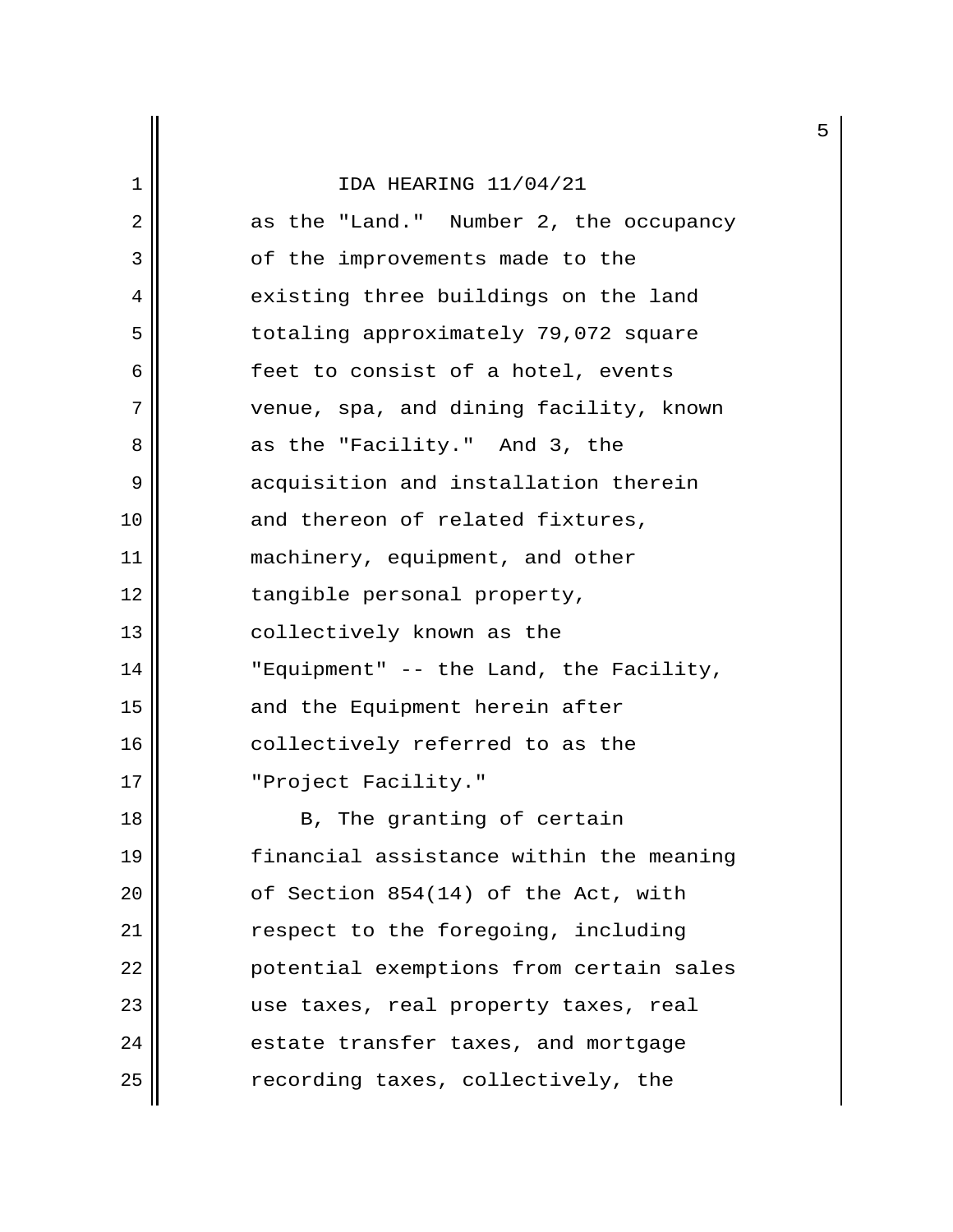as the "Land." Number 2, the occupancy of the improvements made to the existing three buildings on the land totaling approximately 79,072 square feet to consist of a hotel, events venue, spa, and dining facility, known as the "Facility." And 3, the acquisition and installation therein and thereon of related fixtures, machinery, equipment, and other tangible personal property, collectively known as the "Equipment" -- the Land, the Facility, and the Equipment herein after collectively referred to as the "Project Facility."

B, The granting of certain financial assistance within the meaning of Section 854(14) of the Act, with respect to the foregoing, including potential exemptions from certain sales use taxes, real property taxes, real estate transfer taxes, and mortgage recording taxes, collectively, the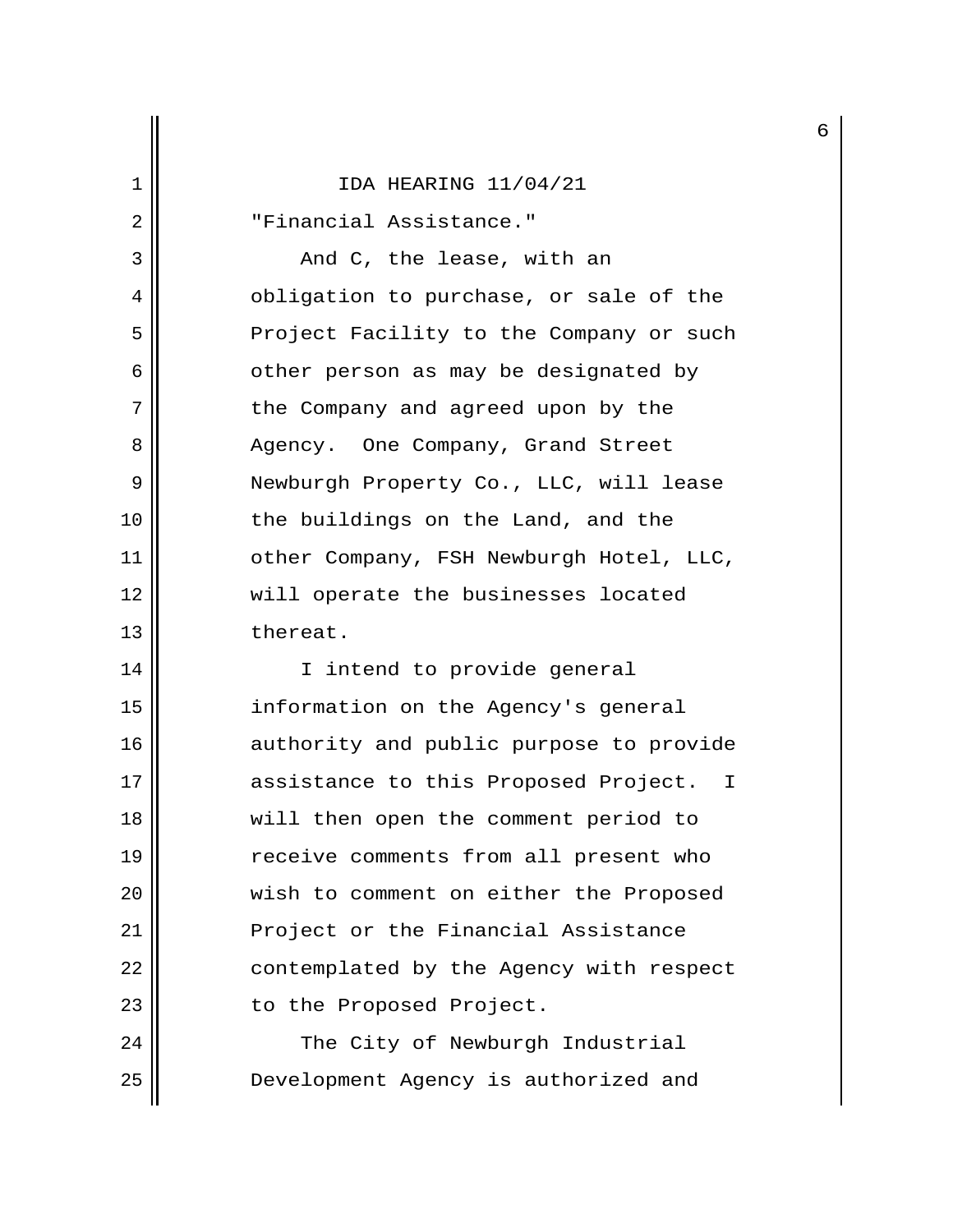"Financial Assistance."

And C, the lease, with an obligation to purchase, or sale of the Project Facility to the Company or such other person as may be designated by the Company and agreed upon by the Agency. One Company, Grand Street Newburgh Property Co., LLC, will lease the buildings on the Land, and the other Company, FSH Newburgh Hotel, LLC, will operate the businesses located thereat.

I intend to provide general information on the Agency's general authority and public purpose to provide assistance to this Proposed Project. I will then open the comment period to receive comments from all present who wish to comment on either the Proposed Project or the Financial Assistance contemplated by the Agency with respect to the Proposed Project.

The City of Newburgh Industrial Development Agency is authorized and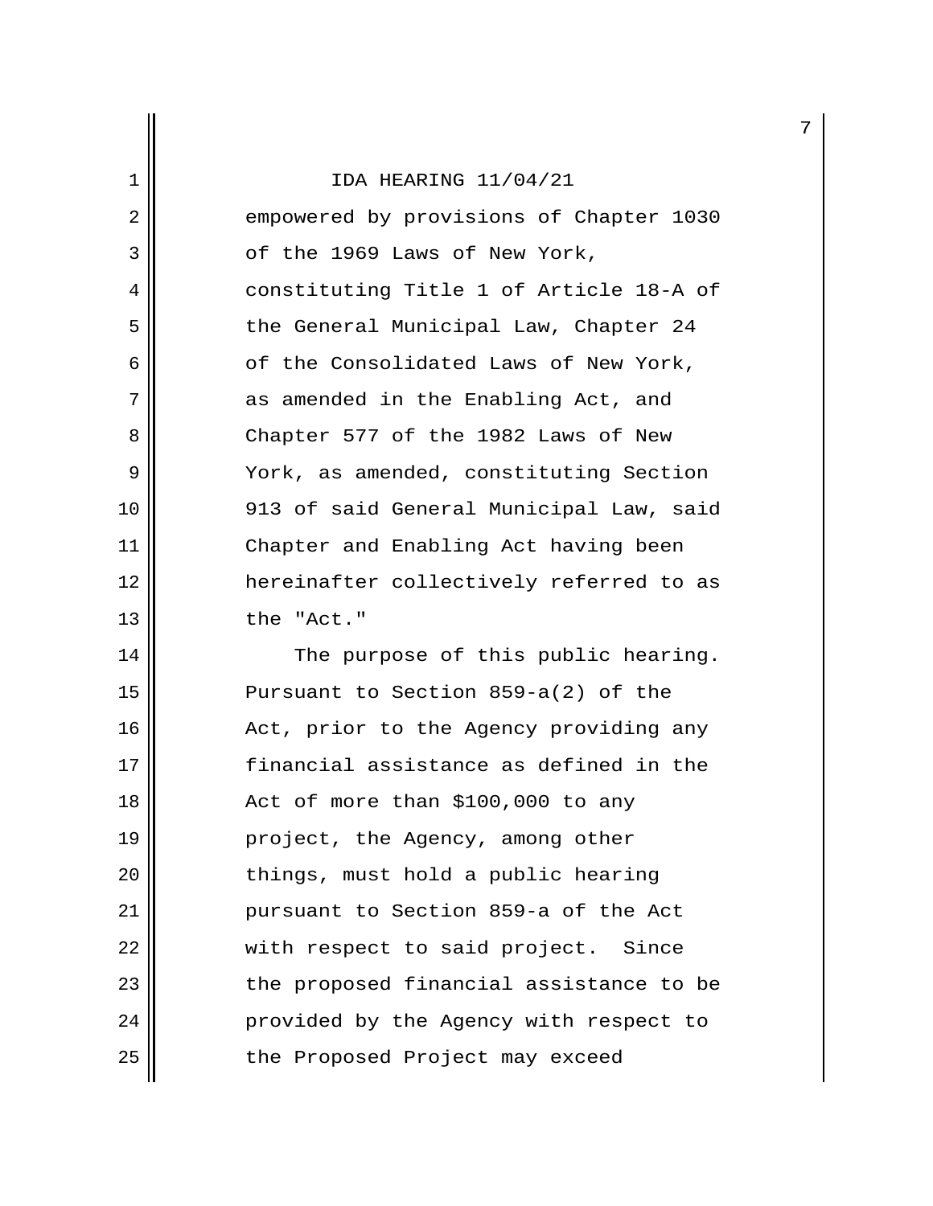empowered by provisions of Chapter 1030 of the 1969 Laws of New York, constituting Title 1 of Article 18-A of the General Municipal Law, Chapter 24 of the Consolidated Laws of New York, as amended in the Enabling Act, and Chapter 577 of the 1982 Laws of New York, as amended, constituting Section 913 of said General Municipal Law, said Chapter and Enabling Act having been hereinafter collectively referred to as the "Act."

The purpose of this public hearing. Pursuant to Section 859-a(2) of the Act, prior to the Agency providing any financial assistance as defined in the Act of more than $100,000 to any project, the Agency, among other things, must hold a public hearing pursuant to Section 859-a of the Act with respect to said project. Since the proposed financial assistance to be provided by the Agency with respect to the Proposed Project may exceed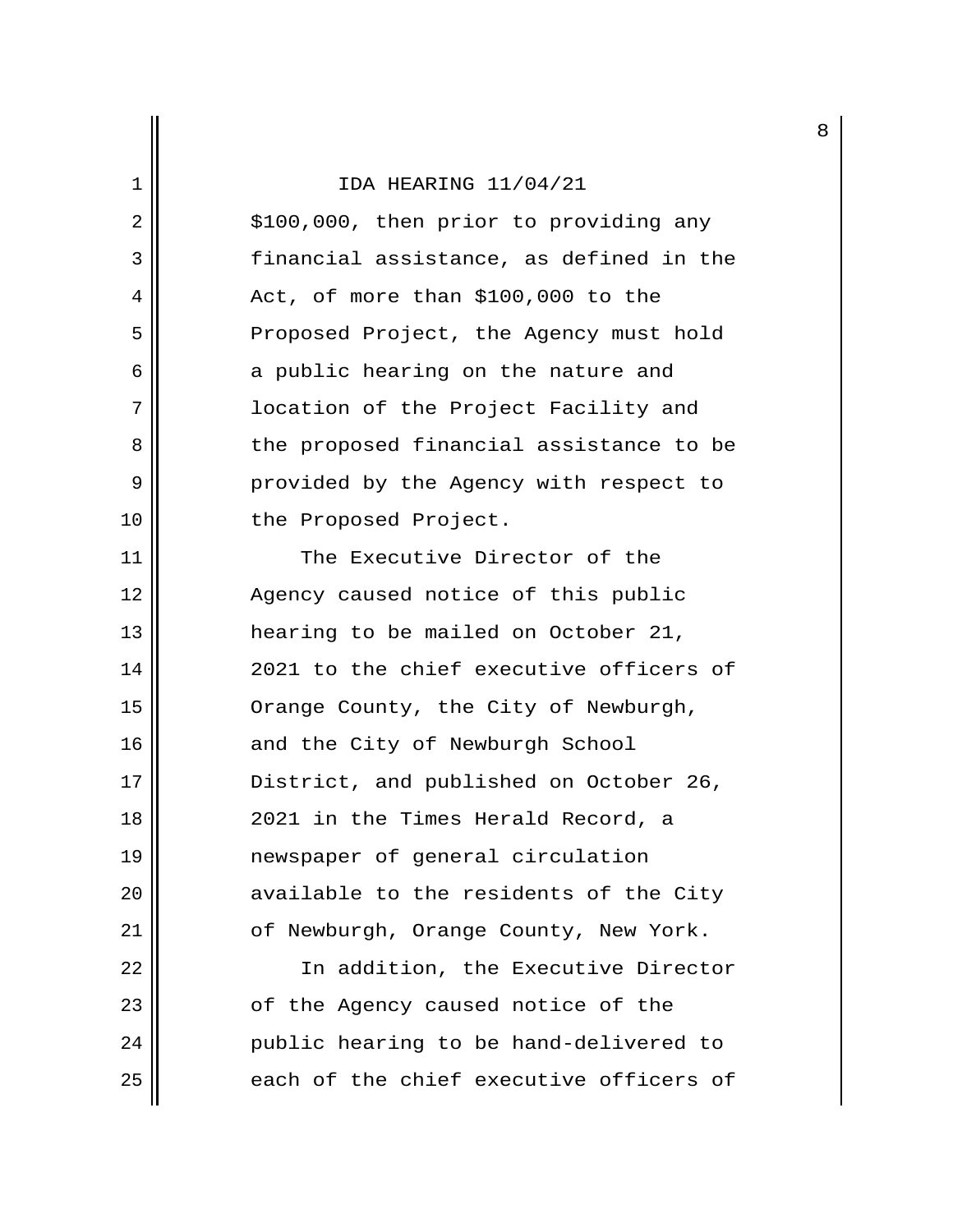$100,000, then prior to providing any financial assistance, as defined in the Act, of more than $100,000 to the Proposed Project, the Agency must hold a public hearing on the nature and location of the Project Facility and the proposed financial assistance to be provided by the Agency with respect to the Proposed Project.

The Executive Director of the Agency caused notice of this public hearing to be mailed on October 21, 2021 to the chief executive officers of Orange County, the City of Newburgh, and the City of Newburgh School District, and published on October 26, 2021 in the Times Herald Record, a newspaper of general circulation available to the residents of the City of Newburgh, Orange County, New York.

In addition, the Executive Director of the Agency caused notice of the public hearing to be hand-delivered to each of the chief executive officers of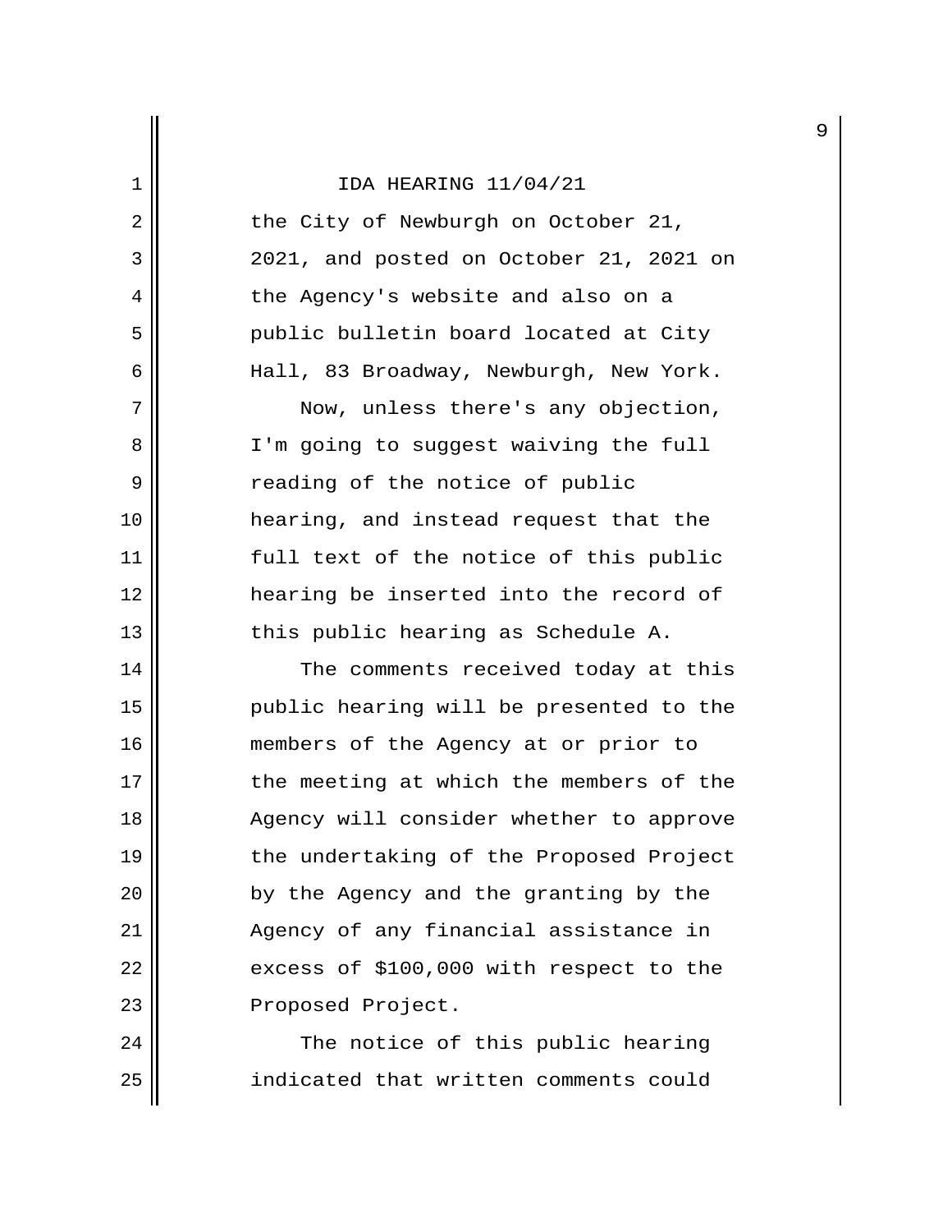the City of Newburgh on October 21, 2021, and posted on October 21, 2021 on the Agency's website and also on a public bulletin board located at City Hall, 83 Broadway, Newburgh, New York.

Now, unless there's any objection, I'm going to suggest waiving the full reading of the notice of public hearing, and instead request that the full text of the notice of this public hearing be inserted into the record of this public hearing as Schedule A.

The comments received today at this public hearing will be presented to the members of the Agency at or prior to the meeting at which the members of the Agency will consider whether to approve the undertaking of the Proposed Project by the Agency and the granting by the Agency of any financial assistance in excess of $100,000 with respect to the Proposed Project.

The notice of this public hearing indicated that written comments could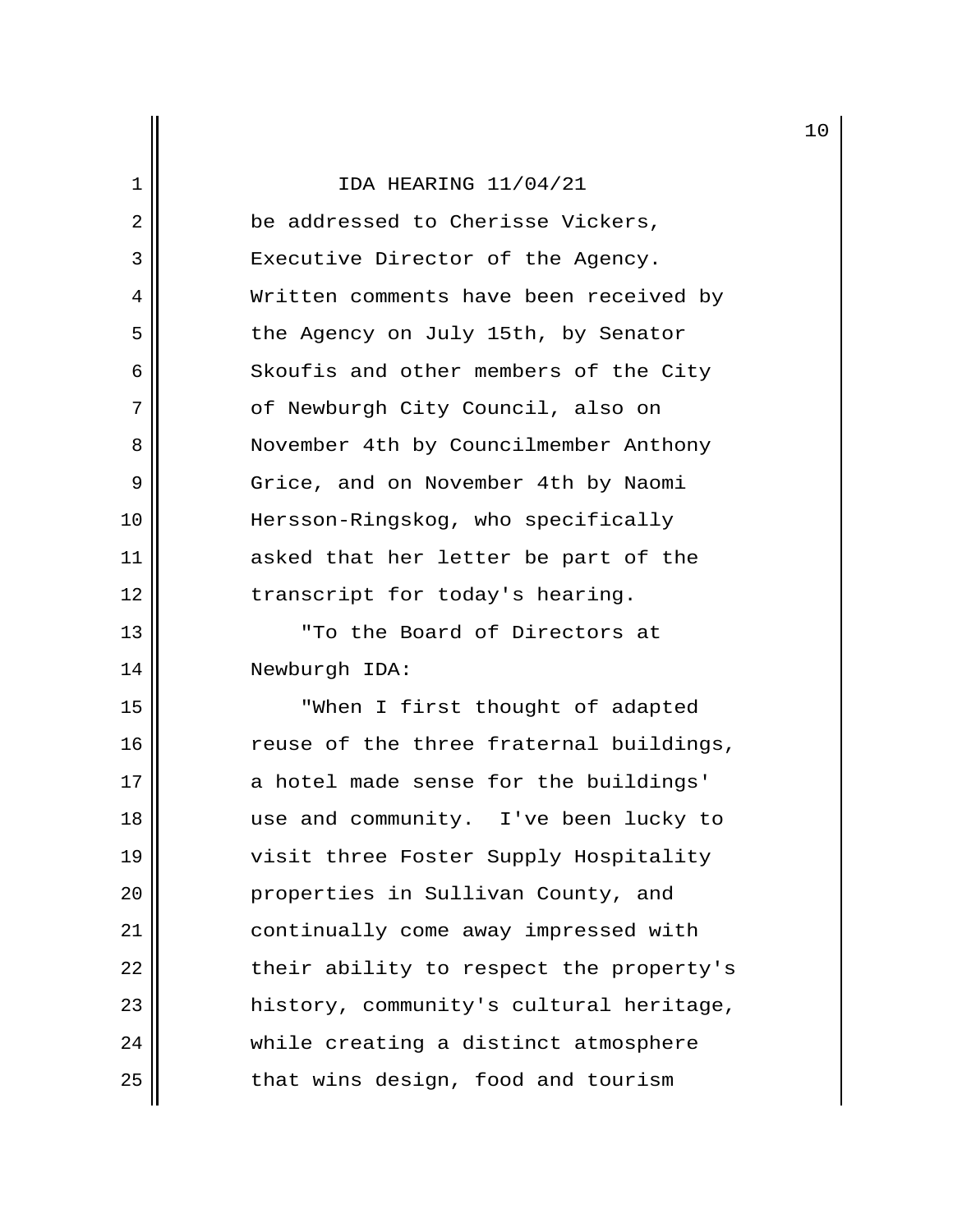be addressed to Cherisse Vickers, Executive Director of the Agency. Written comments have been received by the Agency on July 15th, by Senator Skoufis and other members of the City of Newburgh City Council, also on November 4th by Councilmember Anthony Grice, and on November 4th by Naomi Hersson-Ringskog, who specifically asked that her letter be part of the transcript for today's hearing.

"To the Board of Directors at Newburgh IDA:

"When I first thought of adapted reuse of the three fraternal buildings, a hotel made sense for the buildings' use and community. I've been lucky to visit three Foster Supply Hospitality properties in Sullivan County, and continually come away impressed with their ability to respect the property's history, community's cultural heritage, while creating a distinct atmosphere that wins design, food and tourism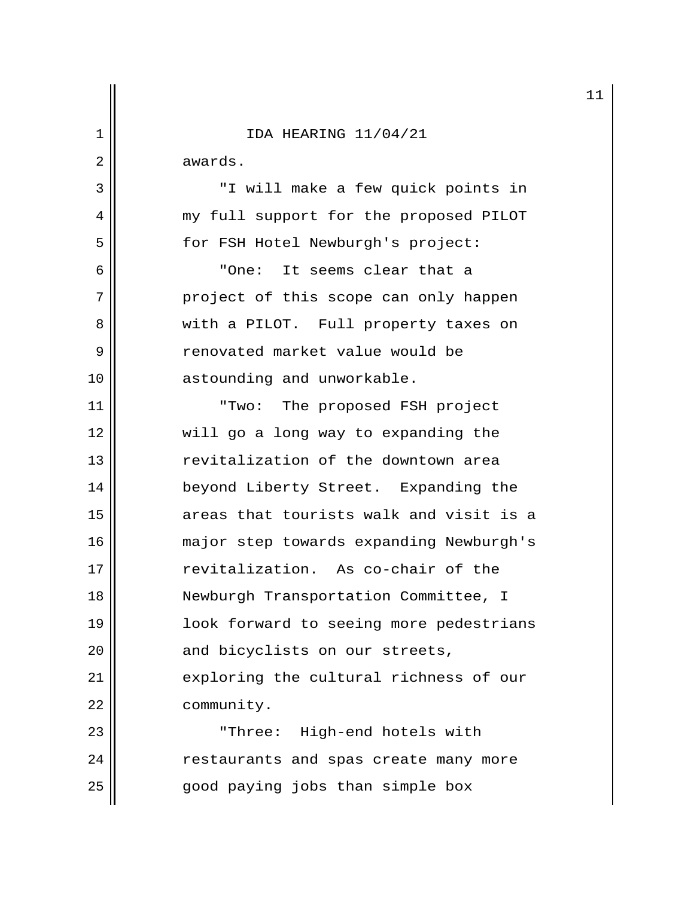awards.

"I will make a few quick points in my full support for the proposed PILOT for FSH Hotel Newburgh's project:

"One: It seems clear that a project of this scope can only happen with a PILOT. Full property taxes on renovated market value would be astounding and unworkable.

"Two: The proposed FSH project will go a long way to expanding the revitalization of the downtown area beyond Liberty Street. Expanding the areas that tourists walk and visit is a major step towards expanding Newburgh's revitalization. As co-chair of the Newburgh Transportation Committee, I look forward to seeing more pedestrians and bicyclists on our streets, exploring the cultural richness of our community.

"Three: High-end hotels with restaurants and spas create many more good paying jobs than simple box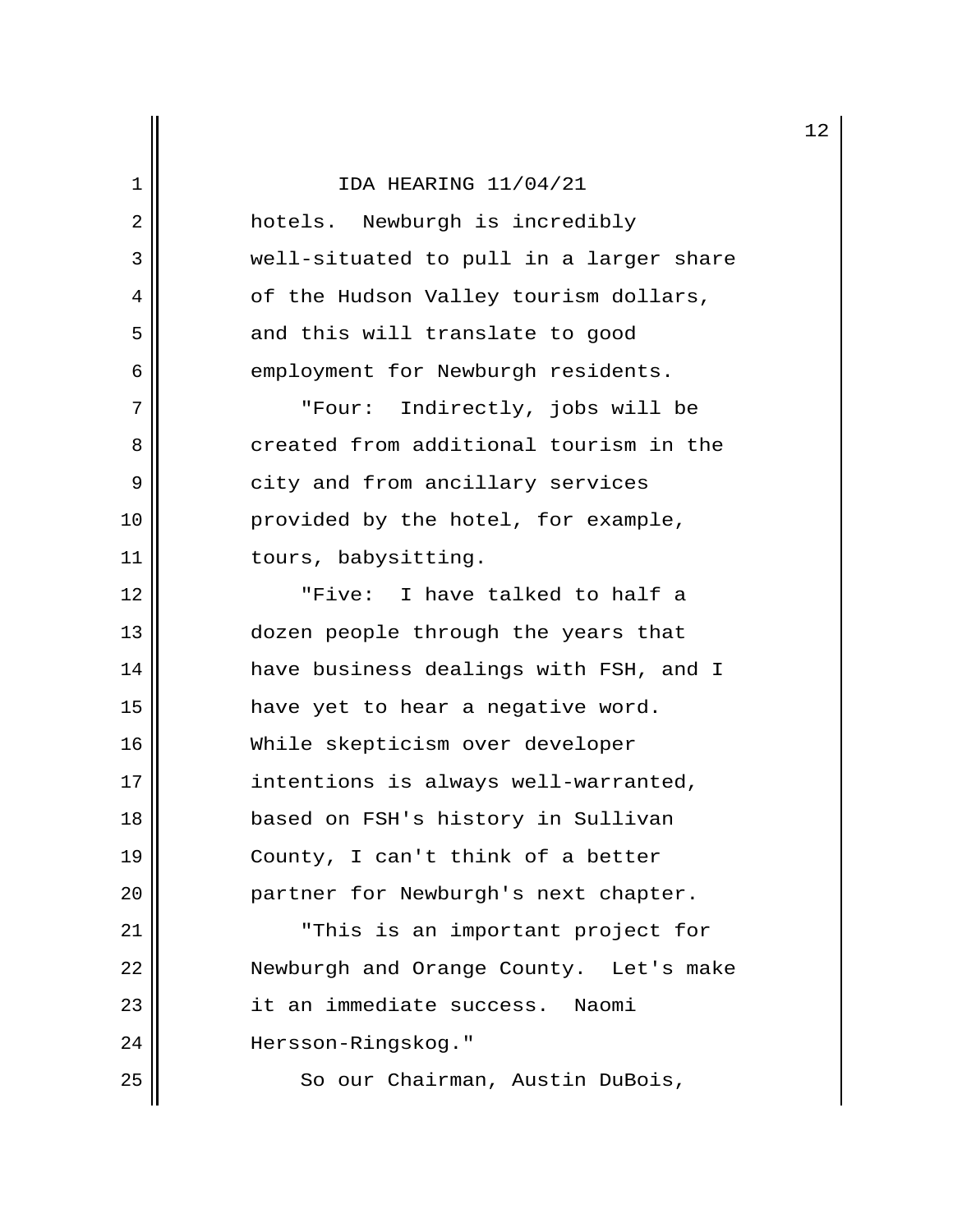hotels. Newburgh is incredibly well-situated to pull in a larger share of the Hudson Valley tourism dollars, and this will translate to good employment for Newburgh residents.

"Four: Indirectly, jobs will be created from additional tourism in the city and from ancillary services provided by the hotel, for example, tours, babysitting.

"Five: I have talked to half a dozen people through the years that have business dealings with FSH, and I have yet to hear a negative word. While skepticism over developer intentions is always well-warranted, based on FSH's history in Sullivan County, I can't think of a better partner for Newburgh's next chapter.

"This is an important project for Newburgh and Orange County. Let's make it an immediate success. Naomi Hersson-Ringskog."

So our Chairman, Austin DuBois,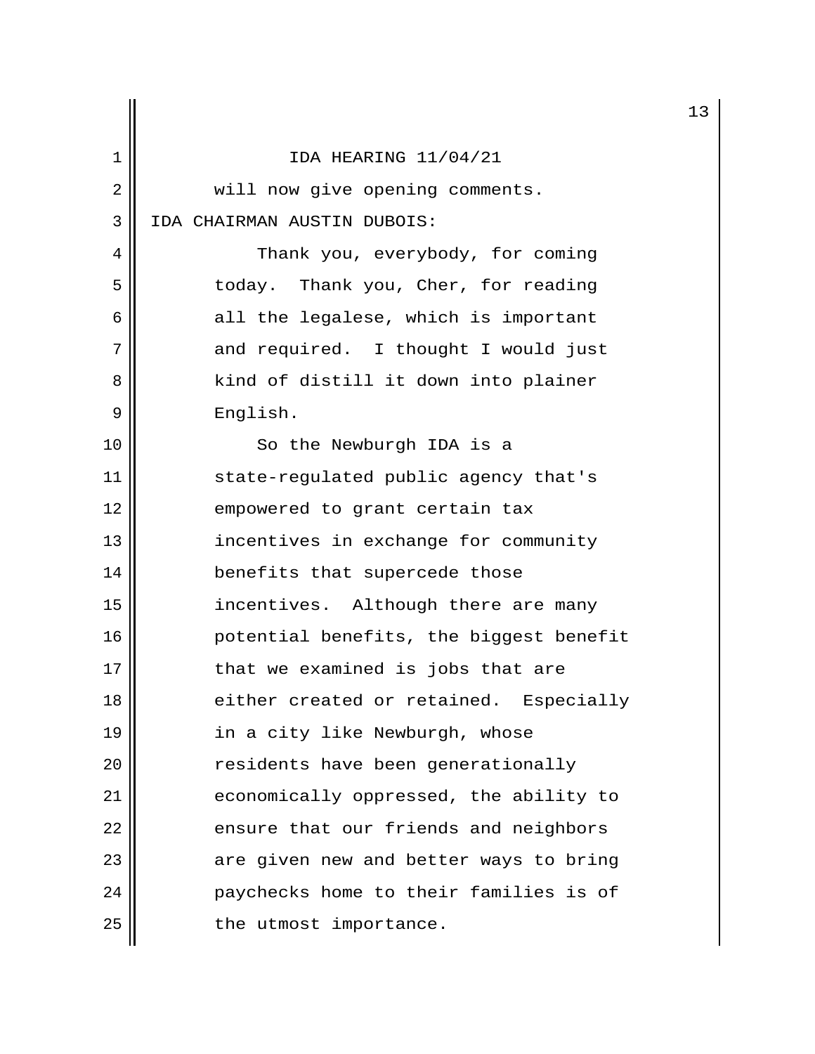will now give opening comments.

IDA CHAIRMAN AUSTIN DUBOIS:

Thank you, everybody, for coming today. Thank you, Cher, for reading all the legalese, which is important and required. I thought I would just kind of distill it down into plainer English.

So the Newburgh IDA is a state-regulated public agency that's empowered to grant certain tax incentives in exchange for community benefits that supercede those incentives. Although there are many potential benefits, the biggest benefit that we examined is jobs that are either created or retained. Especially in a city like Newburgh, whose residents have been generationally economically oppressed, the ability to ensure that our friends and neighbors are given new and better ways to bring paychecks home to their families is of the utmost importance.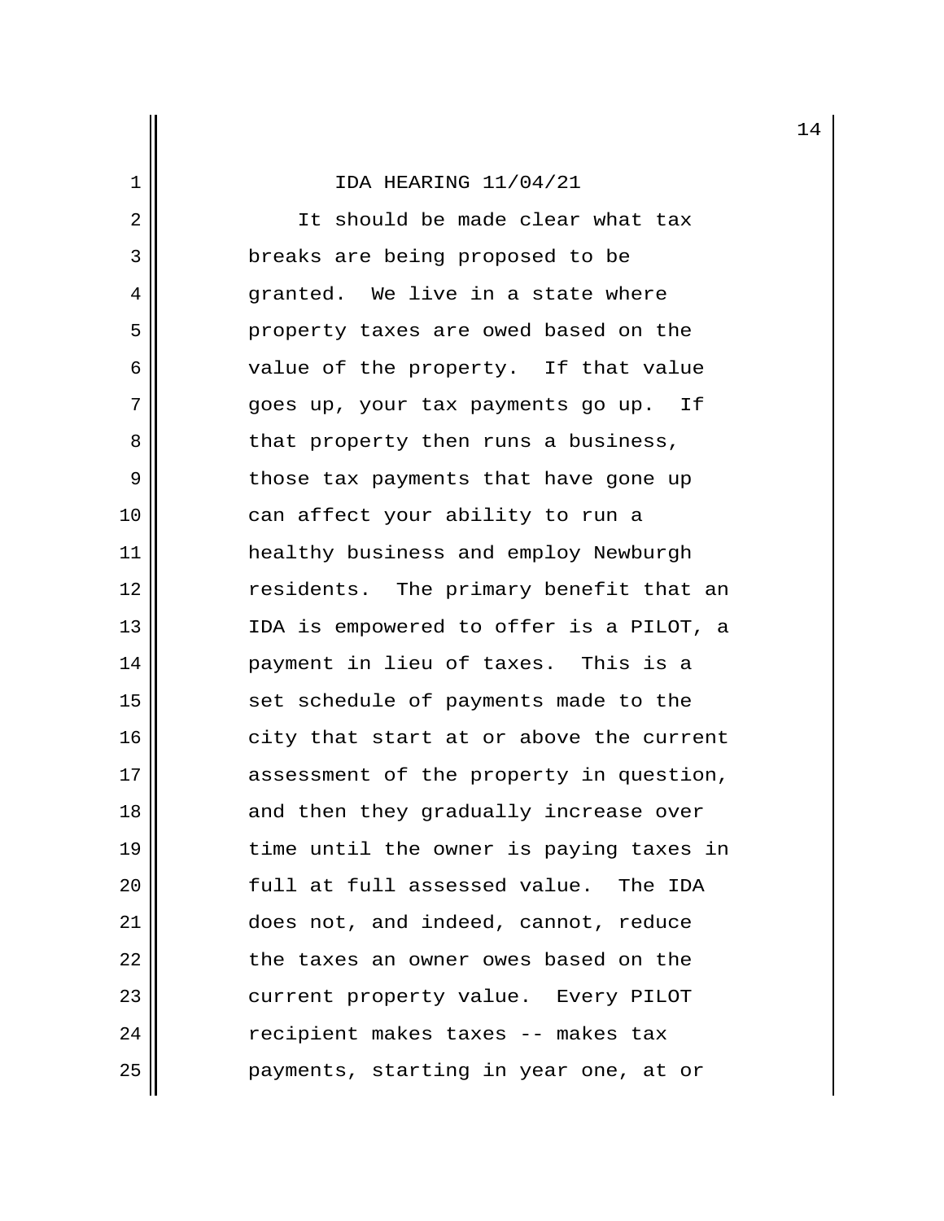It should be made clear what tax breaks are being proposed to be granted. We live in a state where property taxes are owed based on the value of the property. If that value goes up, your tax payments go up. If that property then runs a business, those tax payments that have gone up can affect your ability to run a healthy business and employ Newburgh residents. The primary benefit that an IDA is empowered to offer is a PILOT, a payment in lieu of taxes. This is a set schedule of payments made to the city that start at or above the current assessment of the property in question, and then they gradually increase over time until the owner is paying taxes in full at full assessed value. The IDA does not, and indeed, cannot, reduce the taxes an owner owes based on the current property value. Every PILOT recipient makes taxes -- makes tax payments, starting in year one, at or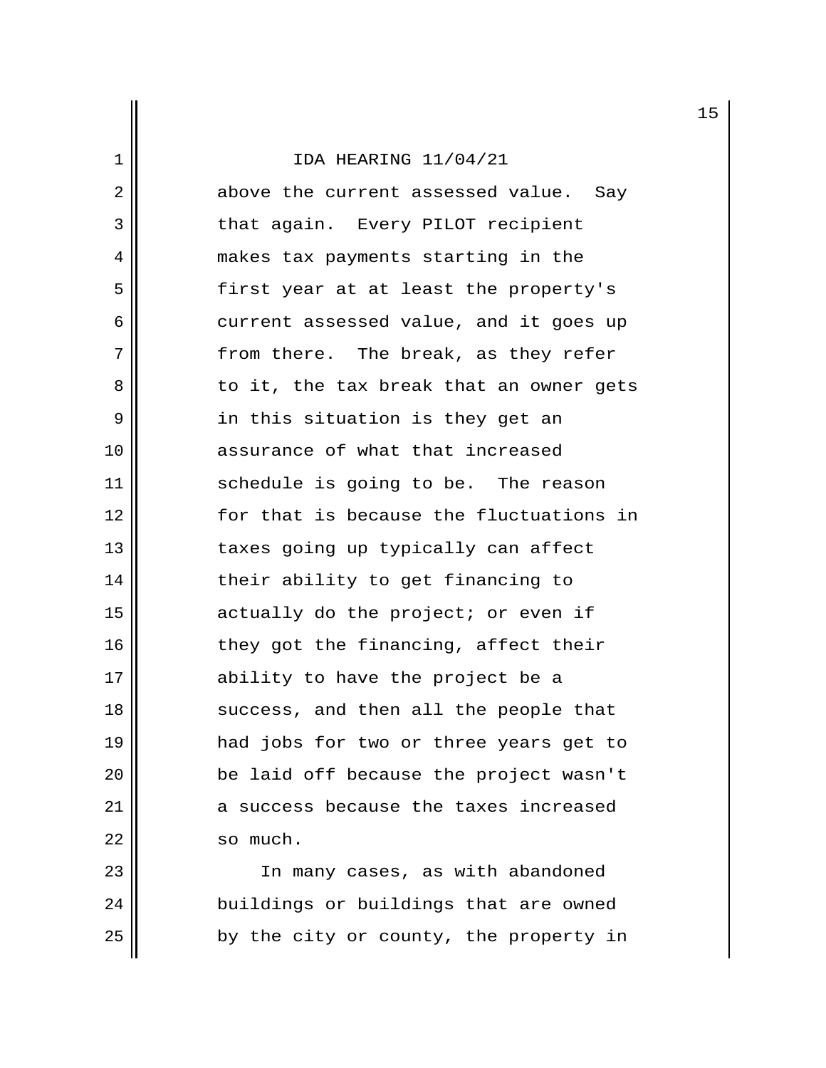above the current assessed value. Say that again. Every PILOT recipient makes tax payments starting in the first year at at least the property's current assessed value, and it goes up from there. The break, as they refer to it, the tax break that an owner gets in this situation is they get an assurance of what that increased schedule is going to be. The reason for that is because the fluctuations in taxes going up typically can affect their ability to get financing to actually do the project; or even if they got the financing, affect their ability to have the project be a success, and then all the people that had jobs for two or three years get to be laid off because the project wasn't a success because the taxes increased so much.

In many cases, as with abandoned buildings or buildings that are owned by the city or county, the property in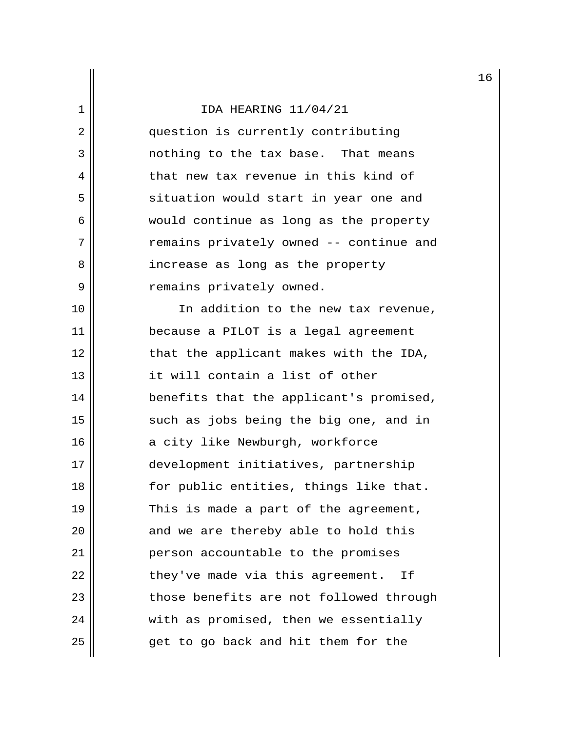question is currently contributing nothing to the tax base. That means that new tax revenue in this kind of situation would start in year one and would continue as long as the property remains privately owned -- continue and increase as long as the property remains privately owned.

In addition to the new tax revenue, because a PILOT is a legal agreement that the applicant makes with the IDA, it will contain a list of other benefits that the applicant's promised, such as jobs being the big one, and in a city like Newburgh, workforce development initiatives, partnership for public entities, things like that. This is made a part of the agreement, and we are thereby able to hold this person accountable to the promises they've made via this agreement. If those benefits are not followed through with as promised, then we essentially get to go back and hit them for the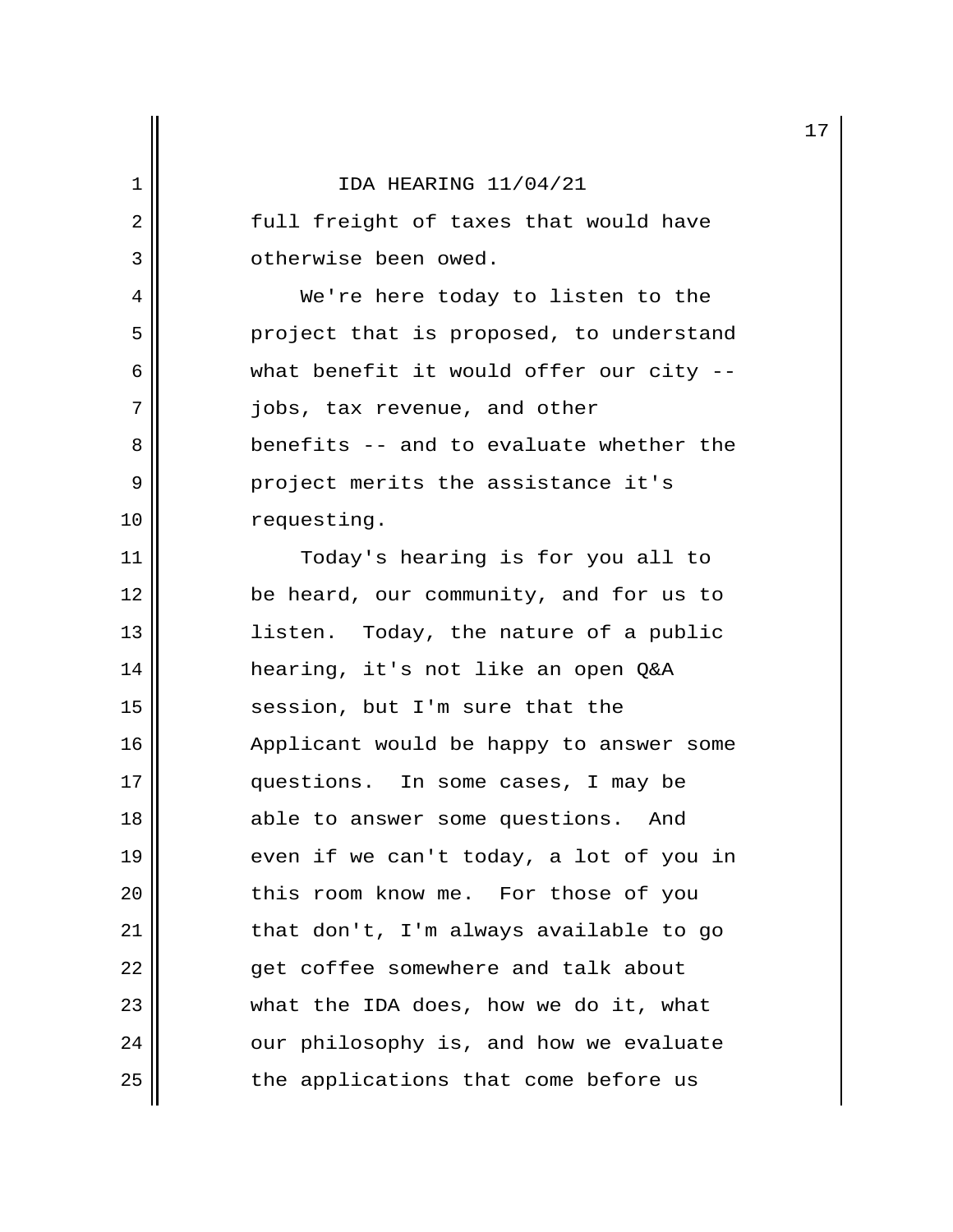full freight of taxes that would have otherwise been owed.

We're here today to listen to the project that is proposed, to understand what benefit it would offer our city -- jobs, tax revenue, and other benefits -- and to evaluate whether the project merits the assistance it's requesting.

Today's hearing is for you all to be heard, our community, and for us to listen. Today, the nature of a public hearing, it's not like an open Q&A session, but I'm sure that the Applicant would be happy to answer some questions. In some cases, I may be able to answer some questions. And even if we can't today, a lot of you in this room know me. For those of you that don't, I'm always available to go get coffee somewhere and talk about what the IDA does, how we do it, what our philosophy is, and how we evaluate the applications that come before us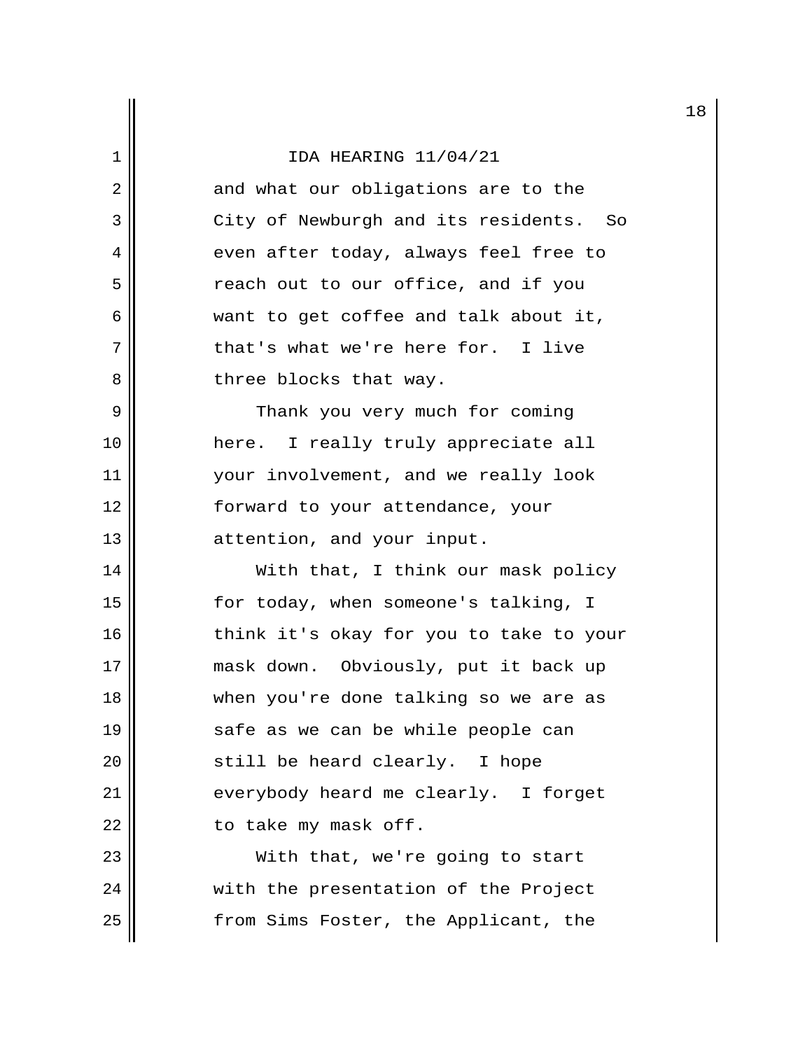and what our obligations are to the City of Newburgh and its residents. So even after today, always feel free to reach out to our office, and if you want to get coffee and talk about it, that's what we're here for. I live three blocks that way.

Thank you very much for coming here. I really truly appreciate all your involvement, and we really look forward to your attendance, your attention, and your input.

With that, I think our mask policy for today, when someone's talking, I think it's okay for you to take to your mask down. Obviously, put it back up when you're done talking so we are as safe as we can be while people can still be heard clearly. I hope everybody heard me clearly. I forget to take my mask off.

With that, we're going to start with the presentation of the Project from Sims Foster, the Applicant, the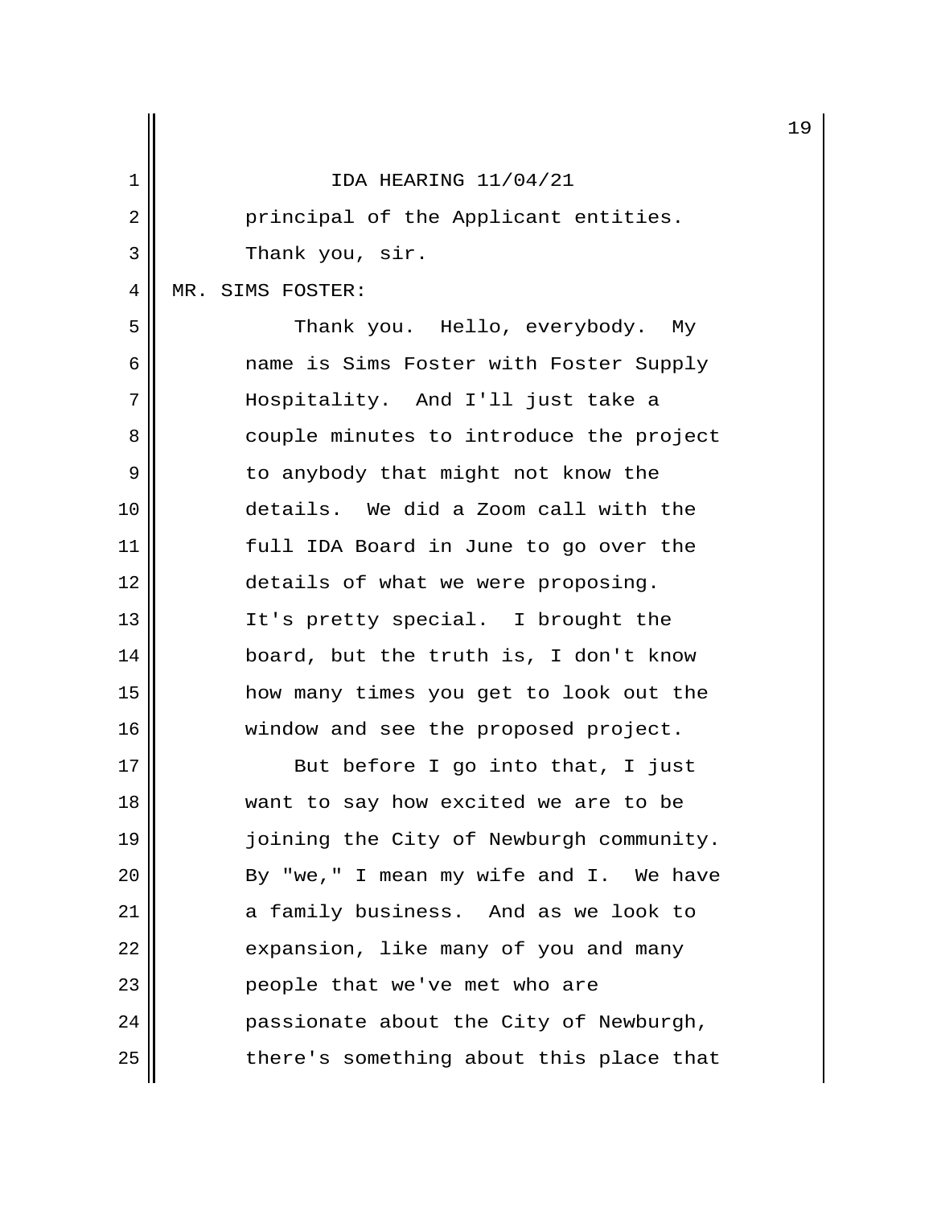IDA HEARING 11/04/21

principal of the Applicant entities.
Thank you, sir.

MR. SIMS FOSTER:

Thank you. Hello, everybody. My name is Sims Foster with Foster Supply Hospitality. And I'll just take a couple minutes to introduce the project to anybody that might not know the details. We did a Zoom call with the full IDA Board in June to go over the details of what we were proposing. It's pretty special. I brought the board, but the truth is, I don't know how many times you get to look out the window and see the proposed project.

But before I go into that, I just want to say how excited we are to be joining the City of Newburgh community. By "we," I mean my wife and I. We have a family business. And as we look to expansion, like many of you and many people that we've met who are passionate about the City of Newburgh, there's something about this place that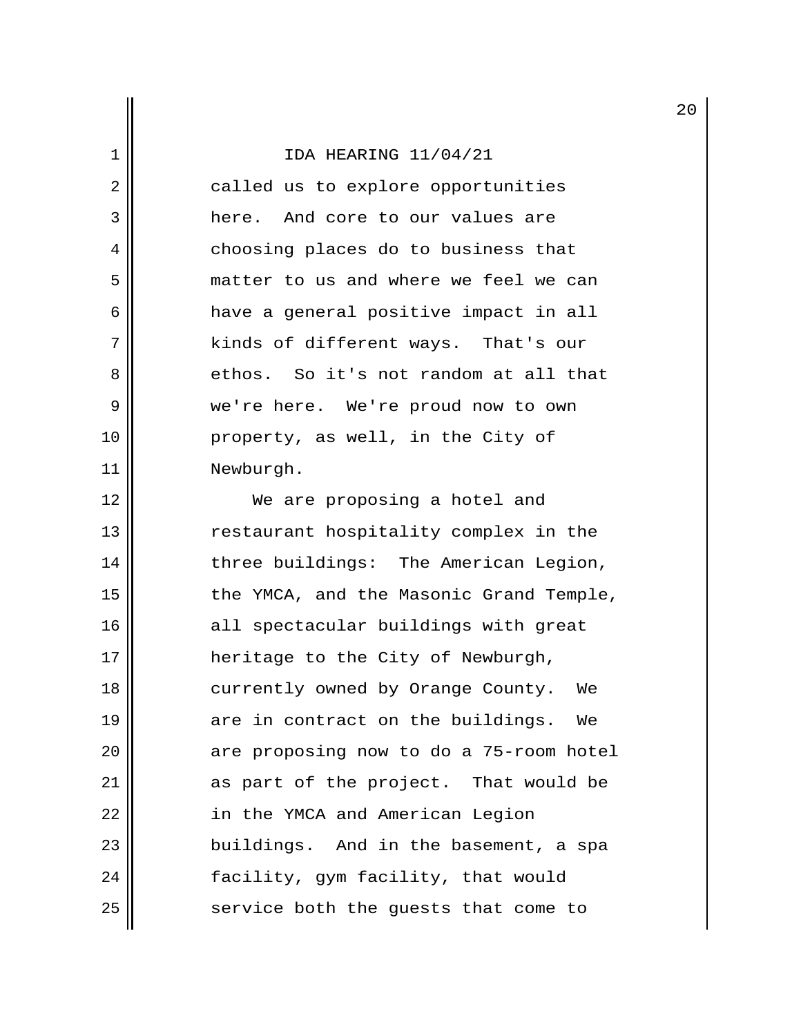called us to explore opportunities here. And core to our values are choosing places do to business that matter to us and where we feel we can have a general positive impact in all kinds of different ways. That's our ethos. So it's not random at all that we're here. We're proud now to own property, as well, in the City of Newburgh.

We are proposing a hotel and restaurant hospitality complex in the three buildings: The American Legion, the YMCA, and the Masonic Grand Temple, all spectacular buildings with great heritage to the City of Newburgh, currently owned by Orange County. We are in contract on the buildings. We are proposing now to do a 75-room hotel as part of the project. That would be in the YMCA and American Legion buildings. And in the basement, a spa facility, gym facility, that would service both the guests that come to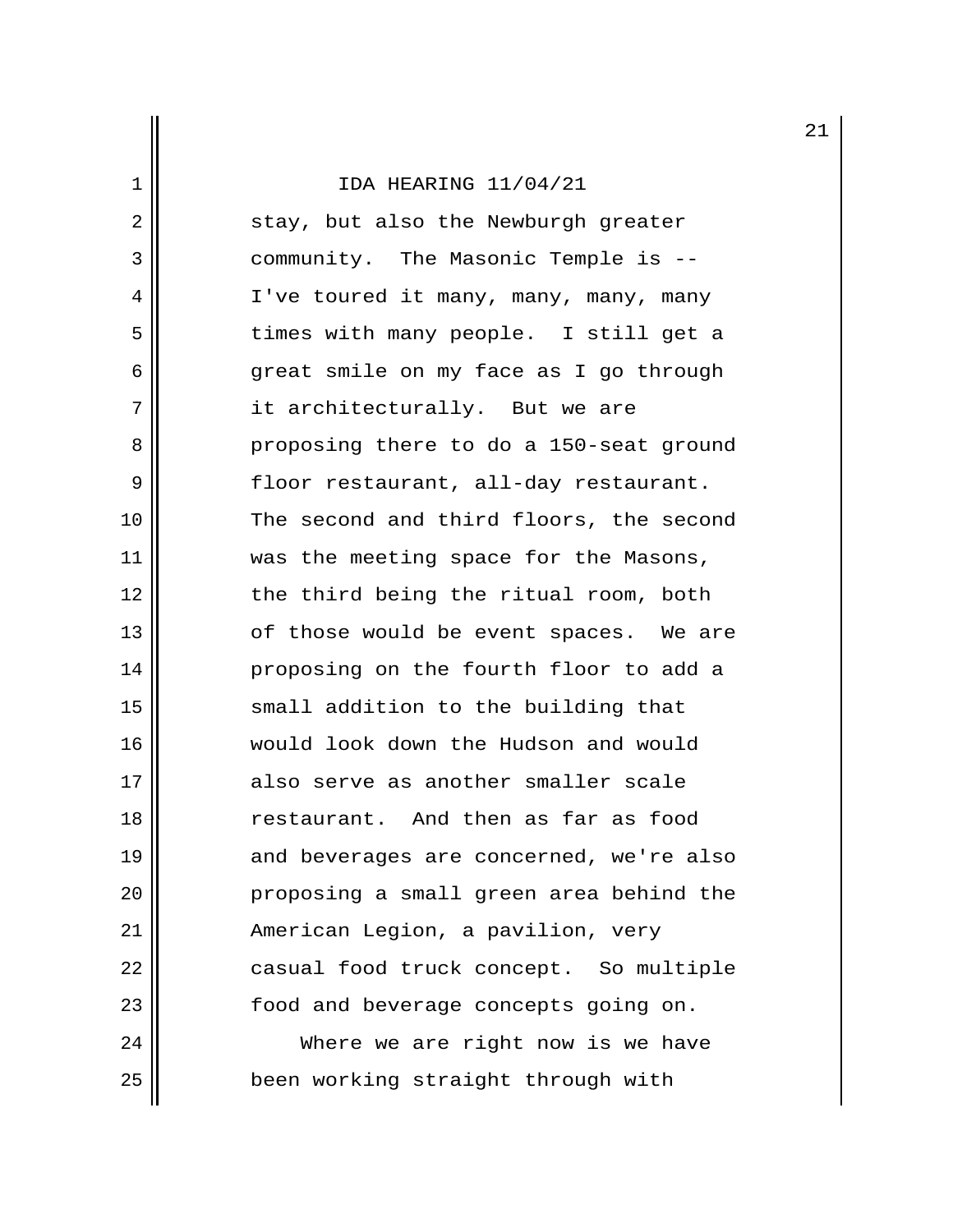stay, but also the Newburgh greater community. The Masonic Temple is -- I've toured it many, many, many, many times with many people. I still get a great smile on my face as I go through it architecturally. But we are proposing there to do a 150-seat ground floor restaurant, all-day restaurant. The second and third floors, the second was the meeting space for the Masons, the third being the ritual room, both of those would be event spaces. We are proposing on the fourth floor to add a small addition to the building that would look down the Hudson and would also serve as another smaller scale restaurant. And then as far as food and beverages are concerned, we're also proposing a small green area behind the American Legion, a pavilion, very casual food truck concept. So multiple food and beverage concepts going on.

Where we are right now is we have been working straight through with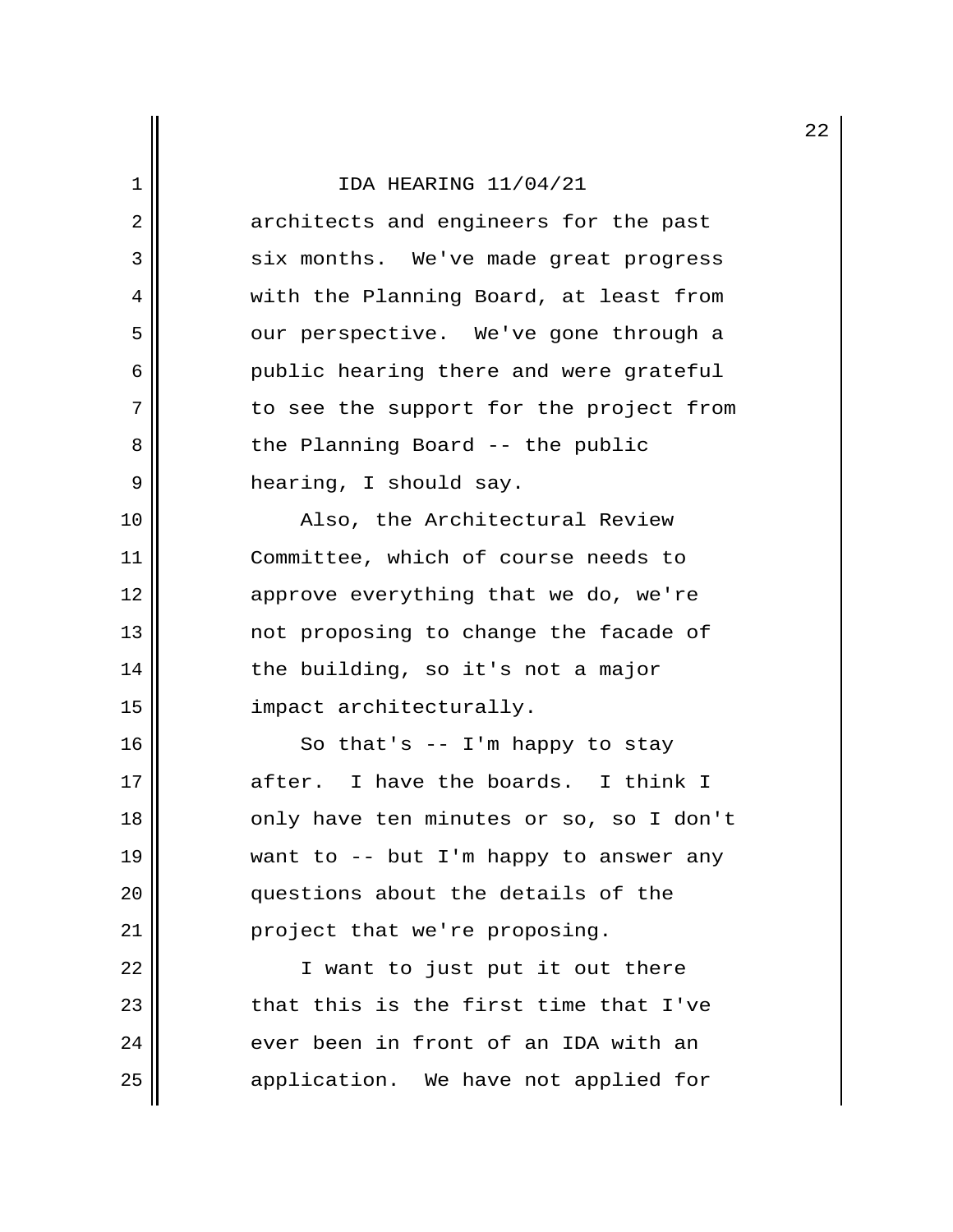architects and engineers for the past six months. We've made great progress with the Planning Board, at least from our perspective. We've gone through a public hearing there and were grateful to see the support for the project from the Planning Board -- the public hearing, I should say.

Also, the Architectural Review Committee, which of course needs to approve everything that we do, we're not proposing to change the facade of the building, so it's not a major impact architecturally.

So that's -- I'm happy to stay after. I have the boards. I think I only have ten minutes or so, so I don't want to -- but I'm happy to answer any questions about the details of the project that we're proposing.

I want to just put it out there that this is the first time that I've ever been in front of an IDA with an application. We have not applied for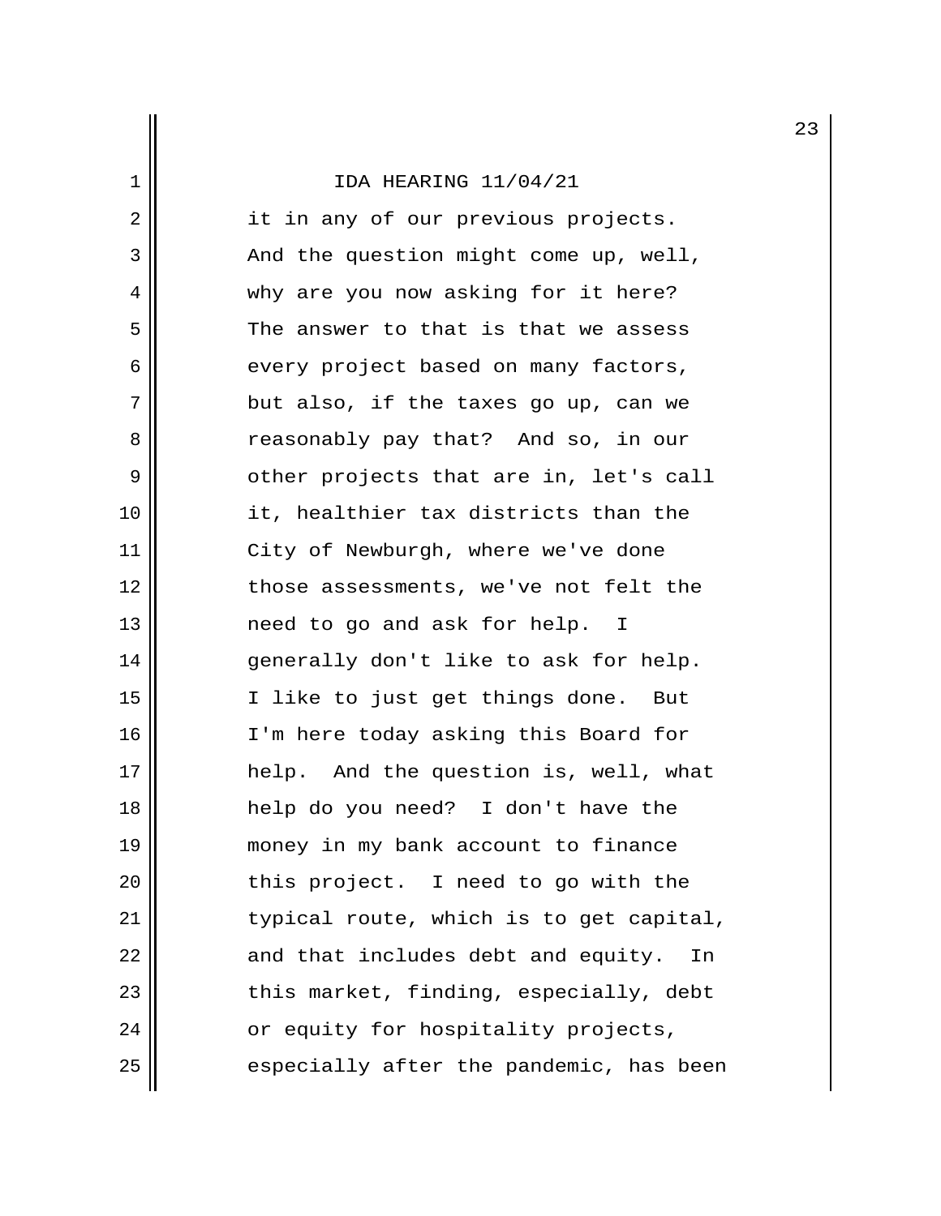it in any of our previous projects. And the question might come up, well, why are you now asking for it here? The answer to that is that we assess every project based on many factors, but also, if the taxes go up, can we reasonably pay that? And so, in our other projects that are in, let's call it, healthier tax districts than the City of Newburgh, where we've done those assessments, we've not felt the need to go and ask for help. I generally don't like to ask for help. I like to just get things done. But I'm here today asking this Board for help. And the question is, well, what help do you need? I don't have the money in my bank account to finance this project. I need to go with the typical route, which is to get capital, and that includes debt and equity. In this market, finding, especially, debt or equity for hospitality projects, especially after the pandemic, has been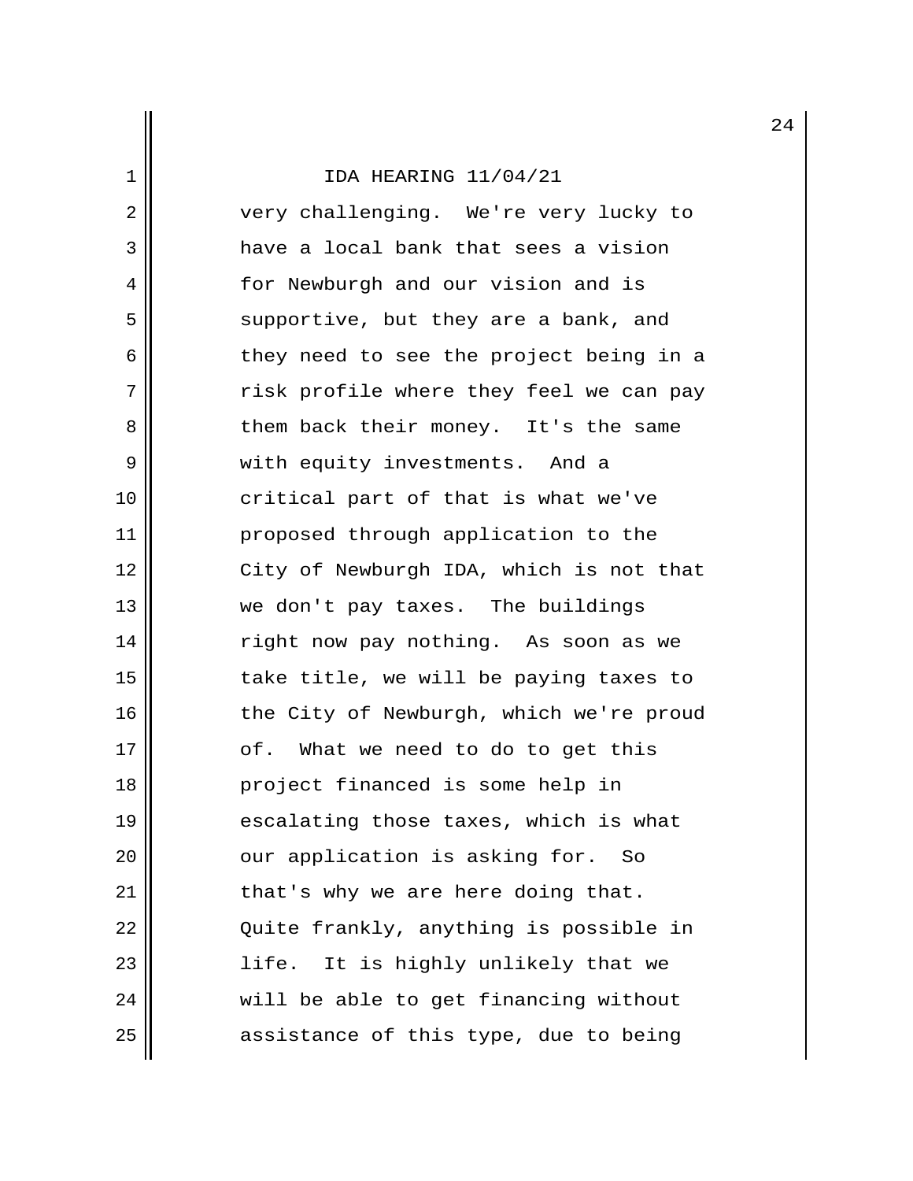very challenging. We're very lucky to have a local bank that sees a vision for Newburgh and our vision and is supportive, but they are a bank, and they need to see the project being in a risk profile where they feel we can pay them back their money. It's the same with equity investments. And a critical part of that is what we've proposed through application to the City of Newburgh IDA, which is not that we don't pay taxes. The buildings right now pay nothing. As soon as we take title, we will be paying taxes to the City of Newburgh, which we're proud of. What we need to do to get this project financed is some help in escalating those taxes, which is what our application is asking for. So that's why we are here doing that. Quite frankly, anything is possible in life. It is highly unlikely that we will be able to get financing without assistance of this type, due to being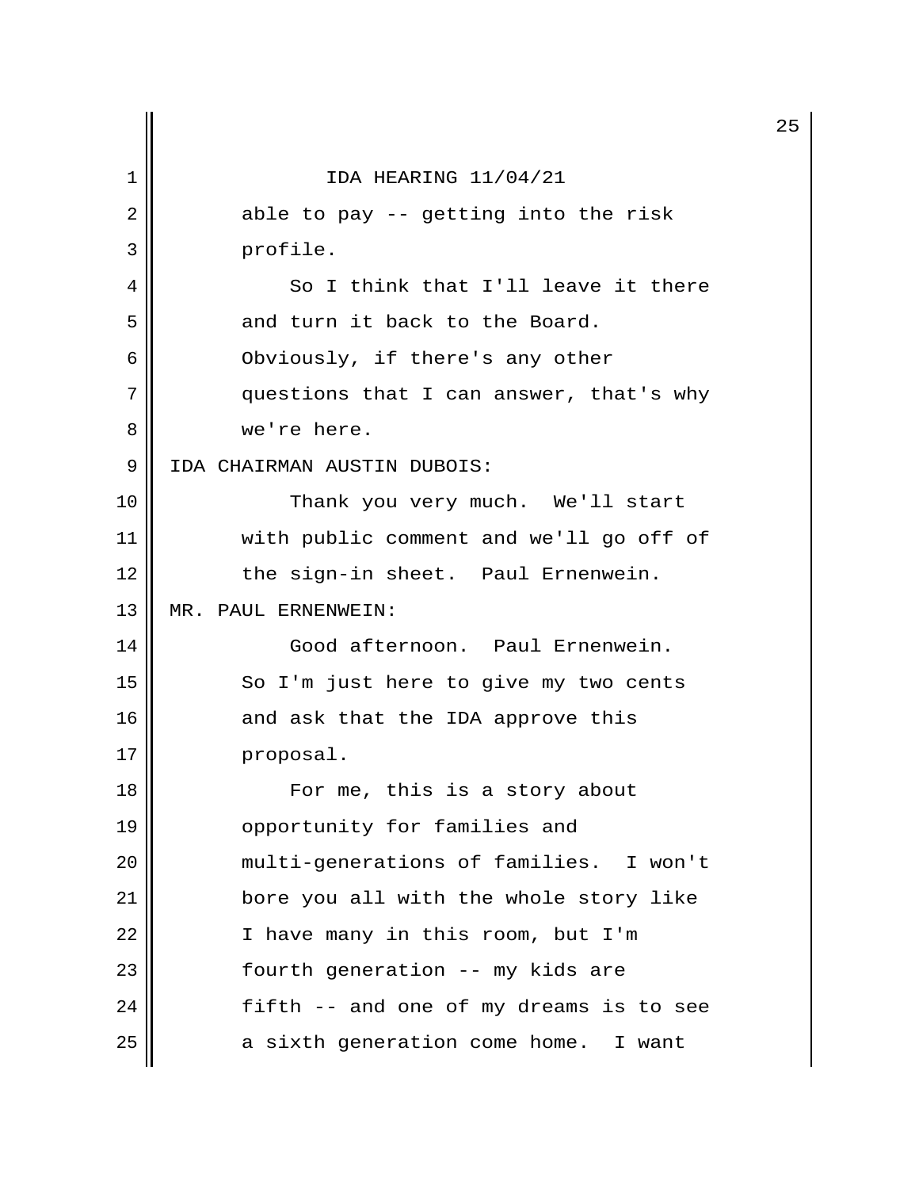able to pay -- getting into the risk profile.

So I think that I'll leave it there and turn it back to the Board. Obviously, if there's any other questions that I can answer, that's why we're here.

IDA CHAIRMAN AUSTIN DUBOIS:

Thank you very much. We'll start with public comment and we'll go off of the sign-in sheet. Paul Ernenwein.

MR. PAUL ERNENWEIN:

Good afternoon. Paul Ernenwein. So I'm just here to give my two cents and ask that the IDA approve this proposal.

For me, this is a story about opportunity for families and multi-generations of families. I won't bore you all with the whole story like I have many in this room, but I'm fourth generation -- my kids are fifth -- and one of my dreams is to see a sixth generation come home. I want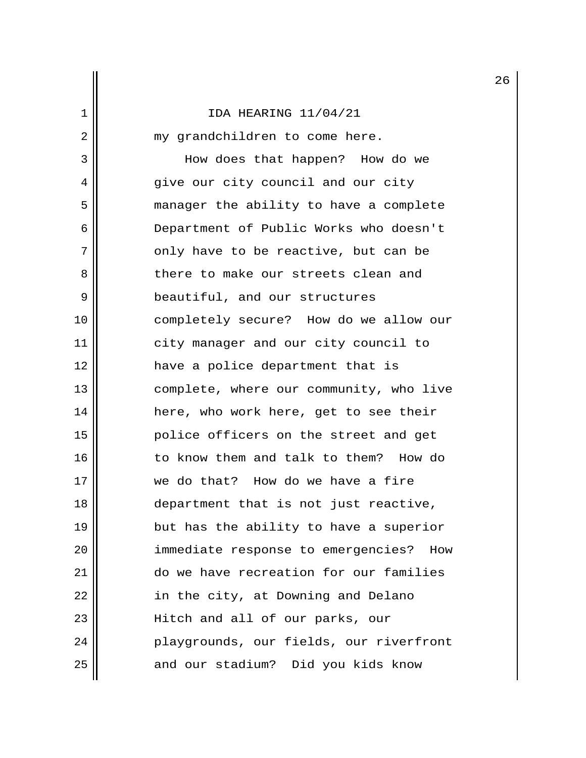my grandchildren to come here.

How does that happen? How do we give our city council and our city manager the ability to have a complete Department of Public Works who doesn't only have to be reactive, but can be there to make our streets clean and beautiful, and our structures completely secure? How do we allow our city manager and our city council to have a police department that is complete, where our community, who live here, who work here, get to see their police officers on the street and get to know them and talk to them? How do we do that? How do we have a fire department that is not just reactive, but has the ability to have a superior immediate response to emergencies? How do we have recreation for our families in the city, at Downing and Delano Hitch and all of our parks, our playgrounds, our fields, our riverfront and our stadium? Did you kids know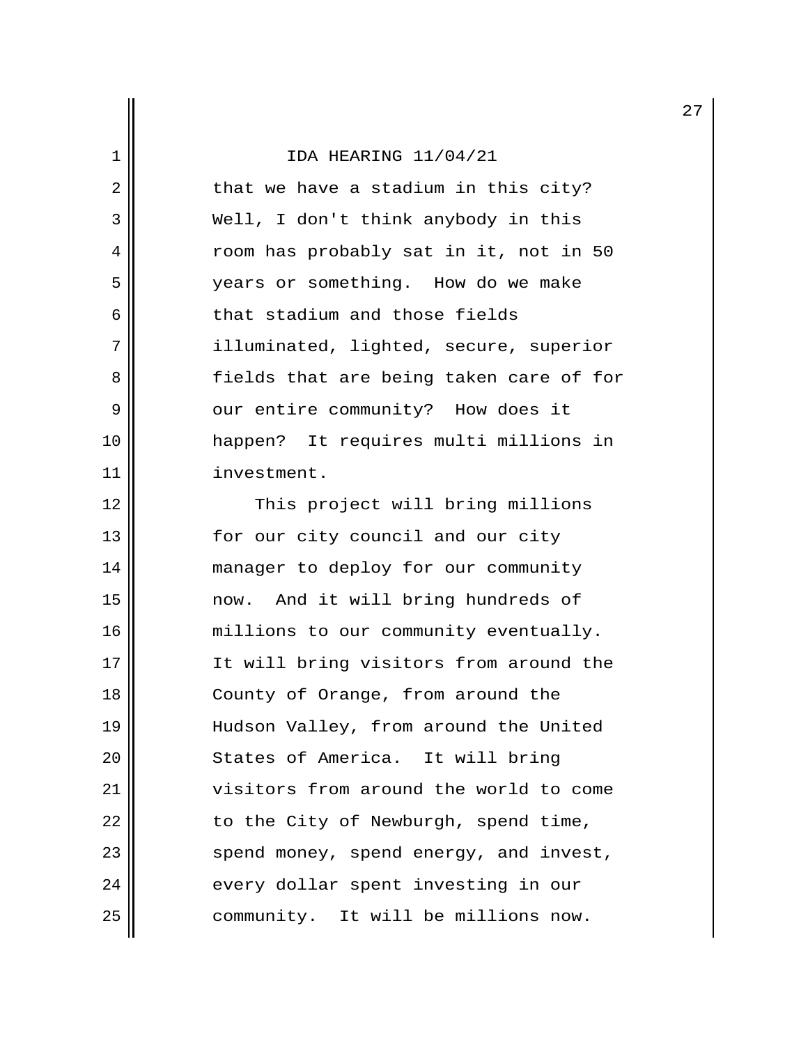that we have a stadium in this city? Well, I don't think anybody in this room has probably sat in it, not in 50 years or something. How do we make that stadium and those fields illuminated, lighted, secure, superior fields that are being taken care of for our entire community? How does it happen? It requires multi millions in investment.

This project will bring millions for our city council and our city manager to deploy for our community now. And it will bring hundreds of millions to our community eventually. It will bring visitors from around the County of Orange, from around the Hudson Valley, from around the United States of America. It will bring visitors from around the world to come to the City of Newburgh, spend time, spend money, spend energy, and invest, every dollar spent investing in our community. It will be millions now.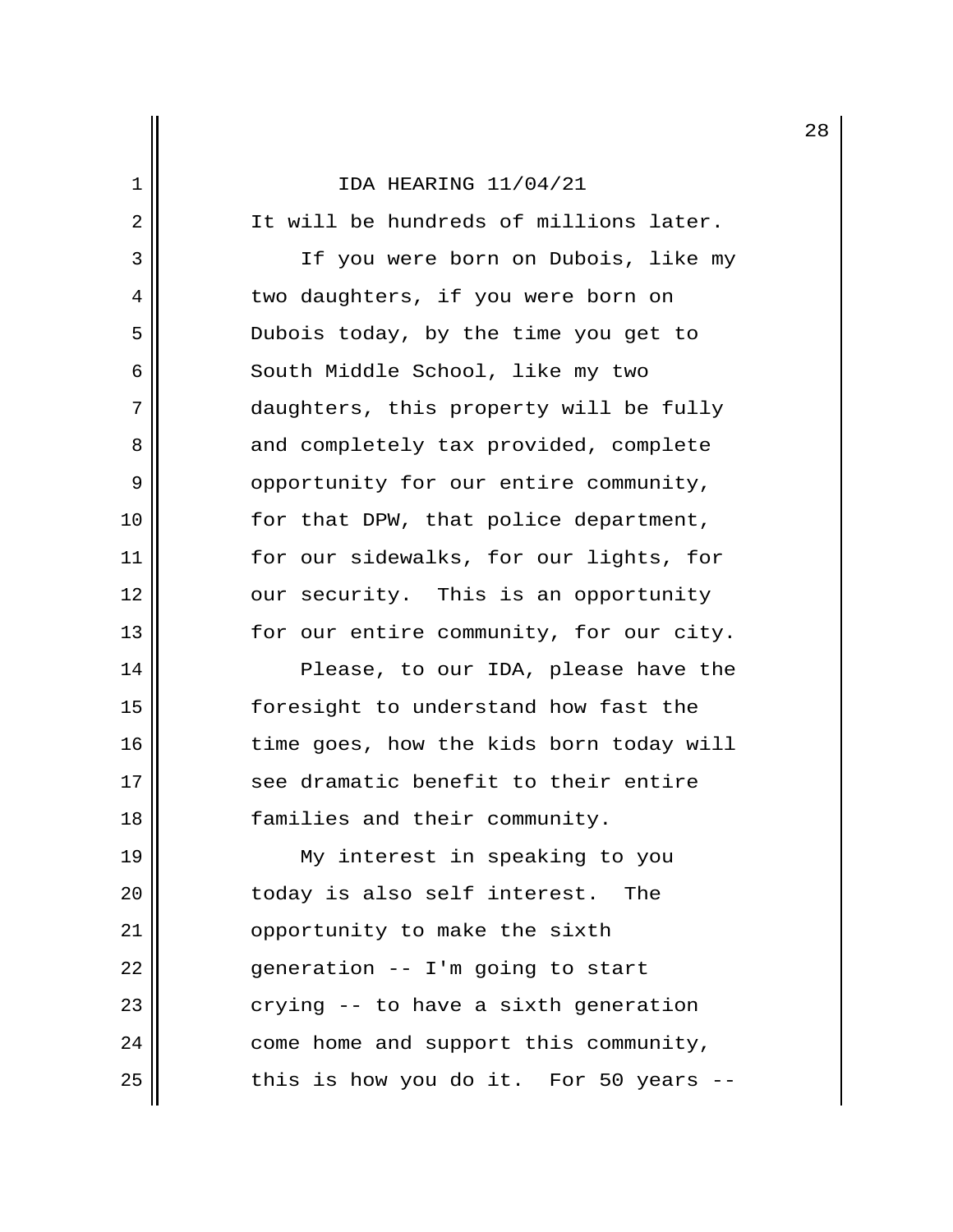It will be hundreds of millions later.

If you were born on Dubois, like my two daughters, if you were born on Dubois today, by the time you get to South Middle School, like my two daughters, this property will be fully and completely tax provided, complete opportunity for our entire community, for that DPW, that police department, for our sidewalks, for our lights, for our security. This is an opportunity for our entire community, for our city.

Please, to our IDA, please have the foresight to understand how fast the time goes, how the kids born today will see dramatic benefit to their entire families and their community.

My interest in speaking to you today is also self interest. The opportunity to make the sixth generation -- I'm going to start crying -- to have a sixth generation come home and support this community, this is how you do it. For 50 years --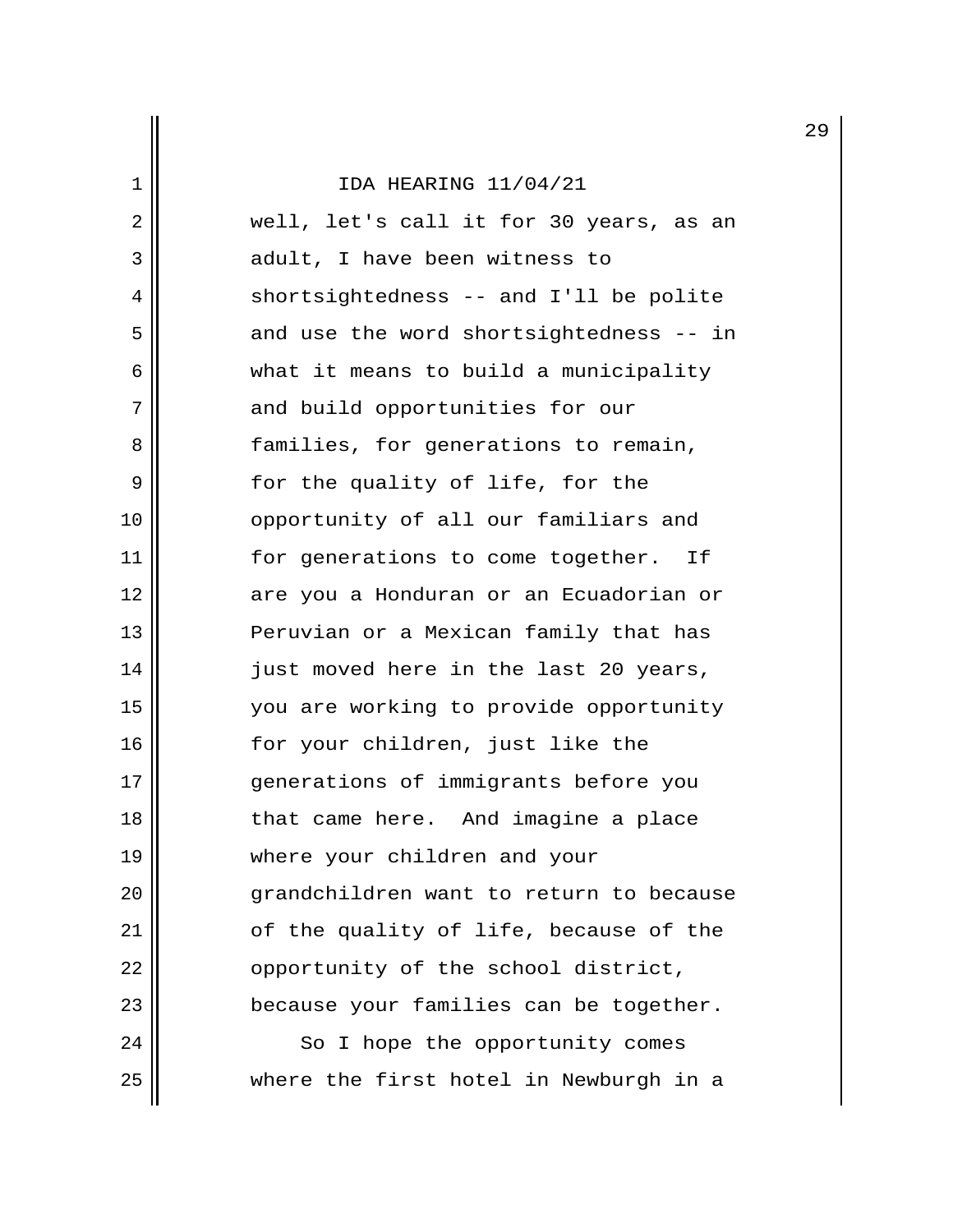IDA HEARING 11/04/21

well, let's call it for 30 years, as an adult, I have been witness to shortsightedness -- and I'll be polite and use the word shortsightedness -- in what it means to build a municipality and build opportunities for our families, for generations to remain, for the quality of life, for the opportunity of all our familiars and for generations to come together. If are you a Honduran or an Ecuadorian or Peruvian or a Mexican family that has just moved here in the last 20 years, you are working to provide opportunity for your children, just like the generations of immigrants before you that came here. And imagine a place where your children and your grandchildren want to return to because of the quality of life, because of the opportunity of the school district, because your families can be together.

So I hope the opportunity comes where the first hotel in Newburgh in a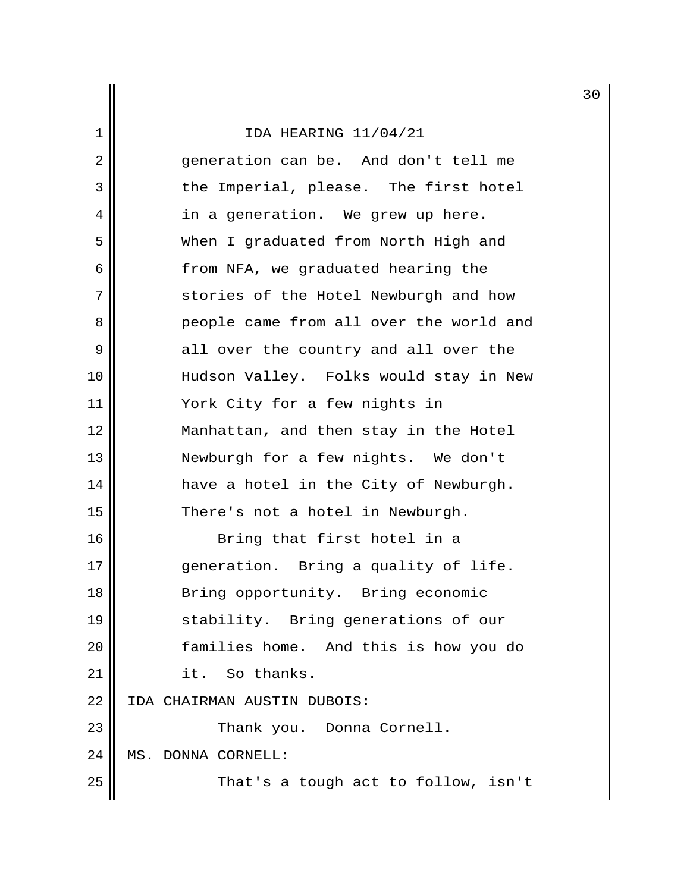IDA HEARING 11/04/21

generation can be. And don't tell me the Imperial, please. The first hotel in a generation. We grew up here. When I graduated from North High and from NFA, we graduated hearing the stories of the Hotel Newburgh and how people came from all over the world and all over the country and all over the Hudson Valley. Folks would stay in New York City for a few nights in Manhattan, and then stay in the Hotel Newburgh for a few nights. We don't have a hotel in the City of Newburgh. There's not a hotel in Newburgh.

Bring that first hotel in a generation. Bring a quality of life. Bring opportunity. Bring economic stability. Bring generations of our families home. And this is how you do it. So thanks.

IDA CHAIRMAN AUSTIN DUBOIS:

Thank you. Donna Cornell.

MS. DONNA CORNELL:

That's a tough act to follow, isn't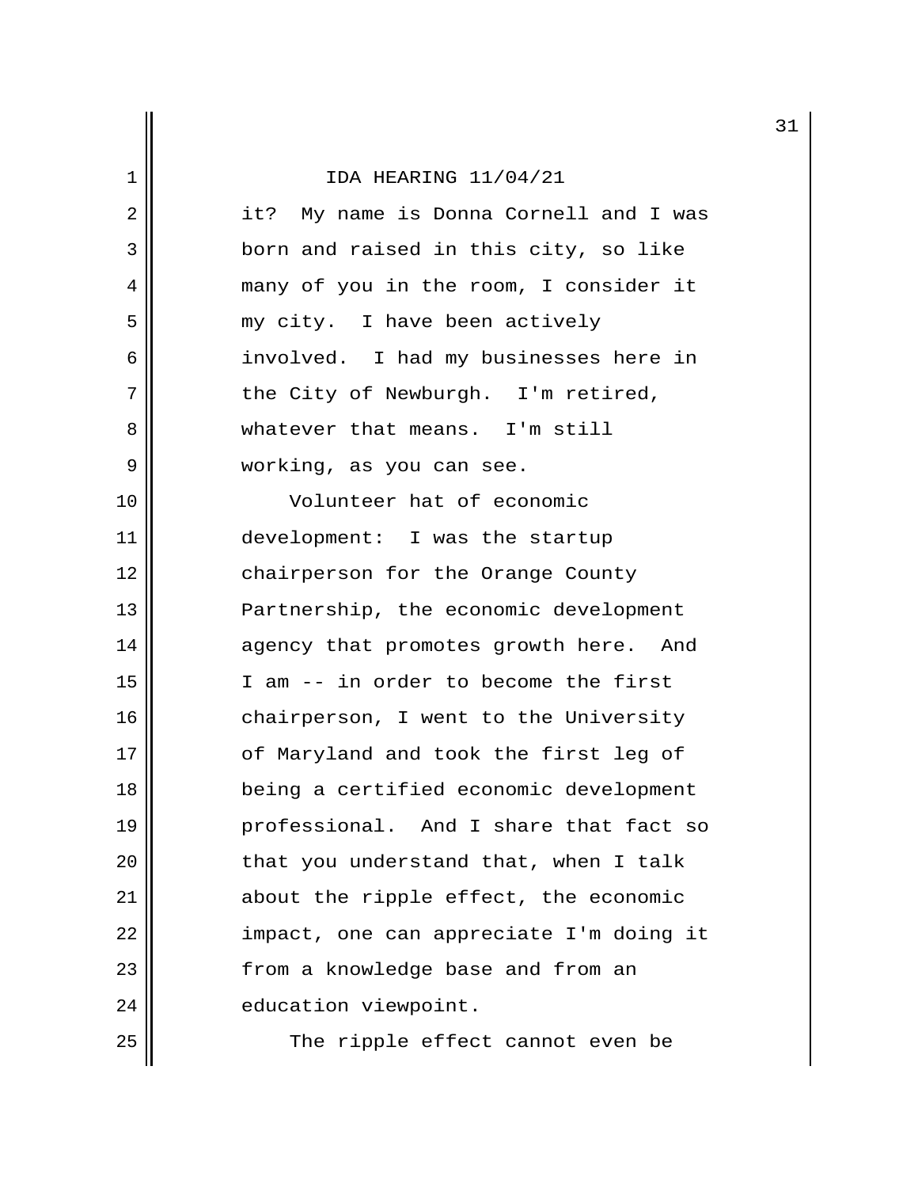it? My name is Donna Cornell and I was born and raised in this city, so like many of you in the room, I consider it my city. I have been actively involved. I had my businesses here in the City of Newburgh. I'm retired, whatever that means. I'm still working, as you can see.

Volunteer hat of economic development: I was the startup chairperson for the Orange County Partnership, the economic development agency that promotes growth here. And I am -- in order to become the first chairperson, I went to the University of Maryland and took the first leg of being a certified economic development professional. And I share that fact so that you understand that, when I talk about the ripple effect, the economic impact, one can appreciate I'm doing it from a knowledge base and from an education viewpoint.

The ripple effect cannot even be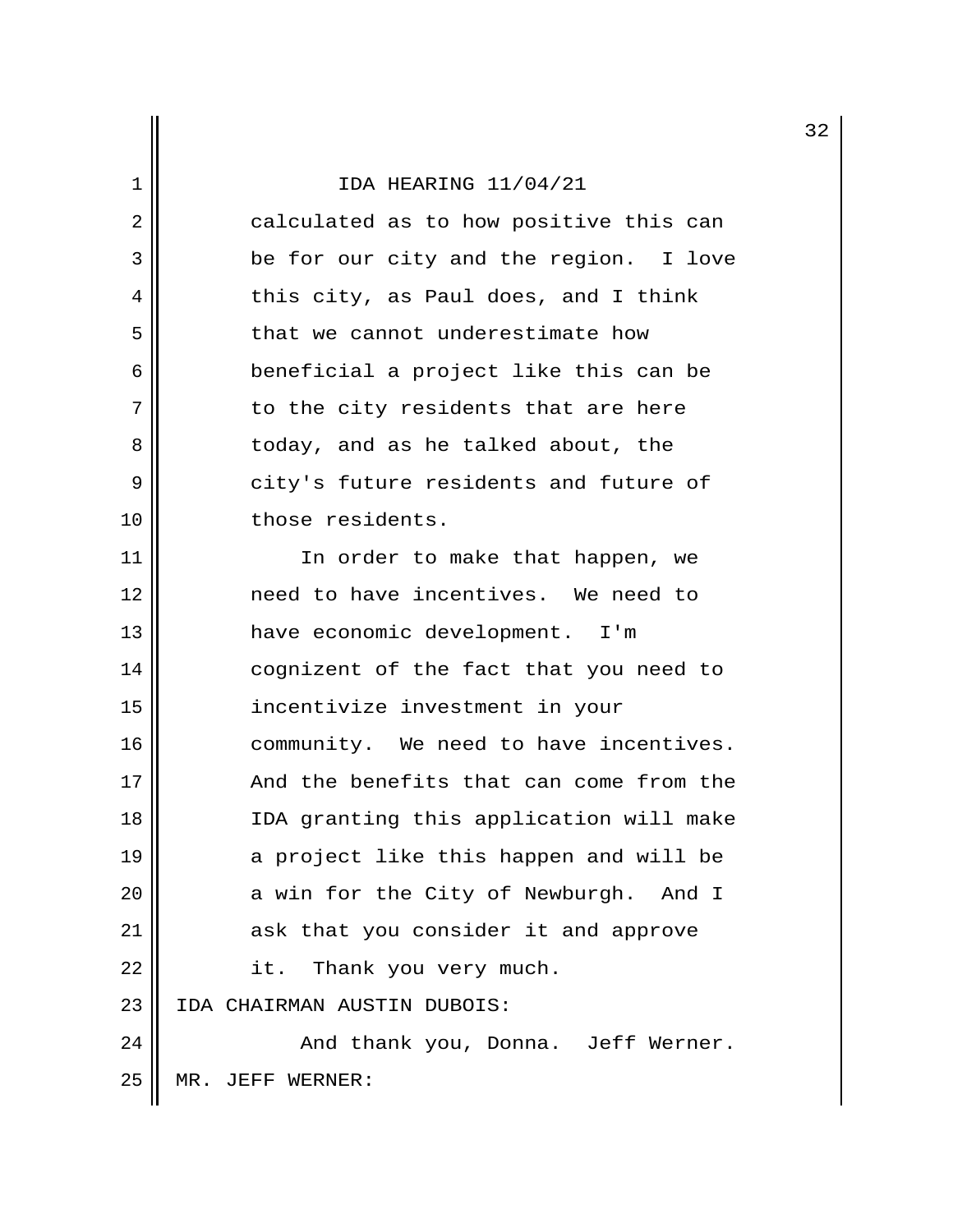calculated as to how positive this can be for our city and the region. I love this city, as Paul does, and I think that we cannot underestimate how beneficial a project like this can be to the city residents that are here today, and as he talked about, the city's future residents and future of those residents.

In order to make that happen, we need to have incentives. We need to have economic development. I'm cognizant of the fact that you need to incentivize investment in your community. We need to have incentives. And the benefits that can come from the IDA granting this application will make a project like this happen and will be a win for the City of Newburgh. And I ask that you consider it and approve it. Thank you very much.

IDA CHAIRMAN AUSTIN DUBOIS:

And thank you, Donna. Jeff Werner.

MR. JEFF WERNER: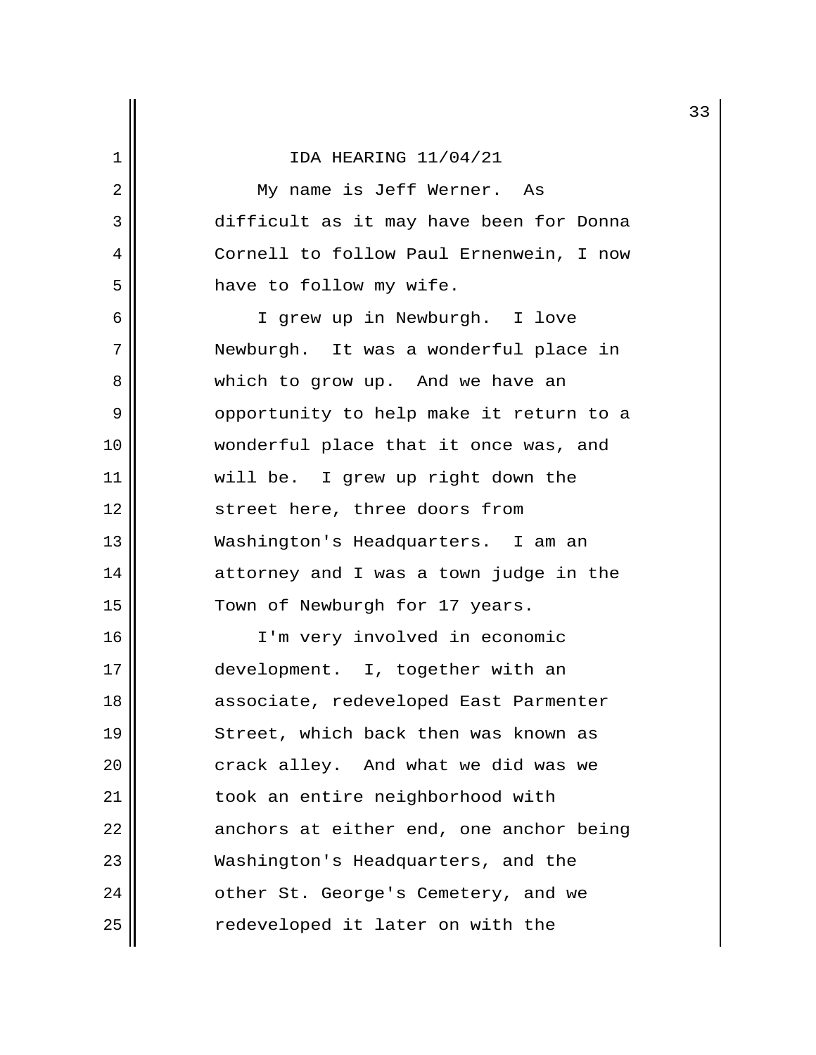IDA HEARING 11/04/21

My name is Jeff Werner. As difficult as it may have been for Donna Cornell to follow Paul Ernenwein, I now have to follow my wife.

I grew up in Newburgh. I love Newburgh. It was a wonderful place in which to grow up. And we have an opportunity to help make it return to a wonderful place that it once was, and will be. I grew up right down the street here, three doors from Washington's Headquarters. I am an attorney and I was a town judge in the Town of Newburgh for 17 years.

I'm very involved in economic development. I, together with an associate, redeveloped East Parmenter Street, which back then was known as crack alley. And what we did was we took an entire neighborhood with anchors at either end, one anchor being Washington's Headquarters, and the other St. George's Cemetery, and we redeveloped it later on with the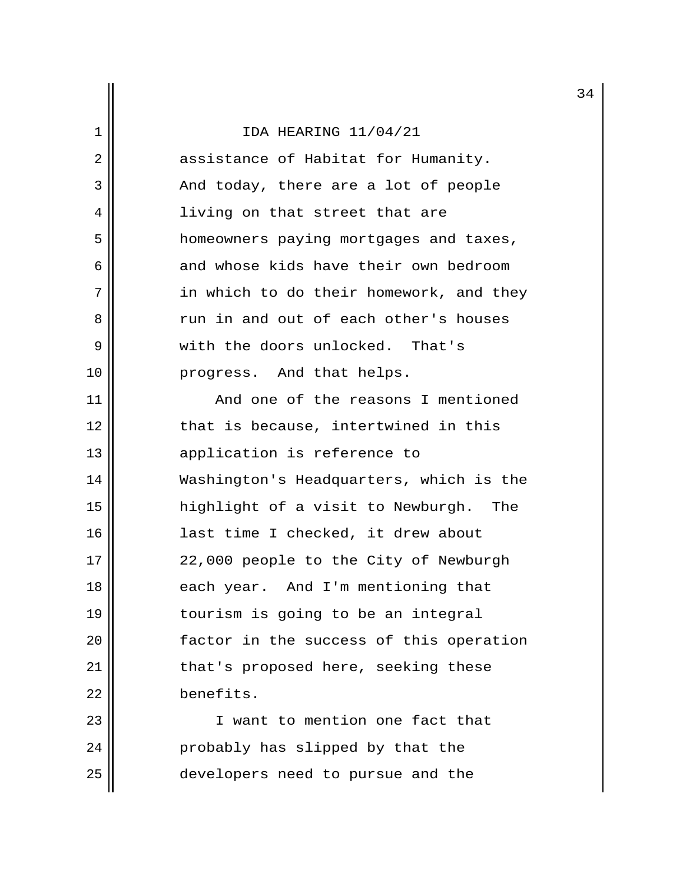assistance of Habitat for Humanity. And today, there are a lot of people living on that street that are homeowners paying mortgages and taxes, and whose kids have their own bedroom in which to do their homework, and they run in and out of each other's houses with the doors unlocked. That's progress. And that helps.

And one of the reasons I mentioned that is because, intertwined in this application is reference to Washington's Headquarters, which is the highlight of a visit to Newburgh. The last time I checked, it drew about 22,000 people to the City of Newburgh each year. And I'm mentioning that tourism is going to be an integral factor in the success of this operation that's proposed here, seeking these benefits.

I want to mention one fact that probably has slipped by that the developers need to pursue and the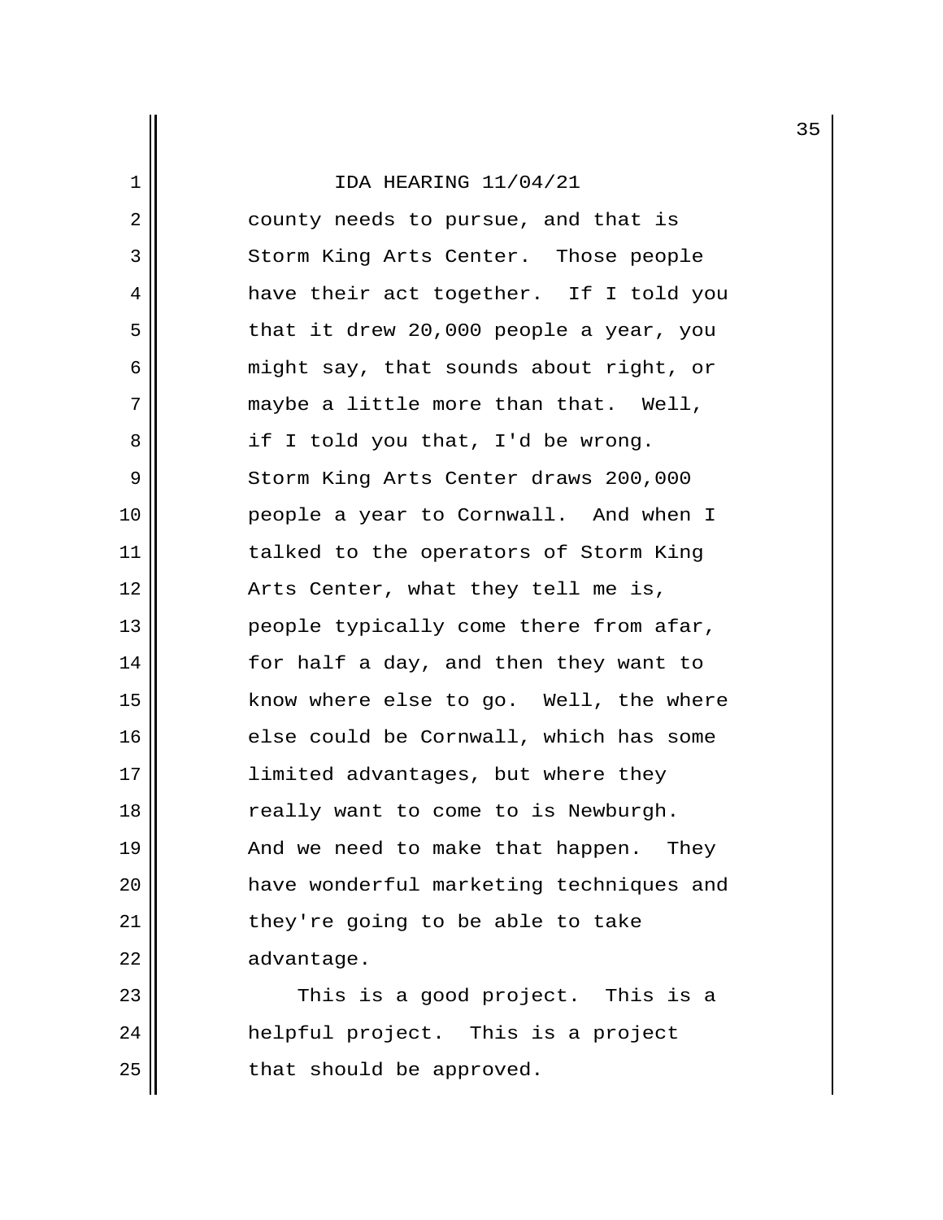county needs to pursue, and that is Storm King Arts Center. Those people have their act together. If I told you that it drew 20,000 people a year, you might say, that sounds about right, or maybe a little more than that. Well, if I told you that, I'd be wrong. Storm King Arts Center draws 200,000 people a year to Cornwall. And when I talked to the operators of Storm King Arts Center, what they tell me is, people typically come there from afar, for half a day, and then they want to know where else to go. Well, the where else could be Cornwall, which has some limited advantages, but where they really want to come to is Newburgh. And we need to make that happen. They have wonderful marketing techniques and they're going to be able to take advantage.

This is a good project. This is a helpful project. This is a project that should be approved.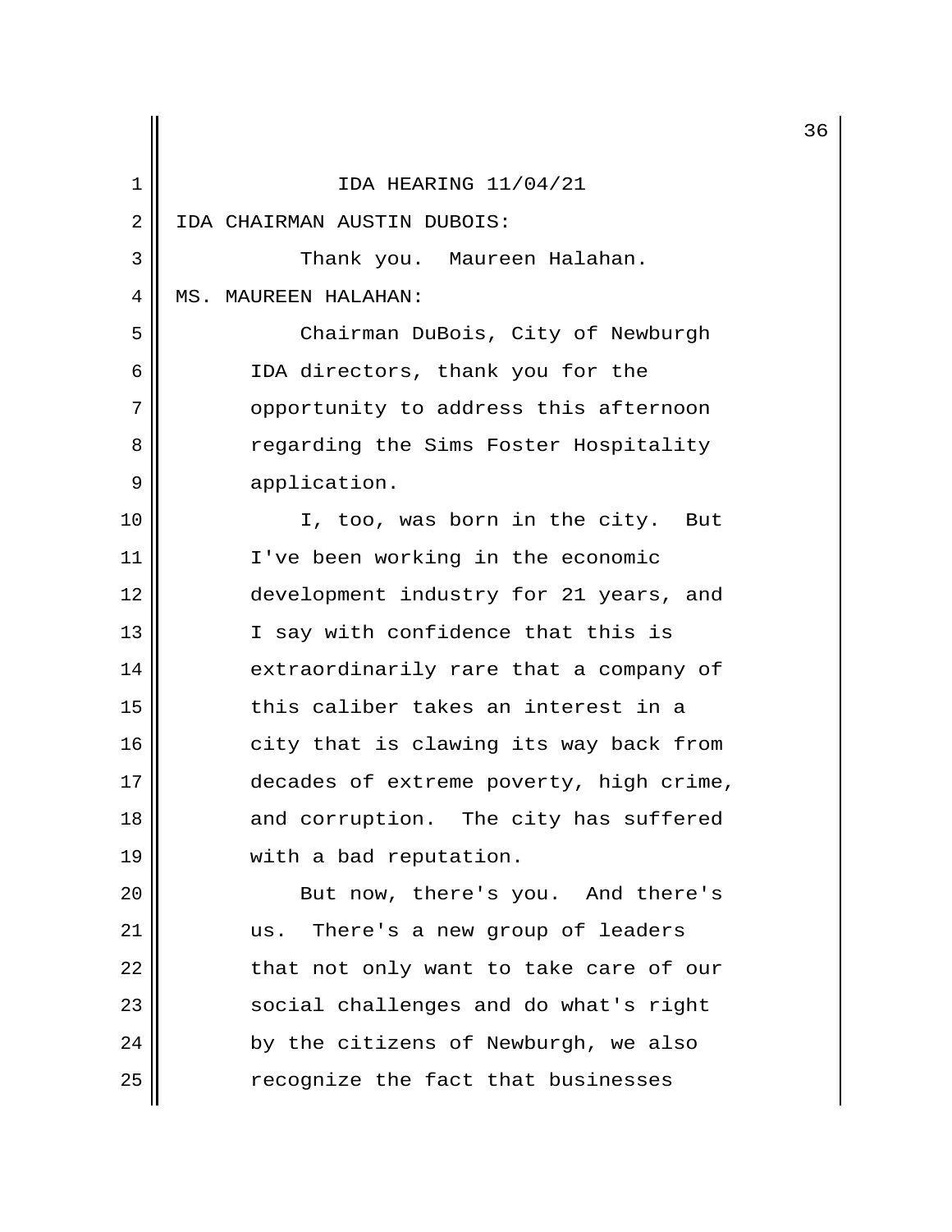IDA HEARING 11/04/21

IDA CHAIRMAN AUSTIN DUBOIS:

Thank you. Maureen Halahan.

MS. MAUREEN HALAHAN:

Chairman DuBois, City of Newburgh IDA directors, thank you for the opportunity to address this afternoon regarding the Sims Foster Hospitality application.

I, too, was born in the city. But I've been working in the economic development industry for 21 years, and I say with confidence that this is extraordinarily rare that a company of this caliber takes an interest in a city that is clawing its way back from decades of extreme poverty, high crime, and corruption. The city has suffered with a bad reputation.

But now, there's you. And there's us. There's a new group of leaders that not only want to take care of our social challenges and do what's right by the citizens of Newburgh, we also recognize the fact that businesses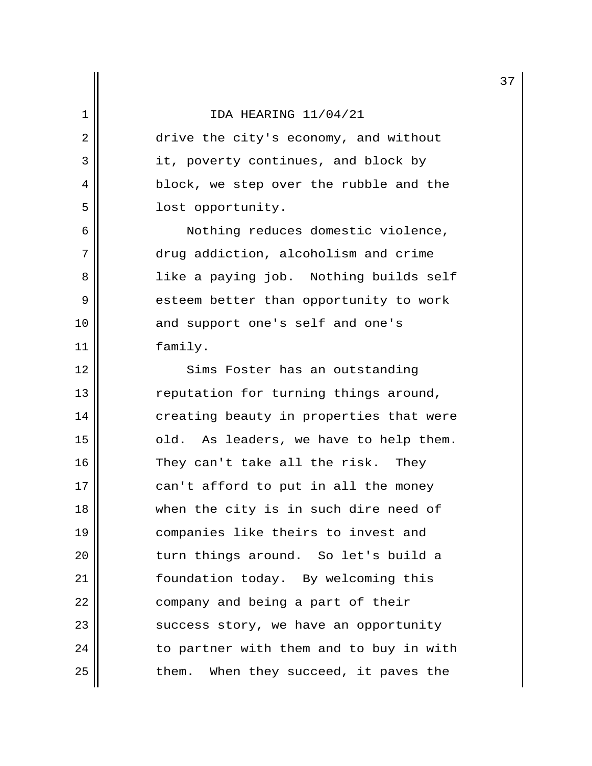drive the city's economy, and without it, poverty continues, and block by block, we step over the rubble and the lost opportunity.

Nothing reduces domestic violence, drug addiction, alcoholism and crime like a paying job. Nothing builds self esteem better than opportunity to work and support one's self and one's family.

Sims Foster has an outstanding reputation for turning things around, creating beauty in properties that were old. As leaders, we have to help them. They can't take all the risk. They can't afford to put in all the money when the city is in such dire need of companies like theirs to invest and turn things around. So let's build a foundation today. By welcoming this company and being a part of their success story, we have an opportunity to partner with them and to buy in with them. When they succeed, it paves the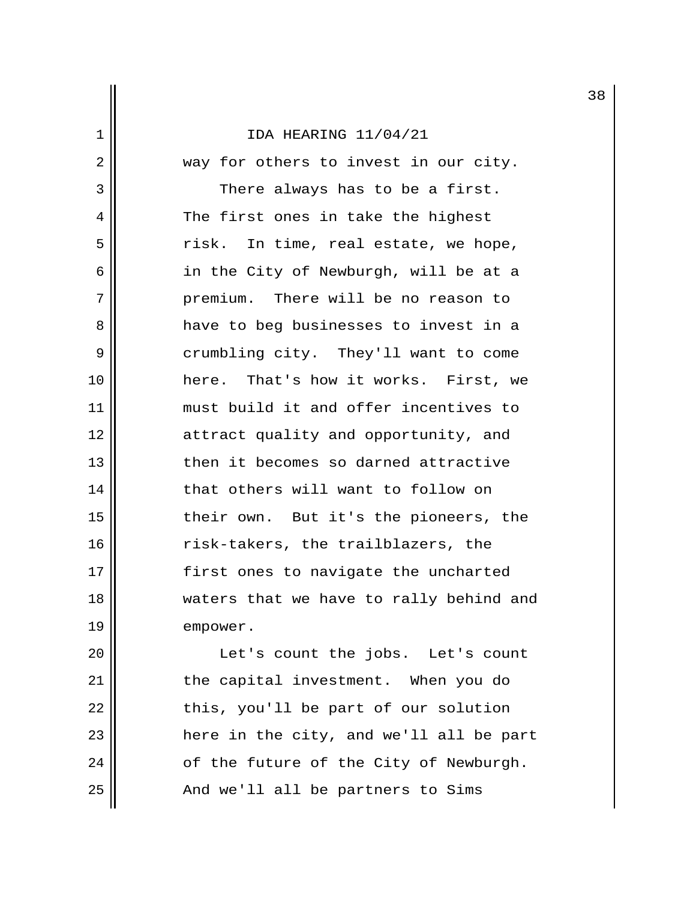way for others to invest in our city.

There always has to be a first. The first ones in take the highest risk. In time, real estate, we hope, in the City of Newburgh, will be at a premium. There will be no reason to have to beg businesses to invest in a crumbling city. They'll want to come here. That's how it works. First, we must build it and offer incentives to attract quality and opportunity, and then it becomes so darned attractive that others will want to follow on their own. But it's the pioneers, the risk-takers, the trailblazers, the first ones to navigate the uncharted waters that we have to rally behind and empower.

Let's count the jobs. Let's count the capital investment. When you do this, you'll be part of our solution here in the city, and we'll all be part of the future of the City of Newburgh. And we'll all be partners to Sims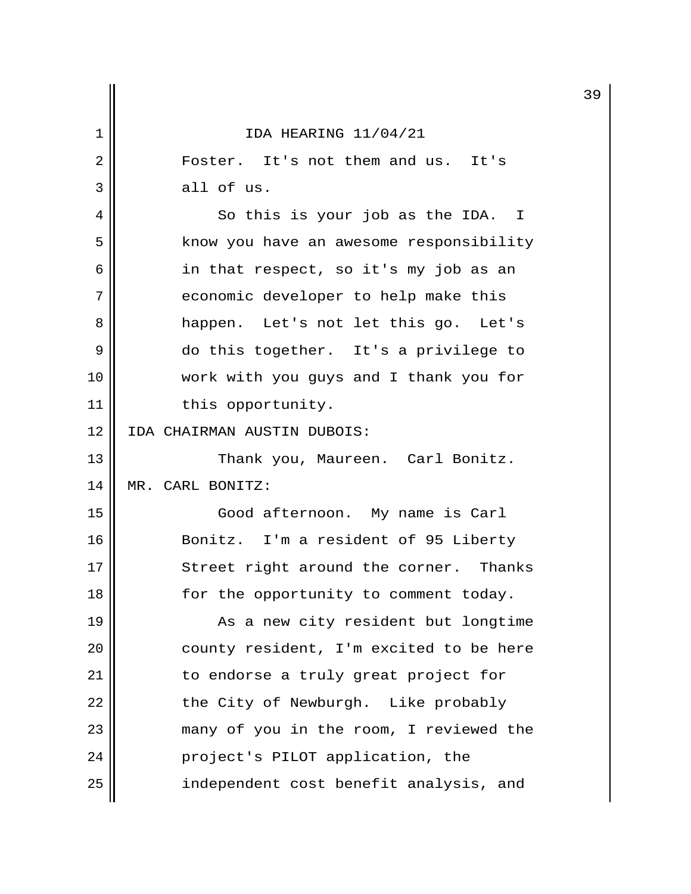Foster. It's not them and us. It's all of us.

So this is your job as the IDA. I know you have an awesome responsibility in that respect, so it's my job as an economic developer to help make this happen. Let's not let this go. Let's do this together. It's a privilege to work with you guys and I thank you for this opportunity.

IDA CHAIRMAN AUSTIN DUBOIS:

Thank you, Maureen. Carl Bonitz.

MR. CARL BONITZ:

Good afternoon. My name is Carl Bonitz. I'm a resident of 95 Liberty Street right around the corner. Thanks for the opportunity to comment today.

As a new city resident but longtime county resident, I'm excited to be here to endorse a truly great project for the City of Newburgh. Like probably many of you in the room, I reviewed the project's PILOT application, the independent cost benefit analysis, and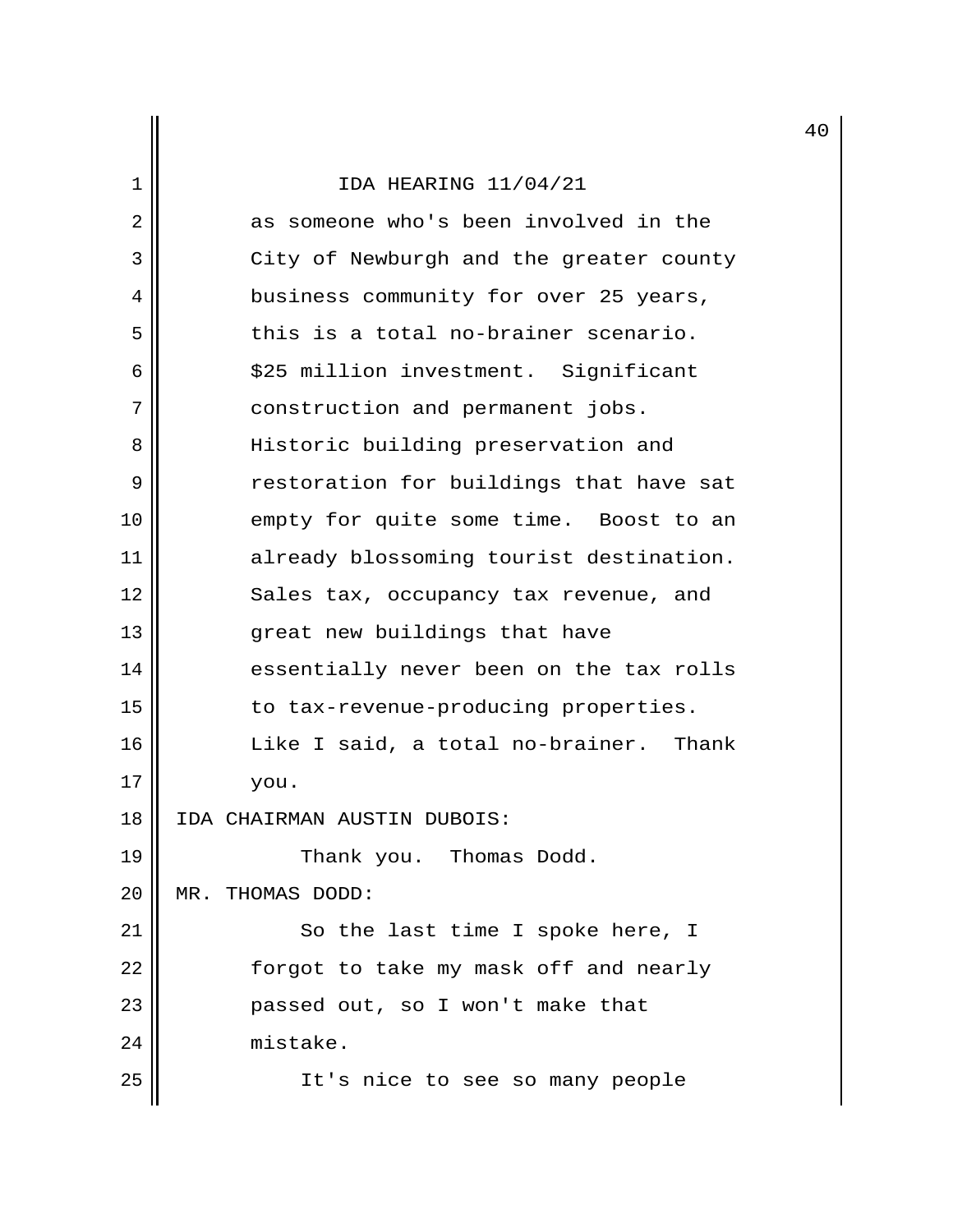as someone who's been involved in the City of Newburgh and the greater county business community for over 25 years, this is a total no-brainer scenario. $25 million investment. Significant construction and permanent jobs. Historic building preservation and restoration for buildings that have sat empty for quite some time. Boost to an already blossoming tourist destination. Sales tax, occupancy tax revenue, and great new buildings that have essentially never been on the tax rolls to tax-revenue-producing properties. Like I said, a total no-brainer. Thank you.

IDA CHAIRMAN AUSTIN DUBOIS:

Thank you. Thomas Dodd.

MR. THOMAS DODD:

So the last time I spoke here, I forgot to take my mask off and nearly passed out, so I won't make that mistake.

It's nice to see so many people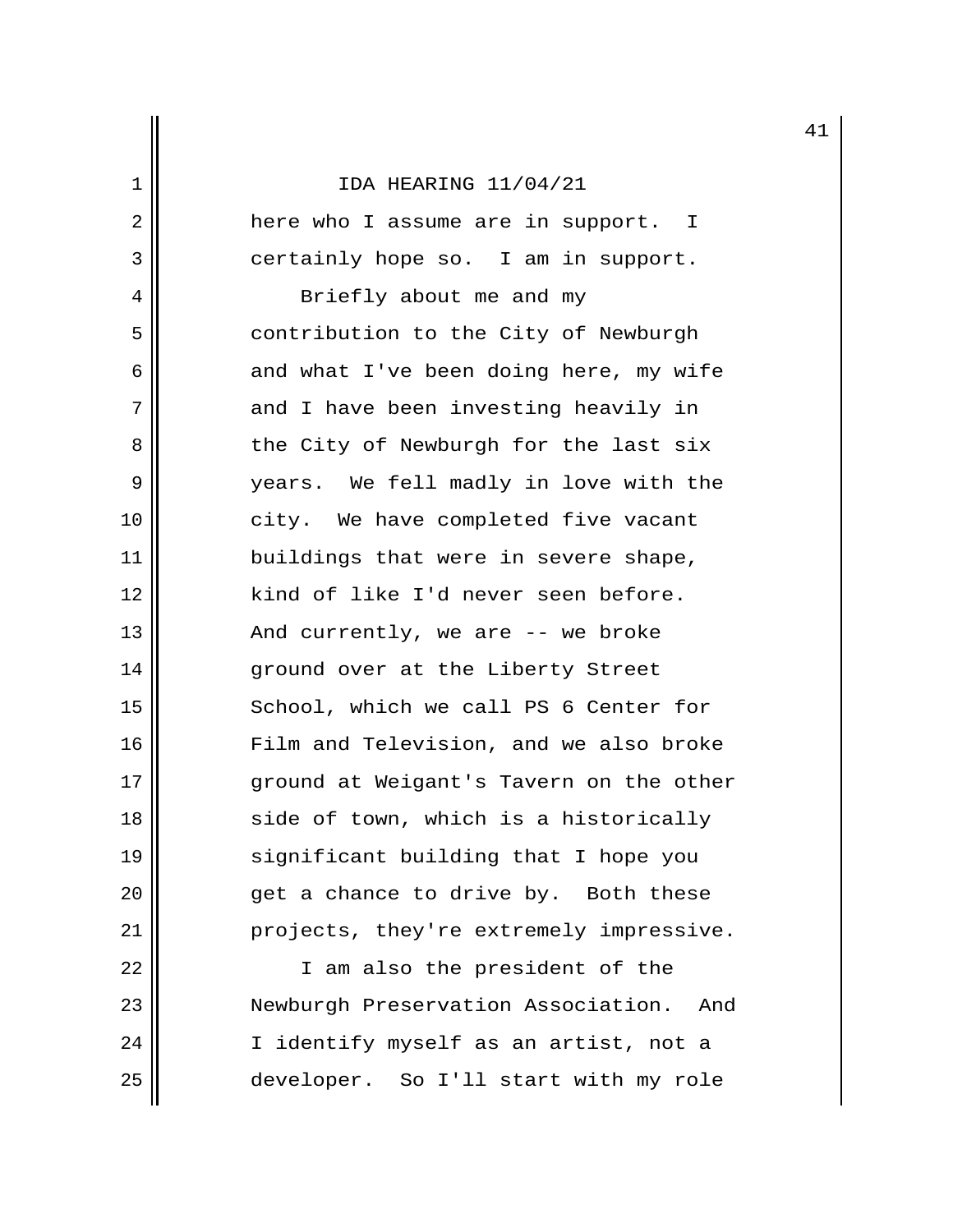here who I assume are in support. I certainly hope so. I am in support.

Briefly about me and my contribution to the City of Newburgh and what I've been doing here, my wife and I have been investing heavily in the City of Newburgh for the last six years. We fell madly in love with the city. We have completed five vacant buildings that were in severe shape, kind of like I'd never seen before. And currently, we are -- we broke ground over at the Liberty Street School, which we call PS 6 Center for Film and Television, and we also broke ground at Weigant's Tavern on the other side of town, which is a historically significant building that I hope you get a chance to drive by. Both these projects, they're extremely impressive.

I am also the president of the Newburgh Preservation Association. And I identify myself as an artist, not a developer. So I'll start with my role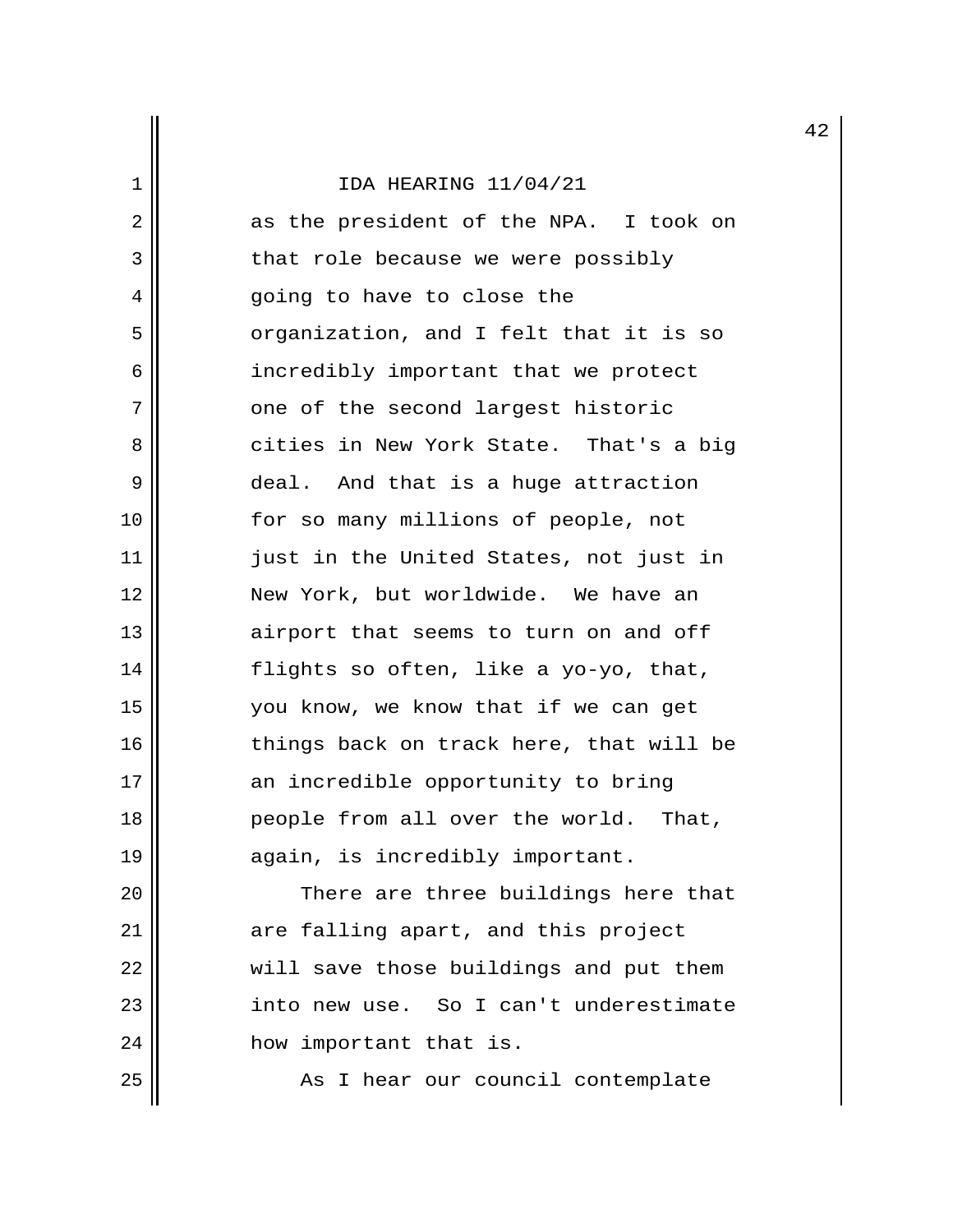as the president of the NPA. I took on that role because we were possibly going to have to close the organization, and I felt that it is so incredibly important that we protect one of the second largest historic cities in New York State. That's a big deal. And that is a huge attraction for so many millions of people, not just in the United States, not just in New York, but worldwide. We have an airport that seems to turn on and off flights so often, like a yo-yo, that, you know, we know that if we can get things back on track here, that will be an incredible opportunity to bring people from all over the world. That, again, is incredibly important.

There are three buildings here that are falling apart, and this project will save those buildings and put them into new use. So I can't underestimate how important that is.

As I hear our council contemplate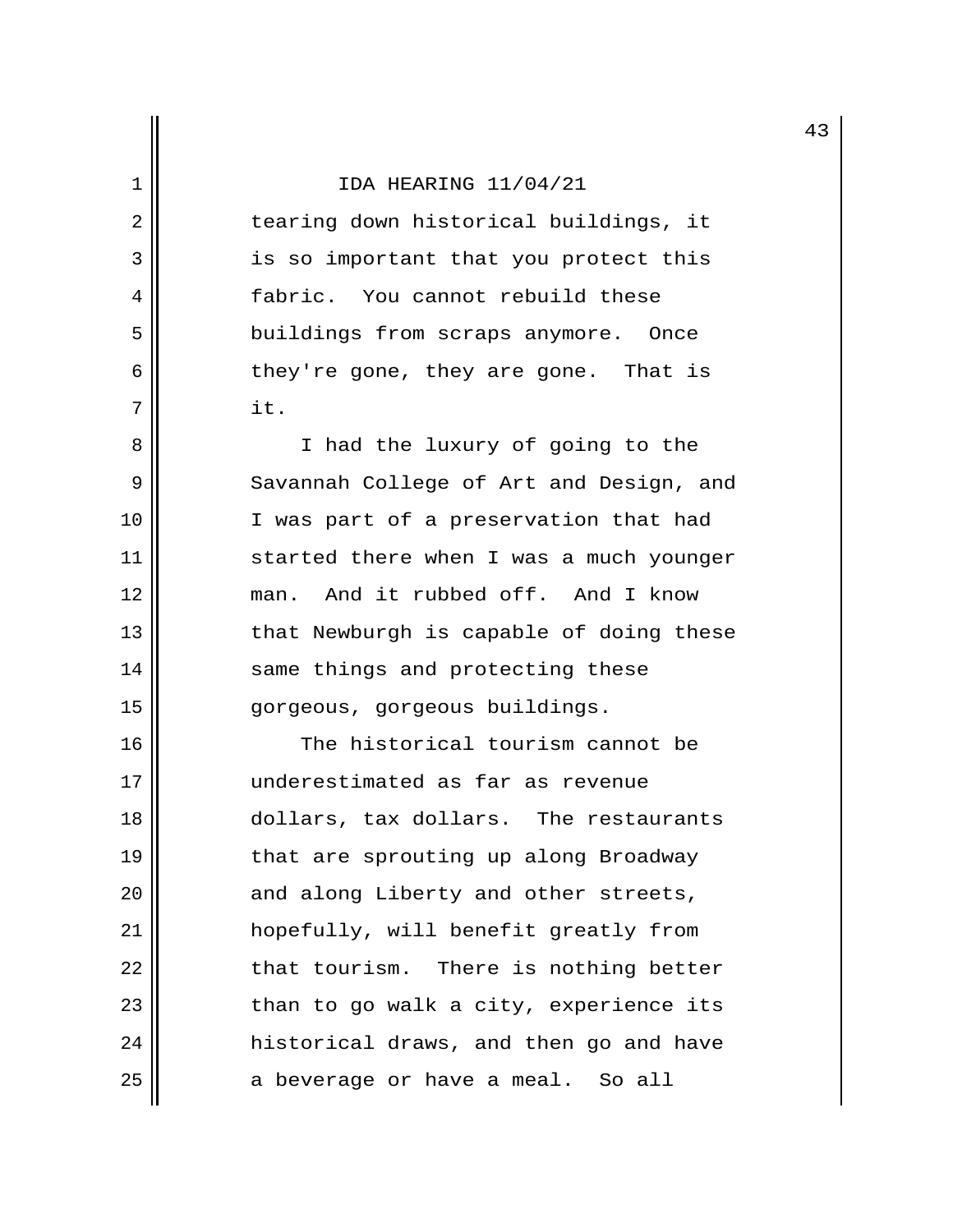tearing down historical buildings, it is so important that you protect this fabric. You cannot rebuild these buildings from scraps anymore. Once they're gone, they are gone. That is it.

I had the luxury of going to the Savannah College of Art and Design, and I was part of a preservation that had started there when I was a much younger man. And it rubbed off. And I know that Newburgh is capable of doing these same things and protecting these gorgeous, gorgeous buildings.

The historical tourism cannot be underestimated as far as revenue dollars, tax dollars. The restaurants that are sprouting up along Broadway and along Liberty and other streets, hopefully, will benefit greatly from that tourism. There is nothing better than to go walk a city, experience its historical draws, and then go and have a beverage or have a meal. So all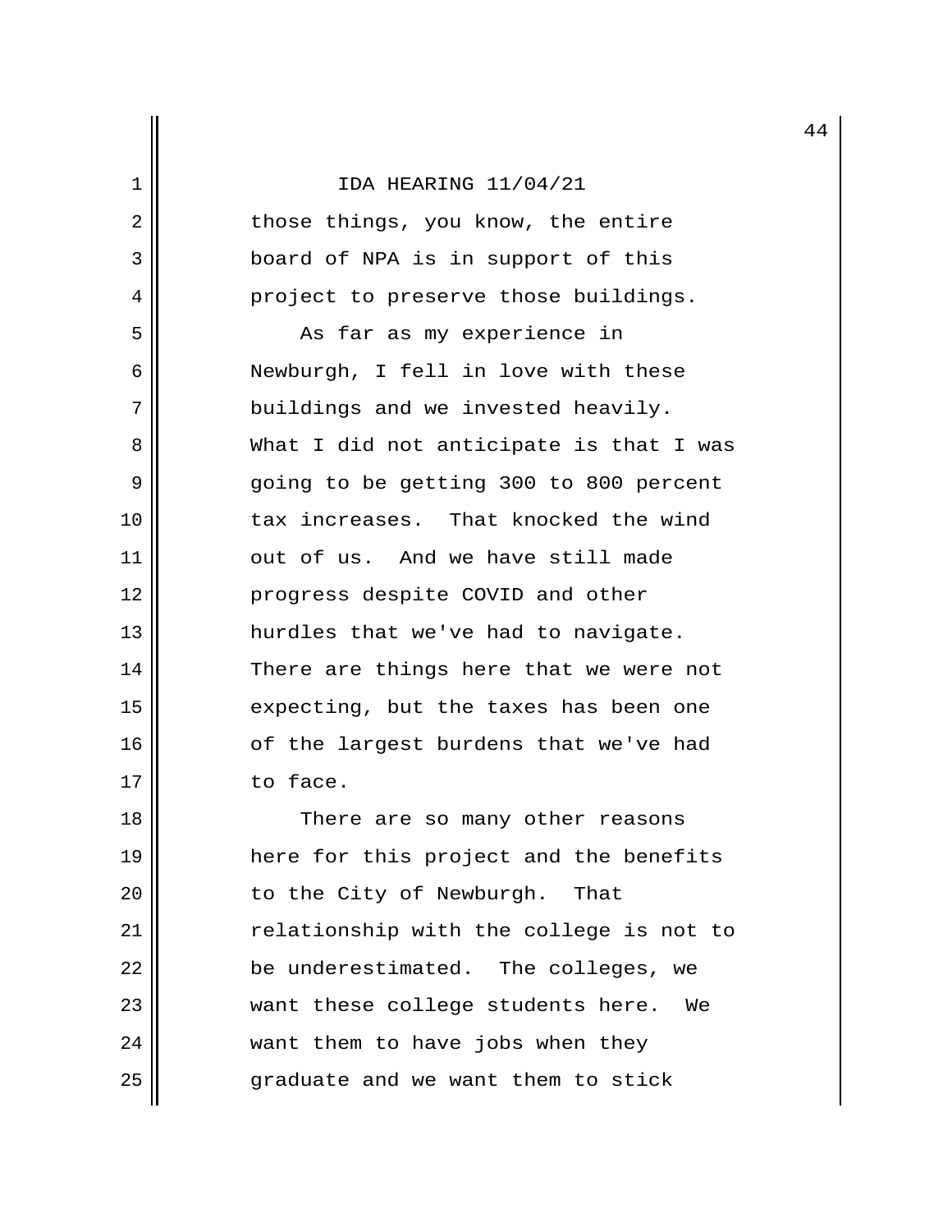IDA HEARING 11/04/21

those things, you know, the entire board of NPA is in support of this project to preserve those buildings.

As far as my experience in Newburgh, I fell in love with these buildings and we invested heavily. What I did not anticipate is that I was going to be getting 300 to 800 percent tax increases. That knocked the wind out of us. And we have still made progress despite COVID and other hurdles that we've had to navigate. There are things here that we were not expecting, but the taxes has been one of the largest burdens that we've had to face.

There are so many other reasons here for this project and the benefits to the City of Newburgh. That relationship with the college is not to be underestimated. The colleges, we want these college students here. We want them to have jobs when they graduate and we want them to stick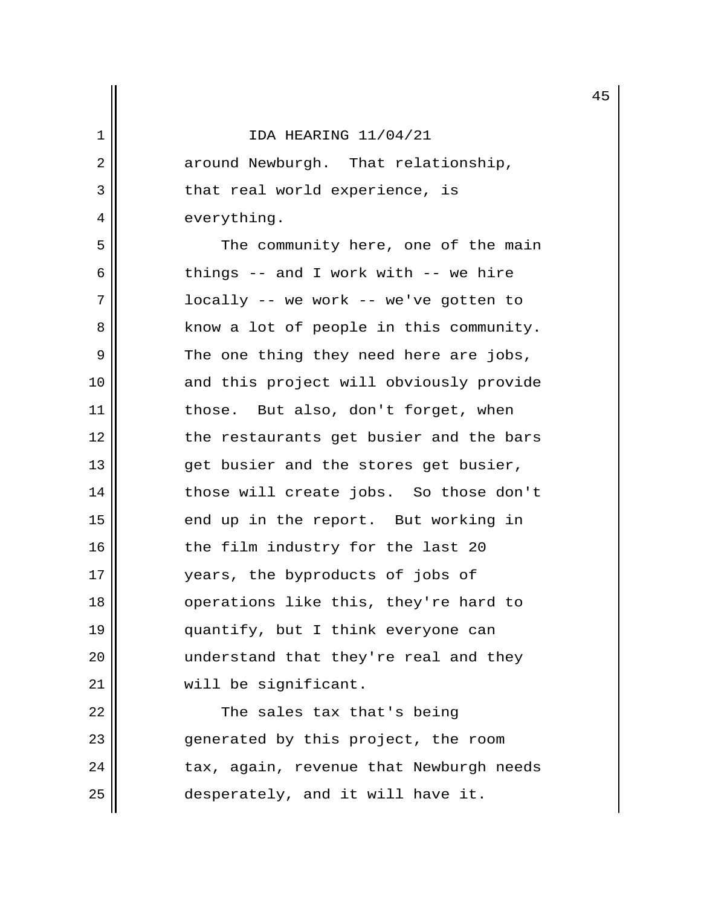IDA HEARING 11/04/21

around Newburgh. That relationship, that real world experience, is everything.

The community here, one of the main things -- and I work with -- we hire locally -- we work -- we've gotten to know a lot of people in this community. The one thing they need here are jobs, and this project will obviously provide those. But also, don't forget, when the restaurants get busier and the bars get busier and the stores get busier, those will create jobs. So those don't end up in the report. But working in the film industry for the last 20 years, the byproducts of jobs of operations like this, they're hard to quantify, but I think everyone can understand that they're real and they will be significant.

The sales tax that's being generated by this project, the room tax, again, revenue that Newburgh needs desperately, and it will have it.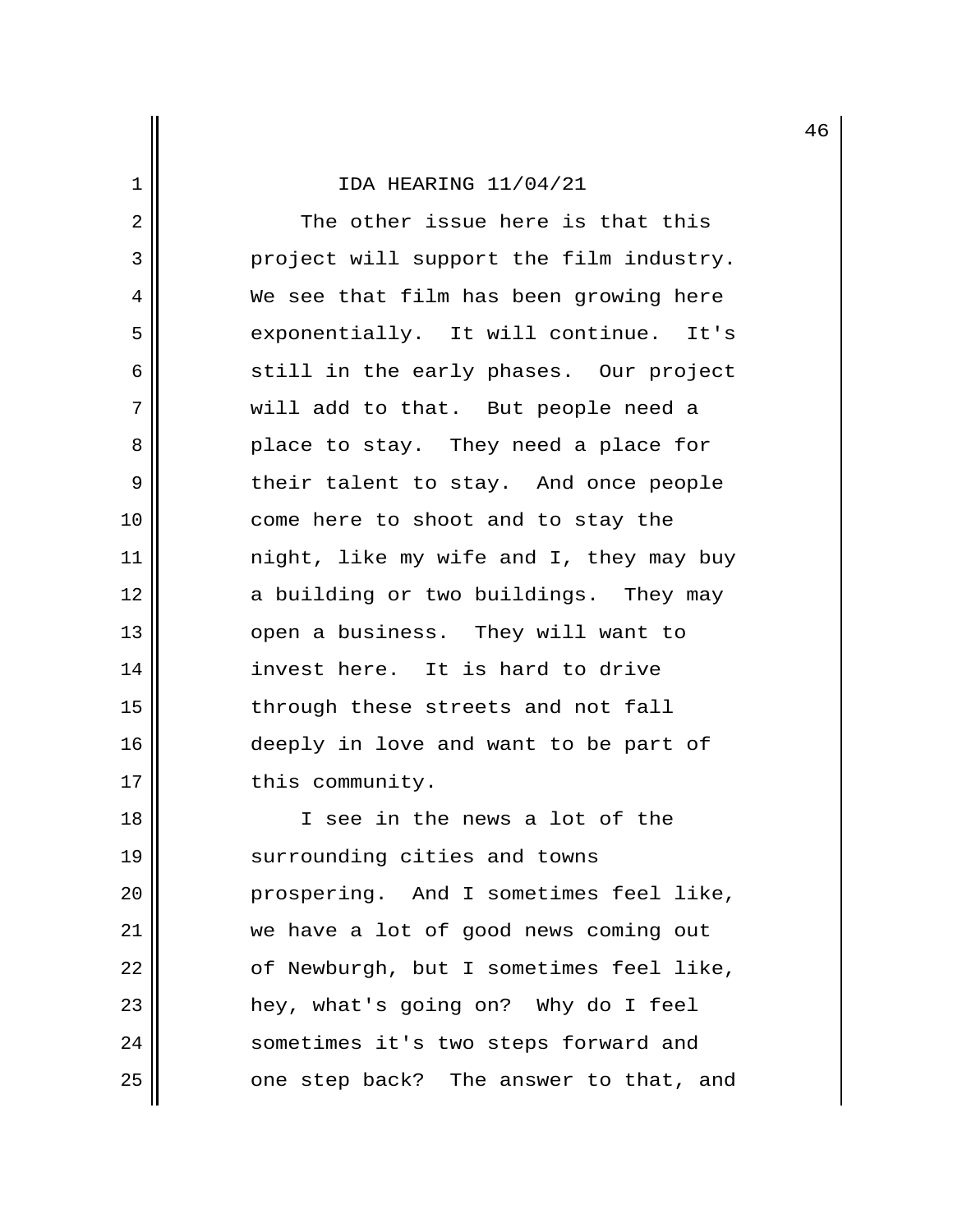IDA HEARING 11/04/21

The other issue here is that this project will support the film industry. We see that film has been growing here exponentially. It will continue. It's still in the early phases. Our project will add to that. But people need a place to stay. They need a place for their talent to stay. And once people come here to shoot and to stay the night, like my wife and I, they may buy a building or two buildings. They may open a business. They will want to invest here. It is hard to drive through these streets and not fall deeply in love and want to be part of this community.

I see in the news a lot of the surrounding cities and towns prospering. And I sometimes feel like, we have a lot of good news coming out of Newburgh, but I sometimes feel like, hey, what's going on? Why do I feel sometimes it's two steps forward and one step back? The answer to that, and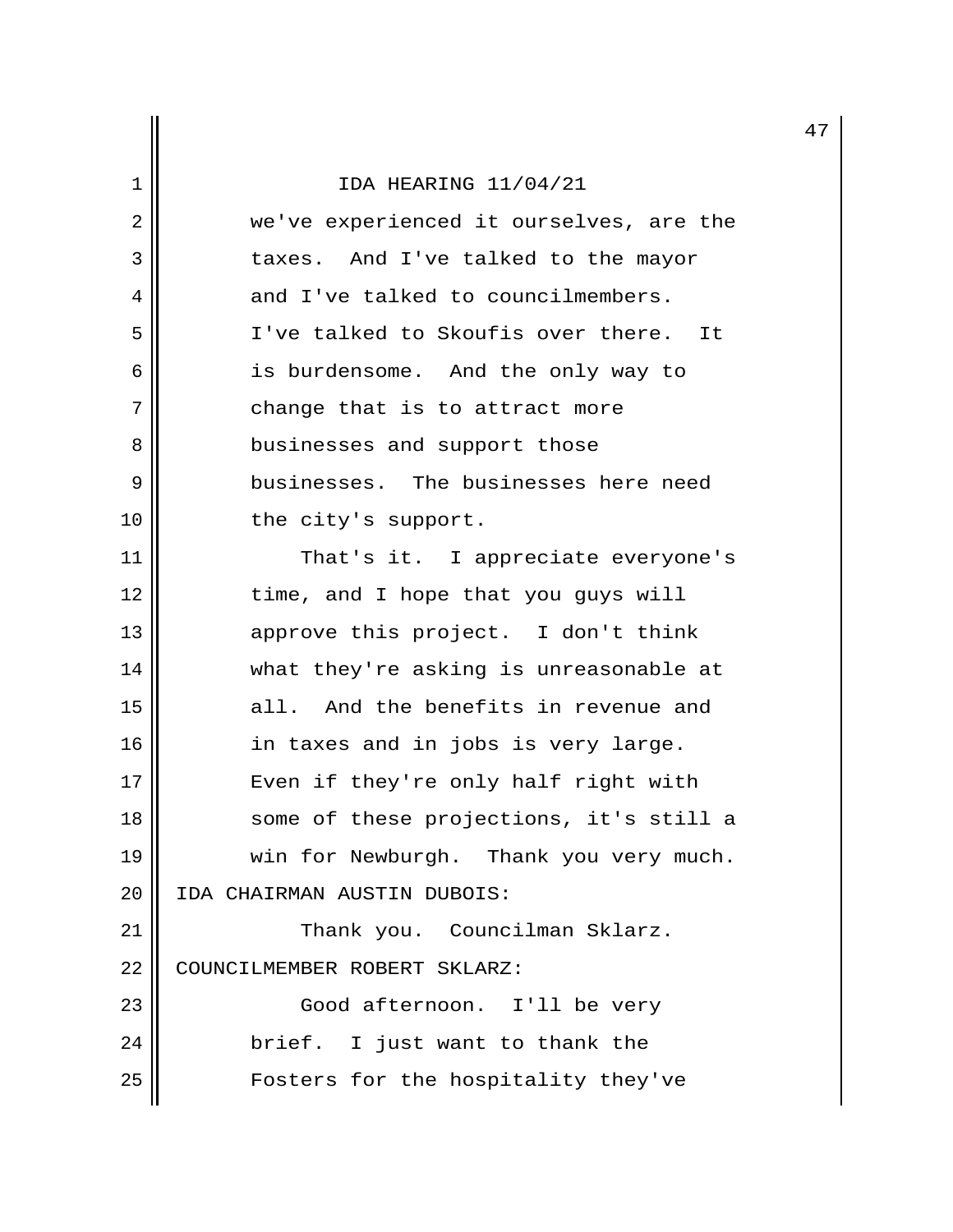we've experienced it ourselves, are the taxes. And I've talked to the mayor and I've talked to councilmembers. I've talked to Skoufis over there. It is burdensome. And the only way to change that is to attract more businesses and support those businesses. The businesses here need the city's support.

That's it. I appreciate everyone's time, and I hope that you guys will approve this project. I don't think what they're asking is unreasonable at all. And the benefits in revenue and in taxes and in jobs is very large. Even if they're only half right with some of these projections, it's still a win for Newburgh. Thank you very much.

IDA CHAIRMAN AUSTIN DUBOIS:

Thank you. Councilman Sklarz.

COUNCILMEMBER ROBERT SKLARZ:

Good afternoon. I'll be very brief. I just want to thank the Fosters for the hospitality they've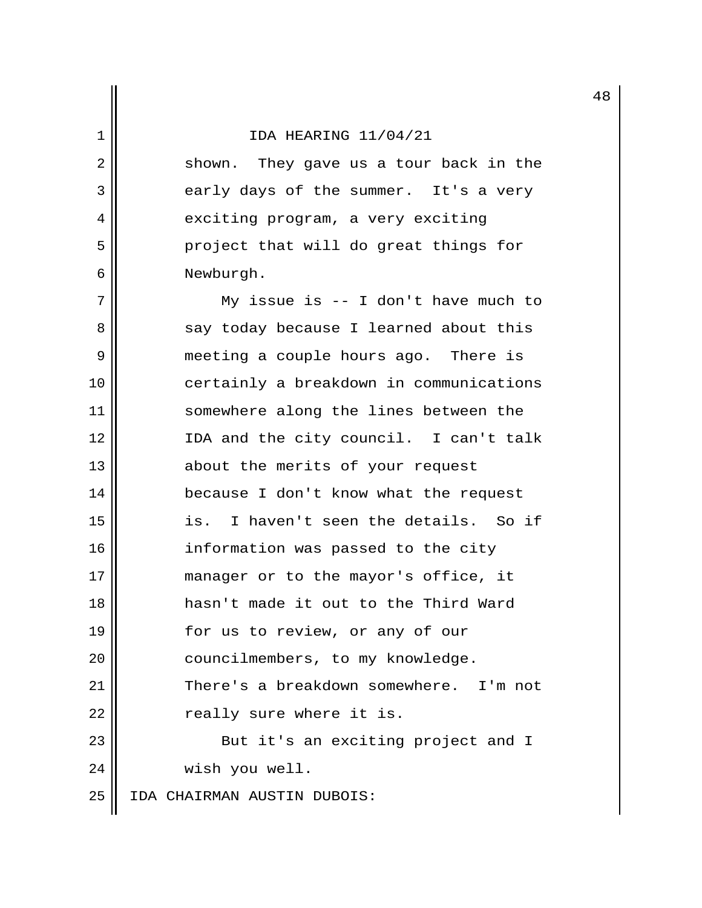shown. They gave us a tour back in the early days of the summer. It's a very exciting program, a very exciting project that will do great things for Newburgh.

My issue is -- I don't have much to say today because I learned about this meeting a couple hours ago. There is certainly a breakdown in communications somewhere along the lines between the IDA and the city council. I can't talk about the merits of your request because I don't know what the request is. I haven't seen the details. So if information was passed to the city manager or to the mayor's office, it hasn't made it out to the Third Ward for us to review, or any of our councilmembers, to my knowledge. There's a breakdown somewhere. I'm not really sure where it is.

But it's an exciting project and I wish you well.

IDA CHAIRMAN AUSTIN DUBOIS: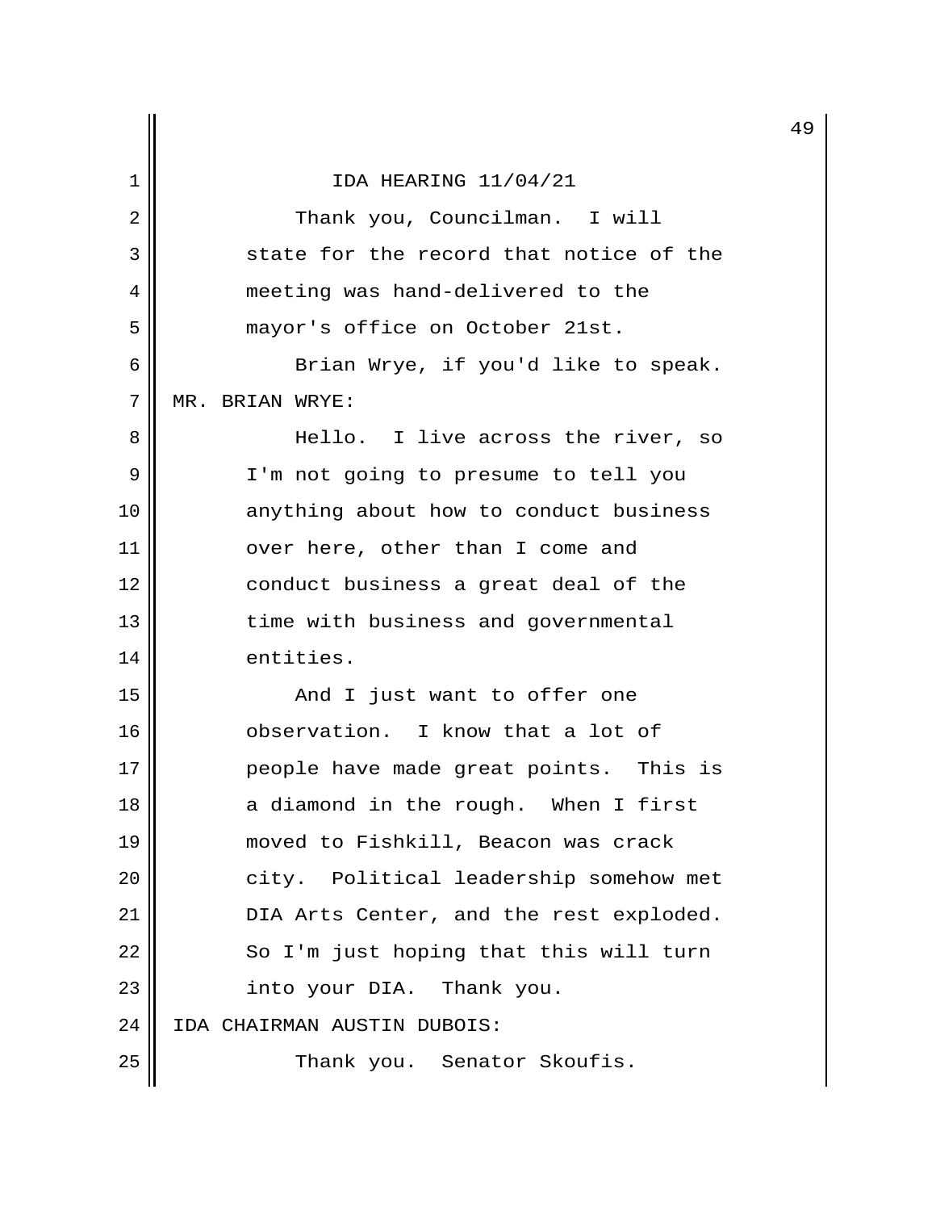Thank you, Councilman. I will state for the record that notice of the meeting was hand-delivered to the mayor's office on October 21st.

Brian Wrye, if you'd like to speak.

MR. BRIAN WRYE:

Hello. I live across the river, so I'm not going to presume to tell you anything about how to conduct business over here, other than I come and conduct business a great deal of the time with business and governmental entities.

And I just want to offer one observation. I know that a lot of people have made great points. This is a diamond in the rough. When I first moved to Fishkill, Beacon was crack city. Political leadership somehow met DIA Arts Center, and the rest exploded. So I'm just hoping that this will turn into your DIA. Thank you.

IDA CHAIRMAN AUSTIN DUBOIS:

Thank you. Senator Skoufis.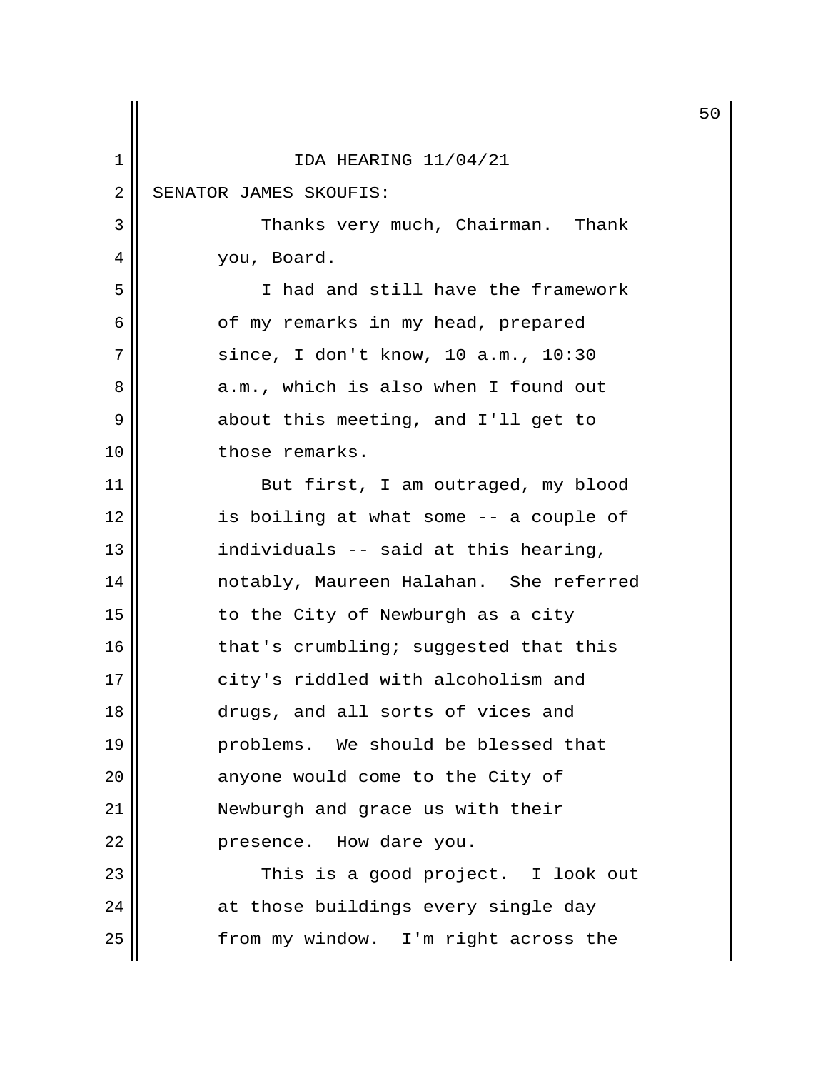IDA HEARING 11/04/21

SENATOR JAMES SKOUFIS:

Thanks very much, Chairman. Thank you, Board.

I had and still have the framework of my remarks in my head, prepared since, I don't know, 10 a.m., 10:30 a.m., which is also when I found out about this meeting, and I'll get to those remarks.

But first, I am outraged, my blood is boiling at what some -- a couple of individuals -- said at this hearing, notably, Maureen Halahan. She referred to the City of Newburgh as a city that's crumbling; suggested that this city's riddled with alcoholism and drugs, and all sorts of vices and problems. We should be blessed that anyone would come to the City of Newburgh and grace us with their presence. How dare you.

This is a good project. I look out at those buildings every single day from my window. I'm right across the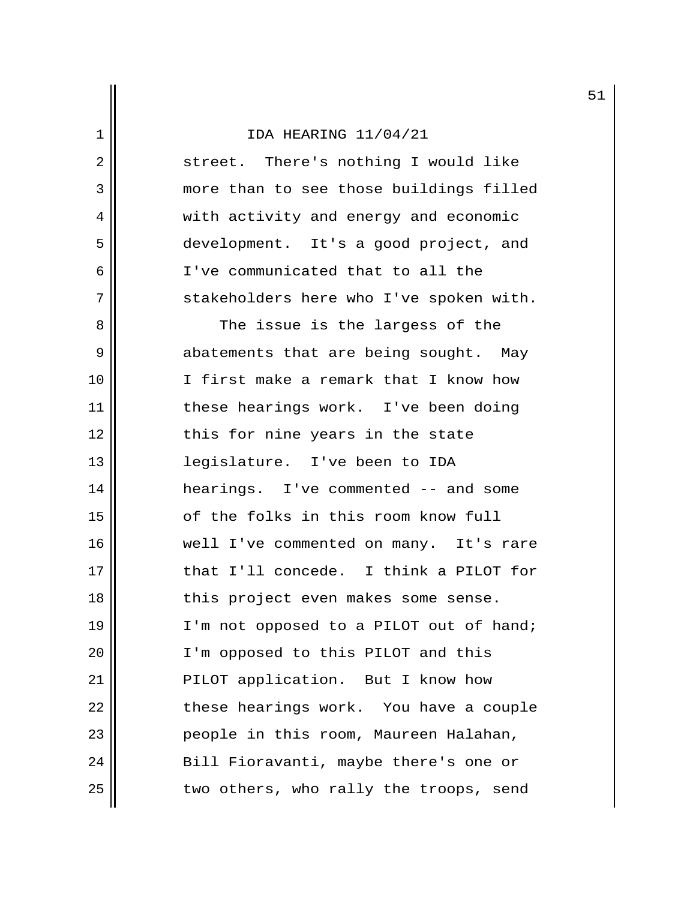street. There's nothing I would like more than to see those buildings filled with activity and energy and economic development. It's a good project, and I've communicated that to all the stakeholders here who I've spoken with.

The issue is the largess of the abatements that are being sought. May I first make a remark that I know how these hearings work. I've been doing this for nine years in the state legislature. I've been to IDA hearings. I've commented -- and some of the folks in this room know full well I've commented on many. It's rare that I'll concede. I think a PILOT for this project even makes some sense. I'm not opposed to a PILOT out of hand; I'm opposed to this PILOT and this PILOT application. But I know how these hearings work. You have a couple people in this room, Maureen Halahan, Bill Fioravanti, maybe there's one or two others, who rally the troops, send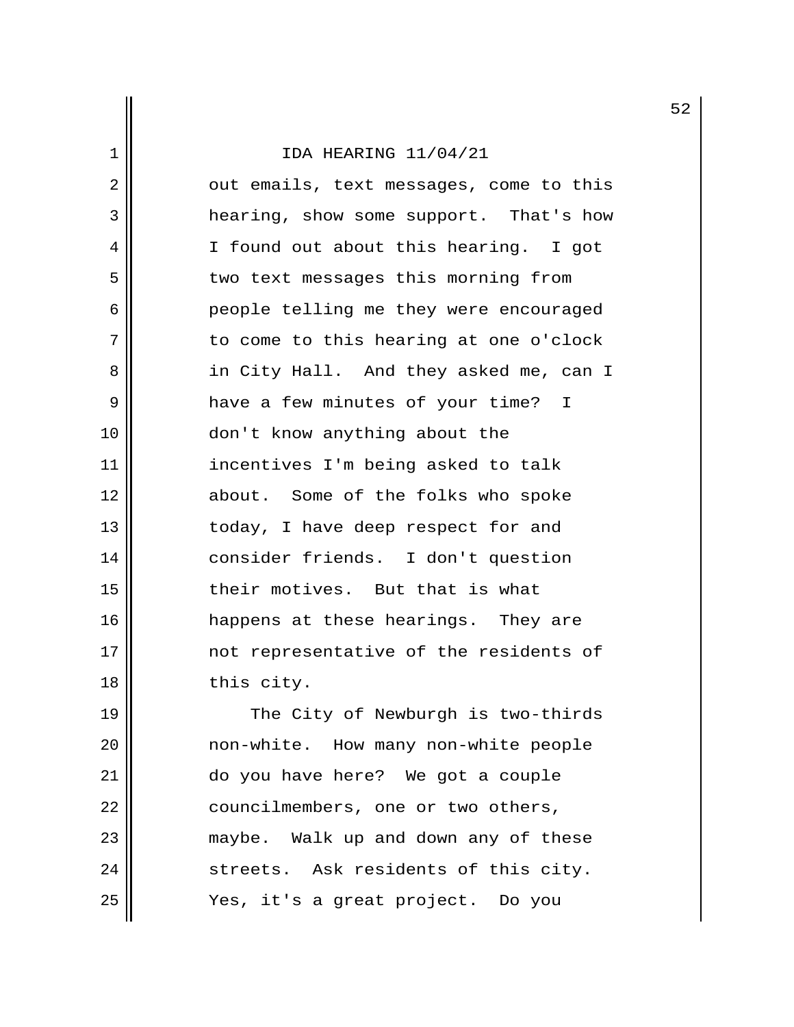IDA HEARING 11/04/21

out emails, text messages, come to this hearing, show some support. That's how I found out about this hearing. I got two text messages this morning from people telling me they were encouraged to come to this hearing at one o'clock in City Hall. And they asked me, can I have a few minutes of your time? I don't know anything about the incentives I'm being asked to talk about. Some of the folks who spoke today, I have deep respect for and consider friends. I don't question their motives. But that is what happens at these hearings. They are not representative of the residents of this city.

The City of Newburgh is two-thirds non-white. How many non-white people do you have here? We got a couple councilmembers, one or two others, maybe. Walk up and down any of these streets. Ask residents of this city. Yes, it's a great project. Do you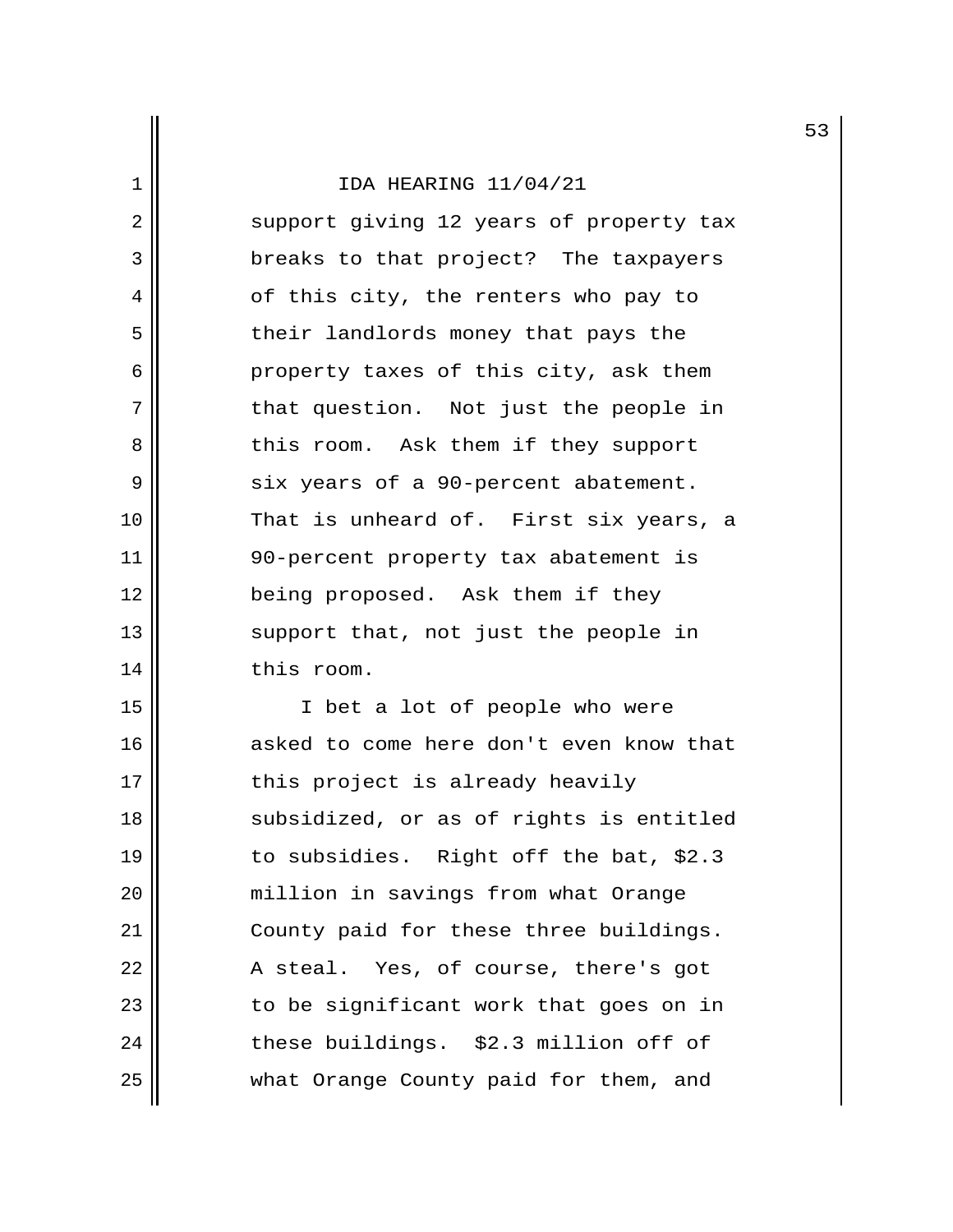support giving 12 years of property tax breaks to that project? The taxpayers of this city, the renters who pay to their landlords money that pays the property taxes of this city, ask them that question. Not just the people in this room. Ask them if they support six years of a 90-percent abatement. That is unheard of. First six years, a 90-percent property tax abatement is being proposed. Ask them if they support that, not just the people in this room.

I bet a lot of people who were asked to come here don't even know that this project is already heavily subsidized, or as of rights is entitled to subsidies. Right off the bat, $2.3 million in savings from what Orange County paid for these three buildings. A steal. Yes, of course, there's got to be significant work that goes on in these buildings. $2.3 million off of what Orange County paid for them, and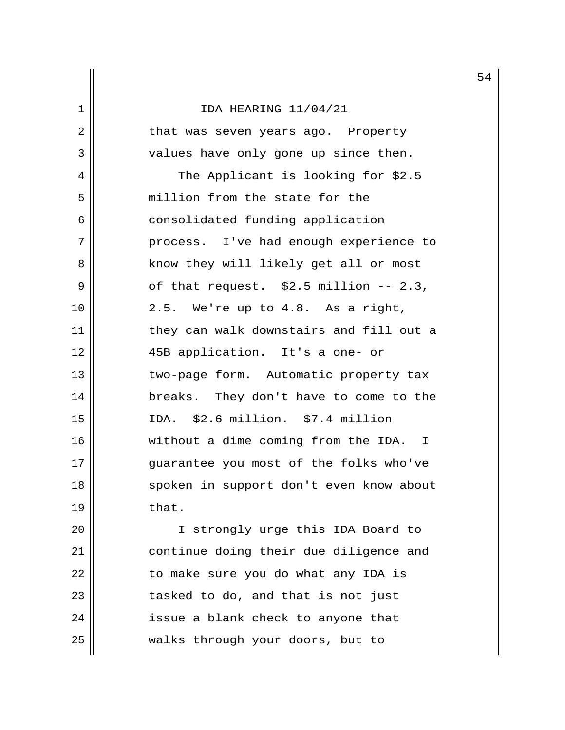that was seven years ago. Property values have only gone up since then.

The Applicant is looking for $2.5 million from the state for the consolidated funding application process. I've had enough experience to know they will likely get all or most of that request. $2.5 million -- 2.3, 2.5. We're up to 4.8. As a right, they can walk downstairs and fill out a 45B application. It's a one- or two-page form. Automatic property tax breaks. They don't have to come to the IDA. $2.6 million. $7.4 million without a dime coming from the IDA. I guarantee you most of the folks who've spoken in support don't even know about that.

I strongly urge this IDA Board to continue doing their due diligence and to make sure you do what any IDA is tasked to do, and that is not just issue a blank check to anyone that walks through your doors, but to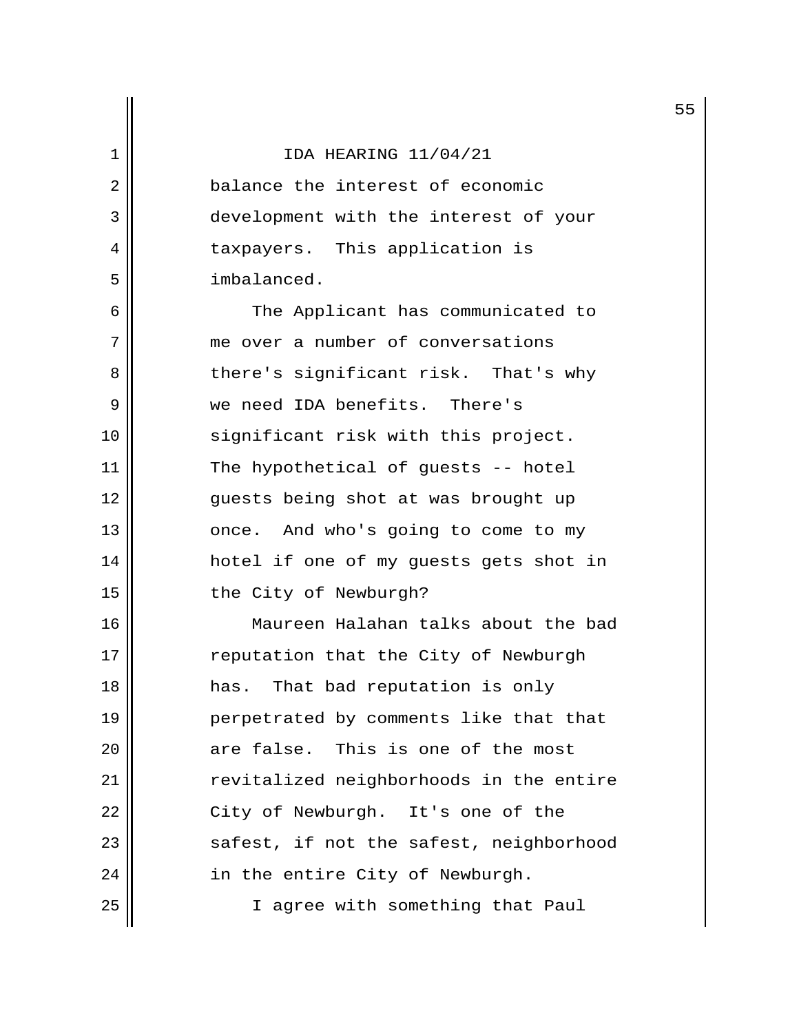balance the interest of economic development with the interest of your taxpayers. This application is imbalanced.

The Applicant has communicated to me over a number of conversations there's significant risk. That's why we need IDA benefits. There's significant risk with this project. The hypothetical of guests -- hotel guests being shot at was brought up once. And who's going to come to my hotel if one of my guests gets shot in the City of Newburgh?

Maureen Halahan talks about the bad reputation that the City of Newburgh has. That bad reputation is only perpetrated by comments like that that are false. This is one of the most revitalized neighborhoods in the entire City of Newburgh. It's one of the safest, if not the safest, neighborhood in the entire City of Newburgh.

I agree with something that Paul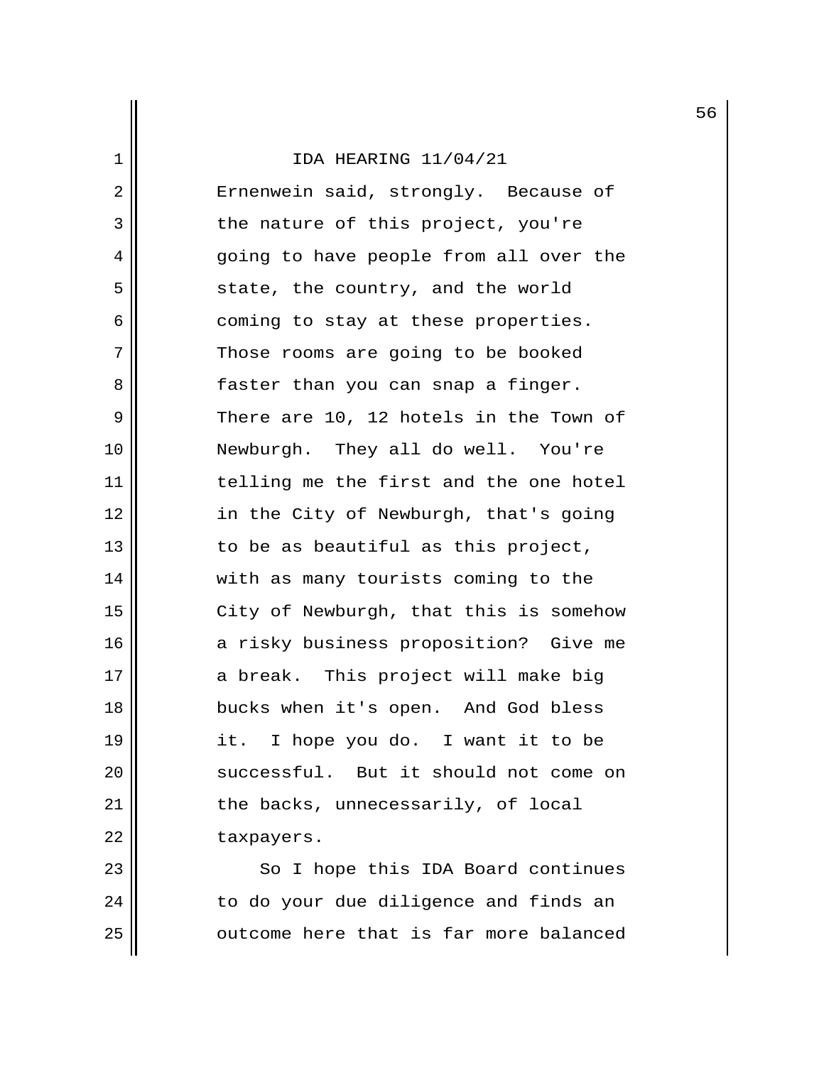IDA HEARING 11/04/21

Ernenwein said, strongly. Because of the nature of this project, you're going to have people from all over the state, the country, and the world coming to stay at these properties. Those rooms are going to be booked faster than you can snap a finger. There are 10, 12 hotels in the Town of Newburgh. They all do well. You're telling me the first and the one hotel in the City of Newburgh, that's going to be as beautiful as this project, with as many tourists coming to the City of Newburgh, that this is somehow a risky business proposition? Give me a break. This project will make big bucks when it's open. And God bless it. I hope you do. I want it to be successful. But it should not come on the backs, unnecessarily, of local taxpayers.

So I hope this IDA Board continues to do your due diligence and finds an outcome here that is far more balanced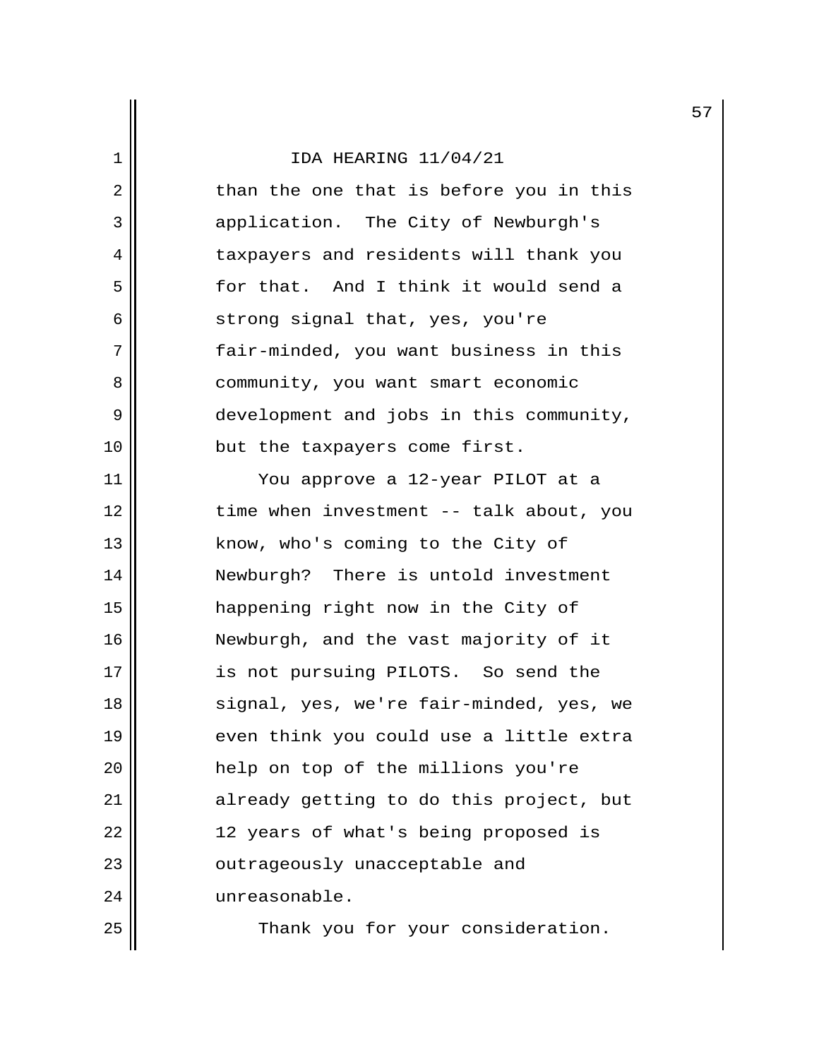than the one that is before you in this application. The City of Newburgh's taxpayers and residents will thank you for that. And I think it would send a strong signal that, yes, you're fair-minded, you want business in this community, you want smart economic development and jobs in this community, but the taxpayers come first.

You approve a 12-year PILOT at a time when investment -- talk about, you know, who's coming to the City of Newburgh? There is untold investment happening right now in the City of Newburgh, and the vast majority of it is not pursuing PILOTS. So send the signal, yes, we're fair-minded, yes, we even think you could use a little extra help on top of the millions you're already getting to do this project, but 12 years of what's being proposed is outrageously unacceptable and unreasonable.

Thank you for your consideration.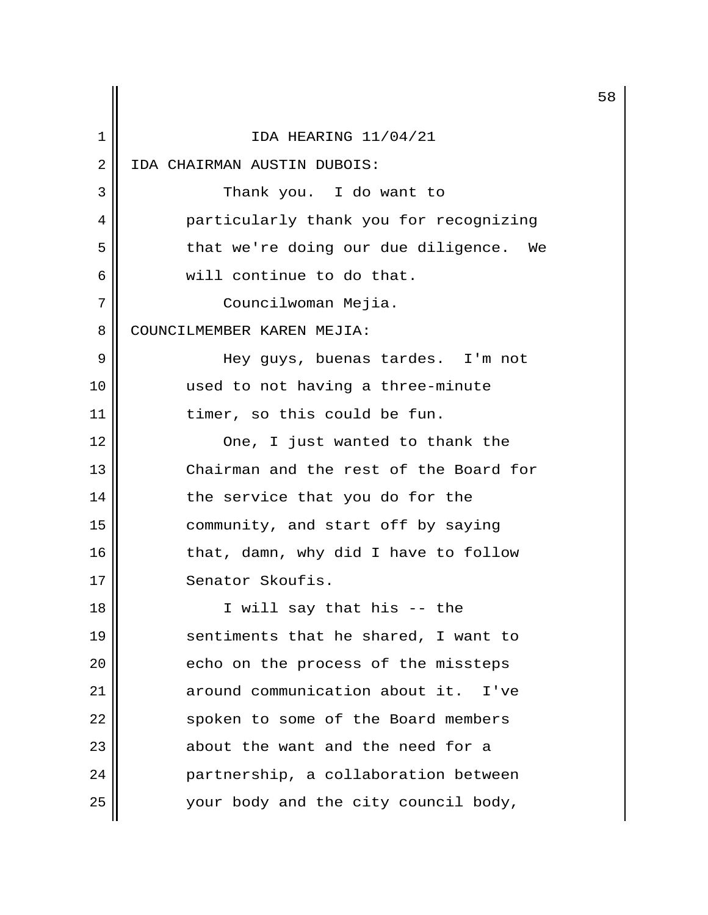IDA HEARING 11/04/21

IDA CHAIRMAN AUSTIN DUBOIS:

Thank you. I do want to particularly thank you for recognizing that we're doing our due diligence. We will continue to do that.

Councilwoman Mejia.

COUNCILMEMBER KAREN MEJIA:

Hey guys, buenas tardes. I'm not used to not having a three-minute timer, so this could be fun.

One, I just wanted to thank the Chairman and the rest of the Board for the service that you do for the community, and start off by saying that, damn, why did I have to follow Senator Skoufis.

I will say that his -- the sentiments that he shared, I want to echo on the process of the missteps around communication about it. I've spoken to some of the Board members about the want and the need for a partnership, a collaboration between your body and the city council body,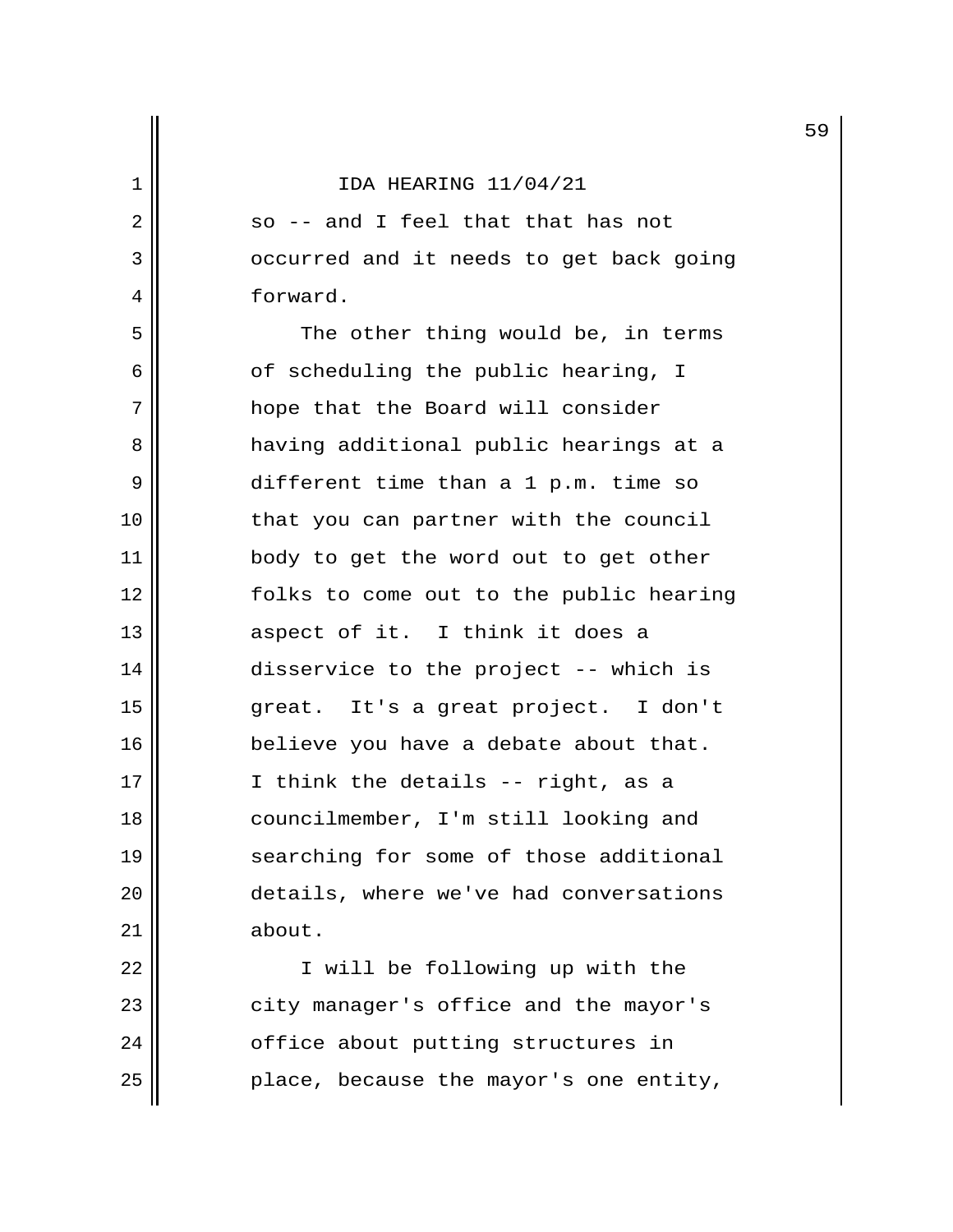IDA HEARING 11/04/21

so -- and I feel that that has not occurred and it needs to get back going forward.

The other thing would be, in terms of scheduling the public hearing, I hope that the Board will consider having additional public hearings at a different time than a 1 p.m. time so that you can partner with the council body to get the word out to get other folks to come out to the public hearing aspect of it. I think it does a disservice to the project -- which is great. It's a great project. I don't believe you have a debate about that. I think the details -- right, as a councilmember, I'm still looking and searching for some of those additional details, where we've had conversations about.

I will be following up with the city manager's office and the mayor's office about putting structures in place, because the mayor's one entity,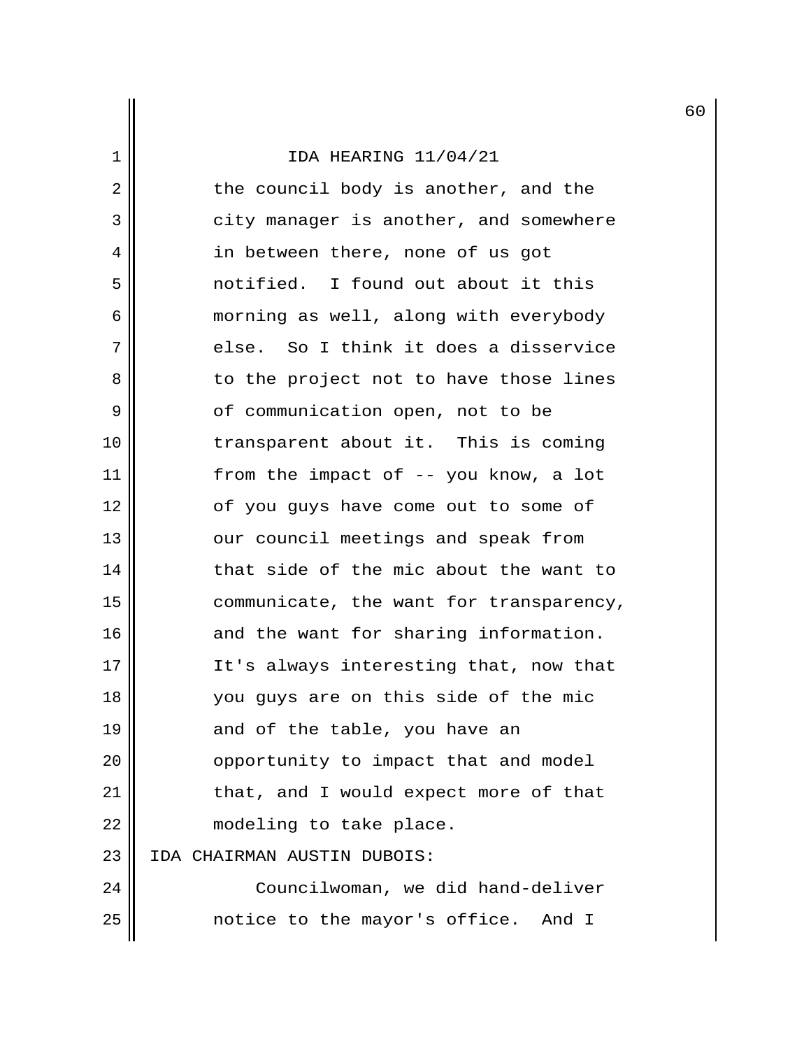the council body is another, and the city manager is another, and somewhere in between there, none of us got notified. I found out about it this morning as well, along with everybody else. So I think it does a disservice to the project not to have those lines of communication open, not to be transparent about it. This is coming from the impact of -- you know, a lot of you guys have come out to some of our council meetings and speak from that side of the mic about the want to communicate, the want for transparency, and the want for sharing information. It's always interesting that, now that you guys are on this side of the mic and of the table, you have an opportunity to impact that and model that, and I would expect more of that modeling to take place.

IDA CHAIRMAN AUSTIN DUBOIS:

Councilwoman, we did hand-deliver notice to the mayor's office. And I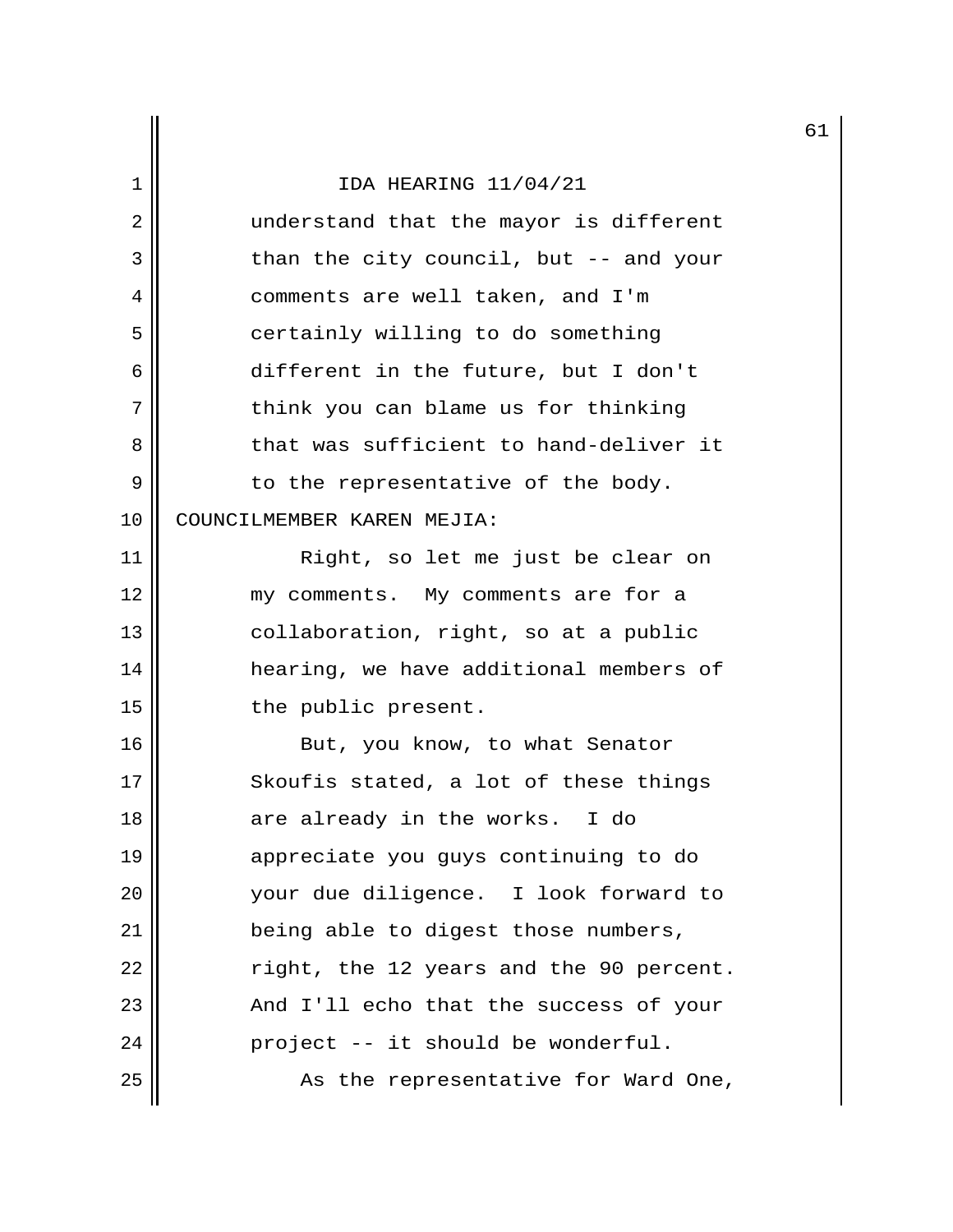understand that the mayor is different than the city council, but -- and your comments are well taken, and I'm certainly willing to do something different in the future, but I don't think you can blame us for thinking that was sufficient to hand-deliver it to the representative of the body.

COUNCILMEMBER KAREN MEJIA:

Right, so let me just be clear on my comments. My comments are for a collaboration, right, so at a public hearing, we have additional members of the public present.

But, you know, to what Senator Skoufis stated, a lot of these things are already in the works. I do appreciate you guys continuing to do your due diligence. I look forward to being able to digest those numbers, right, the 12 years and the 90 percent. And I'll echo that the success of your project -- it should be wonderful.

As the representative for Ward One,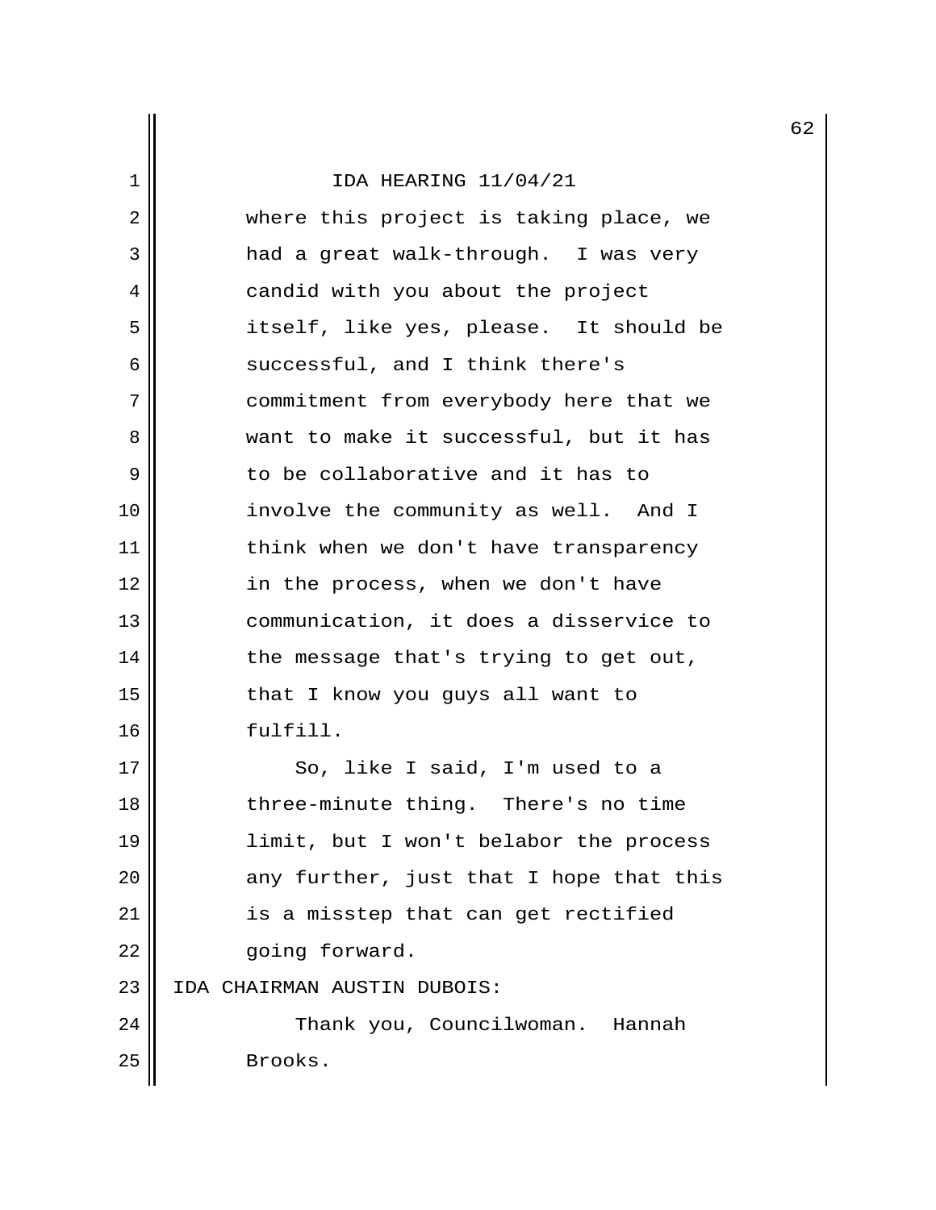where this project is taking place, we had a great walk-through. I was very candid with you about the project itself, like yes, please. It should be successful, and I think there's commitment from everybody here that we want to make it successful, but it has to be collaborative and it has to involve the community as well. And I think when we don't have transparency in the process, when we don't have communication, it does a disservice to the message that's trying to get out, that I know you guys all want to fulfill.

So, like I said, I'm used to a three-minute thing. There's no time limit, but I won't belabor the process any further, just that I hope that this is a misstep that can get rectified going forward.

IDA CHAIRMAN AUSTIN DUBOIS:

Thank you, Councilwoman. Hannah Brooks.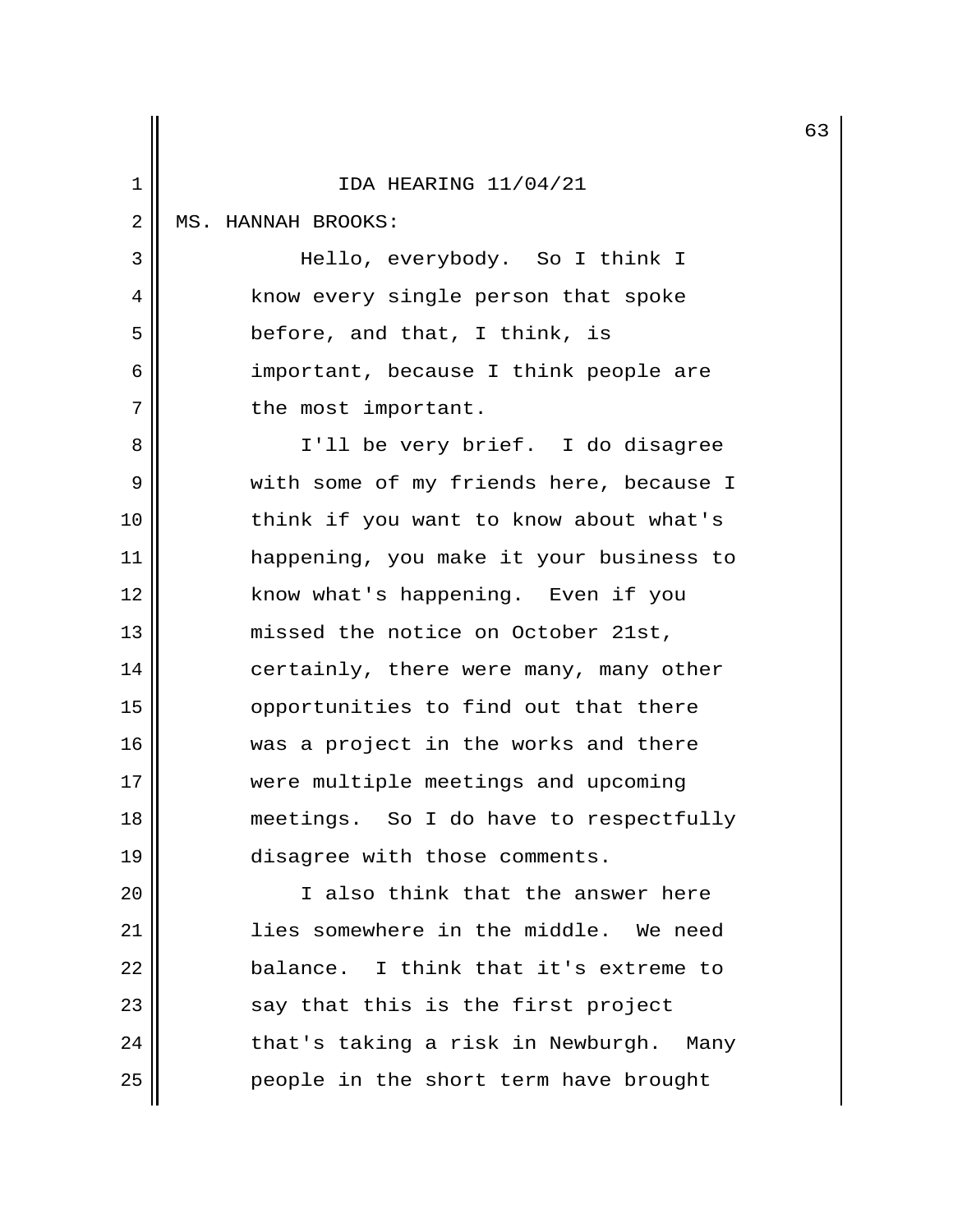IDA HEARING 11/04/21

MS. HANNAH BROOKS:

Hello, everybody. So I think I know every single person that spoke before, and that, I think, is important, because I think people are the most important.

I'll be very brief. I do disagree with some of my friends here, because I think if you want to know about what's happening, you make it your business to know what's happening. Even if you missed the notice on October 21st, certainly, there were many, many other opportunities to find out that there was a project in the works and there were multiple meetings and upcoming meetings. So I do have to respectfully disagree with those comments.

I also think that the answer here lies somewhere in the middle. We need balance. I think that it's extreme to say that this is the first project that's taking a risk in Newburgh. Many people in the short term have brought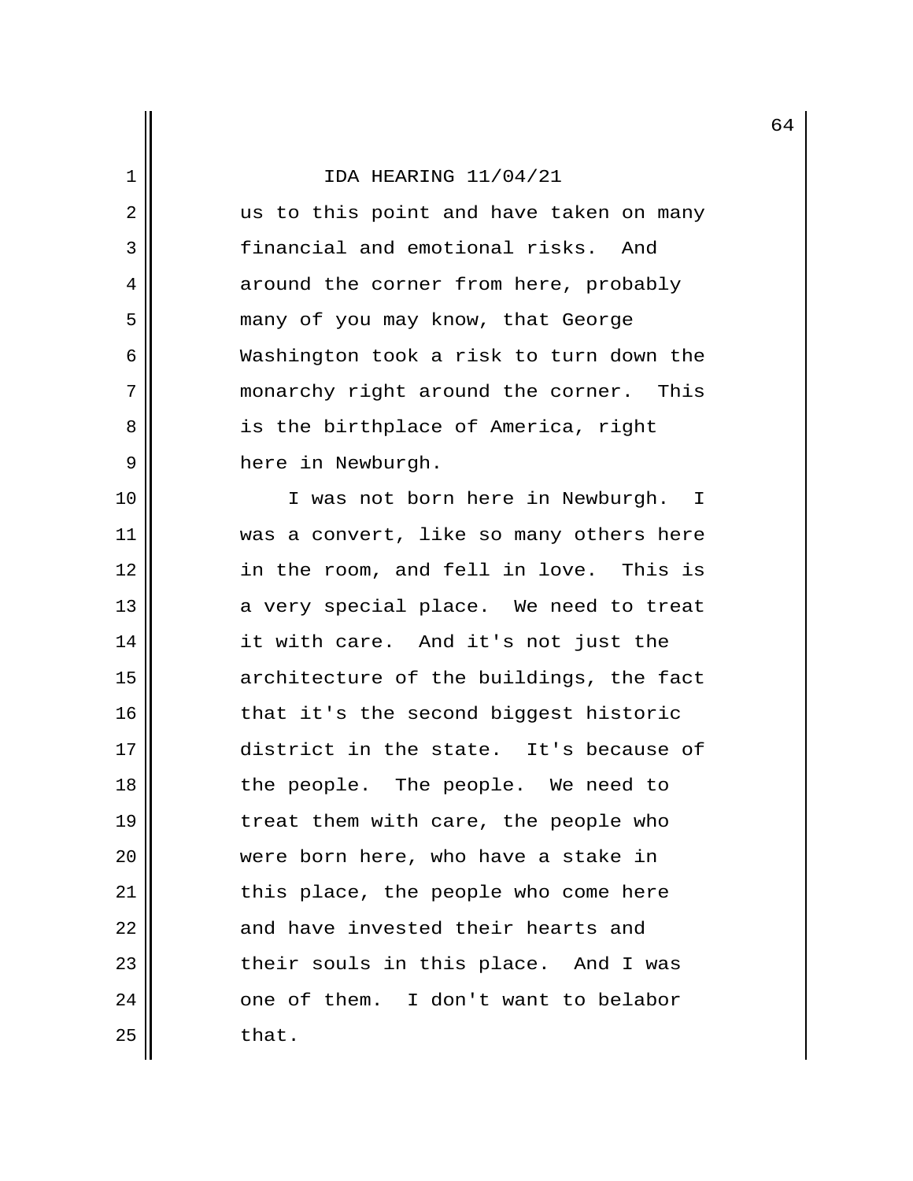us to this point and have taken on many financial and emotional risks. And around the corner from here, probably many of you may know, that George Washington took a risk to turn down the monarchy right around the corner. This is the birthplace of America, right here in Newburgh.

I was not born here in Newburgh. I was a convert, like so many others here in the room, and fell in love. This is a very special place. We need to treat it with care. And it's not just the architecture of the buildings, the fact that it's the second biggest historic district in the state. It's because of the people. The people. We need to treat them with care, the people who were born here, who have a stake in this place, the people who come here and have invested their hearts and their souls in this place. And I was one of them. I don't want to belabor that.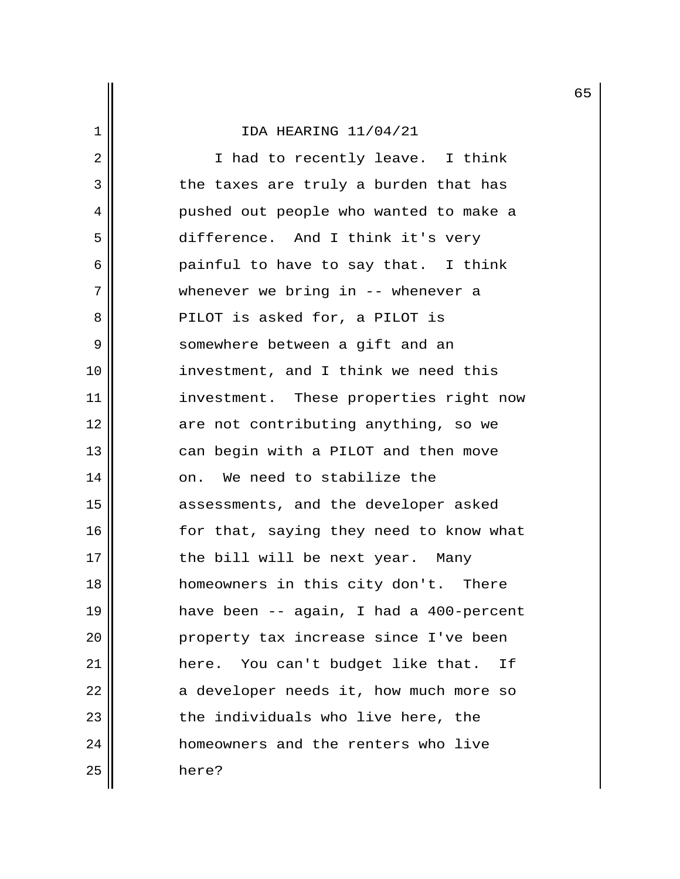IDA HEARING 11/04/21

I had to recently leave. I think the taxes are truly a burden that has pushed out people who wanted to make a difference. And I think it's very painful to have to say that. I think whenever we bring in -- whenever a PILOT is asked for, a PILOT is somewhere between a gift and an investment, and I think we need this investment. These properties right now are not contributing anything, so we can begin with a PILOT and then move on. We need to stabilize the assessments, and the developer asked for that, saying they need to know what the bill will be next year. Many homeowners in this city don't. There have been -- again, I had a 400-percent property tax increase since I've been here. You can't budget like that. If a developer needs it, how much more so the individuals who live here, the homeowners and the renters who live here?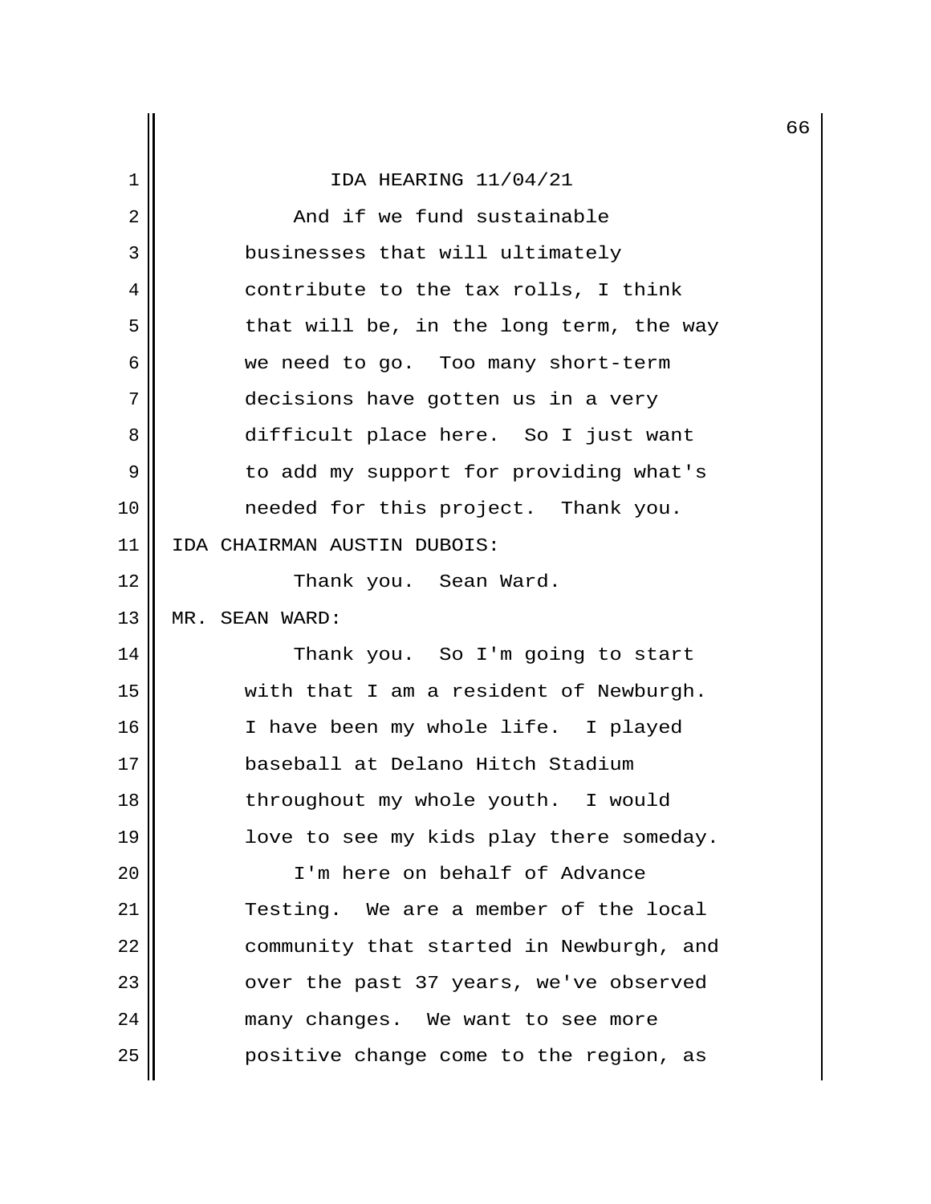IDA HEARING 11/04/21

And if we fund sustainable businesses that will ultimately contribute to the tax rolls, I think that will be, in the long term, the way we need to go. Too many short-term decisions have gotten us in a very difficult place here. So I just want to add my support for providing what's needed for this project. Thank you.

IDA CHAIRMAN AUSTIN DUBOIS:

Thank you. Sean Ward.

MR. SEAN WARD:

Thank you. So I'm going to start with that I am a resident of Newburgh. I have been my whole life. I played baseball at Delano Hitch Stadium throughout my whole youth. I would love to see my kids play there someday.

I'm here on behalf of Advance Testing. We are a member of the local community that started in Newburgh, and over the past 37 years, we've observed many changes. We want to see more positive change come to the region, as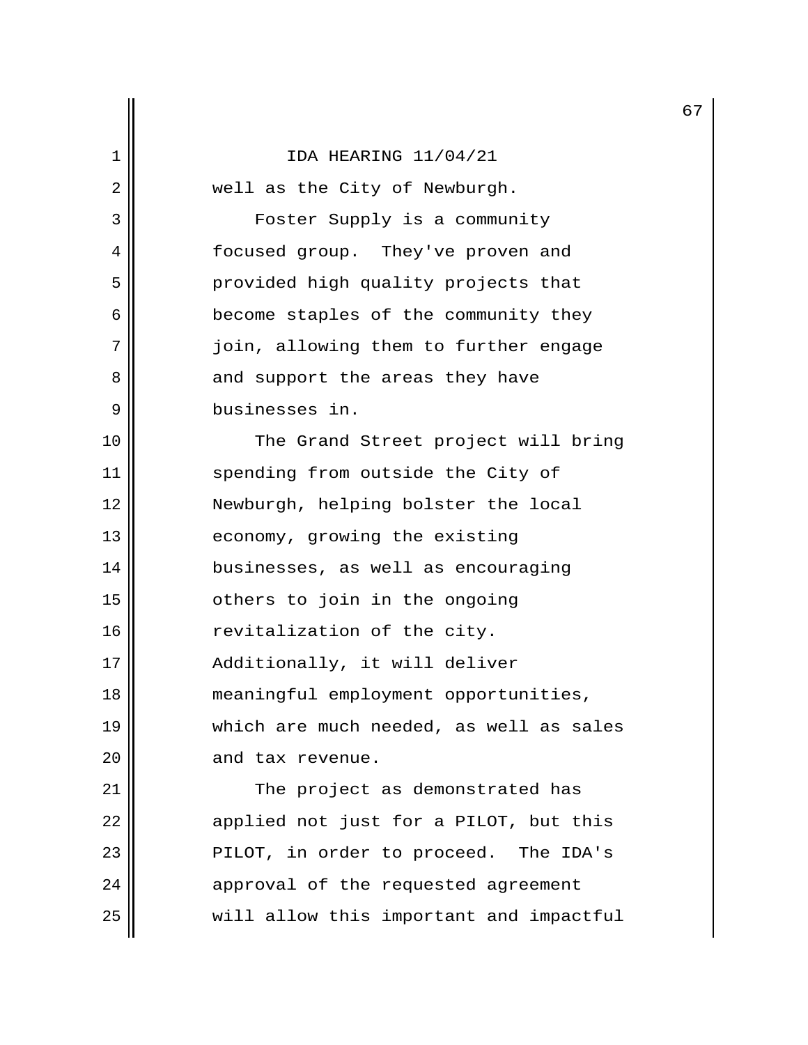well as the City of Newburgh.

Foster Supply is a community focused group. They've proven and provided high quality projects that become staples of the community they join, allowing them to further engage and support the areas they have businesses in.

The Grand Street project will bring spending from outside the City of Newburgh, helping bolster the local economy, growing the existing businesses, as well as encouraging others to join in the ongoing revitalization of the city. Additionally, it will deliver meaningful employment opportunities, which are much needed, as well as sales and tax revenue.

The project as demonstrated has applied not just for a PILOT, but this PILOT, in order to proceed. The IDA's approval of the requested agreement will allow this important and impactful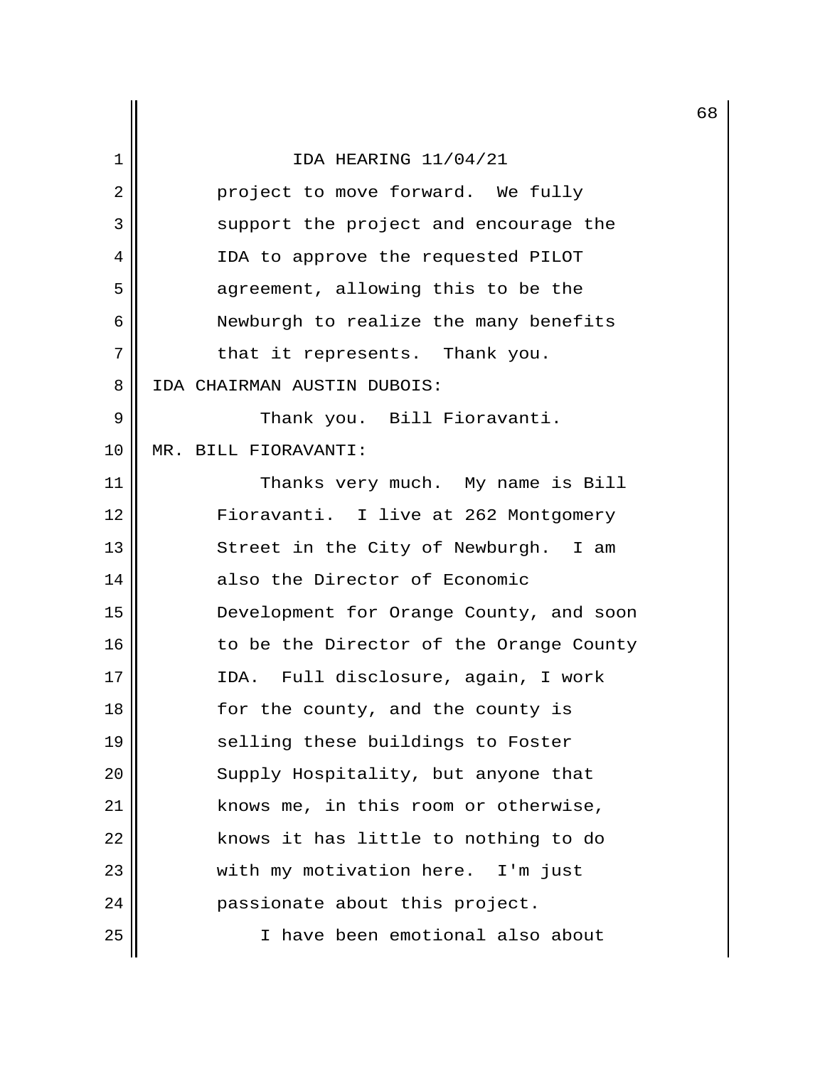project to move forward. We fully support the project and encourage the IDA to approve the requested PILOT agreement, allowing this to be the Newburgh to realize the many benefits that it represents. Thank you.

IDA CHAIRMAN AUSTIN DUBOIS:

Thank you. Bill Fioravanti.

MR. BILL FIORAVANTI:

Thanks very much. My name is Bill Fioravanti. I live at 262 Montgomery Street in the City of Newburgh. I am also the Director of Economic Development for Orange County, and soon to be the Director of the Orange County IDA. Full disclosure, again, I work for the county, and the county is selling these buildings to Foster Supply Hospitality, but anyone that knows me, in this room or otherwise, knows it has little to nothing to do with my motivation here. I'm just passionate about this project.

I have been emotional also about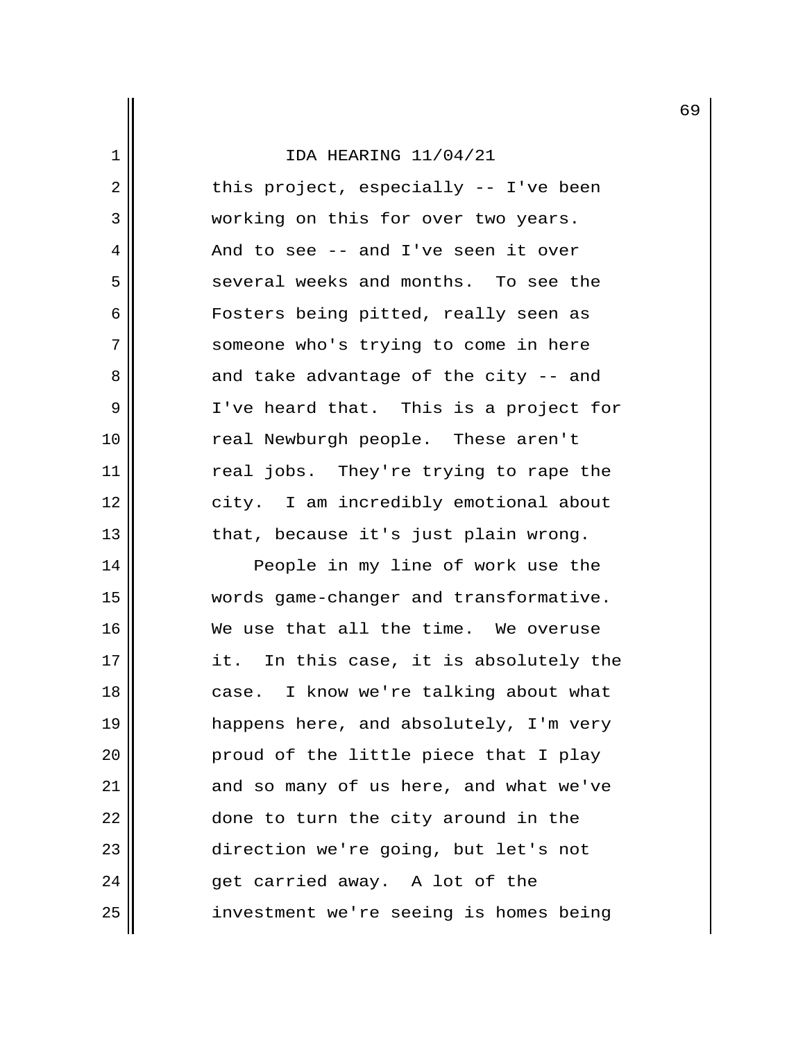this project, especially -- I've been working on this for over two years. And to see -- and I've seen it over several weeks and months. To see the Fosters being pitted, really seen as someone who's trying to come in here and take advantage of the city -- and I've heard that. This is a project for real Newburgh people. These aren't real jobs. They're trying to rape the city. I am incredibly emotional about that, because it's just plain wrong.

People in my line of work use the words game-changer and transformative. We use that all the time. We overuse it. In this case, it is absolutely the case. I know we're talking about what happens here, and absolutely, I'm very proud of the little piece that I play and so many of us here, and what we've done to turn the city around in the direction we're going, but let's not get carried away. A lot of the investment we're seeing is homes being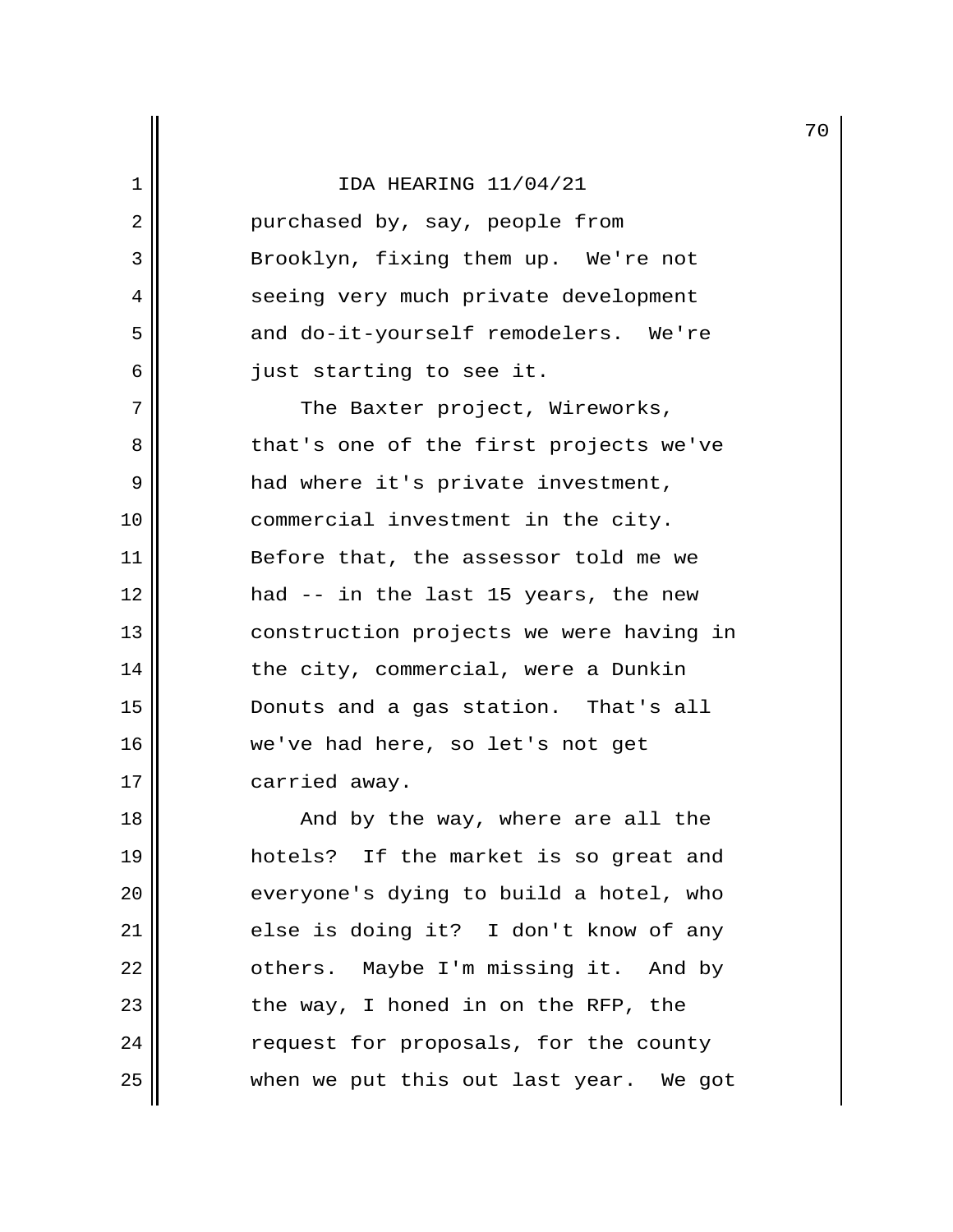purchased by, say, people from Brooklyn, fixing them up. We're not seeing very much private development and do-it-yourself remodelers. We're just starting to see it.

The Baxter project, Wireworks, that's one of the first projects we've had where it's private investment, commercial investment in the city. Before that, the assessor told me we had -- in the last 15 years, the new construction projects we were having in the city, commercial, were a Dunkin Donuts and a gas station. That's all we've had here, so let's not get carried away.

And by the way, where are all the hotels? If the market is so great and everyone's dying to build a hotel, who else is doing it? I don't know of any others. Maybe I'm missing it. And by the way, I honed in on the RFP, the request for proposals, for the county when we put this out last year. We got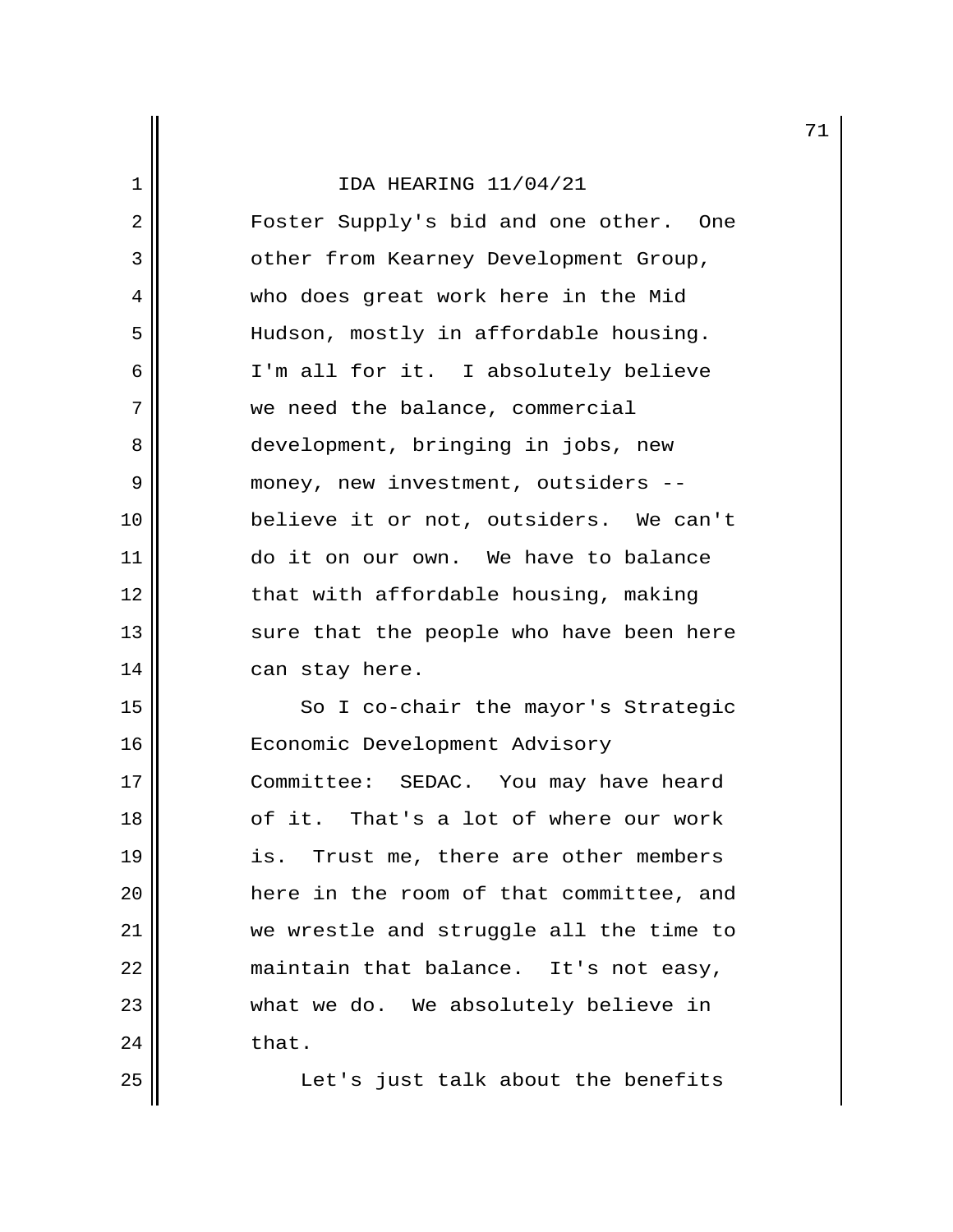IDA HEARING 11/04/21

Foster Supply's bid and one other. One other from Kearney Development Group, who does great work here in the Mid Hudson, mostly in affordable housing. I'm all for it. I absolutely believe we need the balance, commercial development, bringing in jobs, new money, new investment, outsiders -- believe it or not, outsiders. We can't do it on our own. We have to balance that with affordable housing, making sure that the people who have been here can stay here.

So I co-chair the mayor's Strategic Economic Development Advisory Committee: SEDAC. You may have heard of it. That's a lot of where our work is. Trust me, there are other members here in the room of that committee, and we wrestle and struggle all the time to maintain that balance. It's not easy, what we do. We absolutely believe in that.

Let's just talk about the benefits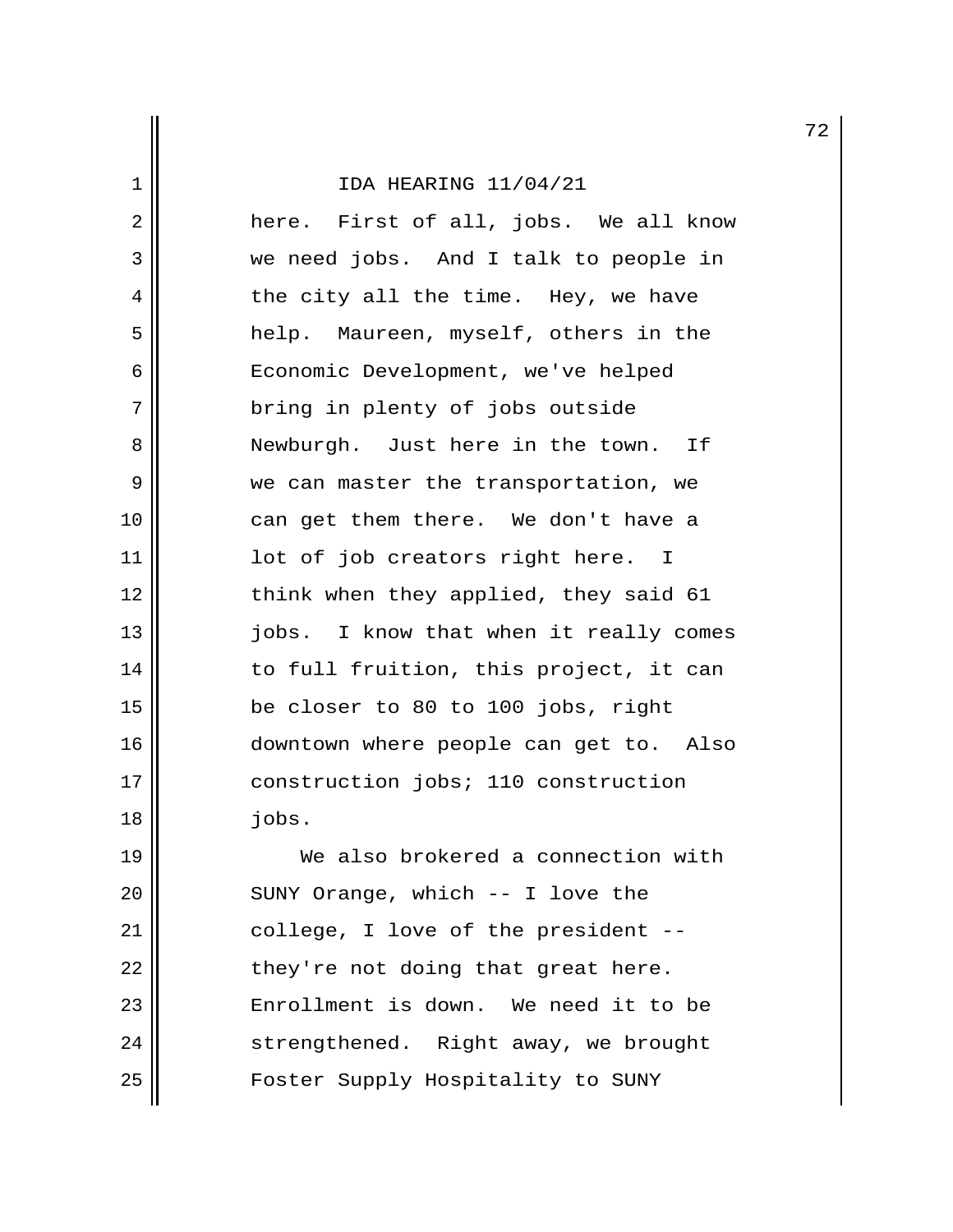here. First of all, jobs. We all know we need jobs. And I talk to people in the city all the time. Hey, we have help. Maureen, myself, others in the Economic Development, we've helped bring in plenty of jobs outside Newburgh. Just here in the town. If we can master the transportation, we can get them there. We don't have a lot of job creators right here. I think when they applied, they said 61 jobs. I know that when it really comes to full fruition, this project, it can be closer to 80 to 100 jobs, right downtown where people can get to. Also construction jobs; 110 construction jobs.

We also brokered a connection with SUNY Orange, which -- I love the college, I love of the president -- they're not doing that great here. Enrollment is down. We need it to be strengthened. Right away, we brought Foster Supply Hospitality to SUNY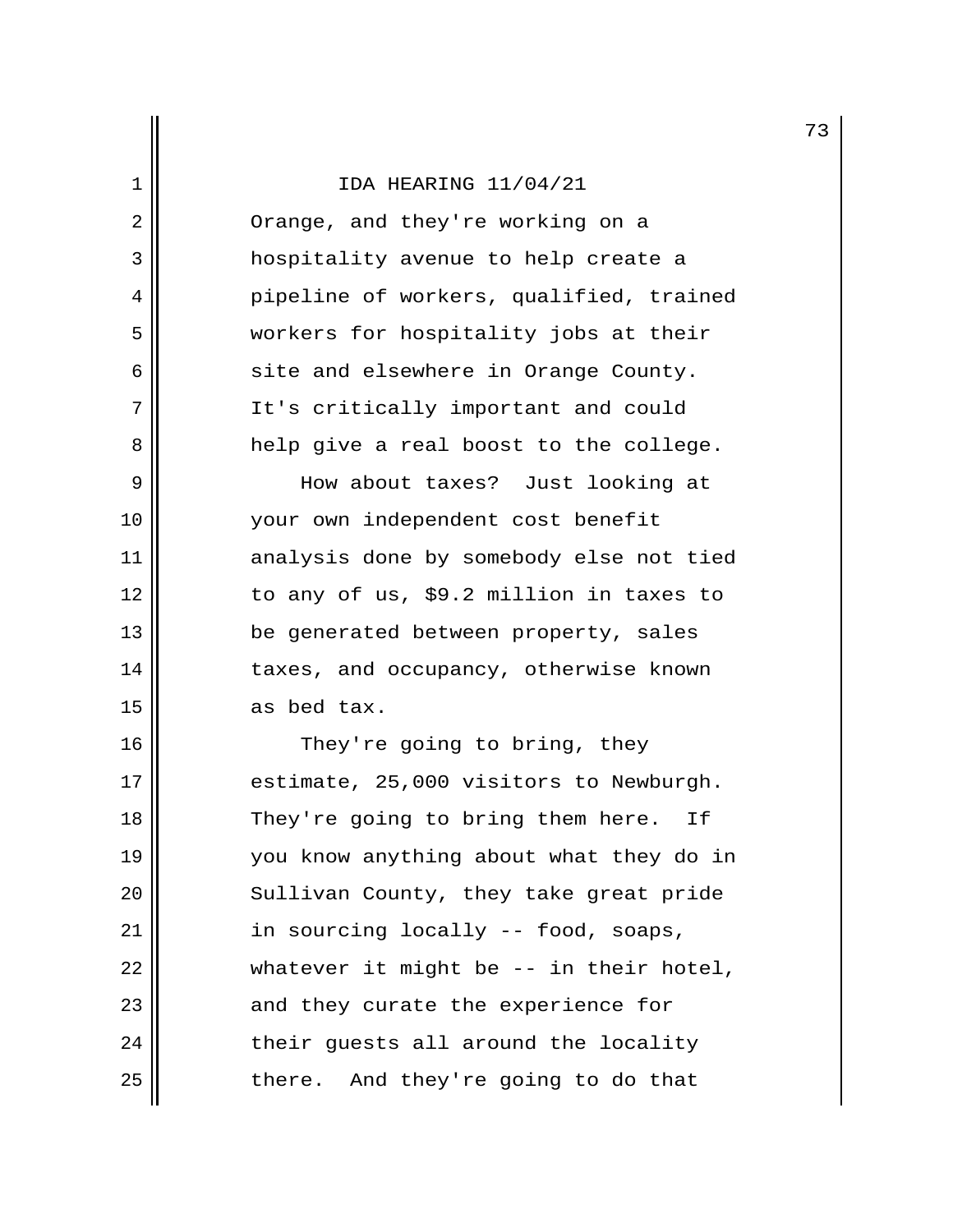Orange, and they're working on a hospitality avenue to help create a pipeline of workers, qualified, trained workers for hospitality jobs at their site and elsewhere in Orange County. It's critically important and could help give a real boost to the college.

How about taxes? Just looking at your own independent cost benefit analysis done by somebody else not tied to any of us, $9.2 million in taxes to be generated between property, sales taxes, and occupancy, otherwise known as bed tax.

They're going to bring, they estimate, 25,000 visitors to Newburgh. They're going to bring them here. If you know anything about what they do in Sullivan County, they take great pride in sourcing locally -- food, soaps, whatever it might be -- in their hotel, and they curate the experience for their guests all around the locality there. And they're going to do that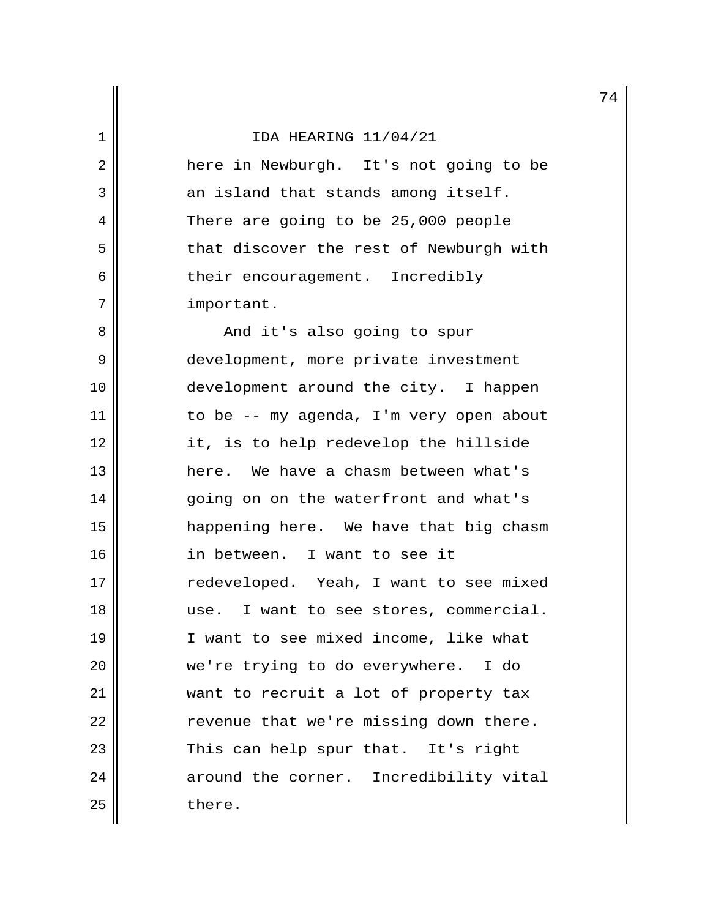IDA HEARING 11/04/21

here in Newburgh. It's not going to be an island that stands among itself. There are going to be 25,000 people that discover the rest of Newburgh with their encouragement. Incredibly important.

And it's also going to spur development, more private investment development around the city. I happen to be -- my agenda, I'm very open about it, is to help redevelop the hillside here. We have a chasm between what's going on on the waterfront and what's happening here. We have that big chasm in between. I want to see it redeveloped. Yeah, I want to see mixed use. I want to see stores, commercial. I want to see mixed income, like what we're trying to do everywhere. I do want to recruit a lot of property tax revenue that we're missing down there. This can help spur that. It's right around the corner. Incredibility vital there.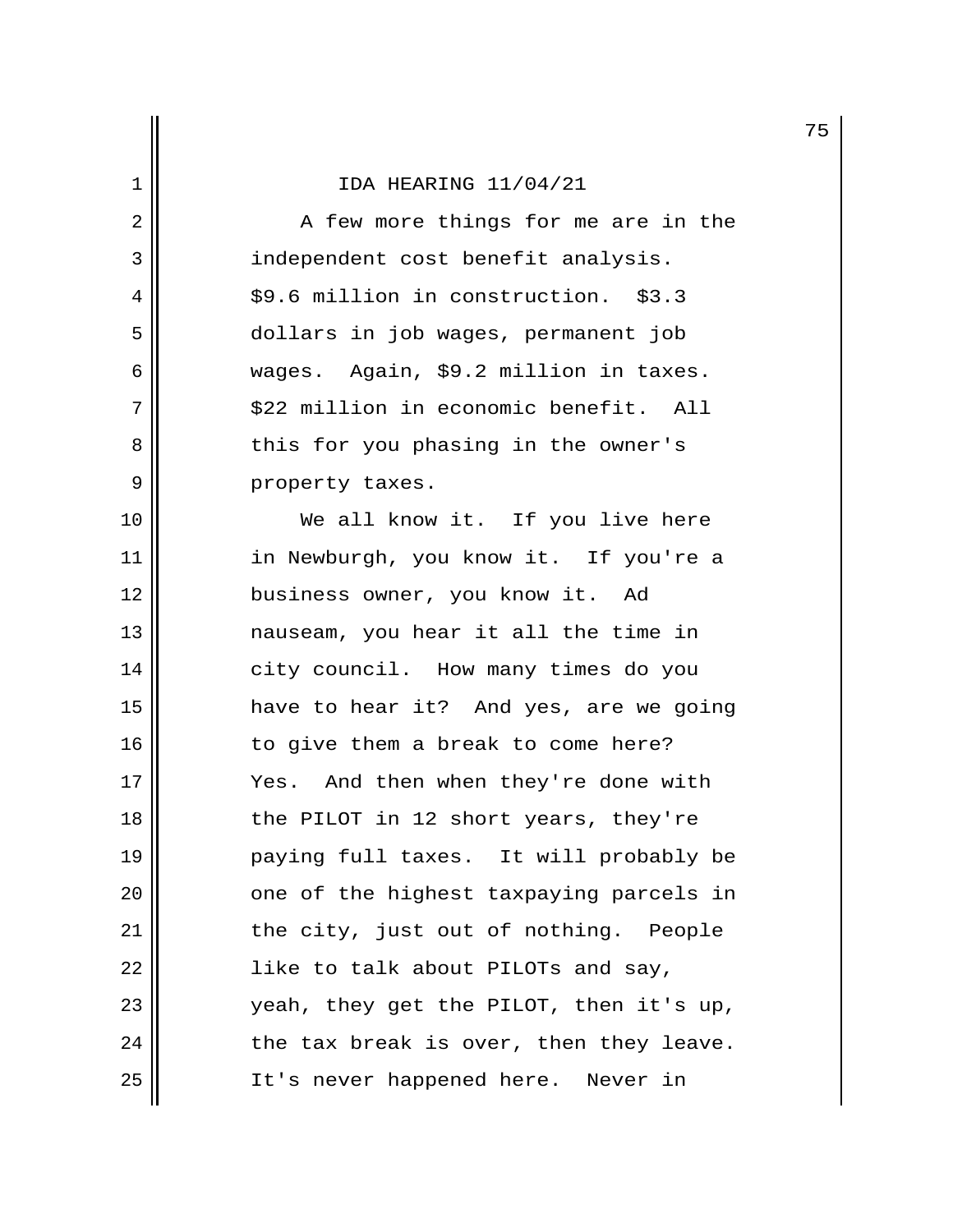IDA HEARING 11/04/21

A few more things for me are in the independent cost benefit analysis. $9.6 million in construction. $3.3 dollars in job wages, permanent job wages. Again, $9.2 million in taxes. $22 million in economic benefit. All this for you phasing in the owner's property taxes.

We all know it. If you live here in Newburgh, you know it. If you're a business owner, you know it. Ad nauseam, you hear it all the time in city council. How many times do you have to hear it? And yes, are we going to give them a break to come here? Yes. And then when they're done with the PILOT in 12 short years, they're paying full taxes. It will probably be one of the highest taxpaying parcels in the city, just out of nothing. People like to talk about PILOTs and say, yeah, they get the PILOT, then it's up, the tax break is over, then they leave. It's never happened here. Never in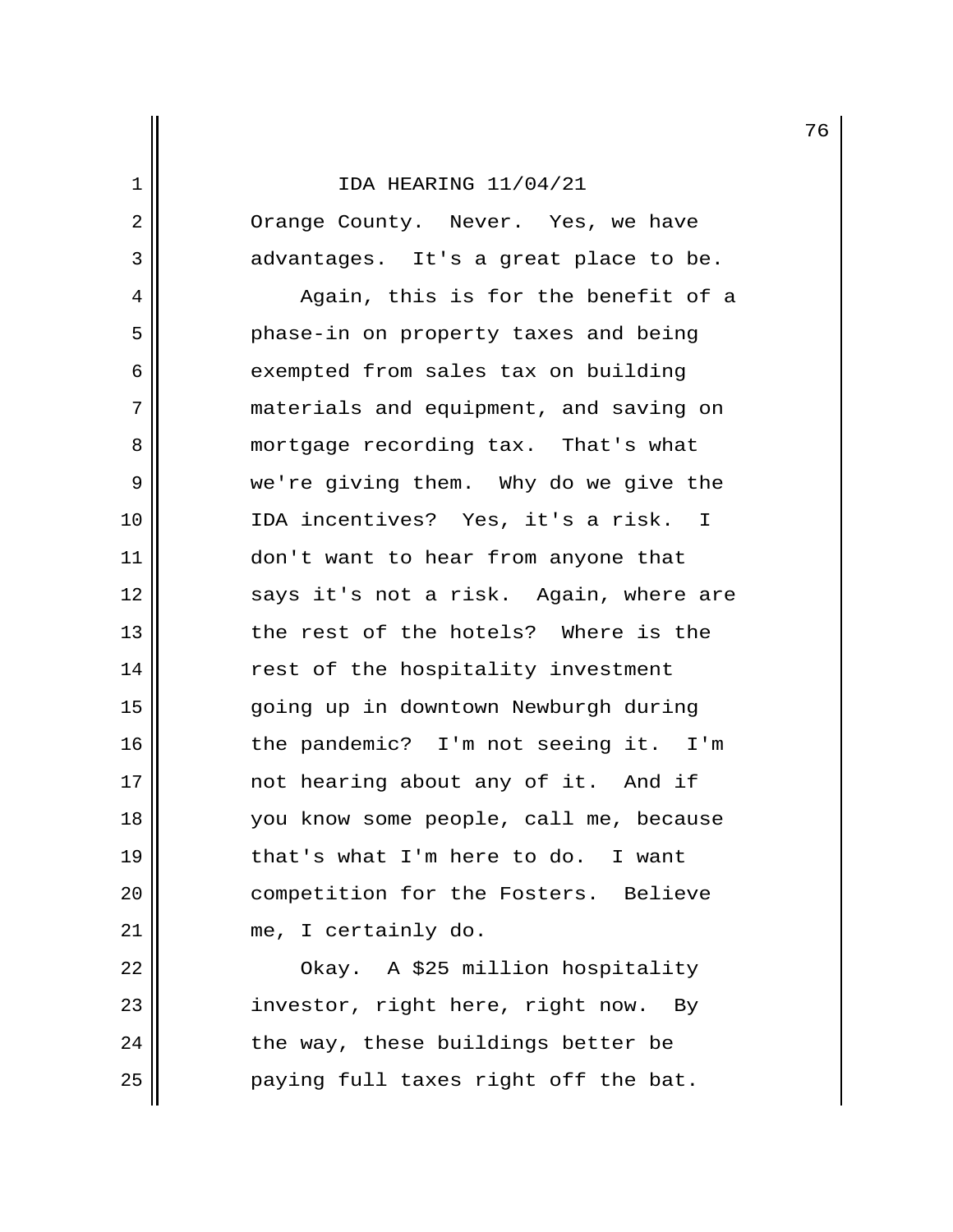IDA HEARING 11/04/21

Orange County. Never. Yes, we have advantages. It's a great place to be.

Again, this is for the benefit of a phase-in on property taxes and being exempted from sales tax on building materials and equipment, and saving on mortgage recording tax. That's what we're giving them. Why do we give the IDA incentives? Yes, it's a risk. I don't want to hear from anyone that says it's not a risk. Again, where are the rest of the hotels? Where is the rest of the hospitality investment going up in downtown Newburgh during the pandemic? I'm not seeing it. I'm not hearing about any of it. And if you know some people, call me, because that's what I'm here to do. I want competition for the Fosters. Believe me, I certainly do.

Okay. A $25 million hospitality investor, right here, right now. By the way, these buildings better be paying full taxes right off the bat.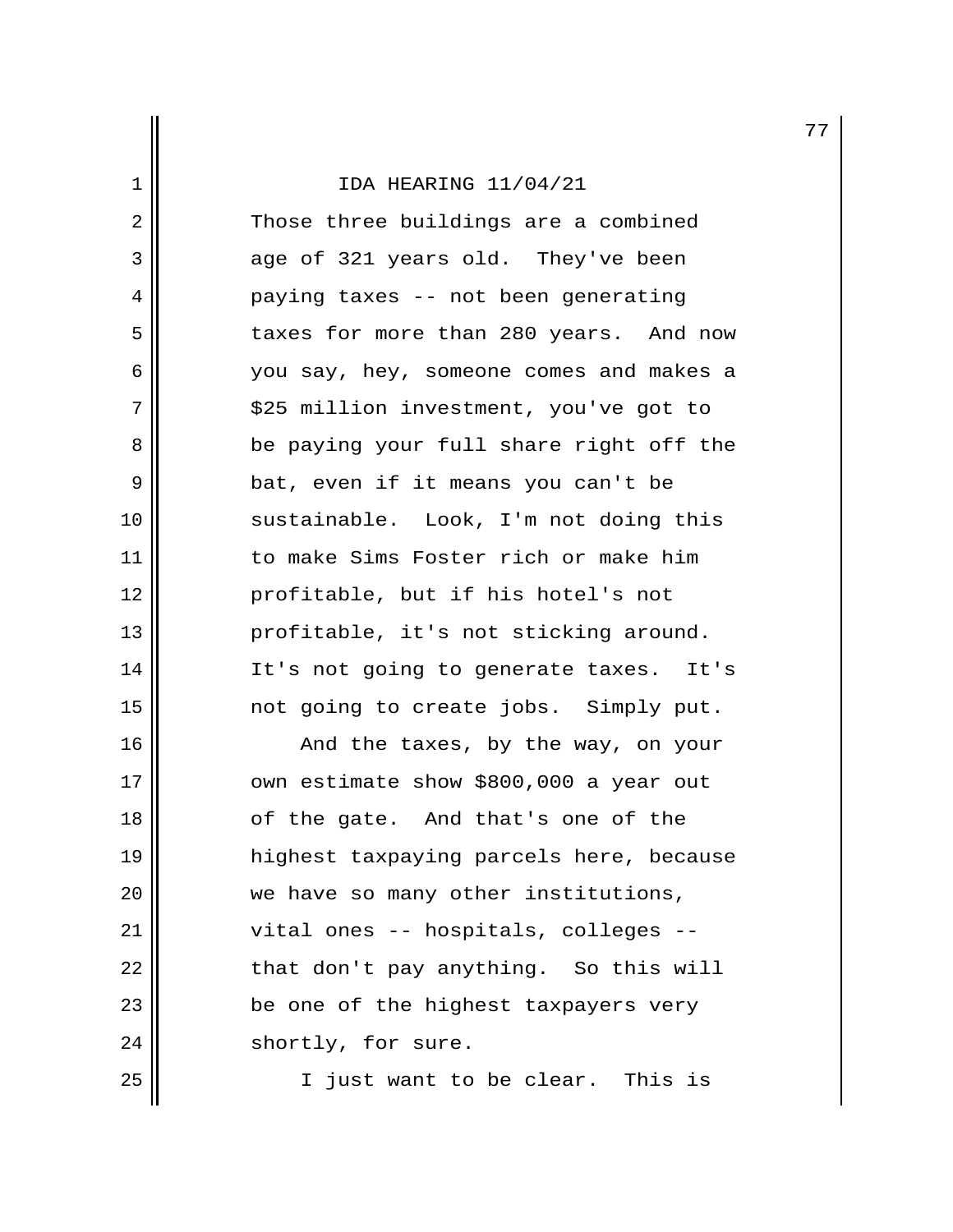IDA HEARING 11/04/21

Those three buildings are a combined age of 321 years old. They've been paying taxes -- not been generating taxes for more than 280 years. And now you say, hey, someone comes and makes a $25 million investment, you've got to be paying your full share right off the bat, even if it means you can't be sustainable. Look, I'm not doing this to make Sims Foster rich or make him profitable, but if his hotel's not profitable, it's not sticking around. It's not going to generate taxes. It's not going to create jobs. Simply put.

And the taxes, by the way, on your own estimate show $800,000 a year out of the gate. And that's one of the highest taxpaying parcels here, because we have so many other institutions, vital ones -- hospitals, colleges -- that don't pay anything. So this will be one of the highest taxpayers very shortly, for sure.

I just want to be clear. This is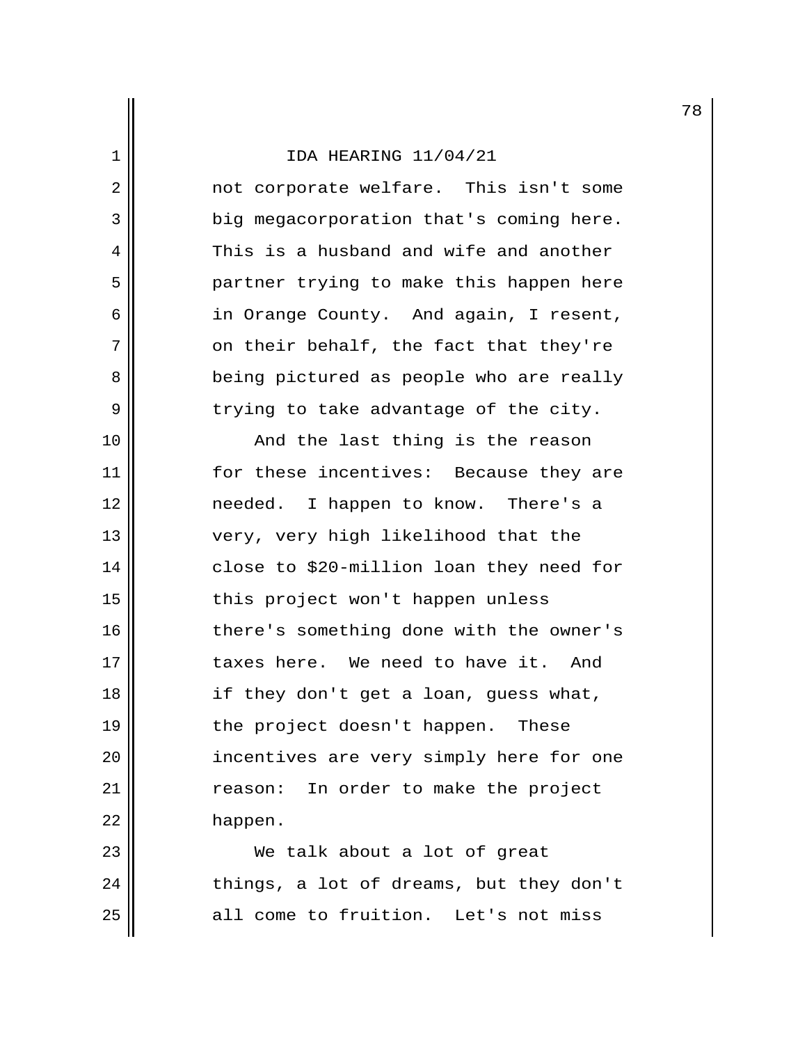not corporate welfare. This isn't some big megacorporation that's coming here. This is a husband and wife and another partner trying to make this happen here in Orange County. And again, I resent, on their behalf, the fact that they're being pictured as people who are really trying to take advantage of the city.

And the last thing is the reason for these incentives: Because they are needed. I happen to know. There's a very, very high likelihood that the close to $20-million loan they need for this project won't happen unless there's something done with the owner's taxes here. We need to have it. And if they don't get a loan, guess what, the project doesn't happen. These incentives are very simply here for one reason: In order to make the project happen.

We talk about a lot of great things, a lot of dreams, but they don't all come to fruition. Let's not miss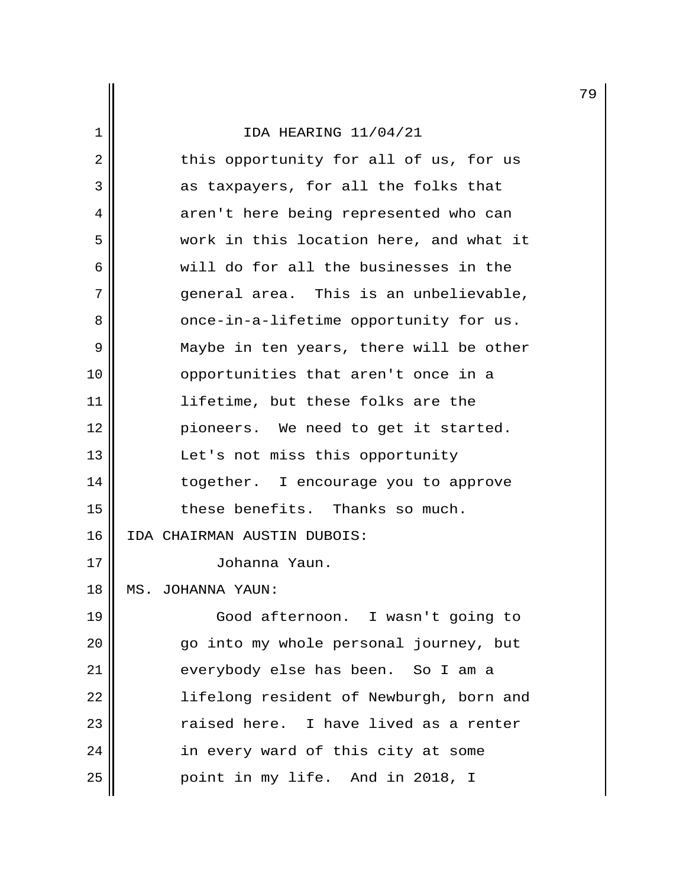this opportunity for all of us, for us as taxpayers, for all the folks that aren't here being represented who can work in this location here, and what it will do for all the businesses in the general area. This is an unbelievable, once-in-a-lifetime opportunity for us. Maybe in ten years, there will be other opportunities that aren't once in a lifetime, but these folks are the pioneers. We need to get it started. Let's not miss this opportunity together. I encourage you to approve these benefits. Thanks so much.

IDA CHAIRMAN AUSTIN DUBOIS:

Johanna Yaun.

MS. JOHANNA YAUN:

Good afternoon. I wasn't going to go into my whole personal journey, but everybody else has been. So I am a lifelong resident of Newburgh, born and raised here. I have lived as a renter in every ward of this city at some point in my life. And in 2018, I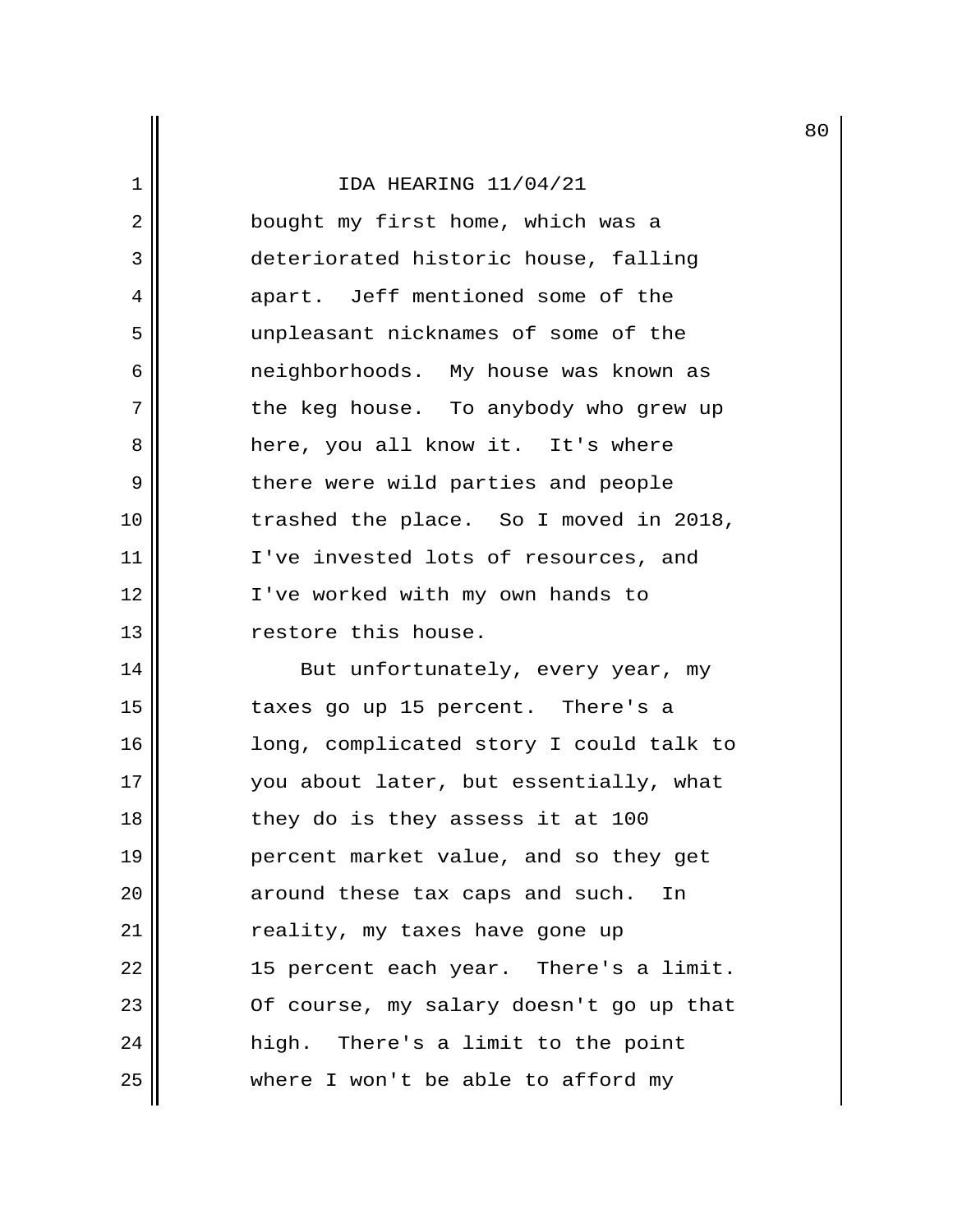bought my first home, which was a deteriorated historic house, falling apart. Jeff mentioned some of the unpleasant nicknames of some of the neighborhoods. My house was known as the keg house. To anybody who grew up here, you all know it. It's where there were wild parties and people trashed the place. So I moved in 2018, I've invested lots of resources, and I've worked with my own hands to restore this house.

But unfortunately, every year, my taxes go up 15 percent. There's a long, complicated story I could talk to you about later, but essentially, what they do is they assess it at 100 percent market value, and so they get around these tax caps and such. In reality, my taxes have gone up 15 percent each year. There's a limit. Of course, my salary doesn't go up that high. There's a limit to the point where I won't be able to afford my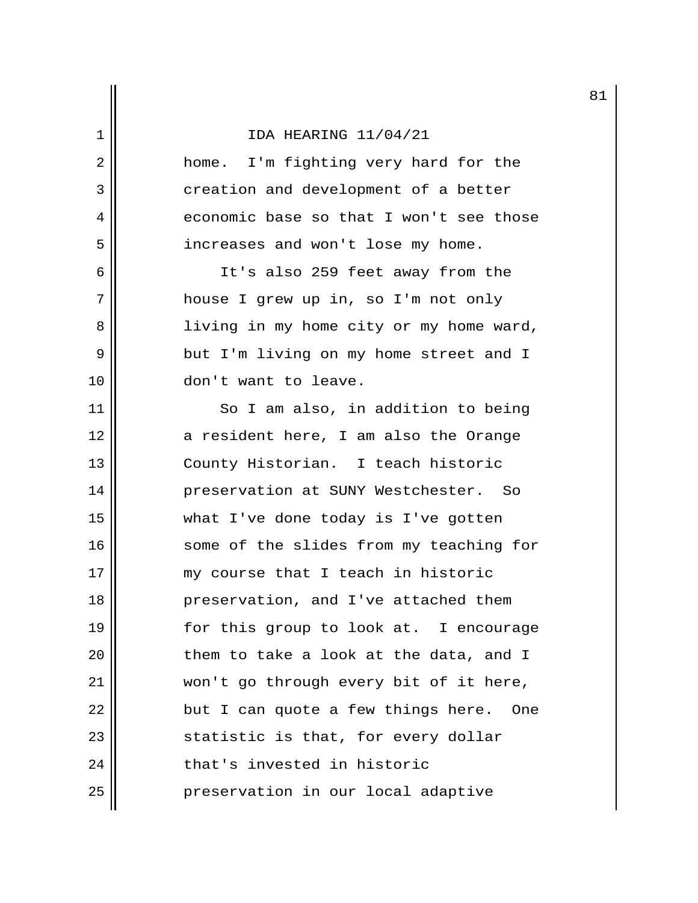home. I'm fighting very hard for the creation and development of a better economic base so that I won't see those increases and won't lose my home.

It's also 259 feet away from the house I grew up in, so I'm not only living in my home city or my home ward, but I'm living on my home street and I don't want to leave.

So I am also, in addition to being a resident here, I am also the Orange County Historian. I teach historic preservation at SUNY Westchester. So what I've done today is I've gotten some of the slides from my teaching for my course that I teach in historic preservation, and I've attached them for this group to look at. I encourage them to take a look at the data, and I won't go through every bit of it here, but I can quote a few things here. One statistic is that, for every dollar that's invested in historic preservation in our local adaptive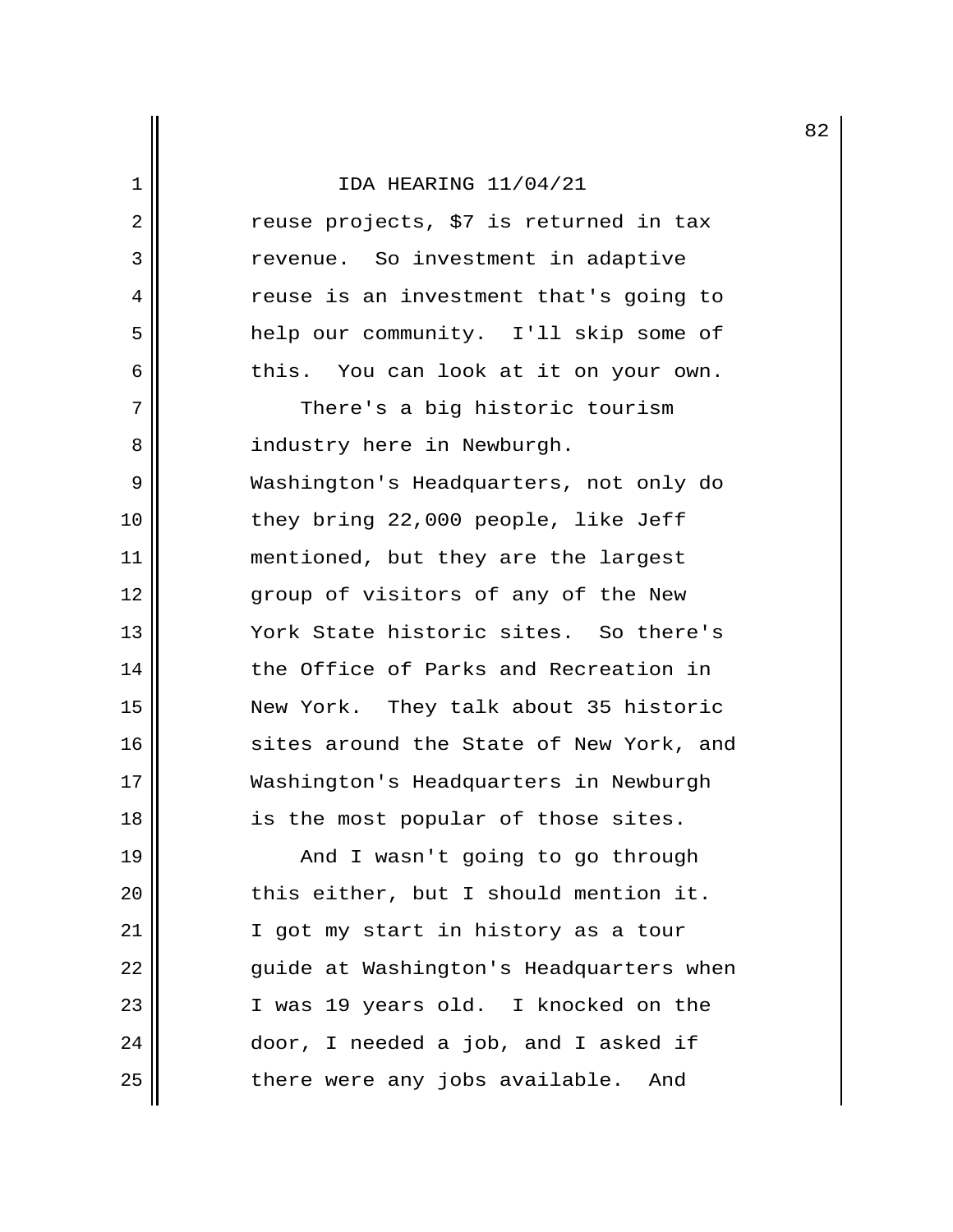reuse projects, $7 is returned in tax revenue. So investment in adaptive reuse is an investment that's going to help our community. I'll skip some of this. You can look at it on your own.

There's a big historic tourism industry here in Newburgh. Washington's Headquarters, not only do they bring 22,000 people, like Jeff mentioned, but they are the largest group of visitors of any of the New York State historic sites. So there's the Office of Parks and Recreation in New York. They talk about 35 historic sites around the State of New York, and Washington's Headquarters in Newburgh is the most popular of those sites.

And I wasn't going to go through this either, but I should mention it. I got my start in history as a tour guide at Washington's Headquarters when I was 19 years old. I knocked on the door, I needed a job, and I asked if there were any jobs available. And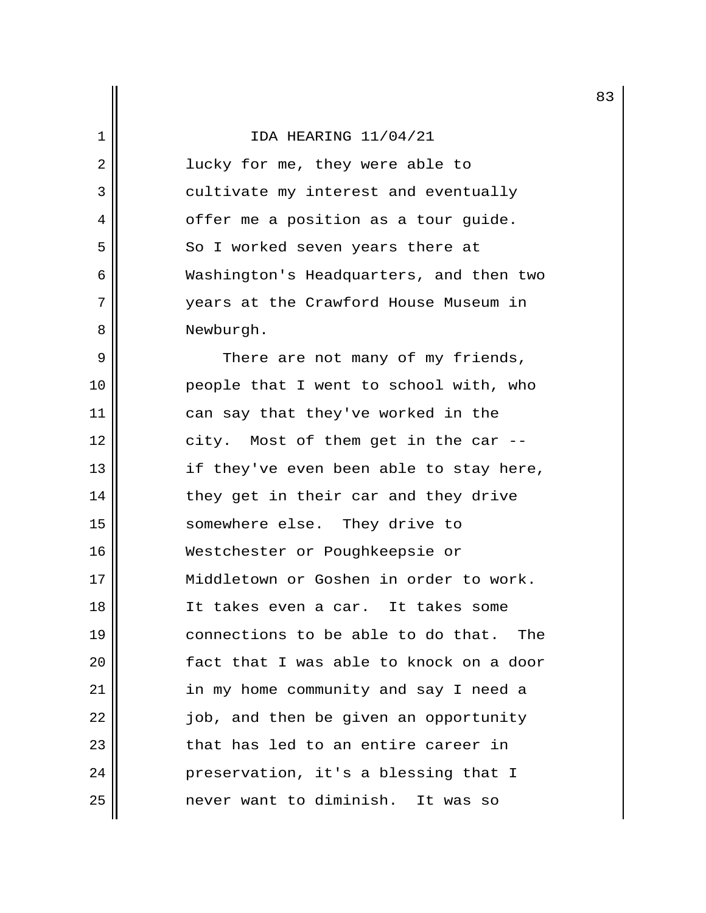lucky for me, they were able to cultivate my interest and eventually offer me a position as a tour guide. So I worked seven years there at Washington's Headquarters, and then two years at the Crawford House Museum in Newburgh.

There are not many of my friends, people that I went to school with, who can say that they've worked in the city. Most of them get in the car -- if they've even been able to stay here, they get in their car and they drive somewhere else. They drive to Westchester or Poughkeepsie or Middletown or Goshen in order to work. It takes even a car. It takes some connections to be able to do that. The fact that I was able to knock on a door in my home community and say I need a job, and then be given an opportunity that has led to an entire career in preservation, it's a blessing that I never want to diminish. It was so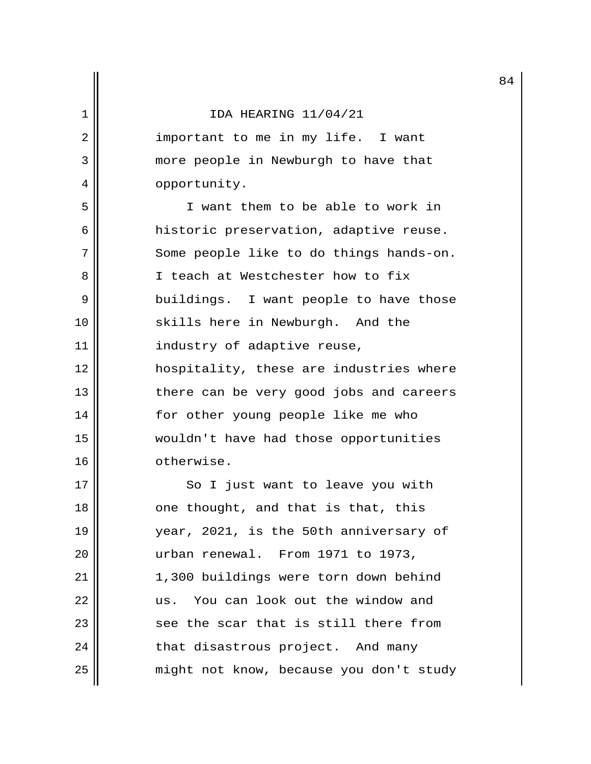important to me in my life. I want more people in Newburgh to have that opportunity.

I want them to be able to work in historic preservation, adaptive reuse. Some people like to do things hands-on. I teach at Westchester how to fix buildings. I want people to have those skills here in Newburgh. And the industry of adaptive reuse, hospitality, these are industries where there can be very good jobs and careers for other young people like me who wouldn't have had those opportunities otherwise.

So I just want to leave you with one thought, and that is that, this year, 2021, is the 50th anniversary of urban renewal. From 1971 to 1973, 1,300 buildings were torn down behind us. You can look out the window and see the scar that is still there from that disastrous project. And many might not know, because you don't study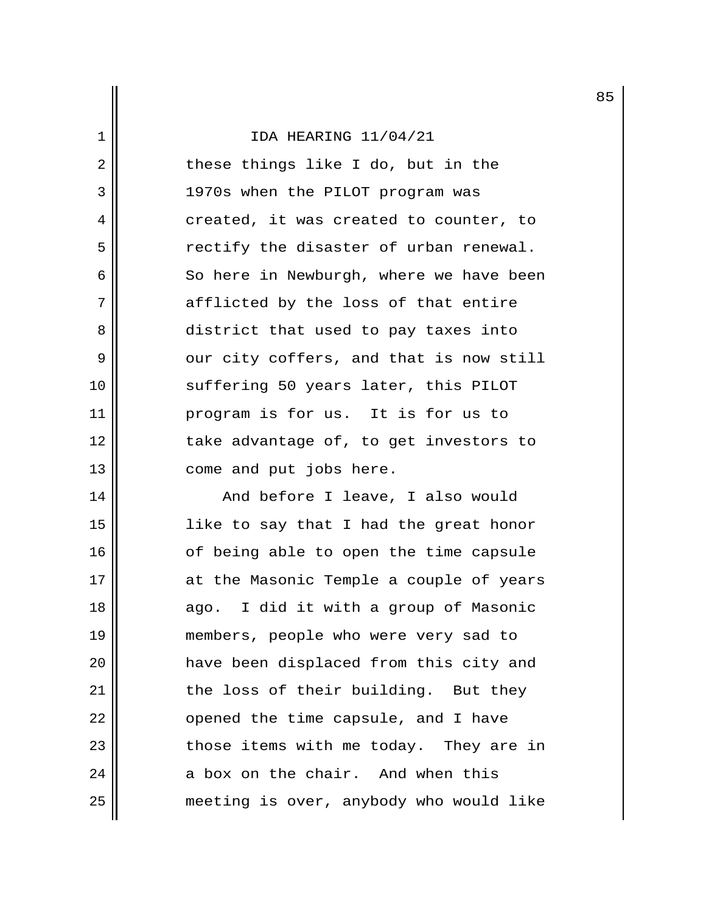these things like I do, but in the 1970s when the PILOT program was created, it was created to counter, to rectify the disaster of urban renewal. So here in Newburgh, where we have been afflicted by the loss of that entire district that used to pay taxes into our city coffers, and that is now still suffering 50 years later, this PILOT program is for us. It is for us to take advantage of, to get investors to come and put jobs here.

And before I leave, I also would like to say that I had the great honor of being able to open the time capsule at the Masonic Temple a couple of years ago. I did it with a group of Masonic members, people who were very sad to have been displaced from this city and the loss of their building. But they opened the time capsule, and I have those items with me today. They are in a box on the chair. And when this meeting is over, anybody who would like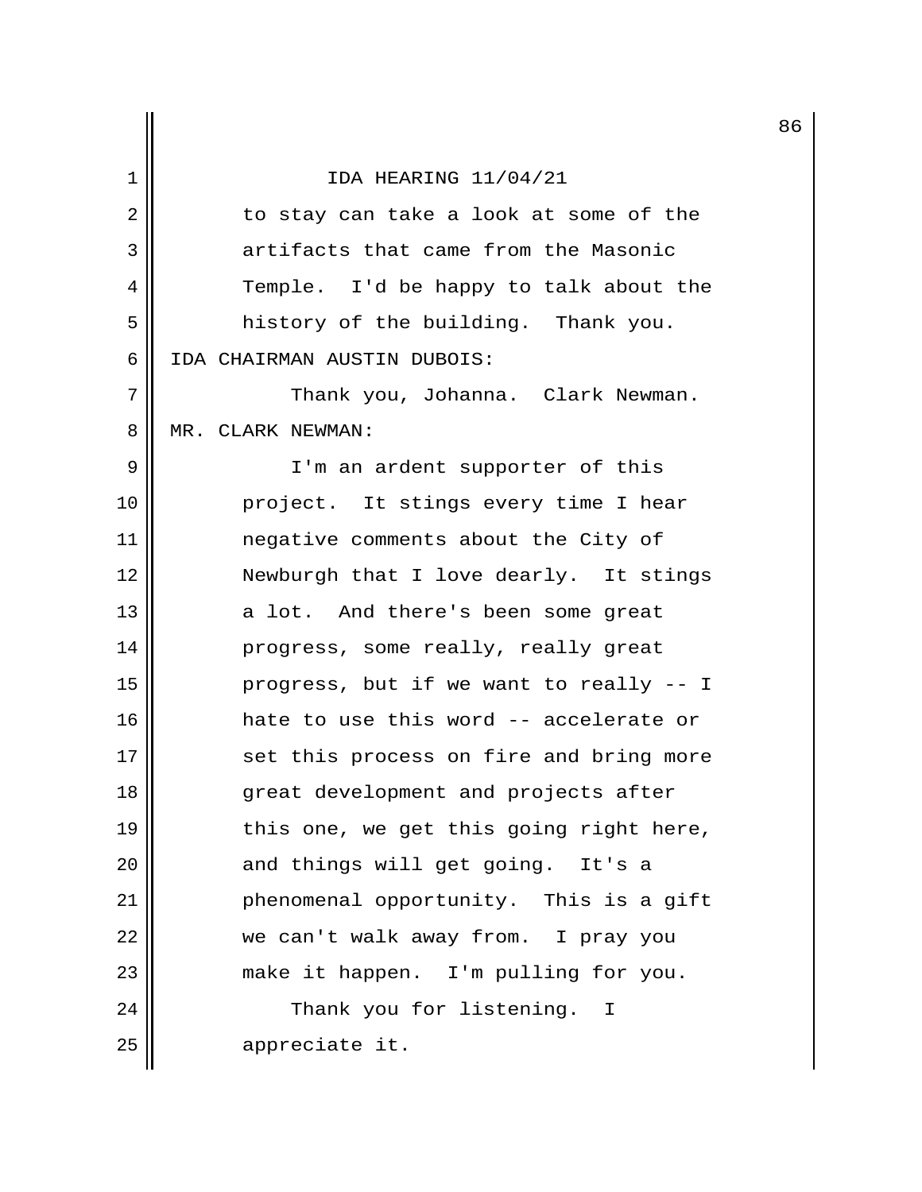to stay can take a look at some of the artifacts that came from the Masonic Temple. I'd be happy to talk about the history of the building. Thank you.

IDA CHAIRMAN AUSTIN DUBOIS:

Thank you, Johanna. Clark Newman.

MR. CLARK NEWMAN:

I'm an ardent supporter of this project. It stings every time I hear negative comments about the City of Newburgh that I love dearly. It stings a lot. And there's been some great progress, some really, really great progress, but if we want to really -- I hate to use this word -- accelerate or set this process on fire and bring more great development and projects after this one, we get this going right here, and things will get going. It's a phenomenal opportunity. This is a gift we can't walk away from. I pray you make it happen. I'm pulling for you.

Thank you for listening. I appreciate it.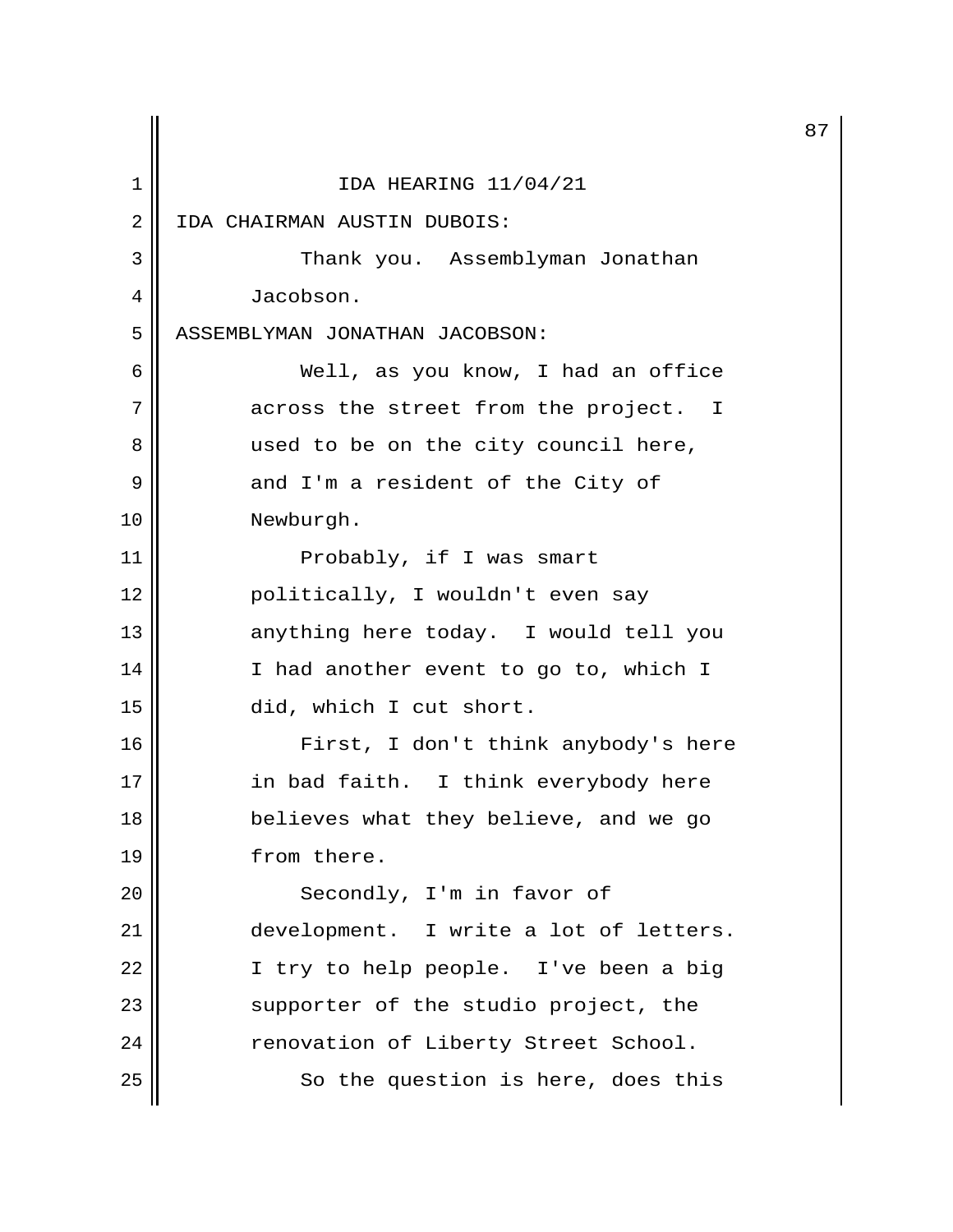IDA HEARING 11/04/21

IDA CHAIRMAN AUSTIN DUBOIS:

Thank you. Assemblyman Jonathan Jacobson.

ASSEMBLYMAN JONATHAN JACOBSON:

Well, as you know, I had an office across the street from the project. I used to be on the city council here, and I'm a resident of the City of Newburgh.

Probably, if I was smart politically, I wouldn't even say anything here today. I would tell you I had another event to go to, which I did, which I cut short.

First, I don't think anybody's here in bad faith. I think everybody here believes what they believe, and we go from there.

Secondly, I'm in favor of development. I write a lot of letters. I try to help people. I've been a big supporter of the studio project, the renovation of Liberty Street School.

So the question is here, does this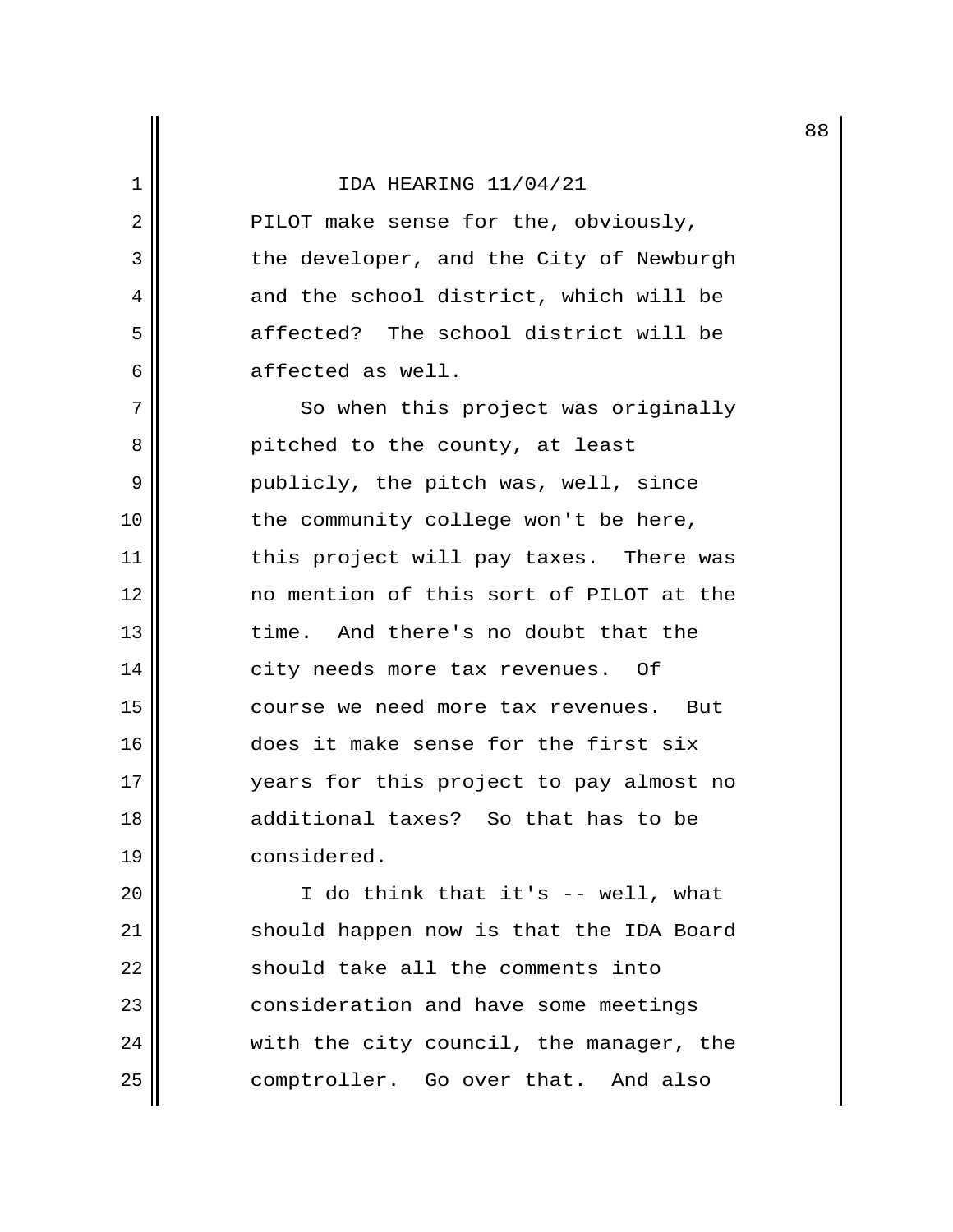PILOT make sense for the, obviously, the developer, and the City of Newburgh and the school district, which will be affected? The school district will be affected as well.

So when this project was originally pitched to the county, at least publicly, the pitch was, well, since the community college won't be here, this project will pay taxes. There was no mention of this sort of PILOT at the time. And there's no doubt that the city needs more tax revenues. Of course we need more tax revenues. But does it make sense for the first six years for this project to pay almost no additional taxes? So that has to be considered.

I do think that it's -- well, what should happen now is that the IDA Board should take all the comments into consideration and have some meetings with the city council, the manager, the comptroller. Go over that. And also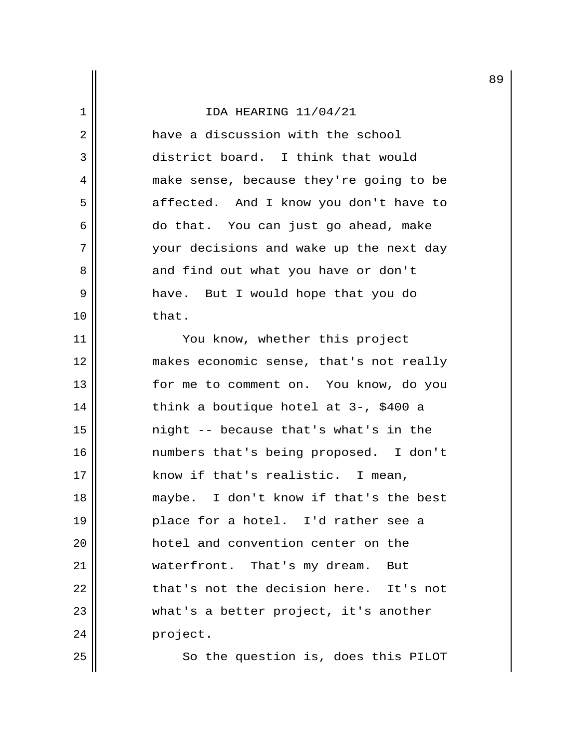have a discussion with the school district board. I think that would make sense, because they're going to be affected. And I know you don't have to do that. You can just go ahead, make your decisions and wake up the next day and find out what you have or don't have. But I would hope that you do that.

You know, whether this project makes economic sense, that's not really for me to comment on. You know, do you think a boutique hotel at 3-, $400 a night -- because that's what's in the numbers that's being proposed. I don't know if that's realistic. I mean, maybe. I don't know if that's the best place for a hotel. I'd rather see a hotel and convention center on the waterfront. That's my dream. But that's not the decision here. It's not what's a better project, it's another project.

So the question is, does this PILOT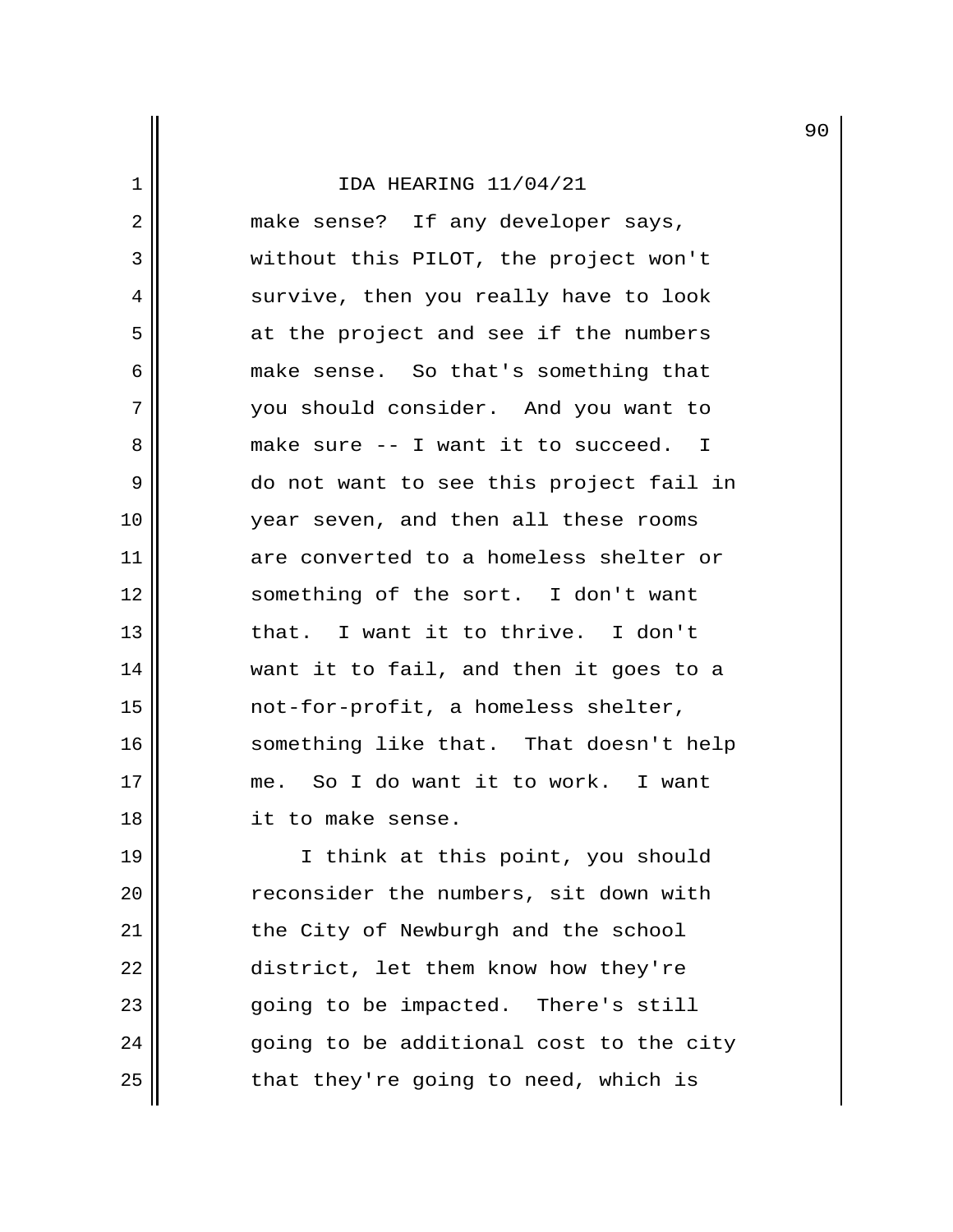make sense? If any developer says, without this PILOT, the project won't survive, then you really have to look at the project and see if the numbers make sense. So that's something that you should consider. And you want to make sure -- I want it to succeed. I do not want to see this project fail in year seven, and then all these rooms are converted to a homeless shelter or something of the sort. I don't want that. I want it to thrive. I don't want it to fail, and then it goes to a not-for-profit, a homeless shelter, something like that. That doesn't help me. So I do want it to work. I want it to make sense.

I think at this point, you should reconsider the numbers, sit down with the City of Newburgh and the school district, let them know how they're going to be impacted. There's still going to be additional cost to the city that they're going to need, which is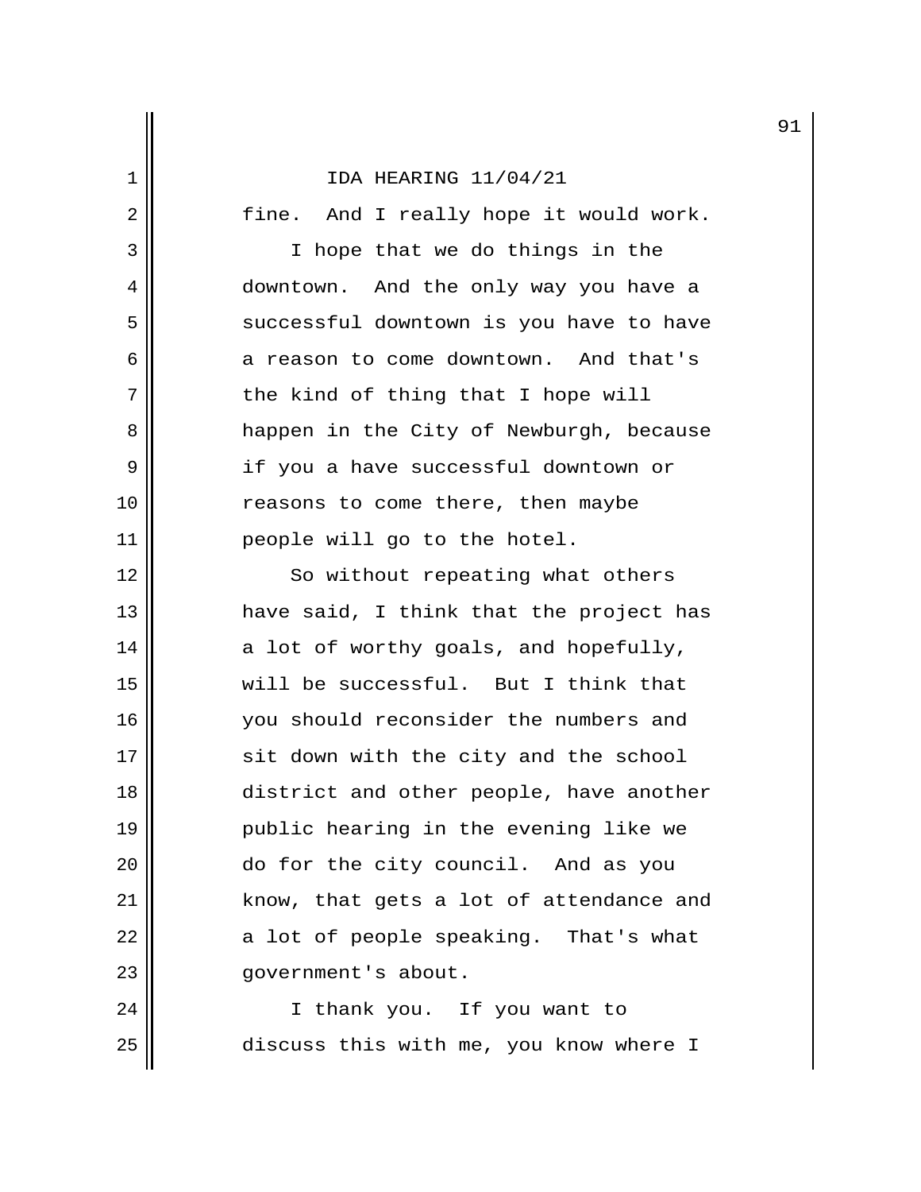fine. And I really hope it would work.

I hope that we do things in the downtown. And the only way you have a successful downtown is you have to have a reason to come downtown. And that's the kind of thing that I hope will happen in the City of Newburgh, because if you a have successful downtown or reasons to come there, then maybe people will go to the hotel.

So without repeating what others have said, I think that the project has a lot of worthy goals, and hopefully, will be successful. But I think that you should reconsider the numbers and sit down with the city and the school district and other people, have another public hearing in the evening like we do for the city council. And as you know, that gets a lot of attendance and a lot of people speaking. That's what government's about.

I thank you. If you want to discuss this with me, you know where I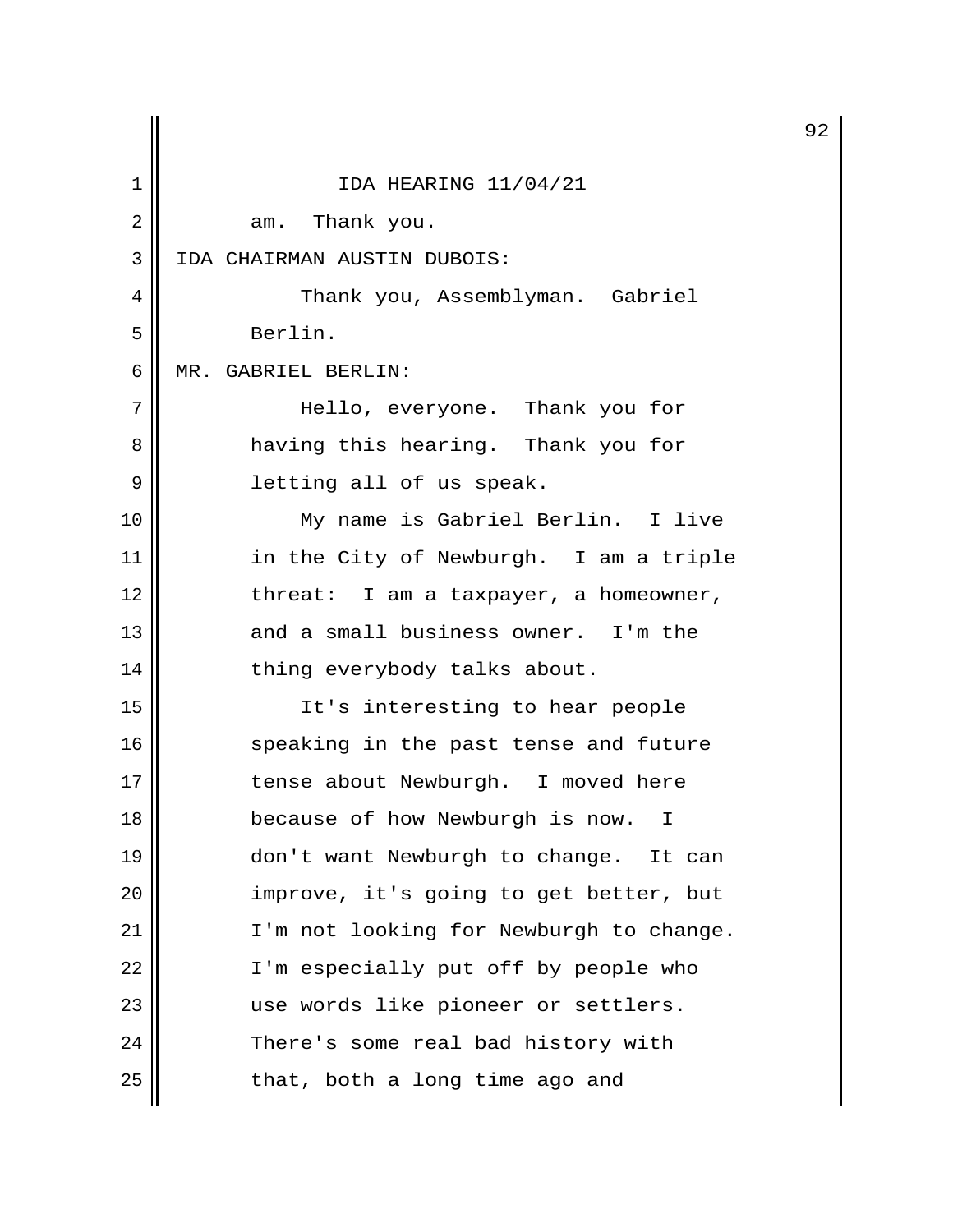am. Thank you.

IDA CHAIRMAN AUSTIN DUBOIS:

Thank you, Assemblyman. Gabriel Berlin.

MR. GABRIEL BERLIN:

Hello, everyone. Thank you for having this hearing. Thank you for letting all of us speak.

My name is Gabriel Berlin. I live in the City of Newburgh. I am a triple threat: I am a taxpayer, a homeowner, and a small business owner. I'm the thing everybody talks about.

It's interesting to hear people speaking in the past tense and future tense about Newburgh. I moved here because of how Newburgh is now. I don't want Newburgh to change. It can improve, it's going to get better, but I'm not looking for Newburgh to change. I'm especially put off by people who use words like pioneer or settlers. There's some real bad history with that, both a long time ago and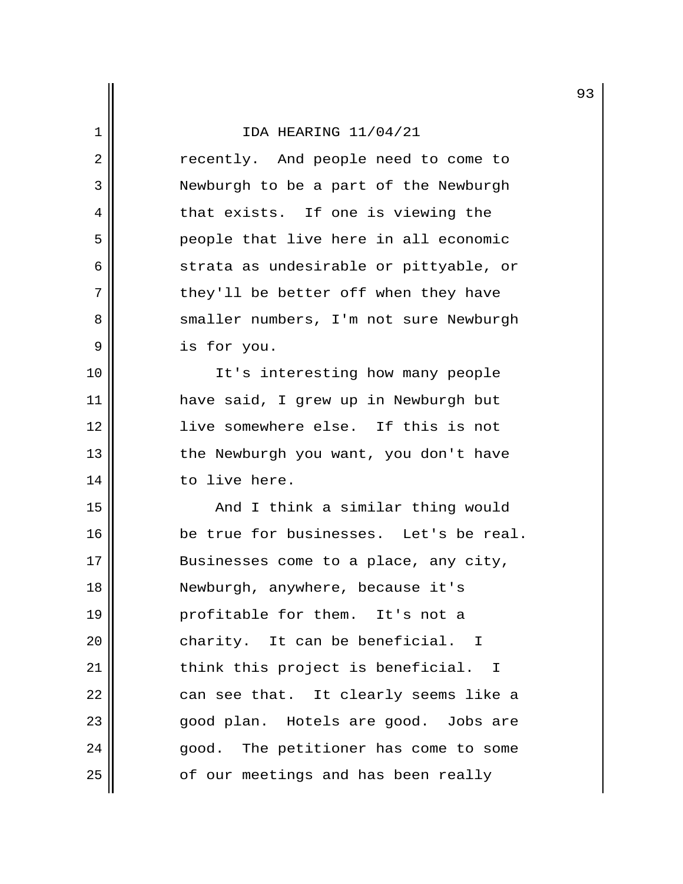recently. And people need to come to Newburgh to be a part of the Newburgh that exists. If one is viewing the people that live here in all economic strata as undesirable or pittyable, or they'll be better off when they have smaller numbers, I'm not sure Newburgh is for you.

It's interesting how many people have said, I grew up in Newburgh but live somewhere else. If this is not the Newburgh you want, you don't have to live here.

And I think a similar thing would be true for businesses. Let's be real. Businesses come to a place, any city, Newburgh, anywhere, because it's profitable for them. It's not a charity. It can be beneficial. I think this project is beneficial. I can see that. It clearly seems like a good plan. Hotels are good. Jobs are good. The petitioner has come to some of our meetings and has been really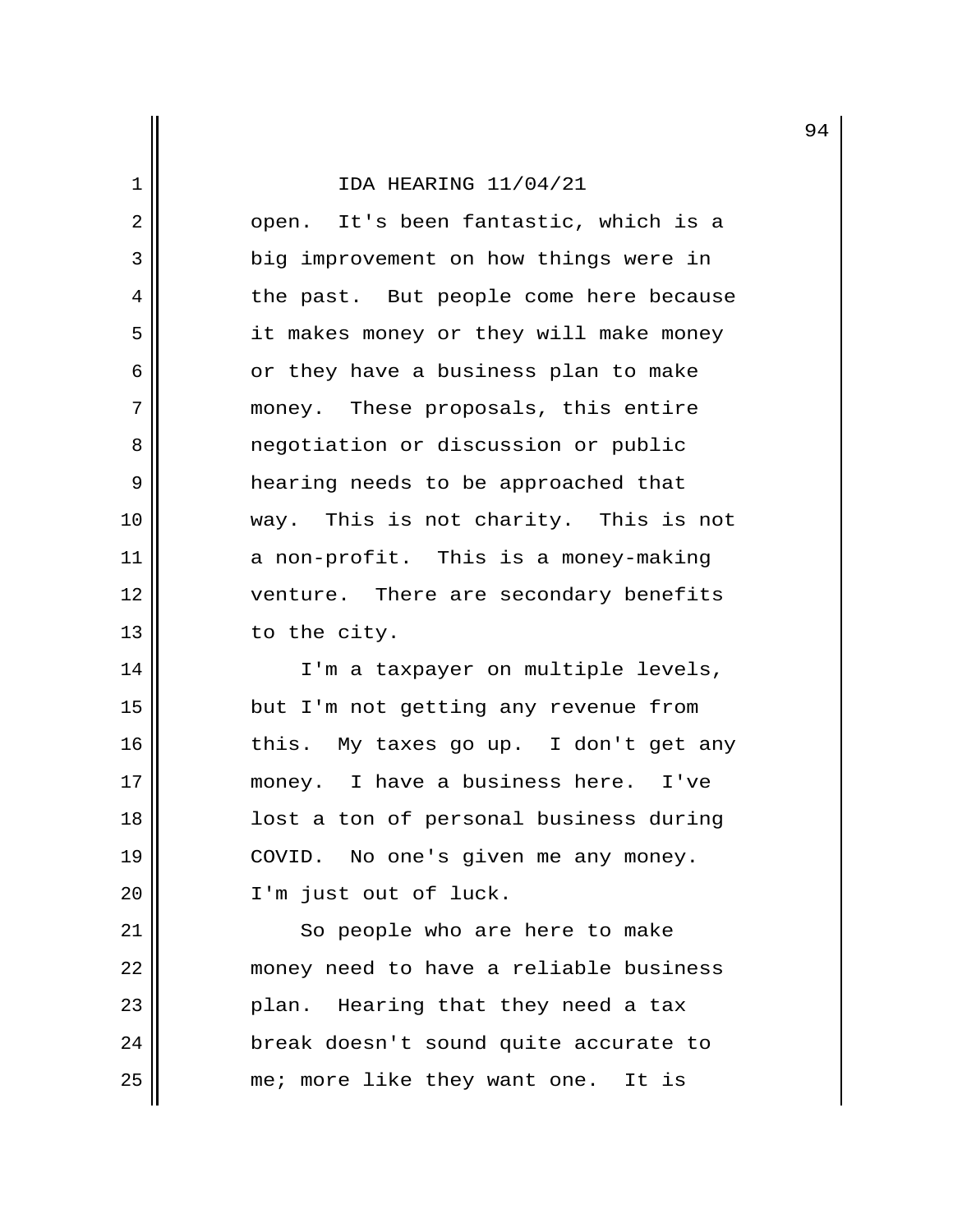open. It's been fantastic, which is a big improvement on how things were in the past. But people come here because it makes money or they will make money or they have a business plan to make money. These proposals, this entire negotiation or discussion or public hearing needs to be approached that way. This is not charity. This is not a non-profit. This is a money-making venture. There are secondary benefits to the city.

I'm a taxpayer on multiple levels, but I'm not getting any revenue from this. My taxes go up. I don't get any money. I have a business here. I've lost a ton of personal business during COVID. No one's given me any money. I'm just out of luck.

So people who are here to make money need to have a reliable business plan. Hearing that they need a tax break doesn't sound quite accurate to me; more like they want one. It is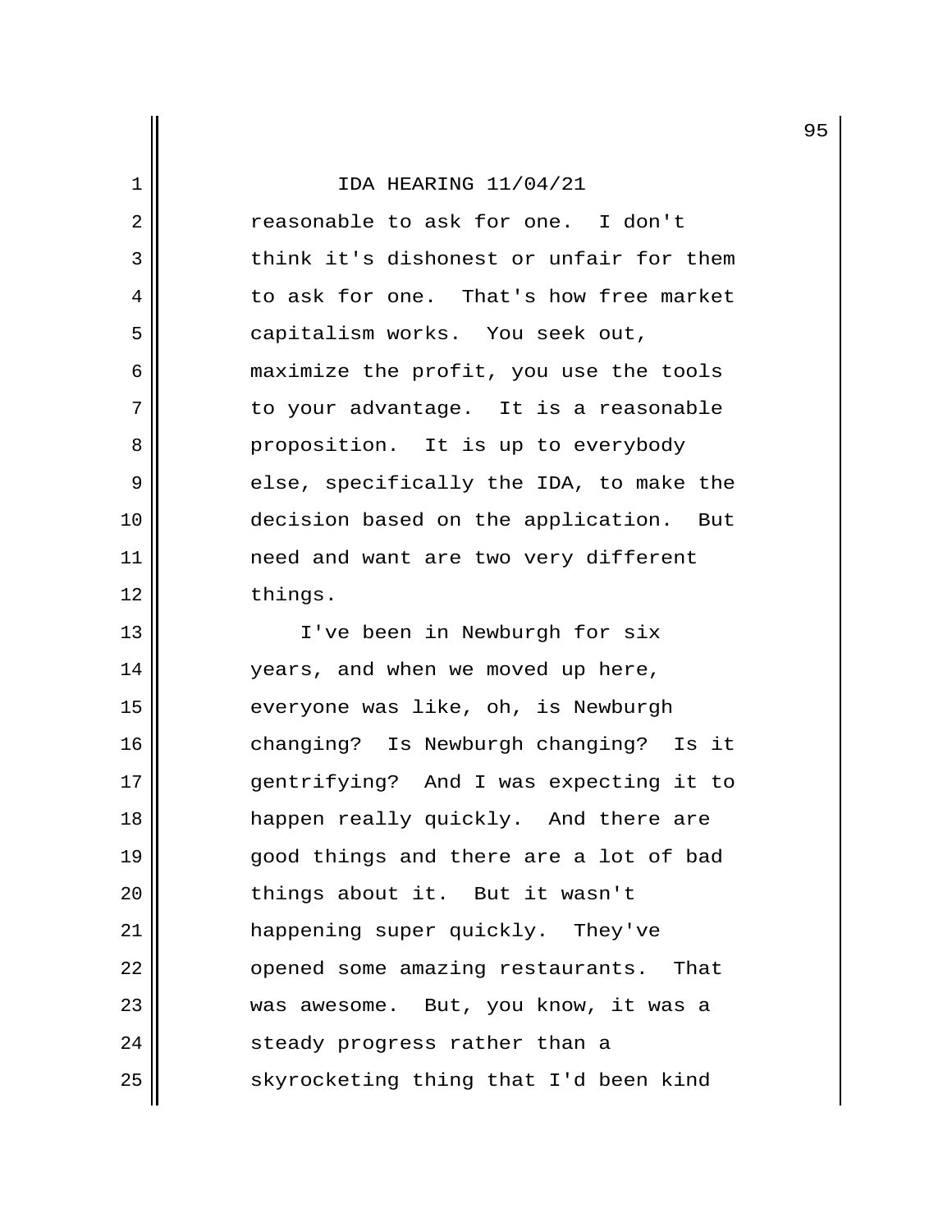reasonable to ask for one. I don't think it's dishonest or unfair for them to ask for one. That's how free market capitalism works. You seek out, maximize the profit, you use the tools to your advantage. It is a reasonable proposition. It is up to everybody else, specifically the IDA, to make the decision based on the application. But need and want are two very different things.

I've been in Newburgh for six years, and when we moved up here, everyone was like, oh, is Newburgh changing? Is Newburgh changing? Is it gentrifying? And I was expecting it to happen really quickly. And there are good things and there are a lot of bad things about it. But it wasn't happening super quickly. They've opened some amazing restaurants. That was awesome. But, you know, it was a steady progress rather than a skyrocketing thing that I'd been kind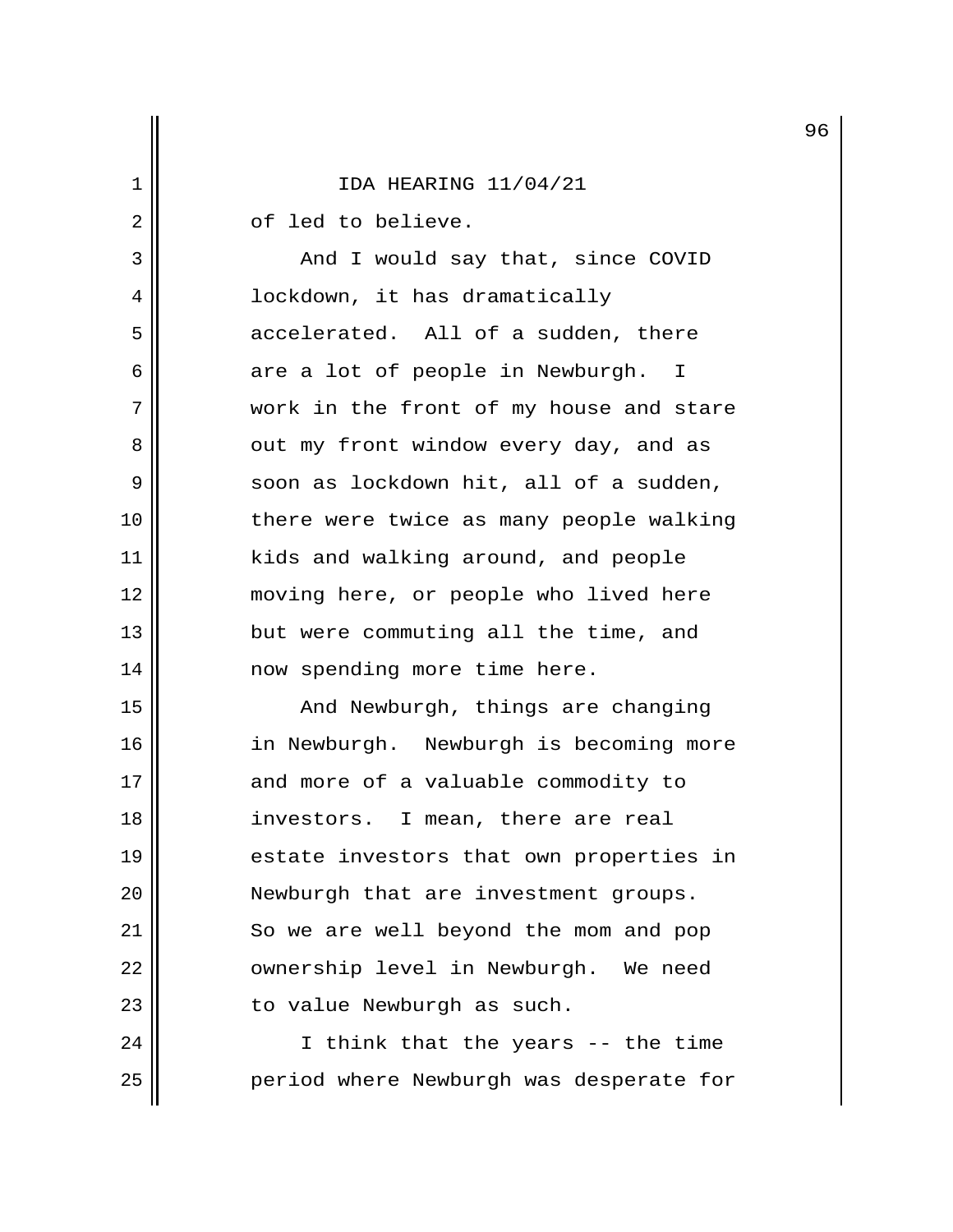of led to believe.

And I would say that, since COVID lockdown, it has dramatically accelerated. All of a sudden, there are a lot of people in Newburgh. I work in the front of my house and stare out my front window every day, and as soon as lockdown hit, all of a sudden, there were twice as many people walking kids and walking around, and people moving here, or people who lived here but were commuting all the time, and now spending more time here.

And Newburgh, things are changing in Newburgh. Newburgh is becoming more and more of a valuable commodity to investors. I mean, there are real estate investors that own properties in Newburgh that are investment groups. So we are well beyond the mom and pop ownership level in Newburgh. We need to value Newburgh as such.

I think that the years -- the time period where Newburgh was desperate for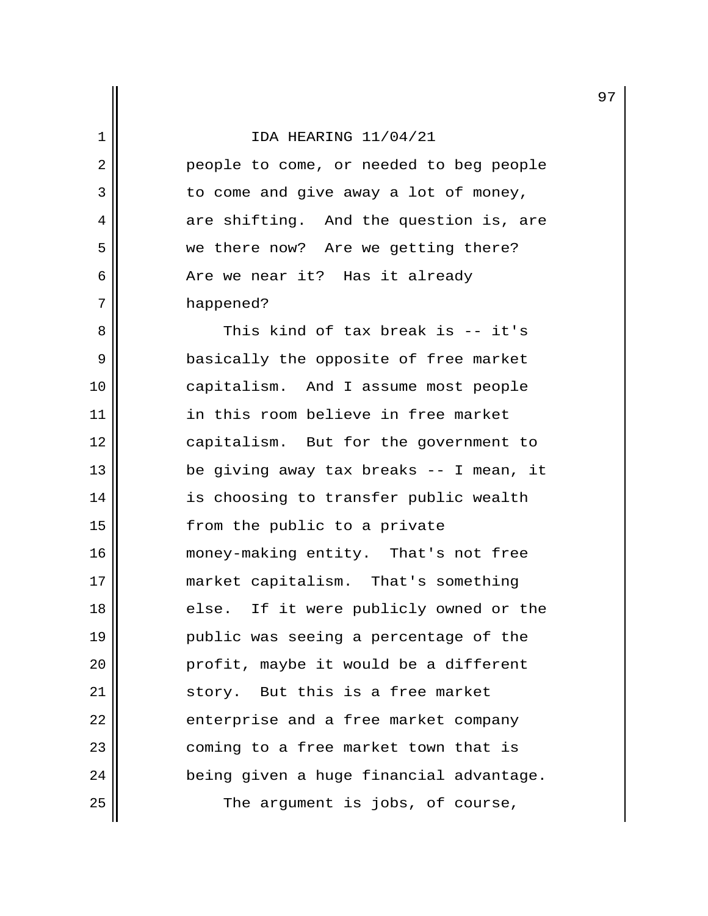people to come, or needed to beg people to come and give away a lot of money, are shifting. And the question is, are we there now? Are we getting there? Are we near it? Has it already happened?

This kind of tax break is -- it's basically the opposite of free market capitalism. And I assume most people in this room believe in free market capitalism. But for the government to be giving away tax breaks -- I mean, it is choosing to transfer public wealth from the public to a private money-making entity. That's not free market capitalism. That's something else. If it were publicly owned or the public was seeing a percentage of the profit, maybe it would be a different story. But this is a free market enterprise and a free market company coming to a free market town that is being given a huge financial advantage.

The argument is jobs, of course,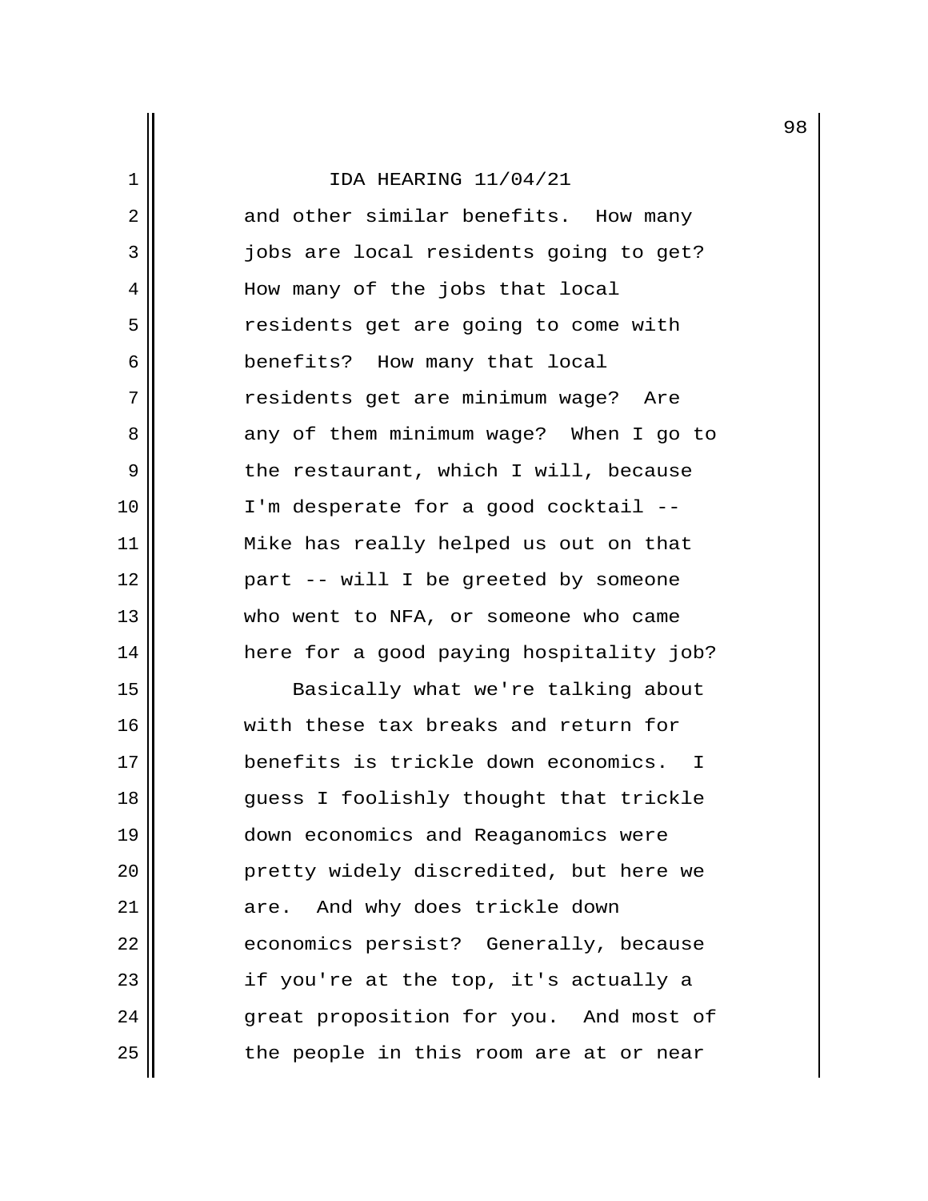IDA HEARING 11/04/21

and other similar benefits. How many jobs are local residents going to get? How many of the jobs that local residents get are going to come with benefits? How many that local residents get are minimum wage? Are any of them minimum wage? When I go to the restaurant, which I will, because I'm desperate for a good cocktail -- Mike has really helped us out on that part -- will I be greeted by someone who went to NFA, or someone who came here for a good paying hospitality job?

Basically what we're talking about with these tax breaks and return for benefits is trickle down economics. I guess I foolishly thought that trickle down economics and Reaganomics were pretty widely discredited, but here we are. And why does trickle down economics persist? Generally, because if you're at the top, it's actually a great proposition for you. And most of the people in this room are at or near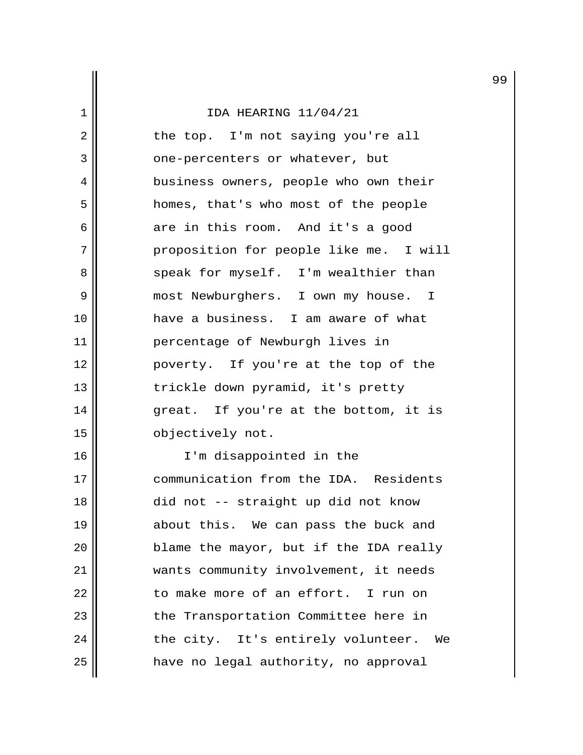IDA HEARING 11/04/21

the top. I'm not saying you're all one-percenters or whatever, but business owners, people who own their homes, that's who most of the people are in this room. And it's a good proposition for people like me. I will speak for myself. I'm wealthier than most Newburghers. I own my house. I have a business. I am aware of what percentage of Newburgh lives in poverty. If you're at the top of the trickle down pyramid, it's pretty great. If you're at the bottom, it is objectively not.

I'm disappointed in the communication from the IDA. Residents did not -- straight up did not know about this. We can pass the buck and blame the mayor, but if the IDA really wants community involvement, it needs to make more of an effort. I run on the Transportation Committee here in the city. It's entirely volunteer. We have no legal authority, no approval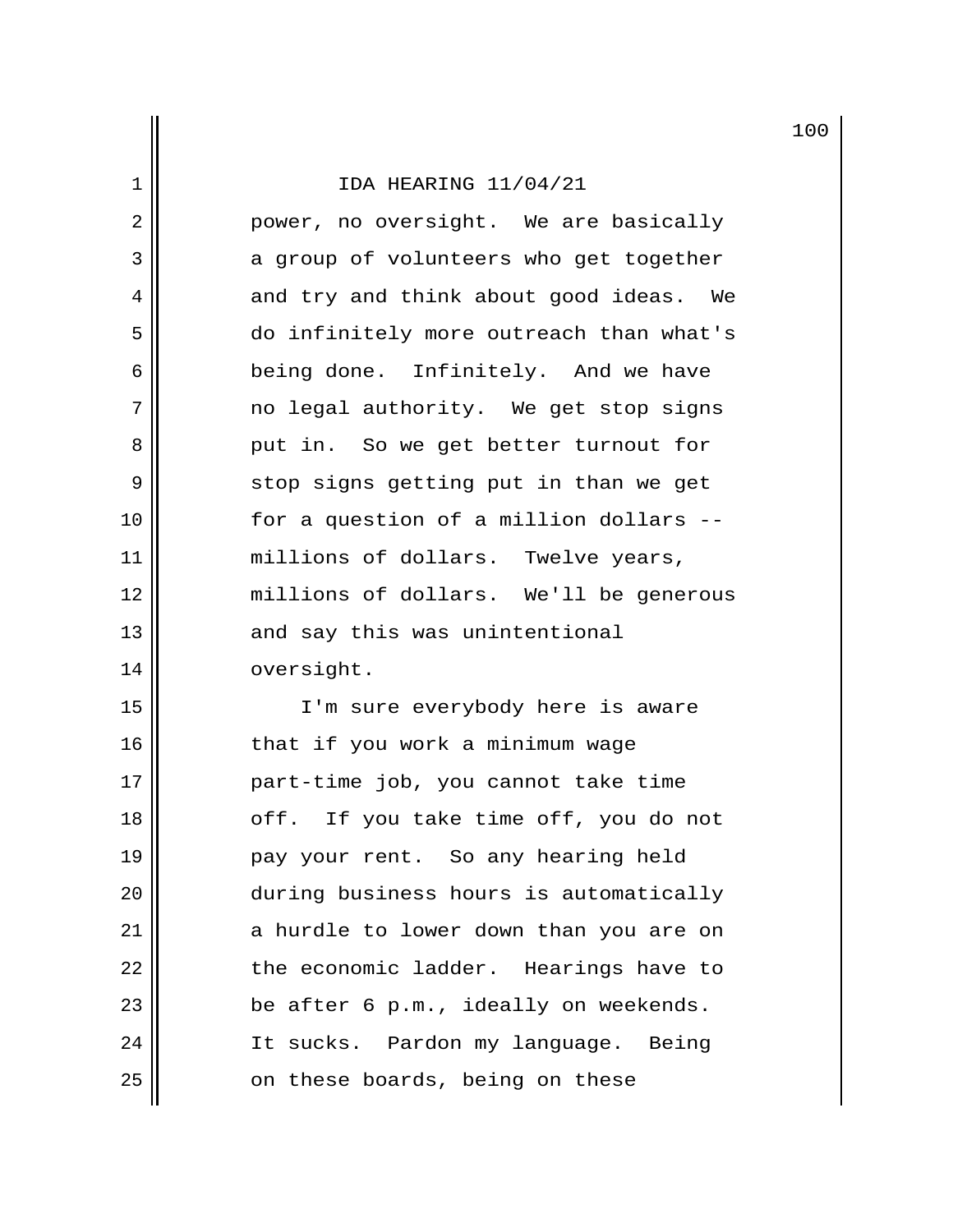IDA HEARING 11/04/21

power, no oversight. We are basically a group of volunteers who get together and try and think about good ideas. We do infinitely more outreach than what's being done. Infinitely. And we have no legal authority. We get stop signs put in. So we get better turnout for stop signs getting put in than we get for a question of a million dollars -- millions of dollars. Twelve years, millions of dollars. We'll be generous and say this was unintentional oversight.

I'm sure everybody here is aware that if you work a minimum wage part-time job, you cannot take time off. If you take time off, you do not pay your rent. So any hearing held during business hours is automatically a hurdle to lower down than you are on the economic ladder. Hearings have to be after 6 p.m., ideally on weekends. It sucks. Pardon my language. Being on these boards, being on these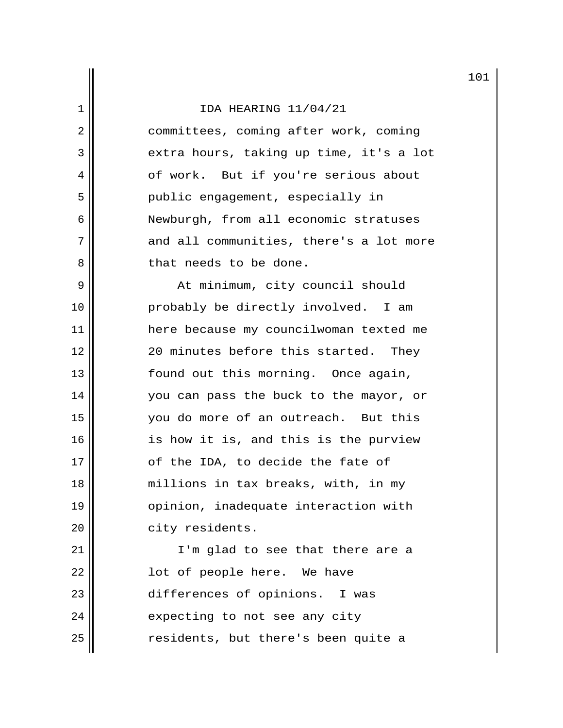IDA HEARING 11/04/21

committees, coming after work, coming extra hours, taking up time, it's a lot of work. But if you're serious about public engagement, especially in Newburgh, from all economic statuses and all communities, there's a lot more that needs to be done.

At minimum, city council should probably be directly involved. I am here because my councilwoman texted me 20 minutes before this started. They found out this morning. Once again, you can pass the buck to the mayor, or you do more of an outreach. But this is how it is, and this is the purview of the IDA, to decide the fate of millions in tax breaks, with, in my opinion, inadequate interaction with city residents.

I'm glad to see that there are a lot of people here. We have differences of opinions. I was expecting to not see any city residents, but there's been quite a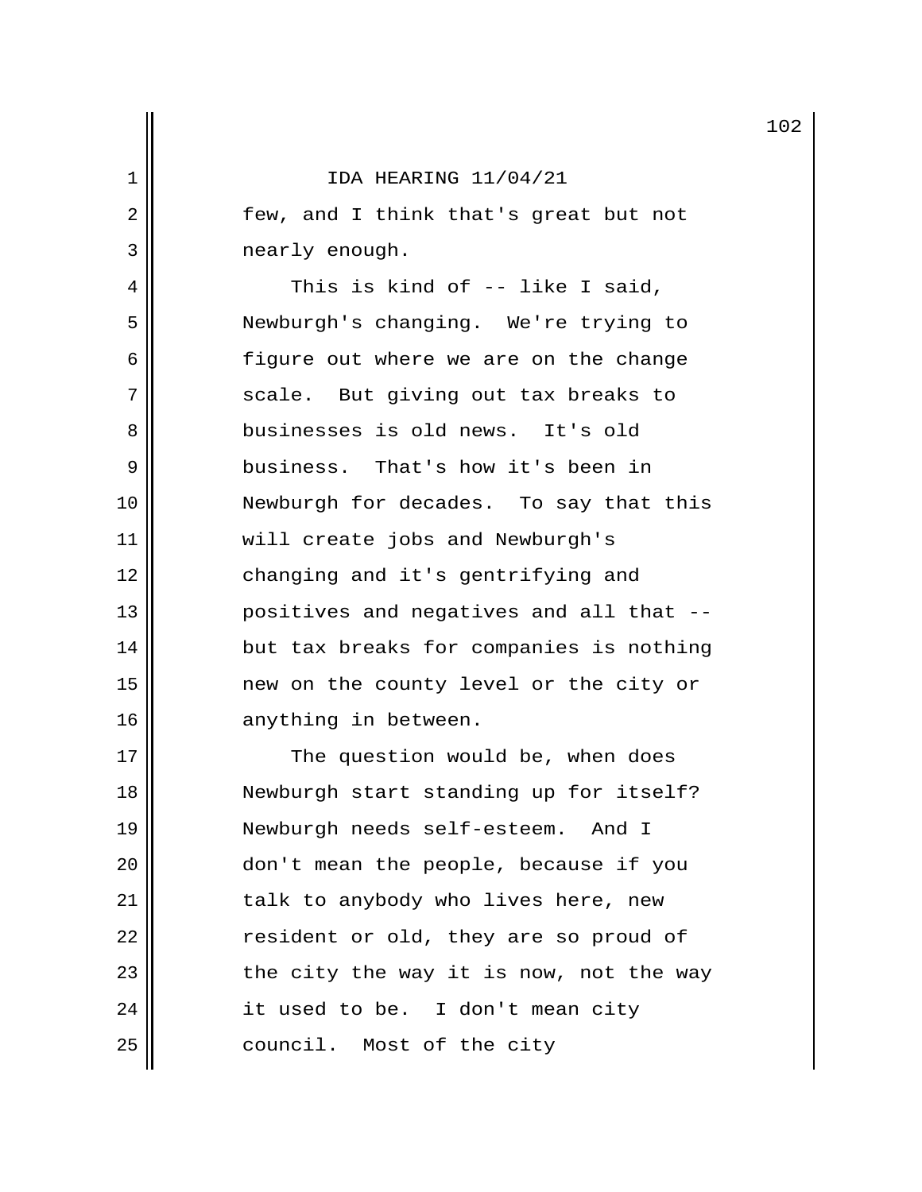IDA HEARING 11/04/21

few, and I think that's great but not nearly enough.

This is kind of -- like I said, Newburgh's changing. We're trying to figure out where we are on the change scale. But giving out tax breaks to businesses is old news. It's old business. That's how it's been in Newburgh for decades. To say that this will create jobs and Newburgh's changing and it's gentrifying and positives and negatives and all that -- but tax breaks for companies is nothing new on the county level or the city or anything in between.

The question would be, when does Newburgh start standing up for itself? Newburgh needs self-esteem. And I don't mean the people, because if you talk to anybody who lives here, new resident or old, they are so proud of the city the way it is now, not the way it used to be. I don't mean city council. Most of the city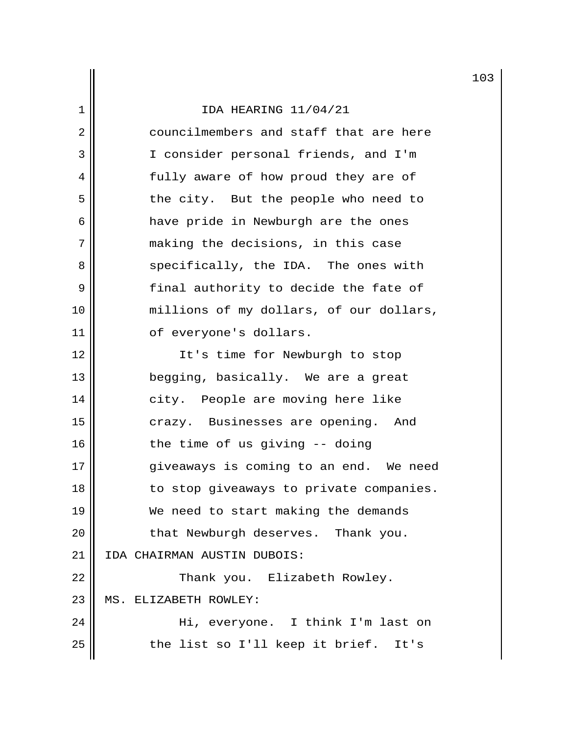IDA HEARING 11/04/21

councilmembers and staff that are here I consider personal friends, and I'm fully aware of how proud they are of the city. But the people who need to have pride in Newburgh are the ones making the decisions, in this case specifically, the IDA. The ones with final authority to decide the fate of millions of my dollars, of our dollars, of everyone's dollars.

It's time for Newburgh to stop begging, basically. We are a great city. People are moving here like crazy. Businesses are opening. And the time of us giving -- doing giveaways is coming to an end. We need to stop giveaways to private companies. We need to start making the demands that Newburgh deserves. Thank you.

IDA CHAIRMAN AUSTIN DUBOIS:

Thank you. Elizabeth Rowley.

MS. ELIZABETH ROWLEY:

Hi, everyone. I think I'm last on the list so I'll keep it brief. It's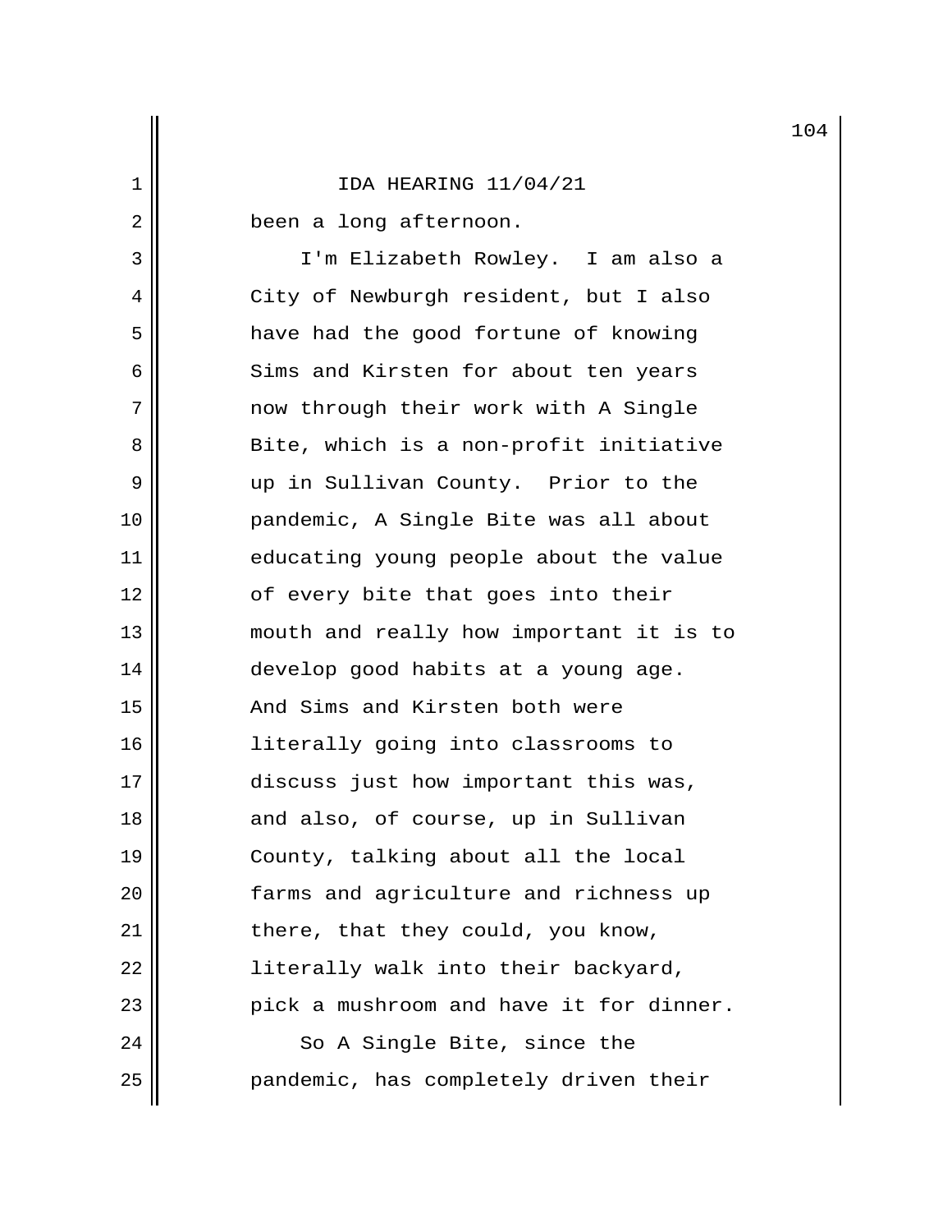been a long afternoon.

I'm Elizabeth Rowley. I am also a City of Newburgh resident, but I also have had the good fortune of knowing Sims and Kirsten for about ten years now through their work with A Single Bite, which is a non-profit initiative up in Sullivan County. Prior to the pandemic, A Single Bite was all about educating young people about the value of every bite that goes into their mouth and really how important it is to develop good habits at a young age. And Sims and Kirsten both were literally going into classrooms to discuss just how important this was, and also, of course, up in Sullivan County, talking about all the local farms and agriculture and richness up there, that they could, you know, literally walk into their backyard, pick a mushroom and have it for dinner.

So A Single Bite, since the pandemic, has completely driven their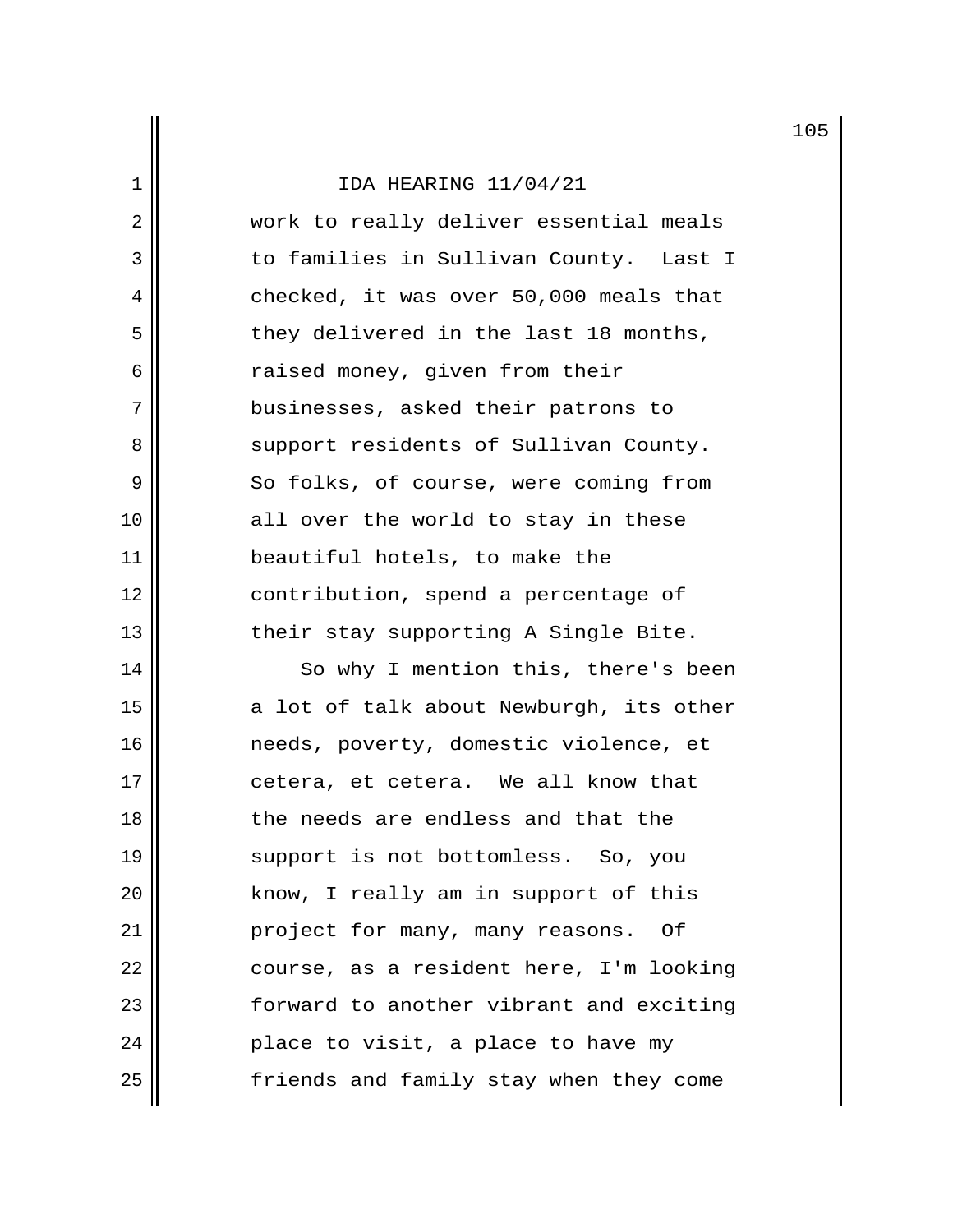work to really deliver essential meals to families in Sullivan County. Last I checked, it was over 50,000 meals that they delivered in the last 18 months, raised money, given from their businesses, asked their patrons to support residents of Sullivan County. So folks, of course, were coming from all over the world to stay in these beautiful hotels, to make the contribution, spend a percentage of their stay supporting A Single Bite.

So why I mention this, there's been a lot of talk about Newburgh, its other needs, poverty, domestic violence, et cetera, et cetera. We all know that the needs are endless and that the support is not bottomless. So, you know, I really am in support of this project for many, many reasons. Of course, as a resident here, I'm looking forward to another vibrant and exciting place to visit, a place to have my friends and family stay when they come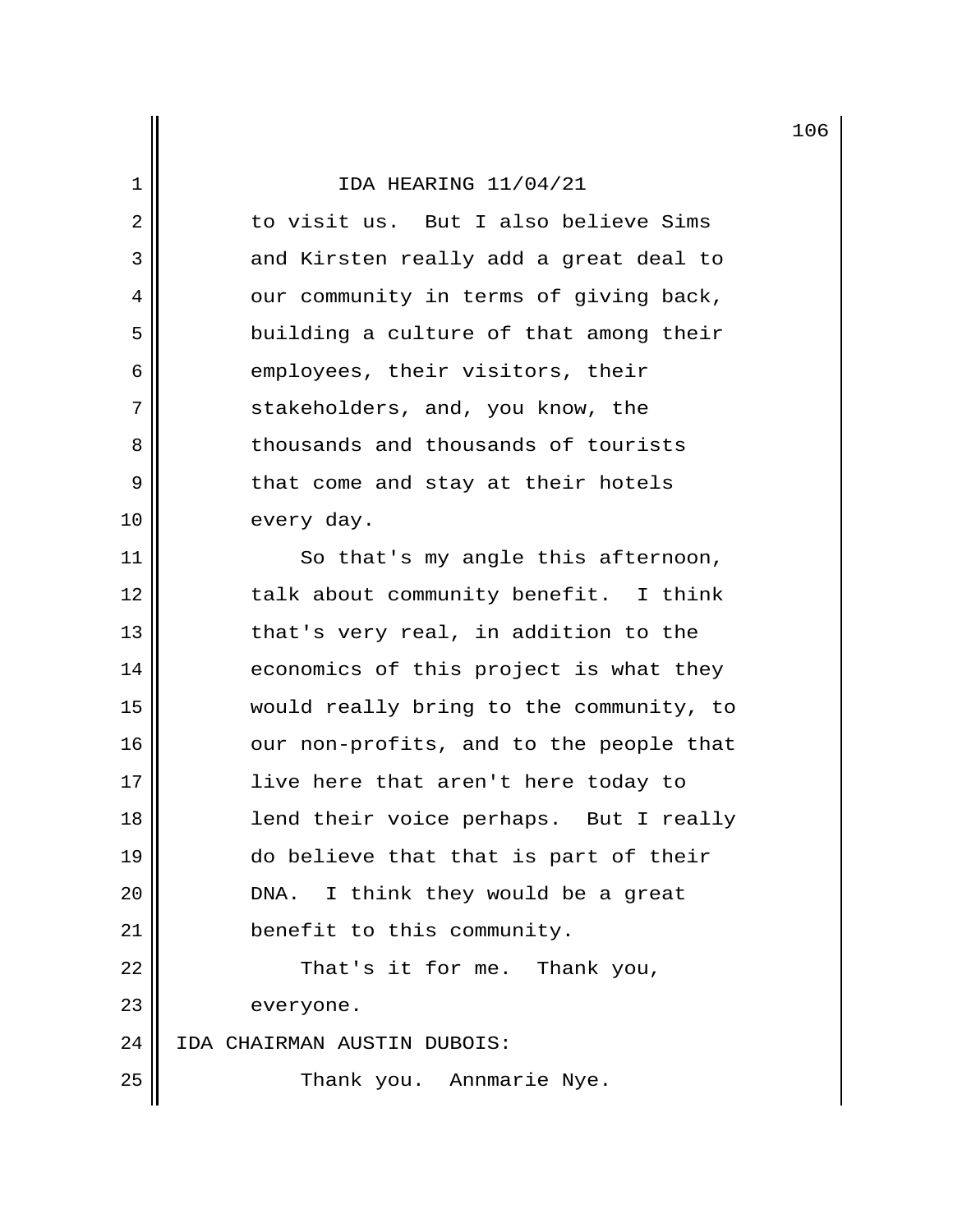IDA HEARING 11/04/21

to visit us. But I also believe Sims and Kirsten really add a great deal to our community in terms of giving back, building a culture of that among their employees, their visitors, their stakeholders, and, you know, the thousands and thousands of tourists that come and stay at their hotels every day.

So that's my angle this afternoon, talk about community benefit. I think that's very real, in addition to the economics of this project is what they would really bring to the community, to our non-profits, and to the people that live here that aren't here today to lend their voice perhaps. But I really do believe that that is part of their DNA. I think they would be a great benefit to this community.

That's it for me. Thank you, everyone.

IDA CHAIRMAN AUSTIN DUBOIS:

Thank you. Annmarie Nye.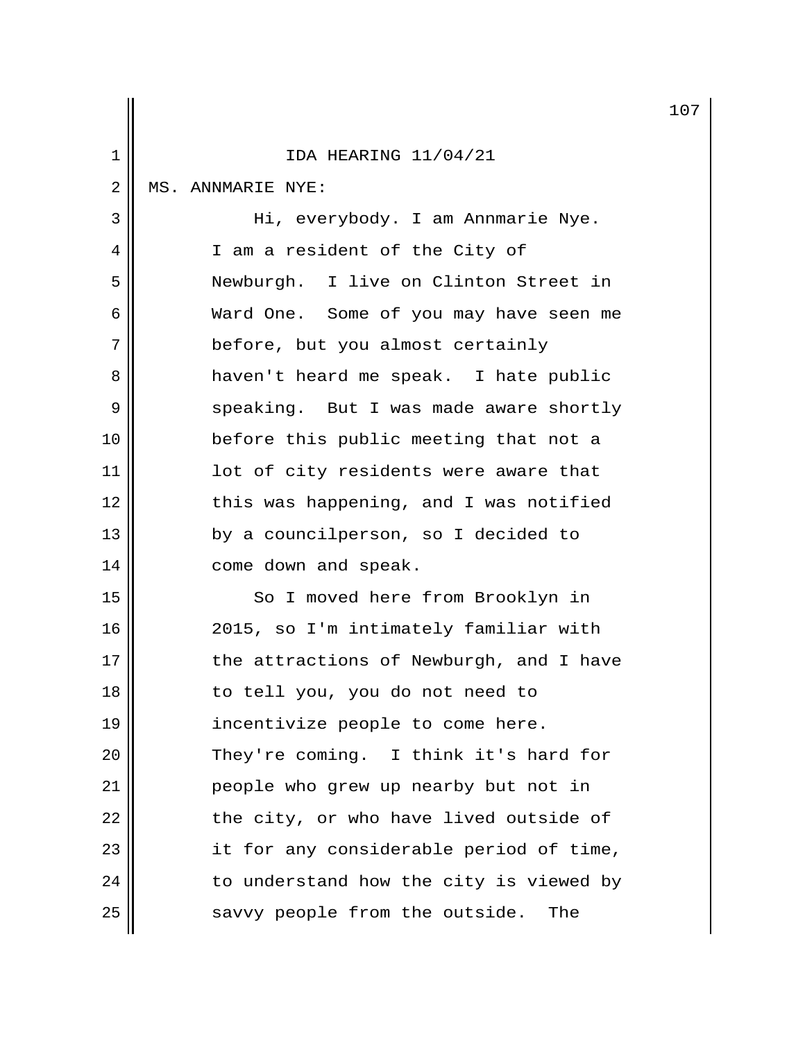IDA HEARING 11/04/21

MS. ANNMARIE NYE:

Hi, everybody. I am Annmarie Nye. I am a resident of the City of Newburgh. I live on Clinton Street in Ward One. Some of you may have seen me before, but you almost certainly haven't heard me speak. I hate public speaking. But I was made aware shortly before this public meeting that not a lot of city residents were aware that this was happening, and I was notified by a councilperson, so I decided to come down and speak.

So I moved here from Brooklyn in 2015, so I'm intimately familiar with the attractions of Newburgh, and I have to tell you, you do not need to incentivize people to come here. They're coming. I think it's hard for people who grew up nearby but not in the city, or who have lived outside of it for any considerable period of time, to understand how the city is viewed by savvy people from the outside. The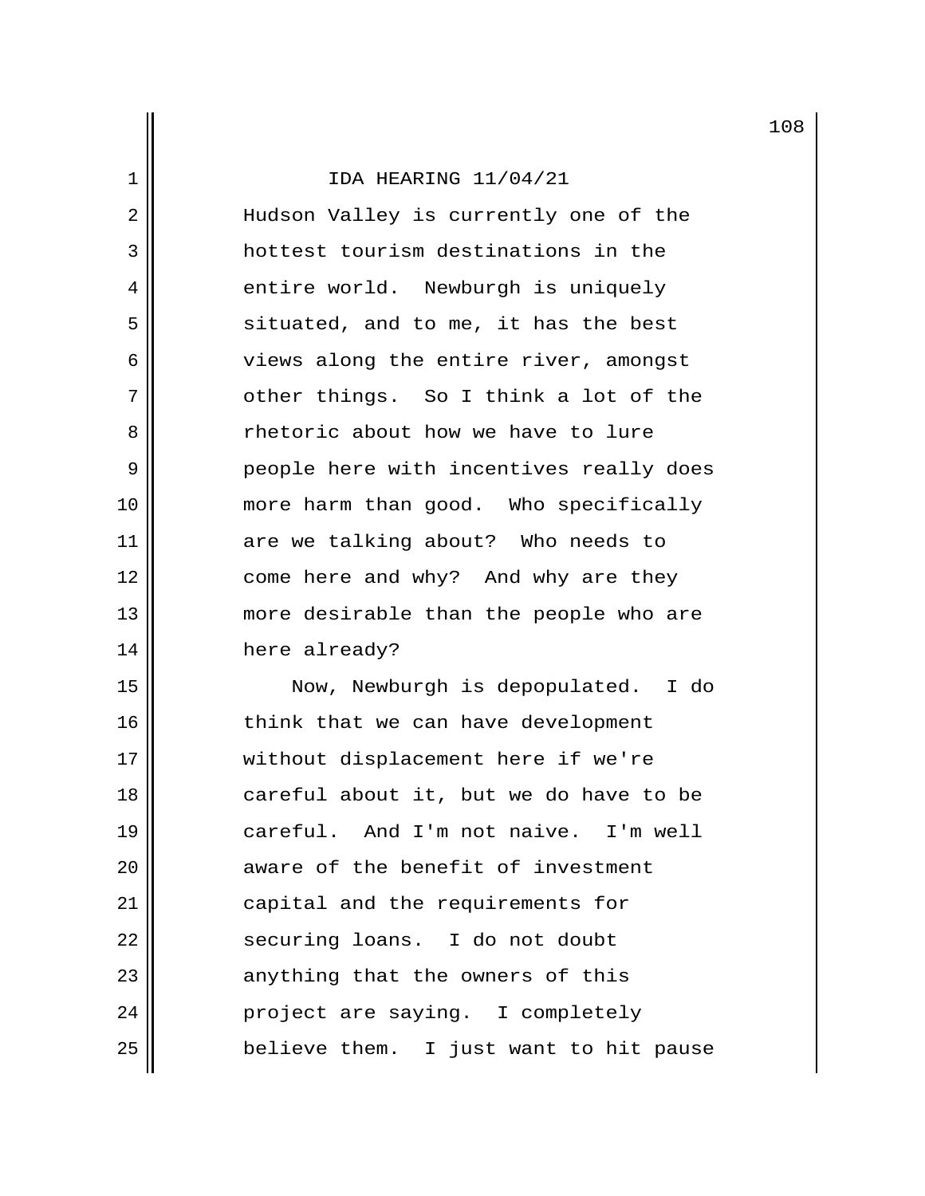Hudson Valley is currently one of the hottest tourism destinations in the entire world. Newburgh is uniquely situated, and to me, it has the best views along the entire river, amongst other things. So I think a lot of the rhetoric about how we have to lure people here with incentives really does more harm than good. Who specifically are we talking about? Who needs to come here and why? And why are they more desirable than the people who are here already?

Now, Newburgh is depopulated. I do think that we can have development without displacement here if we're careful about it, but we do have to be careful. And I'm not naive. I'm well aware of the benefit of investment capital and the requirements for securing loans. I do not doubt anything that the owners of this project are saying. I completely believe them. I just want to hit pause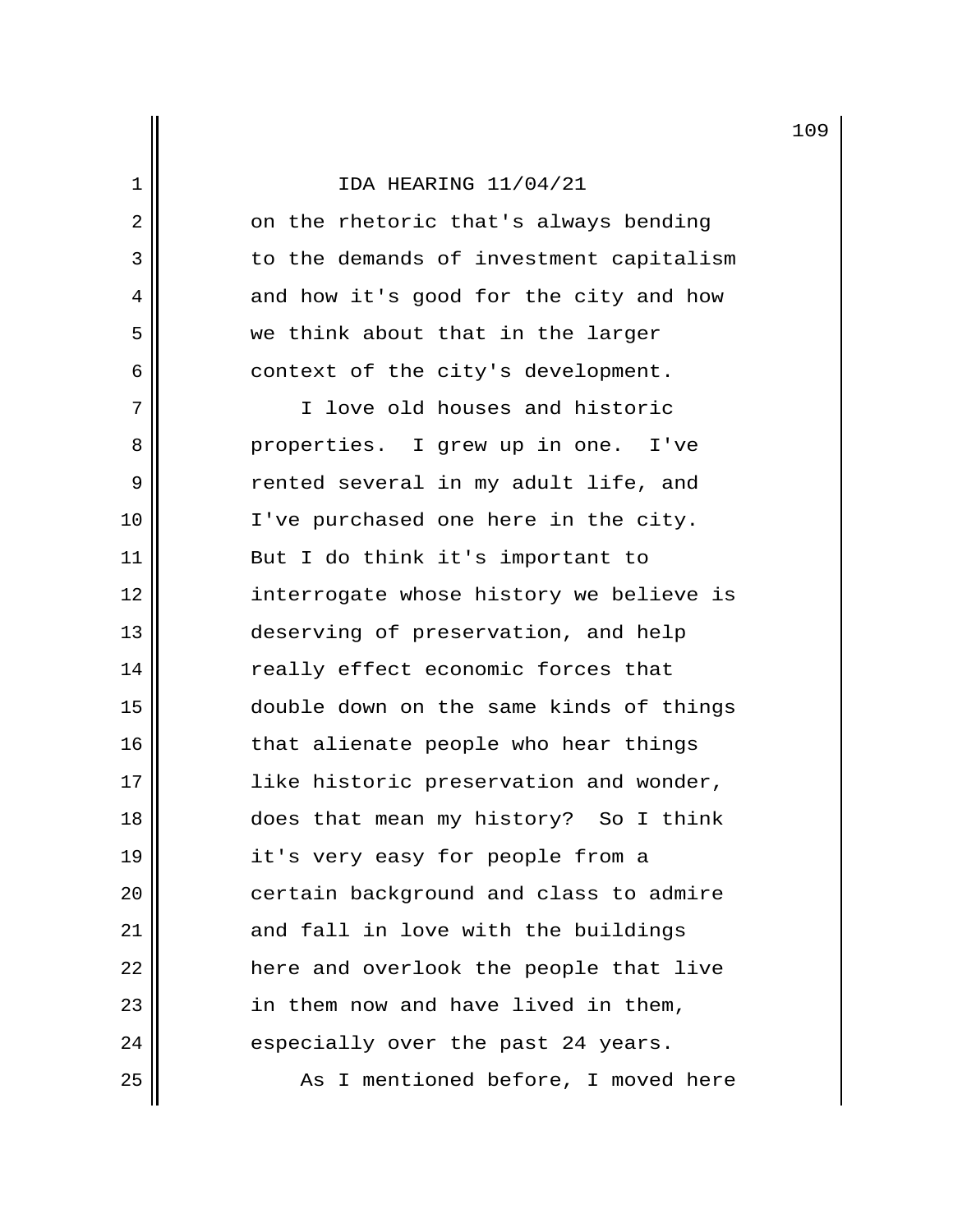on the rhetoric that's always bending to the demands of investment capitalism and how it's good for the city and how we think about that in the larger context of the city's development.

I love old houses and historic properties. I grew up in one. I've rented several in my adult life, and I've purchased one here in the city. But I do think it's important to interrogate whose history we believe is deserving of preservation, and help really effect economic forces that double down on the same kinds of things that alienate people who hear things like historic preservation and wonder, does that mean my history? So I think it's very easy for people from a certain background and class to admire and fall in love with the buildings here and overlook the people that live in them now and have lived in them, especially over the past 24 years.

As I mentioned before, I moved here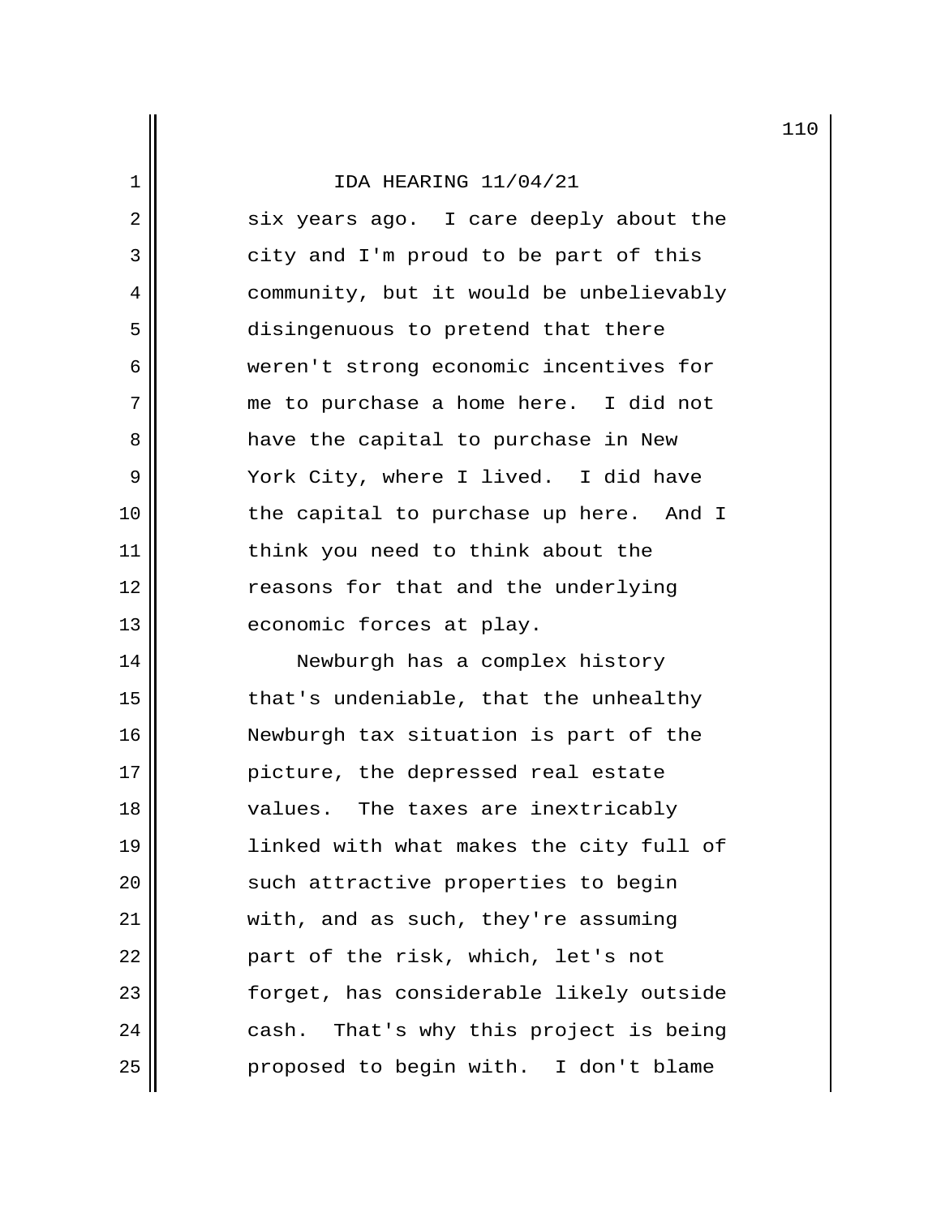six years ago. I care deeply about the city and I'm proud to be part of this community, but it would be unbelievably disingenuous to pretend that there weren't strong economic incentives for me to purchase a home here. I did not have the capital to purchase in New York City, where I lived. I did have the capital to purchase up here. And I think you need to think about the reasons for that and the underlying economic forces at play.

Newburgh has a complex history that's undeniable, that the unhealthy Newburgh tax situation is part of the picture, the depressed real estate values. The taxes are inextricably linked with what makes the city full of such attractive properties to begin with, and as such, they're assuming part of the risk, which, let's not forget, has considerable likely outside cash. That's why this project is being proposed to begin with. I don't blame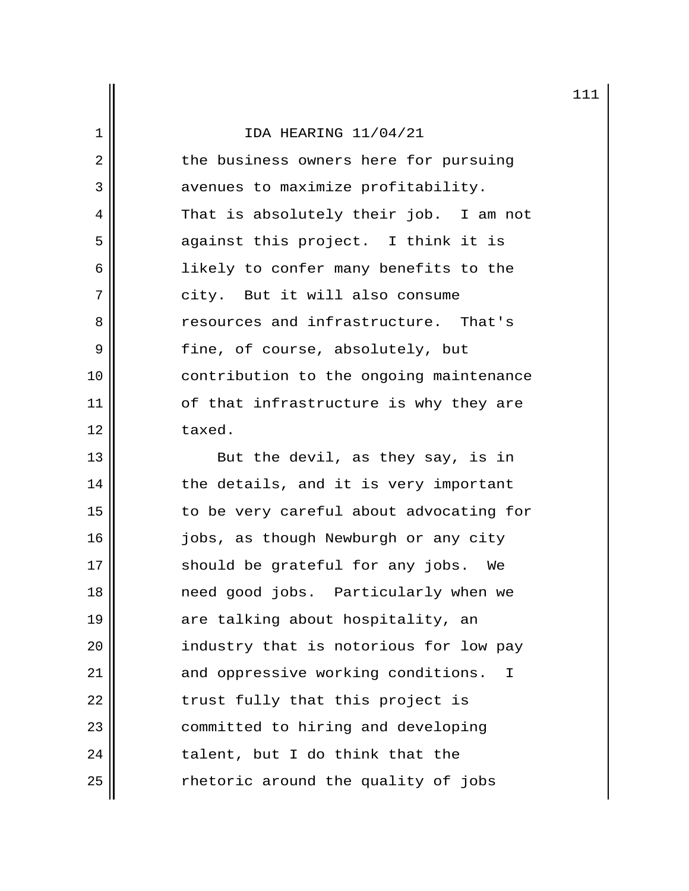the business owners here for pursuing avenues to maximize profitability. That is absolutely their job. I am not against this project. I think it is likely to confer many benefits to the city. But it will also consume resources and infrastructure. That's fine, of course, absolutely, but contribution to the ongoing maintenance of that infrastructure is why they are taxed.

But the devil, as they say, is in the details, and it is very important to be very careful about advocating for jobs, as though Newburgh or any city should be grateful for any jobs. We need good jobs. Particularly when we are talking about hospitality, an industry that is notorious for low pay and oppressive working conditions. I trust fully that this project is committed to hiring and developing talent, but I do think that the rhetoric around the quality of jobs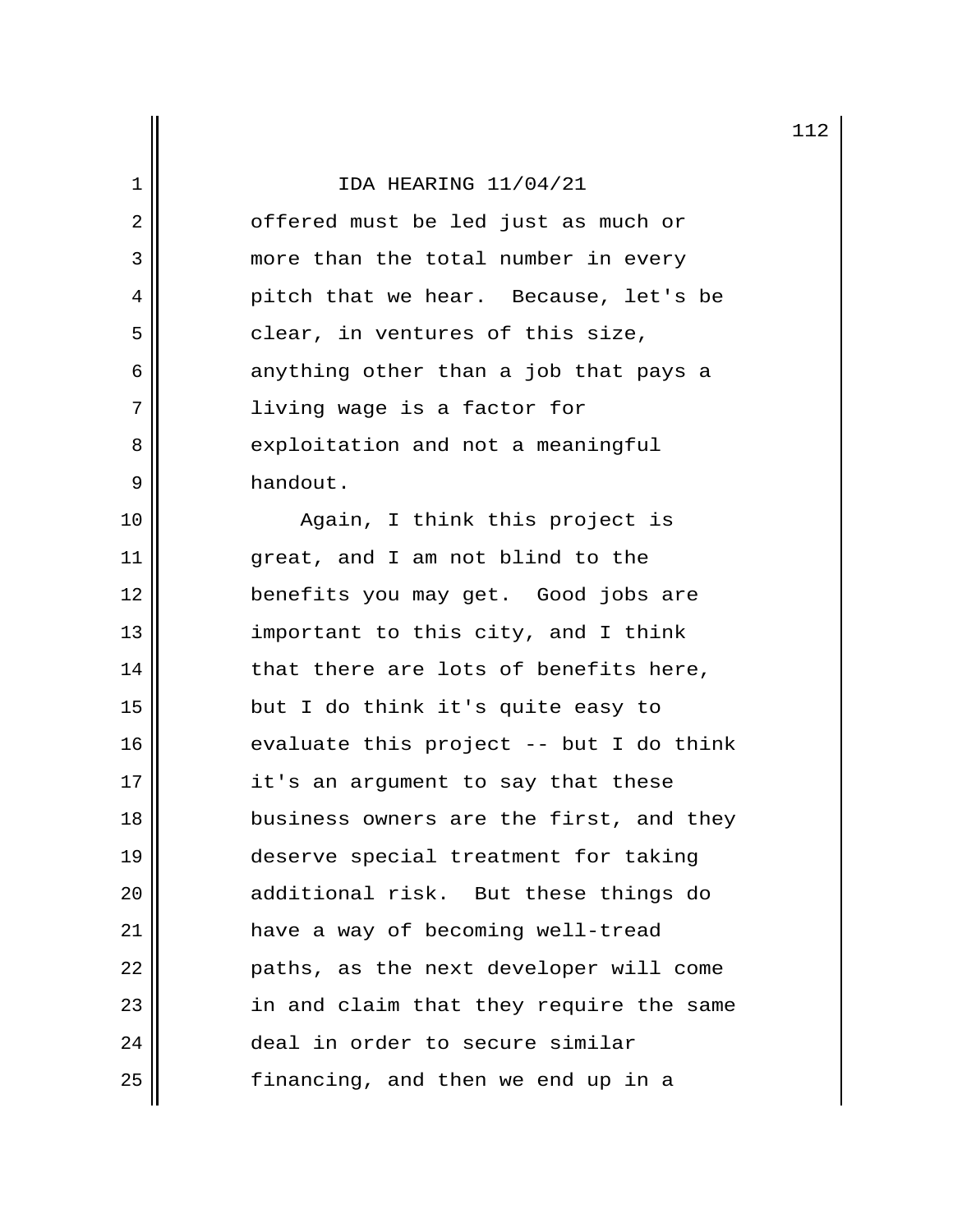offered must be led just as much or more than the total number in every pitch that we hear. Because, let's be clear, in ventures of this size, anything other than a job that pays a living wage is a factor for exploitation and not a meaningful handout.

Again, I think this project is great, and I am not blind to the benefits you may get. Good jobs are important to this city, and I think that there are lots of benefits here, but I do think it's quite easy to evaluate this project -- but I do think it's an argument to say that these business owners are the first, and they deserve special treatment for taking additional risk. But these things do have a way of becoming well-tread paths, as the next developer will come in and claim that they require the same deal in order to secure similar financing, and then we end up in a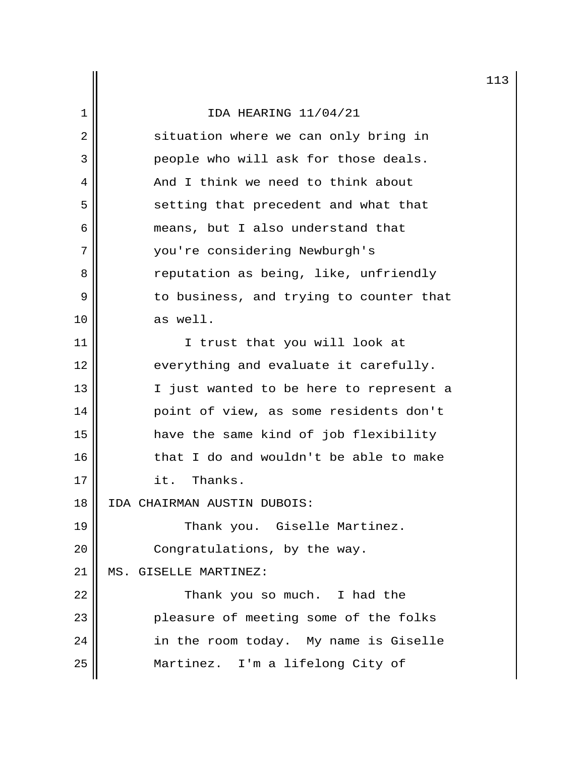IDA HEARING 11/04/21

situation where we can only bring in people who will ask for those deals. And I think we need to think about setting that precedent and what that means, but I also understand that you're considering Newburgh's reputation as being, like, unfriendly to business, and trying to counter that as well.

I trust that you will look at everything and evaluate it carefully. I just wanted to be here to represent a point of view, as some residents don't have the same kind of job flexibility that I do and wouldn't be able to make it. Thanks.

IDA CHAIRMAN AUSTIN DUBOIS:

Thank you. Giselle Martinez. Congratulations, by the way.

MS. GISELLE MARTINEZ:

Thank you so much. I had the pleasure of meeting some of the folks in the room today. My name is Giselle Martinez. I'm a lifelong City of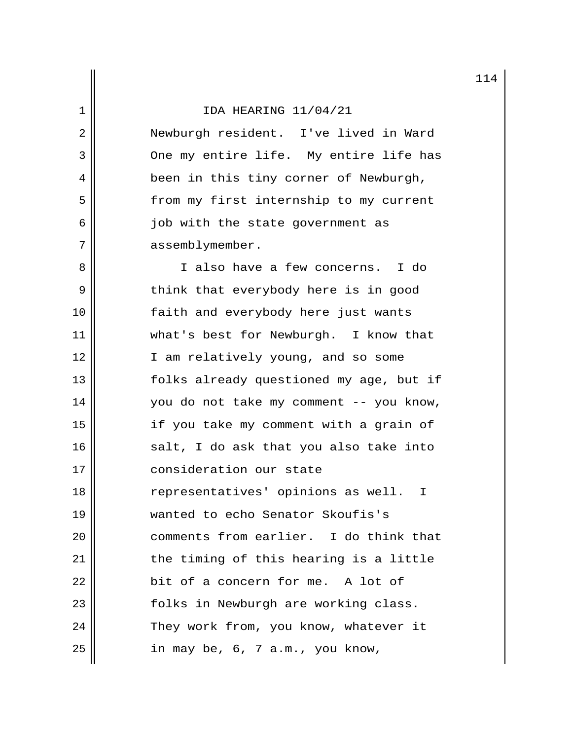Newburgh resident. I've lived in Ward One my entire life. My entire life has been in this tiny corner of Newburgh, from my first internship to my current job with the state government as assemblymember.

I also have a few concerns. I do think that everybody here is in good faith and everybody here just wants what's best for Newburgh. I know that I am relatively young, and so some folks already questioned my age, but if you do not take my comment -- you know, if you take my comment with a grain of salt, I do ask that you also take into consideration our state representatives' opinions as well. I wanted to echo Senator Skoufis's comments from earlier. I do think that the timing of this hearing is a little bit of a concern for me. A lot of folks in Newburgh are working class. They work from, you know, whatever it in may be, 6, 7 a.m., you know,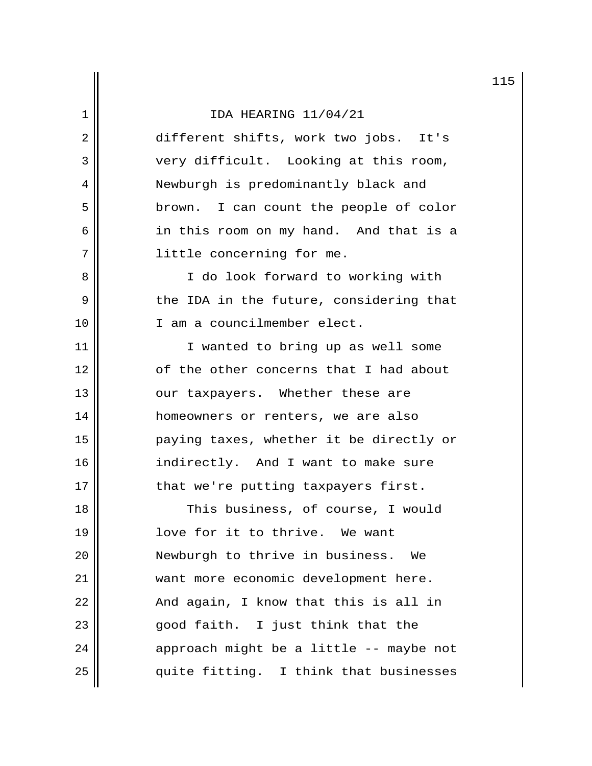different shifts, work two jobs. It's very difficult. Looking at this room, Newburgh is predominantly black and brown. I can count the people of color in this room on my hand. And that is a little concerning for me.

I do look forward to working with the IDA in the future, considering that I am a councilmember elect.

I wanted to bring up as well some of the other concerns that I had about our taxpayers. Whether these are homeowners or renters, we are also paying taxes, whether it be directly or indirectly. And I want to make sure that we're putting taxpayers first.

This business, of course, I would love for it to thrive. We want Newburgh to thrive in business. We want more economic development here. And again, I know that this is all in good faith. I just think that the approach might be a little -- maybe not quite fitting. I think that businesses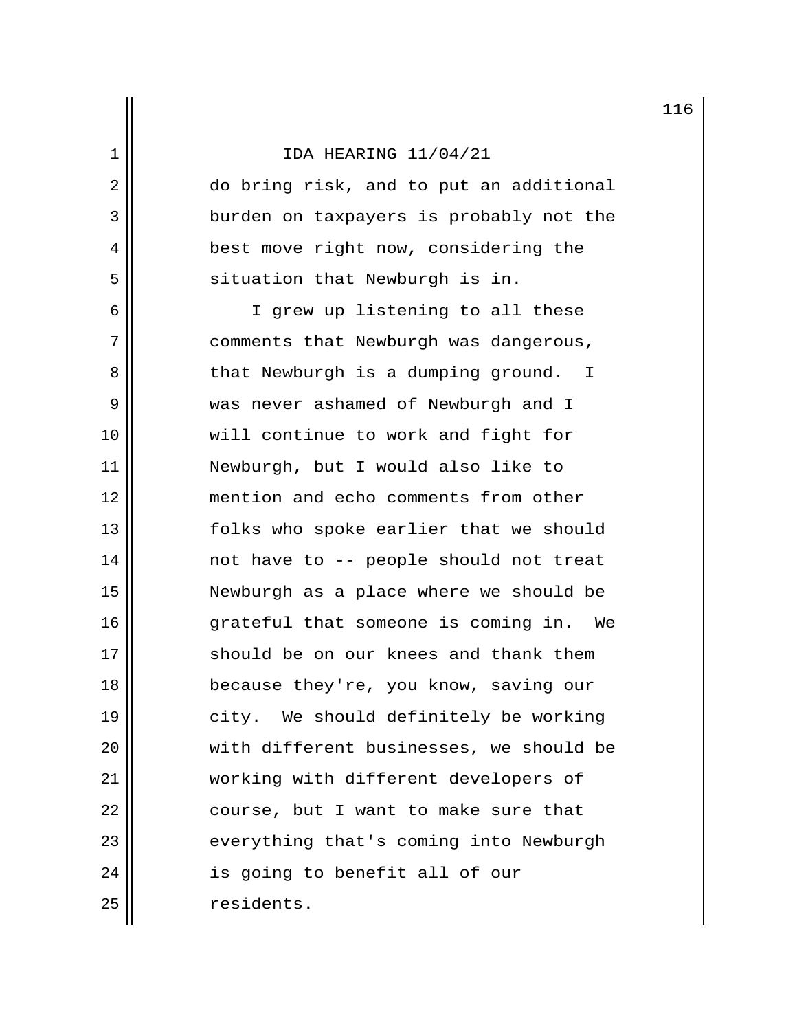do bring risk, and to put an additional burden on taxpayers is probably not the best move right now, considering the situation that Newburgh is in.

I grew up listening to all these comments that Newburgh was dangerous, that Newburgh is a dumping ground. I was never ashamed of Newburgh and I will continue to work and fight for Newburgh, but I would also like to mention and echo comments from other folks who spoke earlier that we should not have to -- people should not treat Newburgh as a place where we should be grateful that someone is coming in. We should be on our knees and thank them because they're, you know, saving our city. We should definitely be working with different businesses, we should be working with different developers of course, but I want to make sure that everything that's coming into Newburgh is going to benefit all of our residents.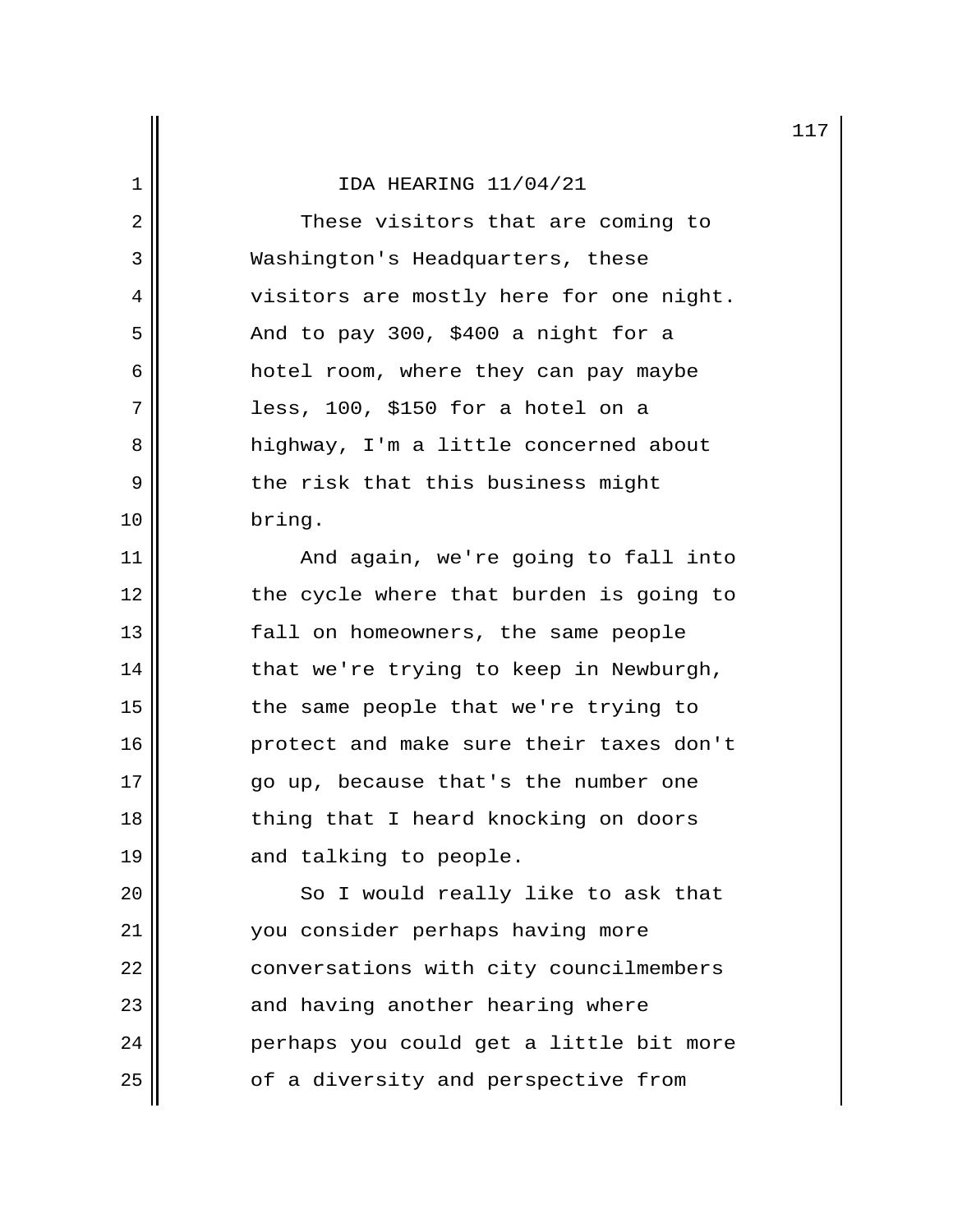IDA HEARING 11/04/21

These visitors that are coming to Washington's Headquarters, these visitors are mostly here for one night. And to pay 300, $400 a night for a hotel room, where they can pay maybe less, 100, $150 for a hotel on a highway, I'm a little concerned about the risk that this business might bring.

And again, we're going to fall into the cycle where that burden is going to fall on homeowners, the same people that we're trying to keep in Newburgh, the same people that we're trying to protect and make sure their taxes don't go up, because that's the number one thing that I heard knocking on doors and talking to people.

So I would really like to ask that you consider perhaps having more conversations with city councilmembers and having another hearing where perhaps you could get a little bit more of a diversity and perspective from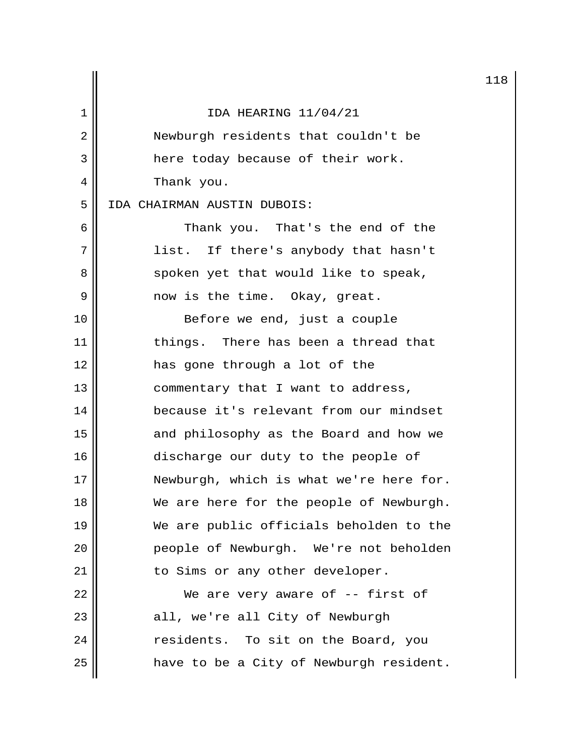Newburgh residents that couldn't be here today because of their work. Thank you.

IDA CHAIRMAN AUSTIN DUBOIS:

Thank you. That's the end of the list. If there's anybody that hasn't spoken yet that would like to speak, now is the time. Okay, great.

Before we end, just a couple things. There has been a thread that has gone through a lot of the commentary that I want to address, because it's relevant from our mindset and philosophy as the Board and how we discharge our duty to the people of Newburgh, which is what we're here for. We are here for the people of Newburgh. We are public officials beholden to the people of Newburgh. We're not beholden to Sims or any other developer.

We are very aware of -- first of all, we're all City of Newburgh residents. To sit on the Board, you have to be a City of Newburgh resident.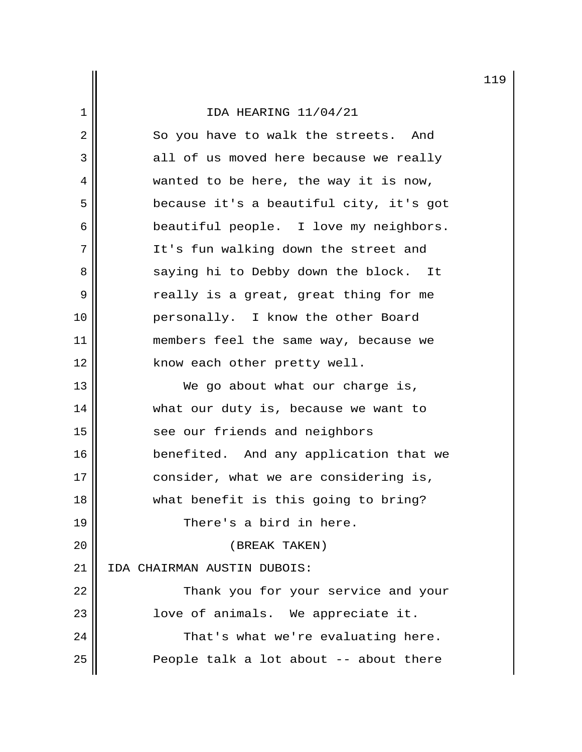IDA HEARING 11/04/21

So you have to walk the streets. And all of us moved here because we really wanted to be here, the way it is now, because it's a beautiful city, it's got beautiful people. I love my neighbors. It's fun walking down the street and saying hi to Debby down the block. It really is a great, great thing for me personally. I know the other Board members feel the same way, because we know each other pretty well.

We go about what our charge is, what our duty is, because we want to see our friends and neighbors benefited. And any application that we consider, what we are considering is, what benefit is this going to bring?

There's a bird in here.

(BREAK TAKEN)

IDA CHAIRMAN AUSTIN DUBOIS:

Thank you for your service and your love of animals. We appreciate it.

That's what we're evaluating here. People talk a lot about -- about there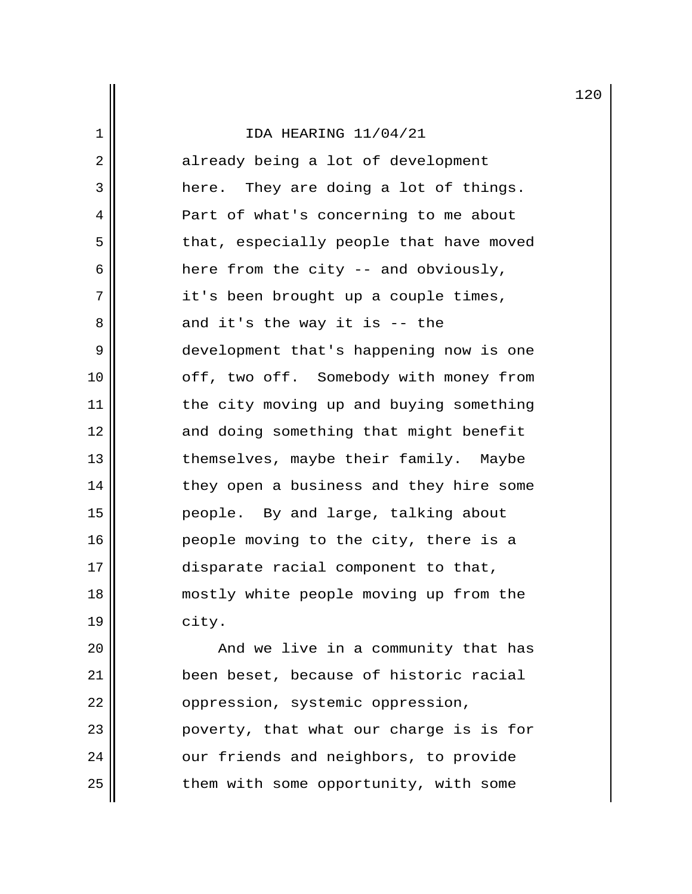already being a lot of development here. They are doing a lot of things. Part of what's concerning to me about that, especially people that have moved here from the city -- and obviously, it's been brought up a couple times, and it's the way it is -- the development that's happening now is one off, two off. Somebody with money from the city moving up and buying something and doing something that might benefit themselves, maybe their family. Maybe they open a business and they hire some people. By and large, talking about people moving to the city, there is a disparate racial component to that, mostly white people moving up from the city.

And we live in a community that has been beset, because of historic racial oppression, systemic oppression, poverty, that what our charge is is for our friends and neighbors, to provide them with some opportunity, with some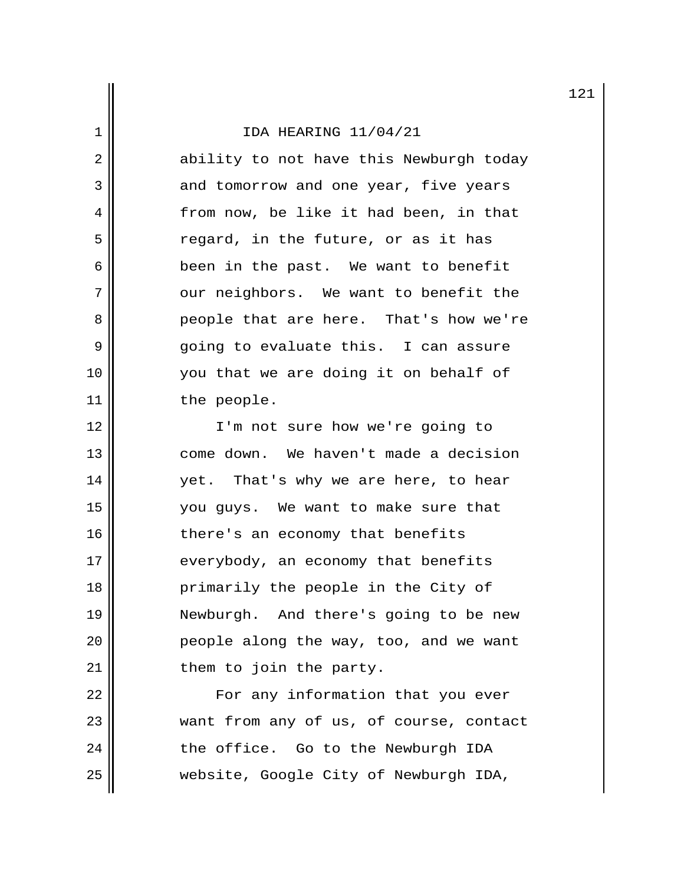IDA HEARING 11/04/21

ability to not have this Newburgh today and tomorrow and one year, five years from now, be like it had been, in that regard, in the future, or as it has been in the past. We want to benefit our neighbors. We want to benefit the people that are here. That's how we're going to evaluate this. I can assure you that we are doing it on behalf of the people.

I'm not sure how we're going to come down. We haven't made a decision yet. That's why we are here, to hear you guys. We want to make sure that there's an economy that benefits everybody, an economy that benefits primarily the people in the City of Newburgh. And there's going to be new people along the way, too, and we want them to join the party.

For any information that you ever want from any of us, of course, contact the office. Go to the Newburgh IDA website, Google City of Newburgh IDA,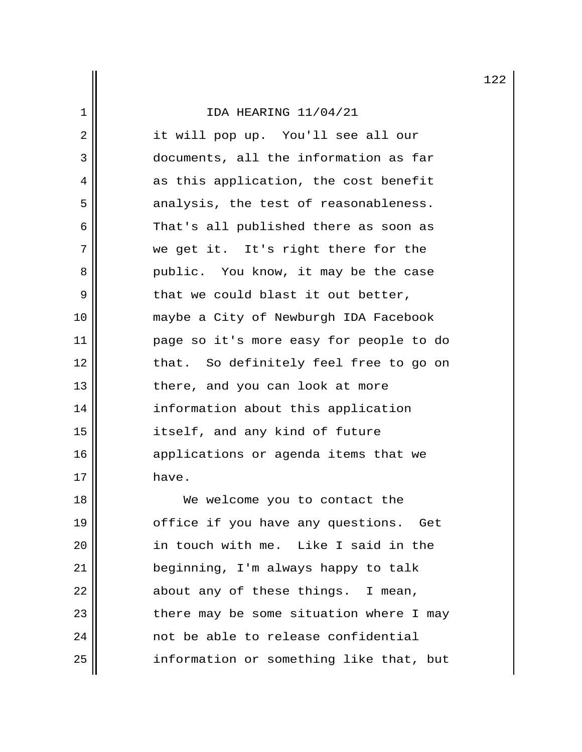IDA HEARING 11/04/21

it will pop up. You'll see all our documents, all the information as far as this application, the cost benefit analysis, the test of reasonableness. That's all published there as soon as we get it. It's right there for the public. You know, it may be the case that we could blast it out better, maybe a City of Newburgh IDA Facebook page so it's more easy for people to do that. So definitely feel free to go on there, and you can look at more information about this application itself, and any kind of future applications or agenda items that we have.

We welcome you to contact the office if you have any questions. Get in touch with me. Like I said in the beginning, I'm always happy to talk about any of these things. I mean, there may be some situation where I may not be able to release confidential information or something like that, but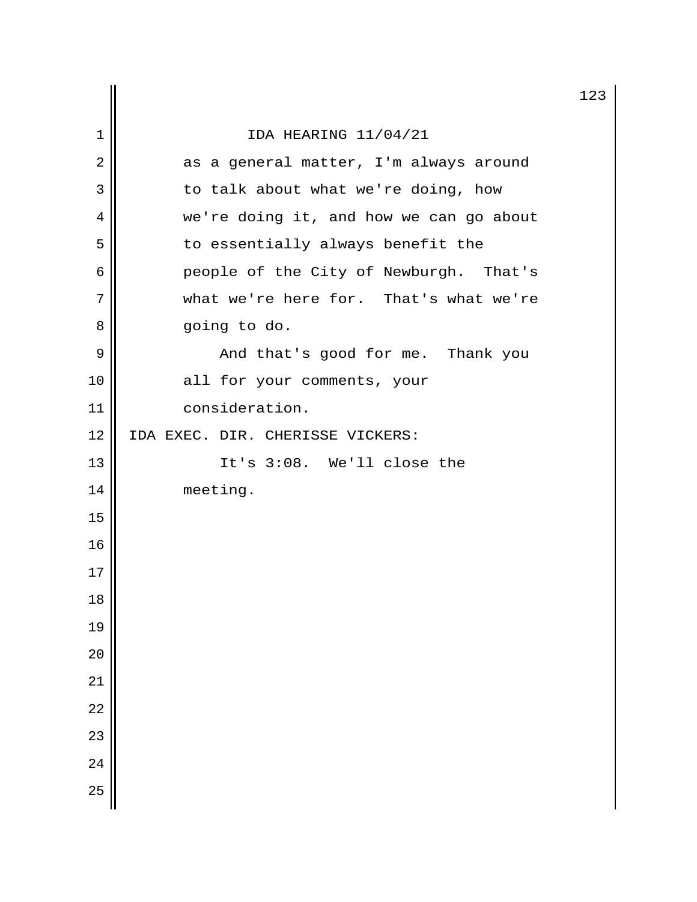IDA HEARING 11/04/21

as a general matter, I'm always around to talk about what we're doing, how we're doing it, and how we can go about to essentially always benefit the people of the City of Newburgh. That's what we're here for. That's what we're going to do.

And that's good for me. Thank you all for your comments, your consideration.

IDA EXEC. DIR. CHERISSE VICKERS:

It's 3:08. We'll close the meeting.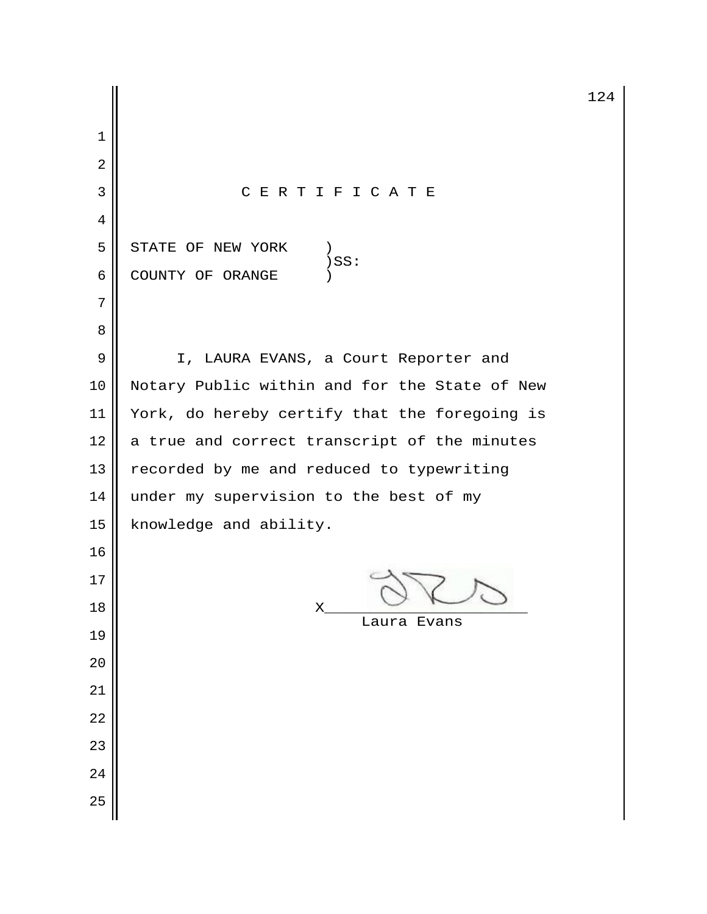# C E R T I F I C A T E

STATE OF NEW YORK )
)SS:
COUNTY OF ORANGE )

I, LAURA EVANS, a Court Reporter and Notary Public within and for the State of New York, do hereby certify that the foregoing is a true and correct transcript of the minutes recorded by me and reduced to typewriting under my supervision to the best of my knowledge and ability.

X________________________
Laura Evans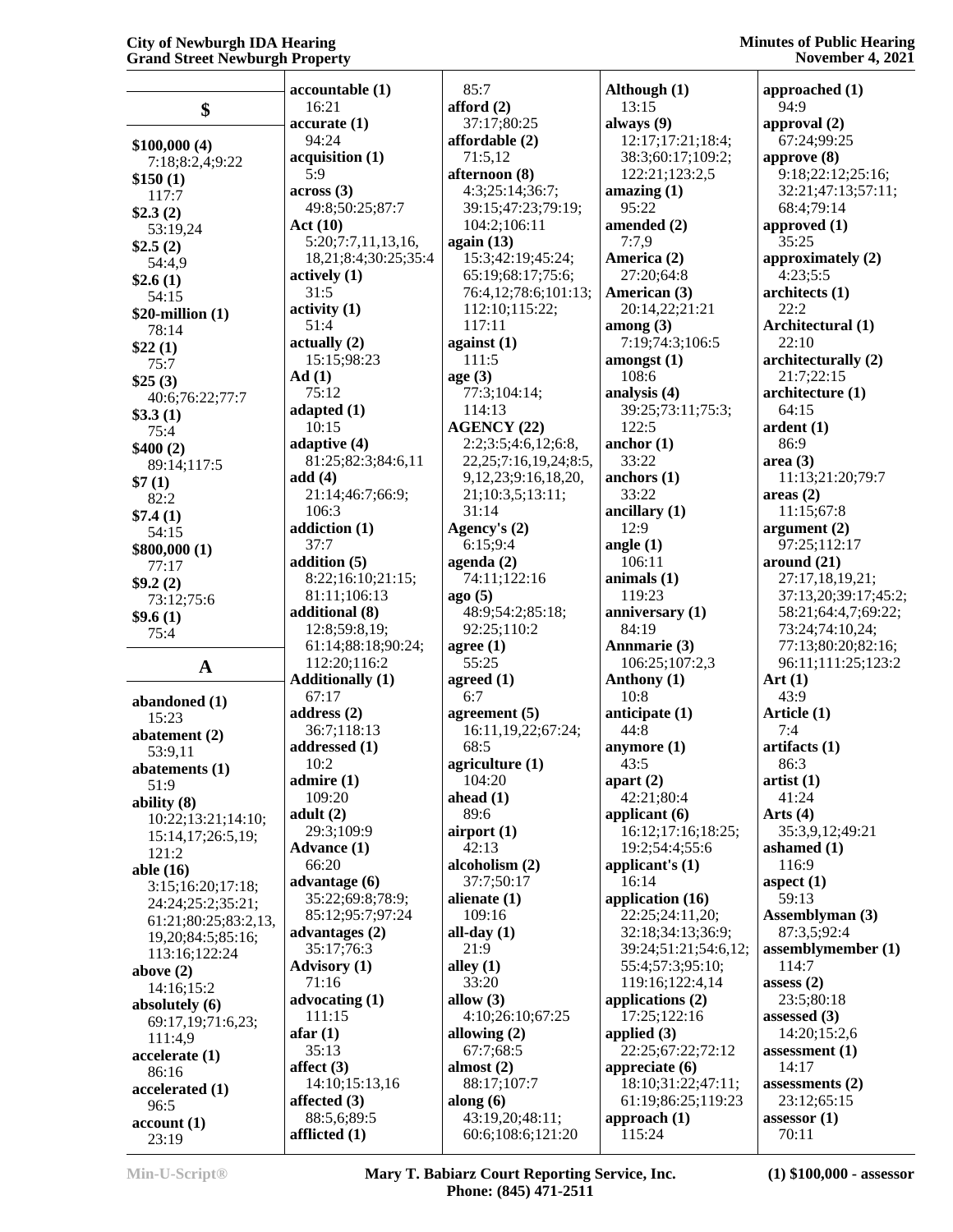## $

**$100,000 (4)**
7:18;8:2,4;9:22

**$150 (1)**
117:7

**$2.3 (2)**
53:19,24

**$2.5 (2)**
54:4,9

**$2.6 (1)**
54:15

**$20-million (1)**
78:14

**$22 (1)**
75:7

**$25 (3)**
40:6;76:22;77:7

**$3.3 (1)**
75:4

**$400 (2)**
89:14;117:5

**$7 (1)**
82:2

**$7.4 (1)**
54:15

**$800,000 (1)**
77:17

**$9.2 (2)**
73:12;75:6

**$9.6 (1)**
75:4

## A

**abandoned (1)**
15:23

**abatement (2)**
53:9,11

**abatements (1)**
51:9

**ability (8)**
10:22;13:21;14:10;15:14,17;26:5,19;121:2

**able (16)**
3:15;16:20;17:18;24:24;25:2;35:21;61:21;80:25;83:2,13,19,20;84:5;85:16;113:16;122:24

**above (2)**
14:16;15:2

**absolutely (6)**
69:17,19;71:6,23;111:4,9

**accelerate (1)**
86:16

**accelerated (1)**
96:5

**account (1)**
23:19

**accountable (1)**
16:21

**accurate (1)**
94:24

**acquisition (1)**
5:9

**across (3)**
49:8;50:25;87:7

**Act (10)**
5:20;7:7,11,13,16,18,21;8:4;30:25;35:4

**actively (1)**
31:5

**activity (1)**
51:4

**actually (2)**
15:15;98:23

**Ad (1)**
75:12

**adapted (1)**
10:15

**adaptive (4)**
81:25;82:3;84:6,11

**add (4)**
21:14;46:7;66:9;106:3

**addiction (1)**
37:7

**addition (5)**
8:22;16:10;21:15;81:11;106:13

**additional (8)**
12:8;59:8,19;61:14;88:18;90:24;112:20;116:2

**Additionally (1)**
67:17

**address (2)**
36:7;118:13

**addressed (1)**
10:2

**admire (1)**
109:20

**adult (2)**
29:3;109:9

**Advance (1)**
66:20

**advantage (6)**
35:22;69:8;78:9;85:12;95:7;97:24

**advantages (2)**
35:17;76:3

**Advisory (1)**
71:16

**advocating (1)**
111:15

**afar (1)**
35:13

**affect (3)**
14:10;15:13,16

**affected (3)**
88:5,6;89:5

**afflicted (1)**
85:7

**afford (2)**
37:17;80:25

**affordable (2)**
71:5,12

**afternoon (8)**
4:3;25:14;36:7;39:15;47:23;79:19;104:2;106:11

**again (13)**
15:3;42:19;45:24;65:19;68:17;75:6;76:4,12;78:6;101:13;112:10;115:22;117:11

**against (1)**
111:5

**age (3)**
77:3;104:14;114:13

**AGENCY (22)**
2:2;3:5;4:6,12;6:8,22,25;7:16,19,24;8:5,9,12,23;9:16,18,20,21;10:3,5;13:11;31:14

**Agency's (2)**
6:15;9:4

**agenda (2)**
74:11;122:16

**ago (5)**
48:9;54:2;85:18;92:25;110:2

**agree (1)**
55:25

**agreed (1)**
6:7

**agreement (5)**
16:11,19,22;67:24;68:5

**agriculture (1)**
104:20

**ahead (1)**
89:6

**airport (1)**
42:13

**alcoholism (2)**
37:7;50:17

**alienate (1)**
109:16

**all-day (1)**
21:9

**alley (1)**
33:20

**allow (3)**
4:10;26:10;67:25

**allowing (2)**
67:7;68:5

**almost (2)**
88:17;107:7

**along (6)**
43:19,20;48:11;60:6;108:6;121:20

**Although (1)**
13:15

**always (9)**
12:17;17:21;18:4;38:3;60:17;109:2;122:21;123:2,5

**amazing (1)**
95:22

**amended (2)**
7:7,9

**America (2)**
27:20;64:8

**American (3)**
20:14,22;21:21

**among (3)**
7:19;74:3;106:5

**amongst (1)**
108:6

**analysis (4)**
39:25;73:11;75:3;122:5

**anchor (1)**
33:22

**anchors (1)**
33:22

**ancillary (1)**
12:9

**angle (1)**
106:11

**animals (1)**
119:23

**anniversary (1)**
84:19

**Annmarie (3)**
106:25;107:2,3

**Anthony (1)**
10:8

**anticipate (1)**
44:8

**anymore (1)**
43:5

**apart (2)**
42:21;80:4

**applicant (6)**
16:12;17:16;18:25;19:2;54:4;55:6

**applicant's (1)**
16:14

**application (16)**
22:25;24:11,20;32:18;34:13;36:9;39:24;51:21;54:6,12;55:4;57:3;95:10;119:16;122:4,14

**applications (2)**
17:25;122:16

**applied (3)**
22:25;67:22;72:12

**appreciate (6)**
18:10;31:22;47:11;61:19;86:25;119:23

**approach (1)**
115:24

**approached (1)**
94:9

**approval (2)**
67:24;99:25

**approve (8)**
9:18;22:12;25:16;32:21;47:13;57:11;68:4;79:14

**approved (1)**
35:25

**approximately (2)**
4:23;5:5

**architects (1)**
22:2

**Architectural (1)**
22:10

**architecturally (2)**
21:7;22:15

**architecture (1)**
64:15

**ardent (1)**
86:9

**area (3)**
11:13;21:20;79:7

**areas (2)**
11:15;67:8

**argument (2)**
97:25;112:17

**around (21)**
27:17,18,19,21;37:13,20;39:17;45:2;58:21;64:4,7;69:22;73:24;74:10,24;77:13;80:20;82:16;96:11;111:25;123:2

**Art (1)**
43:9

**Article (1)**
7:4

**artifacts (1)**
86:3

**artist (1)**
41:24

**Arts (4)**
35:3,9,12;49:21

**ashamed (1)**
116:9

**aspect (1)**
59:13

**Assemblyman (3)**
87:3,5;92:4

**assemblymember (1)**
114:7

**assess (2)**
23:5;80:18

**assessed (3)**
14:20;15:2,6

**assessment (1)**
14:17

**assessments (2)**
23:12;65:15

**assessor (1)**
70:11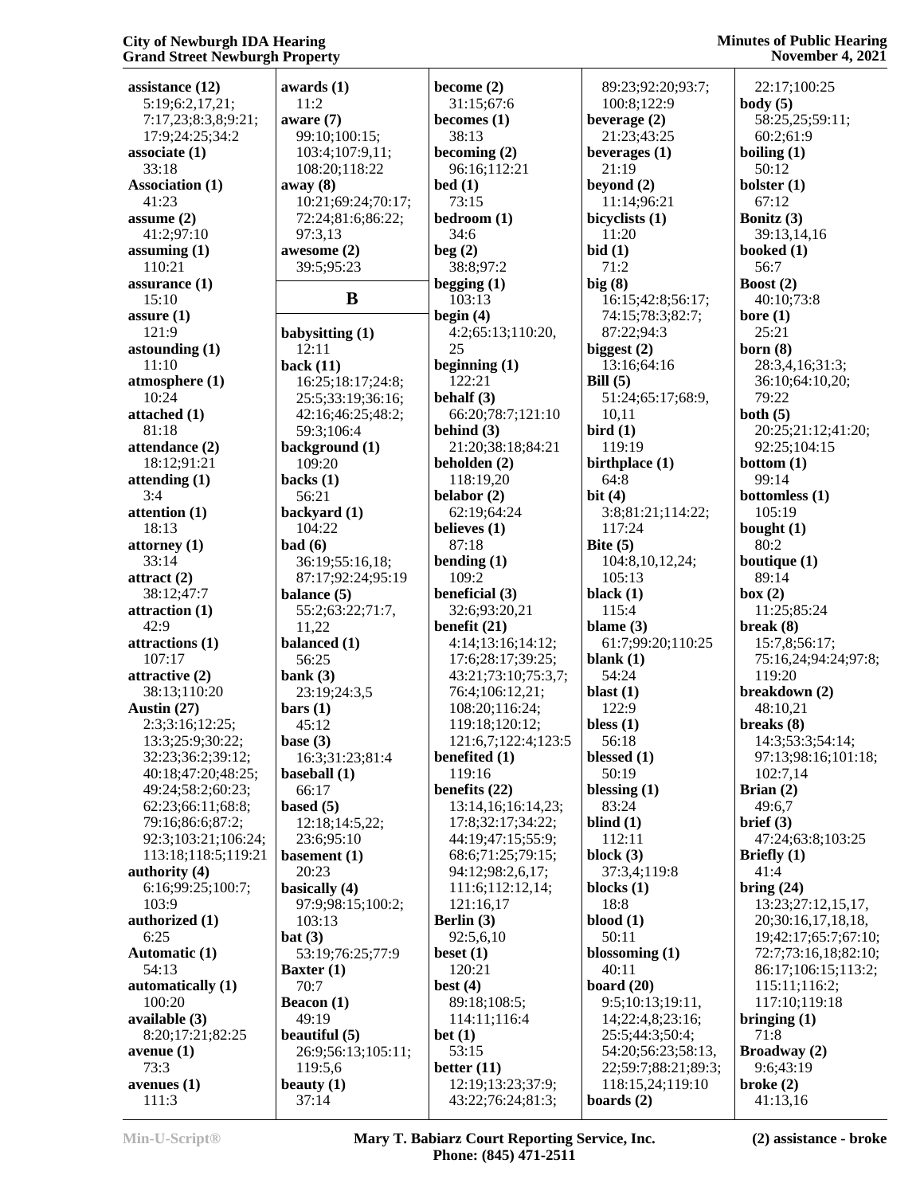**assistance (12)**
5:19;6:2,17,21;
7:17,23;8:3,8;9:21;
17:9;24:25;34:2
**associate (1)**
33:18
**Association (1)**
41:23
**assume (2)**
41:2;97:10
**assuming (1)**
110:21
**assurance (1)**
15:10
**assure (1)**
121:9
**astounding (1)**
11:10
**atmosphere (1)**
10:24
**attached (1)**
81:18
**attendance (2)**
18:12;91:21
**attending (1)**
3:4
**attention (1)**
18:13
**attorney (1)**
33:14
**attract (2)**
38:12;47:7
**attraction (1)**
42:9
**attractions (1)**
107:17
**attractive (2)**
38:13;110:20
**Austin (27)**
2:3;3:16;12:25;
13:3;25:9;30:22;
32:23;36:2;39:12;
40:18;47:20;48:25;
49:24;58:2;60:23;
62:23;66:11;68:8;
79:16;86:6;87:2;
92:3;103:21;106:24;
113:18;118:5;119:21
**authority (4)**
6:16;99:25;100:7;
103:9
**authorized (1)**
6:25
**Automatic (1)**
54:13
**automatically (1)**
100:20
**available (3)**
8:20;17:21;82:25
**avenue (1)**
73:3
**avenues (1)**
111:3

**awards (1)**
11:2
**aware (7)**
99:10;100:15;
103:4;107:9,11;
108:20;118:22
**away (8)**
10:21;69:24;70:17;
72:24;81:6;86:22;
97:3,13
**awesome (2)**
39:5;95:23

## B

**babysitting (1)**
12:11
**back (11)**
16:25;18:17;24:8;
25:5;33:19;36:16;
42:16;46:25;48:2;
59:3;106:4
**background (1)**
109:20
**backs (1)**
56:21
**backyard (1)**
104:22
**bad (6)**
36:19;55:16,18;
87:17;92:24;95:19
**balance (5)**
55:2;63:22;71:7,
11,22
**balanced (1)**
56:25
**bank (3)**
23:19;24:3,5
**bars (1)**
45:12
**base (3)**
16:3;31:23;81:4
**baseball (1)**
66:17
**based (5)**
12:18;14:5,22;
23:6;95:10
**basement (1)**
20:23
**basically (4)**
97:9;98:15;100:2;
103:13
**bat (3)**
53:19;76:25;77:9
**Baxter (1)**
70:7
**Beacon (1)**
49:19
**beautiful (5)**
26:9;56:13;105:11;
119:5,6
**beauty (1)**
37:14

**become (2)**
31:15;67:6
**becomes (1)**
38:13
**becoming (2)**
96:16;112:21
**bed (1)**
73:15
**bedroom (1)**
34:6
**beg (2)**
38:8;97:2
**begging (1)**
103:13
**begin (4)**
4:2;65:13;110:20,
25
**beginning (1)**
122:21
**behalf (3)**
66:20;78:7;121:10
**behind (3)**
21:20;38:18;84:21
**beholden (2)**
118:19,20
**belabor (2)**
62:19;64:24
**believes (1)**
87:18
**bending (1)**
109:2
**beneficial (3)**
32:6;93:20,21
**benefit (21)**
4:14;13:16;14:12;
17:6;28:17;39:25;
43:21;73:10;75:3,7;
76:4;106:12,21;
108:20;116:24;
119:18;120:12;
121:6,7;122:4;123:5
**benefited (1)**
119:16
**benefits (22)**
13:14,16;16:14,23;
17:8;32:17;34:22;
44:19;47:15;55:9;
68:6;71:25;79:15;
94:12;98:2,6,17;
111:6;112:12,14;
121:16,17
**Berlin (3)**
92:5,6,10
**beset (1)**
120:21
**best (4)**
89:18;108:5;
114:11;116:4
**bet (1)**
53:15
**better (11)**
12:19;13:23;37:9;
43:22;76:24;81:3;

89:23;92:20;93:7;
100:8;122:9
**beverage (2)**
21:23;43:25
**beverages (1)**
21:19
**beyond (2)**
11:14;96:21
**bicyclists (1)**
11:20
**bid (1)**
71:2
**big (8)**
16:15;42:8;56:17;
74:15;78:3;82:7;
87:22;94:3
**biggest (2)**
13:16;64:16
**Bill (5)**
51:24;65:17;68:9,
10,11
**bird (1)**
119:19
**birthplace (1)**
64:8
**bit (4)**
3:8;81:21;114:22;
117:24
**Bite (5)**
104:8,10,12,24;
105:13
**black (1)**
115:4
**blame (3)**
61:7;99:20;110:25
**blank (1)**
54:24
**blast (1)**
122:9
**bless (1)**
56:18
**blessed (1)**
50:19
**blessing (1)**
83:24
**blind (1)**
112:11
**block (3)**
37:3,4;119:8
**blocks (1)**
18:8
**blood (1)**
50:11
**blossoming (1)**
40:11
**board (20)**
9:5;10:13;19:11,
14;22:4,8;23:16;
25:5;44:3;50:4;
54:20;56:23;58:13,
22;59:7;88:21;89:3;
118:15,24;119:10
**boards (2)**

22:17;100:25
**body (5)**
58:25,25;59:11;
60:2;61:9
**boiling (1)**
50:12
**bolster (1)**
67:12
**Bonitz (3)**
39:13,14,16
**booked (1)**
56:7
**Boost (2)**
40:10;73:8
**bore (1)**
25:21
**born (8)**
28:3,4,16;31:3;
36:10;64:10,20;
79:22
**both (5)**
20:25;21:12;41:20;
92:25;104:15
**bottom (1)**
99:14
**bottomless (1)**
105:19
**bought (1)**
80:2
**boutique (1)**
89:14
**box (2)**
11:25;85:24
**break (8)**
15:7,8;56:17;
75:16,24;94:24;97:8;
119:20
**breakdown (2)**
48:10,21
**breaks (8)**
14:3;53:3;54:14;
97:13;98:16;101:18;
102:7,14
**Brian (2)**
49:6,7
**brief (3)**
47:24;63:8;103:25
**Briefly (1)**
41:4
**bring (24)**
13:23;27:12,15,17,
20;30:16,17,18,18,
19;42:17;65:7;67:10;
72:7;73:16,18;82:10;
86:17;106:15;113:2;
115:11;116:2;
117:10;119:18
**bringing (1)**
71:8
**Broadway (2)**
9:6;43:19
**broke (2)**
41:13,16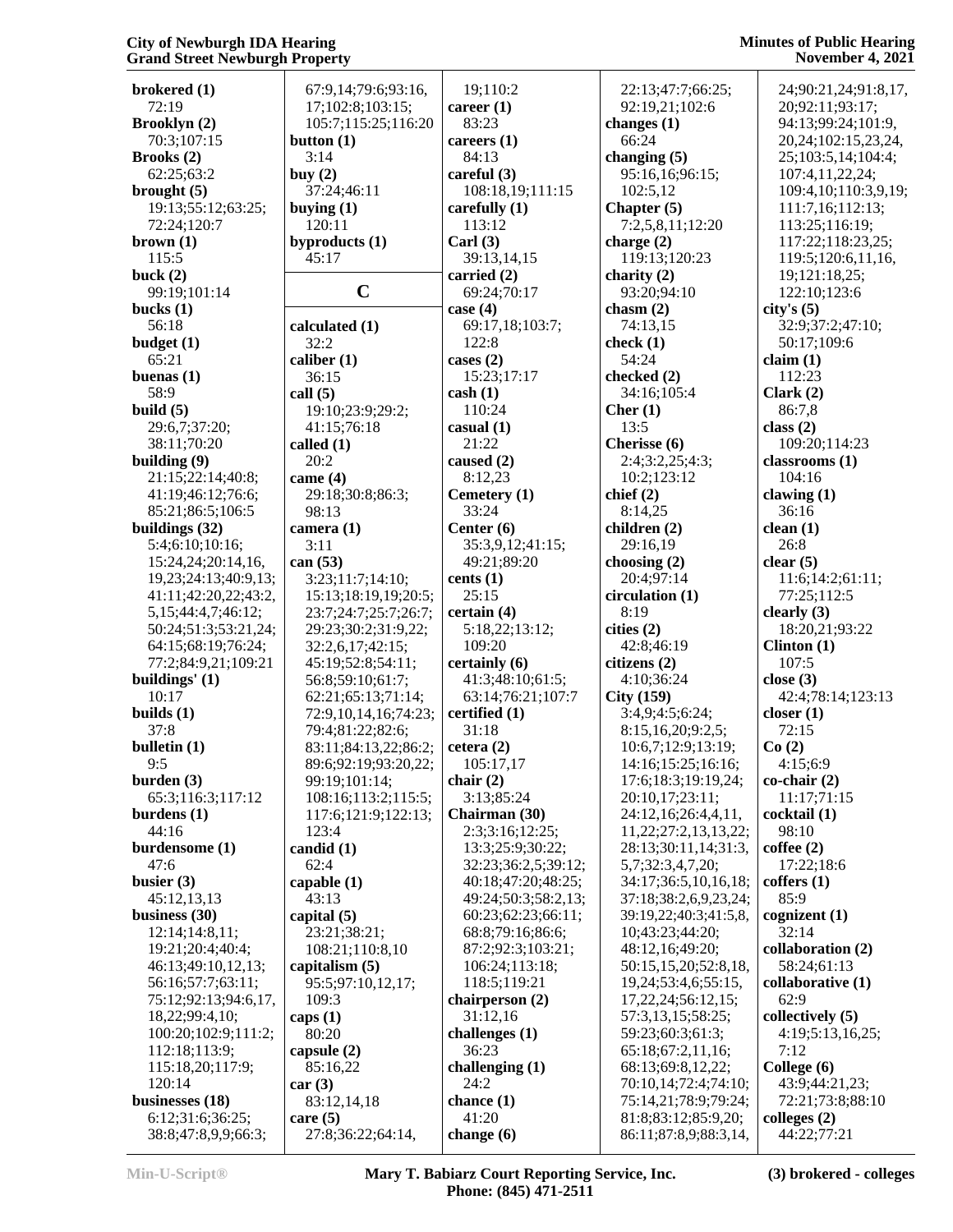**brokered (1)**
72:19
**Brooklyn (2)**
70:3;107:15
**Brooks (2)**
62:25;63:2
**brought (5)**
19:13;55:12;63:25;
72:24;120:7
**brown (1)**
115:5
**buck (2)**
99:19;101:14
**bucks (1)**
56:18
**budget (1)**
65:21
**buenas (1)**
58:9
**build (5)**
29:6,7;37:20;
38:11;70:20
**building (9)**
21:15;22:14;40:8;
41:19;46:12;76:6;
85:21;86:5;106:5
**buildings (32)**
5:4;6:10;10:16;
15:24,24;20:14,16,
19,23;24:13;40:9,13;
41:11;42:20,22;43:2,
5,15;44:4,7;46:12;
50:24;51:3;53:21,24;
64:15;68:19;76:24;
77:2;84:9,21;109:21
**buildings' (1)**
10:17
**builds (1)**
37:8
**bulletin (1)**
9:5
**burden (3)**
65:3;116:3;117:12
**burdens (1)**
44:16
**burdensome (1)**
47:6
**busier (3)**
45:12,13,13
**business (30)**
12:14;14:8,11;
19:21;20:4;40:4;
46:13;49:10,12,13;
56:16;57:7;63:11;
75:12;92:13;94:6,17,
18,22;99:4,10;
100:20;102:9;111:2;
112:18;113:9;
115:18,20;117:9;
120:14
**businesses (18)**
6:12;31:6;36:25;
38:8;47:8,9,9;66:3;
67:9,14;79:6;93:16,
17;102:8;103:15;
105:7;115:25;116:20
**button (1)**
3:14
**buy (2)**
37:24;46:11
**buying (1)**
120:11
**byproducts (1)**
45:17

## C

**calculated (1)**
32:2
**caliber (1)**
36:15
**call (5)**
19:10;23:9;29:2;
41:15;76:18
**called (1)**
20:2
**came (4)**
29:18;30:8;86:3;
98:13
**camera (1)**
3:11
**can (53)**
3:23;11:7;14:10;
15:13;18:19,19;20:5;
23:7;24:7;25:7;26:7;
29:23;30:2;31:9,22;
32:2,6,17;42:15;
45:19;52:8;54:11;
56:8;59:10;61:7;
62:21;65:13;71:14;
72:9,10,14,16;74:23;
79:4;81:22;82:6;
83:11;84:13,22;86:2;
89:6;92:19;93:20,22;
99:19;101:14;
108:16;113:2;115:5;
117:6;121:9;122:13;
123:4
**candid (1)**
62:4
**capable (1)**
43:13
**capital (5)**
23:21;38:21;
108:21;110:8,10
**capitalism (5)**
95:5;97:10,12,17;
109:3
**caps (1)**
80:20
**capsule (2)**
85:16,22
**car (3)**
83:12,14,18
**care (5)**
27:8;36:22;64:14,
19;110:2
**career (1)**
83:23
**careers (1)**
84:13
**careful (3)**
108:18,19;111:15
**carefully (1)**
113:12
**Carl (3)**
39:13,14,15
**carried (2)**
69:24;70:17
**case (4)**
69:17,18;103:7;
122:8
**cases (2)**
15:23;17:17
**cash (1)**
110:24
**casual (1)**
21:22
**caused (2)**
8:12,23
**Cemetery (1)**
33:24
**Center (6)**
35:3,9,12;41:15;
49:21;89:20
**cents (1)**
25:15
**certain (4)**
5:22;13:12;
109:20
**certainly (6)**
41:3;48:10;61:5;
63:14;76:21;107:7
**certified (1)**
31:18
**cetera (2)**
105:17,17
**chair (2)**
3:13;85:24
**Chairman (30)**
2:3;3:16;12:25;
13:3;25:9;30:22;
32:23;36:2,5;39:12;
40:18;47:20;48:25;
49:24;50:3;58:2,13;
60:23;62:23;66:11;
68:8;79:16;86:6;
87:2;92:3;103:21;
106:24;113:18;
118:5;119:21
**chairperson (2)**
31:12,16
**challenges (1)**
36:23
**challenging (1)**
24:2
**chance (1)**
41:20
**change (6)**
22:13;47:7;66:25;
92:19,21;102:6
**changes (1)**
66:24
**changing (5)**
95:16,16;96:15;
102:5,12
**Chapter (5)**
7:2,5,8,11;12:20
**charge (2)**
119:13;120:23
**charity (2)**
93:20;94:10
**chasm (2)**
74:13,15
**check (1)**
54:24
**checked (2)**
34:16;105:4
**Cher (1)**
13:5
**Cherisse (6)**
2:4;3:2,25;4:3;
10:2;123:12
**chief (2)**
8:14,25
**children (2)**
29:16,19
**choosing (2)**
20:4;97:14
**circulation (1)**
8:19
**cities (2)**
42:8;46:19
**citizens (2)**
4:10;36:24
**City (159)**
3:4,9;4:5;6:24;
8:15,16,20;9:2,5;
10:6,7;12:9;13:19;
14:16;15:25;16:16;
17:6;18:3;19:19,24;
20:10,17;23:11;
24:12,16;26:4,4,11,
11,22;27:2,13,13,22;
28:13;30:11,14;31:3,
5,7;32:3,4,7,20;
34:17;36:5,10,16,18;
37:18;38:2,6,9,23,24;
39:19,22;40:3;41:5,8,
10;43:23;44:20;
48:12,16;49:20;
50:15,15,20;52:8,18,
19,24;53:4,6;55:15,
17,22,24;56:12,15;
57:3,13,15;58:25;
59:23;60:3;61:3;
65:18;67:2,11,16;
68:13;69:8,12,22;
70:13,16;72:4;74:10;
75:14,21;78:9;79:24;
81:8;83:12;85:9,20;
86:11;87:8,9;88:3,14,
24;90:21,24;91:8,17,
20;92:11;93:17;
94:13;99:24;101:9,
20,24;102:15,23,24,
25;103:5,14;104:4;
107:4,11,22,24;
109:4,10;110:3,9,19;
111:7,16;112:13;
113:25;116:19;
117:22;118:23,25;
119:5;120:6,11,16,
19;121:18,25;
122:10;123:6
**city's (5)**
32:9;37:2;47:10;
50:17;109:6
**claim (1)**
112:23
**Clark (2)**
86:7,8
**class (2)**
109:20;114:23
**classrooms (1)**
104:16
**clawing (1)**
36:16
**clean (1)**
26:8
**clear (5)**
11:6;14:2;61:11;
77:25;112:5
**clearly (3)**
18:20,21;93:22
**Clinton (1)**
107:5
**close (3)**
42:4;78:14;123:13
**closer (1)**
72:15
**Co (2)**
4:15;6:9
**co-chair (2)**
11:17;71:15
**cocktail (1)**
98:10
**coffee (2)**
17:22;18:6
**coffers (1)**
85:9
**cognizent (1)**
32:14
**collaboration (2)**
58:24;61:13
**collaborative (1)**
62:9
**collectively (5)**
4:19;5:13,16,25;
7:12
**College (6)**
43:9;44:21,23;
72:21;73:8;88:10
**colleges (2)**
44:22;77:21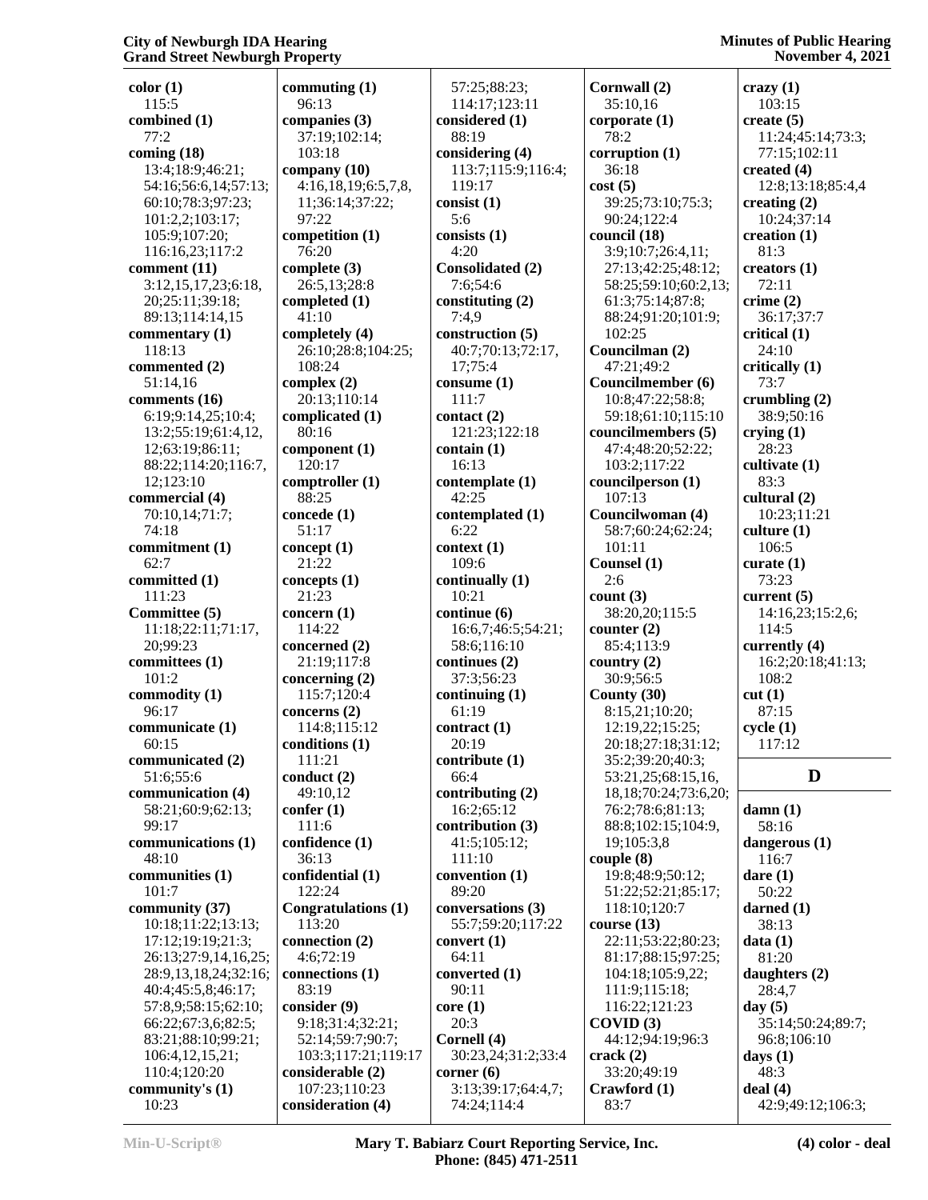**color (1)**
115:5
**combined (1)**
77:2
**coming (18)**
13:4;18:9;46:21;
54:16;56:6,14;57:13;
60:10;78:3;97:23;
101:2,2;103:17;
105:9;107:20;
116:16,23;117:2
**comment (11)**
3:12,15,17,23;6:18,
20;25:11;39:18;
89:13;114:14,15
**commentary (1)**
118:13
**commented (2)**
51:14,16
**comments (16)**
6:19;9:14,25;10:4;
13:2;55:19;61:4,12,
12;63:19;86:11;
88:22;114:20;116:7,
12;123:10
**commercial (4)**
70:10,14;71:7;
74:18
**commitment (1)**
62:7
**committed (1)**
111:23
**Committee (5)**
11:18;22:11;71:17,
20;99:23
**committees (1)**
101:2
**commodity (1)**
96:17
**communicate (1)**
60:15
**communicated (2)**
51:6;55:6
**communication (4)**
58:21;60:9;62:13;
99:17
**communications (1)**
48:10
**communities (1)**
101:7
**community (37)**
10:18;11:22;13:13;
17:12;19:19;21:3;
26:13;27:9,14,16,25;
28:9,13,18,24;32:16;
40:4;45:5,8;46:17;
57:8,9;58:15;62:10;
66:22;67:3,6;82:5;
83:21;88:10;99:21;
106:4,12,15,21;
110:4;120:20
**community's (1)**
10:23

**commuting (1)**
96:13
**companies (3)**
37:19;102:14;
103:18
**company (10)**
4:16,18,19;6:5,7,8,
11;36:14;37:22;
97:22
**competition (1)**
76:20
**complete (3)**
26:5,13;28:8
**completed (1)**
41:10
**completely (4)**
26:10;28:8;104:25;
108:24
**complex (2)**
20:13;110:14
**complicated (1)**
80:16
**component (1)**
120:17
**comptroller (1)**
88:25
**concede (1)**
51:17
**concept (1)**
21:22
**concepts (1)**
21:23
**concern (1)**
114:22
**concerned (2)**
21:19;117:8
**concerning (2)**
115:7;120:4
**concerns (2)**
114:8;115:12
**conditions (1)**
111:21
**conduct (2)**
49:10,12
**confer (1)**
111:6
**confidence (1)**
36:13
**confidential (1)**
122:24
**Congratulations (1)**
113:20
**connection (2)**
4:6;72:19
**connections (1)**
83:19
**consider (9)**
9:18;31:4;32:21;
52:14;59:7;90:7;
103:3;117:21;119:17
**considerable (2)**
107:23;110:23
**consideration (4)**

57:25;88:23;
114:17;123:11
**considered (1)**
88:19
**considering (4)**
113:7;115:9;116:4;
119:17
**consist (1)**
5:6
**consists (1)**
4:20
**Consolidated (2)**
7:6;54:6
**constituting (2)**
7:4,9
**construction (5)**
40:7;70:13;72:17,
17;75:4
**consume (1)**
111:7
**contact (2)**
121:23;122:18
**contain (1)**
16:13
**contemplate (1)**
42:25
**contemplated (1)**
6:22
**context (1)**
109:6
**continually (1)**
10:21
**continue (6)**
16:6,7;46:5;54:21;
58:6;116:10
**continues (2)**
37:3;56:23
**continuing (1)**
61:19
**contract (1)**
20:19
**contribute (1)**
66:4
**contributing (2)**
16:2;65:12
**contribution (3)**
41:5;105:12;
111:10
**convention (1)**
89:20
**conversations (3)**
55:7;59:20;117:22
**convert (1)**
64:11
**converted (1)**
90:11
**core (1)**
20:3
**Cornell (4)**
30:23,24;31:2;33:4
**corner (6)**
3:13;39:17;64:4,7;
74:24;114:4

**Cornwall (2)**
35:10,16
**corporate (1)**
78:2
**corruption (1)**
36:18
**cost (5)**
39:25;73:10;75:3;
90:24;122:4
**council (18)**
3:9;10:7;26:4,11;
27:13;42:25;48:12;
58:25;59:10;60:2,13;
61:3;75:14;87:8;
88:24;91:20;101:9;
102:25
**Councilman (2)**
47:21;49:2
**Councilmember (6)**
10:8;47:22;58:8;
59:18;61:10;115:10
**councilmembers (5)**
47:4;48:20;52:22;
103:2;117:22
**councilperson (1)**
107:13
**Councilwoman (4)**
58:7;60:24;62:24;
101:11
**Counsel (1)**
2:6
**count (3)**
38:20,20;115:5
**counter (2)**
85:4;113:9
**country (2)**
30:9;56:5
**County (30)**
8:15,21;10:20;
12:19,22;15:25;
20:18;27:18;31:12;
35:2;39:20;40:3;
53:21,25;68:15,16,
18,18;70:24;73:6,20;
76:2;78:6;81:13;
88:8;102:15;104:9,
19;105:3,8
**couple (8)**
19:8;48:9;50:12;
51:22;52:21;85:17;
118:10;120:7
**course (13)**
22:11;53:22;80:23;
81:17;88:15;97:25;
104:18;105:9,22;
111:9;115:18;
116:22;121:23
**COVID (3)**
44:12;94:19;96:3
**crack (2)**
33:20;49:19
**Crawford (1)**
83:7

**crazy (1)**
103:15
**create (5)**
11:24;45:14;73:3;
77:15;102:11
**created (4)**
12:8;13:18;85:4,4
**creating (2)**
10:24;37:14
**creation (1)**
81:3
**creators (1)**
72:11
**crime (2)**
36:17;37:7
**critical (1)**
24:10
**critically (1)**
73:7
**crumbling (2)**
38:9;50:16
**crying (1)**
28:23
**cultivate (1)**
83:3
**cultural (2)**
10:23;11:21
**culture (1)**
106:5
**curate (1)**
73:23
**current (5)**
14:16,23;15:2,6;
114:5
**currently (4)**
16:2;20:18;41:13;
108:2
**cut (1)**
87:15
**cycle (1)**
117:12

## D

**damn (1)**
58:16
**dangerous (1)**
116:7
**dare (1)**
50:22
**darned (1)**
38:13
**data (1)**
81:20
**daughters (2)**
28:4,7
**day (5)**
35:14;50:24;89:7;
96:8;106:10
**days (1)**
48:3
**deal (4)**
42:9;49:12;106:3;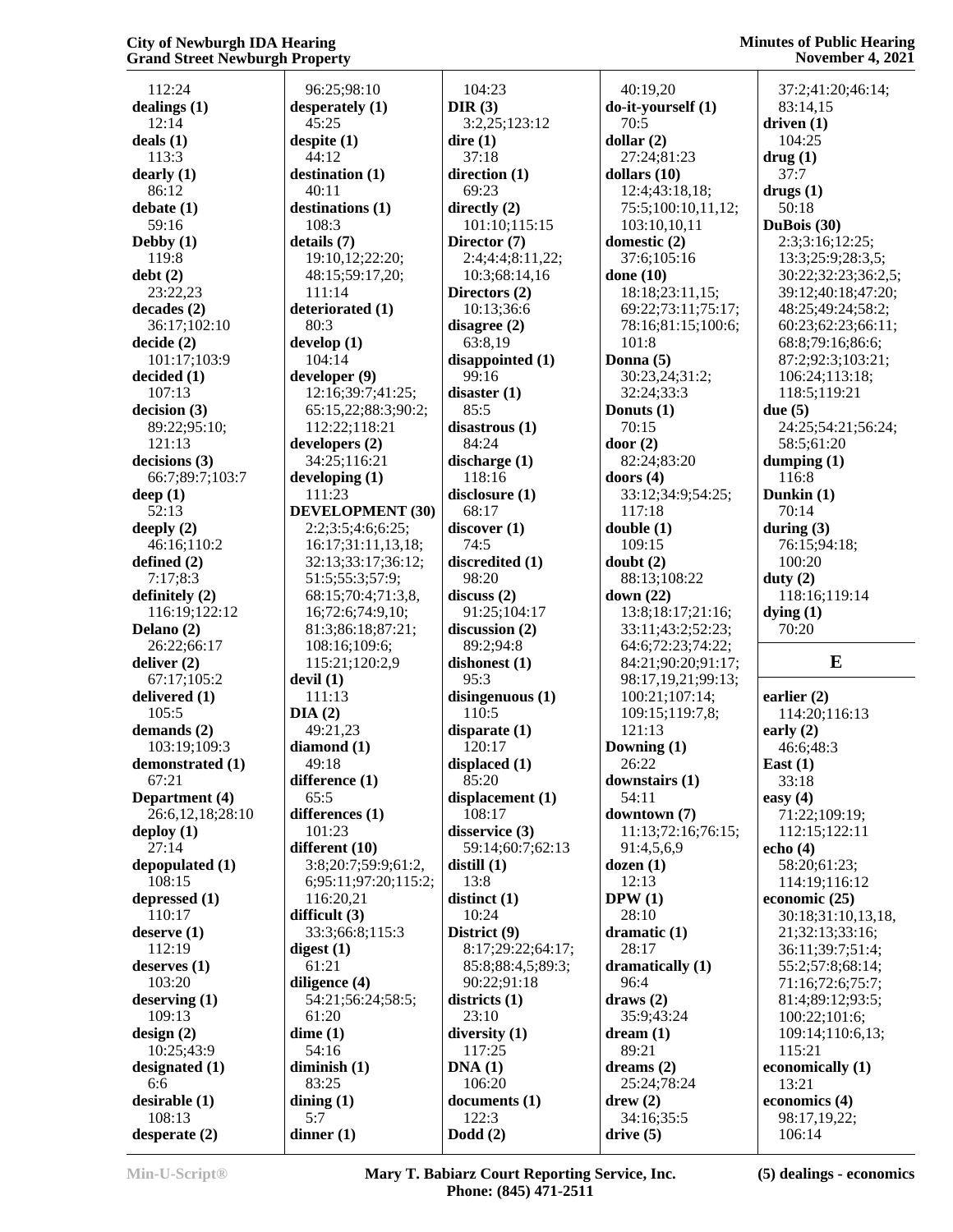112:24
**dealings (1)**
12:14
**deals (1)**
113:3
**dearly (1)**
86:12
**debate (1)**
59:16
**Debby (1)**
119:8
**debt (2)**
23:22,23
**decades (2)**
36:17;102:10
**decide (2)**
101:17;103:9
**decided (1)**
107:13
**decision (3)**
89:22;95:10;
121:13
**decisions (3)**
66:7;89:7;103:7
**deep (1)**
52:13
**deeply (2)**
46:16;110:2
**defined (2)**
7:17;8:3
**definitely (2)**
116:19;122:12
**Delano (2)**
26:22;66:17
**deliver (2)**
67:17;105:2
**delivered (1)**
105:5
**demands (2)**
103:19;109:3
**demonstrated (1)**
67:21
**Department (4)**
26:6,12,18;28:10
**deploy (1)**
27:14
**depopulated (1)**
108:15
**depressed (1)**
110:17
**deserve (1)**
112:19
**deserves (1)**
103:20
**deserving (1)**
109:13
**design (2)**
10:25;43:9
**designated (1)**
6:6
**desirable (1)**
108:13
**desperate (2)**
96:25;98:10
**desperately (1)**
45:25
**despite (1)**
44:12
**destination (1)**
40:11
**destinations (1)**
108:3
**details (7)**
19:10,12;22:20;
48:15;59:17,20;
111:14
**deteriorated (1)**
80:3
**develop (1)**
104:14
**developer (9)**
12:16;39:7;41:25;
65:15,22;88:3;90:2;
112:22;118:21
**developers (2)**
34:25;116:21
**developing (1)**
111:23
**DEVELOPMENT (30)**
2:2;3:5;4:6;6:25;
16:17;31:11,13,18;
32:13;33:17;36:12;
51:5;55:3;57:9;
68:15;70:4;71:3,8,
16;72:6;74:9,10;
81:3;86:18;87:21;
108:16;109:6;
115:21;120:2,9
**devil (1)**
111:13
**DIA (2)**
49:21,23
**diamond (1)**
49:18
**difference (1)**
65:5
**differences (1)**
101:23
**different (10)**
3:8;20:7;59:9;61:2,
6;95:11;97:20;115:2;
116:20,21
**difficult (3)**
33:3;66:8;115:3
**digest (1)**
61:21
**diligence (4)**
54:21;56:24;58:5;
61:20
**dime (1)**
54:16
**diminish (1)**
83:25
**dining (1)**
5:7
**dinner (1)**
104:23
**DIR (3)**
3:2,25;123:12
**dire (1)**
37:18
**direction (1)**
69:23
**directly (2)**
101:10;115:15
**Director (7)**
2:4;4:4;8:11,22;
10:3;68:14,16
**Directors (2)**
10:13;36:6
**disagree (2)**
63:8,19
**disappointed (1)**
99:16
**disaster (1)**
85:5
**disastrous (1)**
84:24
**discharge (1)**
118:16
**disclosure (1)**
68:17
**discover (1)**
74:5
**discredited (1)**
98:20
**discuss (2)**
91:25;104:17
**discussion (2)**
89:2;94:8
**dishonest (1)**
95:3
**disingenuous (1)**
110:5
**disparate (1)**
120:17
**displaced (1)**
85:20
**displacement (1)**
108:17
**disservice (3)**
59:14;60:7;62:13
**distill (1)**
13:8
**distinct (1)**
10:24
**District (9)**
8:17;29:22;64:17;
85:8;88:4,5;89:3;
90:22;91:18
**districts (1)**
23:10
**diversity (1)**
117:25
**DNA (1)**
106:20
**documents (1)**
122:3
**Dodd (2)**
40:19,20
**do-it-yourself (1)**
70:5
**dollar (2)**
27:24;81:23
**dollars (10)**
12:4;43:18,18;
75:5;100:10,11,12;
103:10,10,11
**domestic (2)**
37:6;105:16
**done (10)**
18:18;23:11,15;
69:22;73:11;75:17;
78:16;81:15;100:6;
101:8
**Donna (5)**
30:23,24;31:2;
32:24;33:3
**Donuts (1)**
70:15
**door (2)**
82:24;83:20
**doors (4)**
33:12;34:9;54:25;
117:18
**double (1)**
109:15
**doubt (2)**
88:13;108:22
**down (22)**
13:8;18:17;21:16;
33:11;43:2;52:23;
64:6;72:23;74:22;
84:21;90:20;91:17;
98:17,19,21;99:13;
100:21;107:14;
109:15;119:7,8;
121:13
**Downing (1)**
26:22
**downstairs (1)**
54:11
**downtown (7)**
11:13;72:16;76:15;
91:4,5,6,9
**dozen (1)**
12:13
**DPW (1)**
28:10
**dramatic (1)**
28:17
**dramatically (1)**
96:4
**draws (2)**
35:9;43:24
**dream (1)**
89:21
**dreams (2)**
25:24;78:24
**drew (2)**
34:16;35:5
**drive (5)**
37:2;41:20;46:14;
83:14,15
**driven (1)**
104:25
**drug (1)**
37:7
**drugs (1)**
50:18
**DuBois (30)**
2:3;3:16;12:25;
13:3;25:9;28:3,5;
30:22;32:23;36:2,5;
39:12;40:18;47:20;
48:25;49:24;58:2;
60:23;62:23;66:11;
68:8;79:16;86:6;
87:2;92:3;103:21;
106:24;113:18;
118:5;119:21
**due (5)**
24:25;54:21;56:24;
58:5;61:20
**dumping (1)**
116:8
**Dunkin (1)**
70:14
**during (3)**
76:15;94:18;
100:20
**duty (2)**
118:16;119:14
**dying (1)**
70:20

## E

**earlier (2)**
114:20;116:13
**early (2)**
46:6;48:3
**East (1)**
33:18
**easy (4)**
71:22;109:19;
112:15;122:11
**echo (4)**
58:20;61:23;
114:19;116:12
**economic (25)**
30:18;31:10,13,18,
21;32:13;33:16;
36:11;39:7;51:4;
55:2;57:8;68:14;
71:16;72:6;75:7;
81:4;89:12;93:5;
100:22;101:6;
109:14;110:6,13;
115:21
**economically (1)**
13:21
**economics (4)**
98:17,19,22;
106:14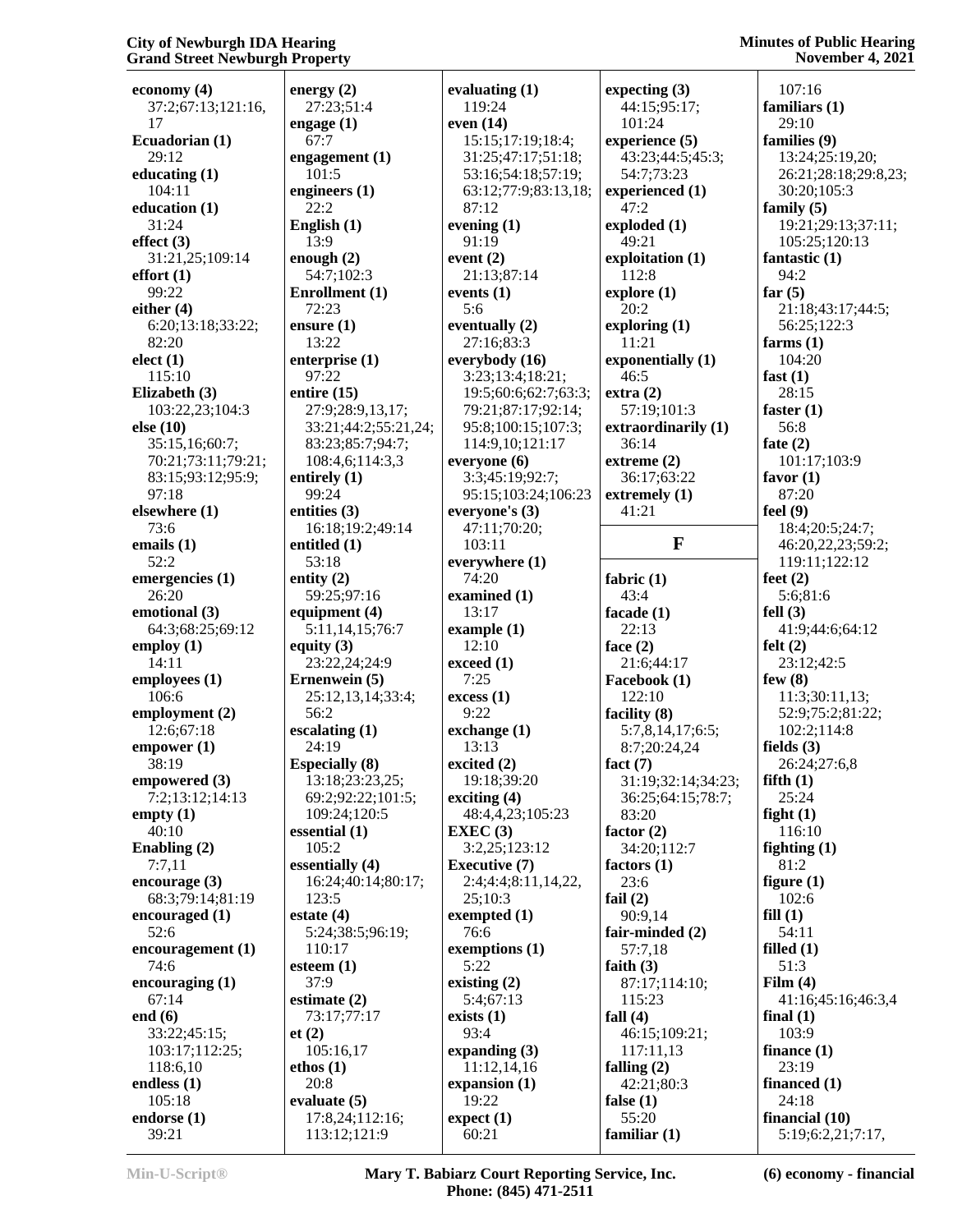**economy (4)**
37:2;67:13;121:16, 17

**Ecuadorian (1)**
29:12

**educating (1)**
104:11

**education (1)**
31:24

**effect (3)**
31:21,25;109:14

**effort (1)**
99:22

**either (4)**
6:20;13:18;33:22; 82:20

**elect (1)**
115:10

**Elizabeth (3)**
103:22,23;104:3

**else (10)**
35:15,16;60:7; 70:21;73:11;79:21; 83:15;93:12;95:9; 97:18

**elsewhere (1)**
73:6

**emails (1)**
52:2

**emergencies (1)**
26:20

**emotional (3)**
64:3;68:25;69:12

**employ (1)**
14:11

**employees (1)**
106:6

**employment (2)**
12:6;67:18

**empower (1)**
38:19

**empowered (3)**
7:2;13:12;14:13

**empty (1)**
40:10

**Enabling (2)**
7:7,11

**encourage (3)**
68:3;79:14;81:19

**encouraged (1)**
52:6

**encouragement (1)**
74:6

**encouraging (1)**
67:14

**end (6)**
33:22;45:15; 103:17;112:25; 118:6,10

**endless (1)**
105:18

**endorse (1)**
39:21

**energy (2)**
27:23;51:4

**engage (1)**
67:7

**engagement (1)**
101:5

**engineers (1)**
22:2

**English (1)**
13:9

**enough (2)**
54:7;102:3

**Enrollment (1)**
72:23

**ensure (1)**
13:22

**enterprise (1)**
97:22

**entire (15)**
27:9;28:9,13,17; 33:21;44:2;55:21,24; 83:23;85:7;94:7; 108:4,6;114:3,3

**entirely (1)**
99:24

**entities (3)**
16:18;19:2;49:14

**entitled (1)**
53:18

**entity (2)**
59:25;97:16

**equipment (4)**
5:11,14,15;76:7

**equity (3)**
23:22,24;24:9

**Ernenwein (5)**
25:12,13,14;33:4; 56:2

**escalating (1)**
24:19

**Especially (8)**
13:18;23:23,25; 69:2;92:22;101:5; 109:24;120:5

**essential (1)**
105:2

**essentially (4)**
16:24;40:14;80:17; 123:5

**estate (4)**
5:24;38:5;96:19; 110:17

**esteem (1)**
37:9

**estimate (2)**
73:17;77:17

**et (2)**
105:16,17

**ethos (1)**
20:8

**evaluate (5)**
17:8,24;112:16; 113:12;121:9

**evaluating (1)**
119:24

**even (14)**
15:15;17:19;18:4; 31:25;47:17;51:18; 53:16;54:18;57:19; 63:12;77:9;83:13,18; 87:12

**evening (1)**
91:19

**event (2)**
21:13;87:14

**events (1)**
5:6

**eventually (2)**
27:16;83:3

**everybody (16)**
3:23;13:4;18:21; 19:5;60:6;62:7;63:3; 79:21;87:17;92:14; 95:8;100:15;107:3; 114:9,10;121:17

**everyone (6)**
3:3;45:19;92:7; 95:15;103:24;106:23

**everyone's (3)**
47:11;70:20; 103:11

**everywhere (1)**
74:20

**examined (1)**
13:17

**example (1)**
12:10

**exceed (1)**
7:25

**excess (1)**
9:22

**exchange (1)**
13:13

**excited (2)**
19:18;39:20

**exciting (4)**
48:4,4,23;105:23

**EXEC (3)**
3:2,25;123:12

**Executive (7)**
2:4;4:4;8:11,14,22, 25;10:3

**exempted (1)**
76:6

**exemptions (1)**
5:22

**existing (2)**
5:4;67:13

**exists (1)**
93:4

**expanding (3)**
11:12,14,16

**expansion (1)**
19:22

**expect (1)**
60:21

**expecting (3)**
44:15;95:17; 101:24

**experience (5)**
43:23;44:5;45:3; 54:7;73:23

**experienced (1)**
47:2

**exploded (1)**
49:21

**exploitation (1)**
112:8

**explore (1)**
20:2

**exploring (1)**
11:21

**exponentially (1)**
46:5

**extra (2)**
57:19;101:3

**extraordinarily (1)**
36:14

**extreme (2)**
36:17;63:22

**extremely (1)**
41:21

## F

**fabric (1)**
43:4

**facade (1)**
22:13

**face (2)**
21:6;44:17

**Facebook (1)**
122:10

**facility (8)**
5:7,8,14,17;6:5; 8:7;20:24,24

**fact (7)**
31:19;32:14;34:23; 36:25;64:15;78:7; 83:20

**factor (2)**
34:20;112:7

**factors (1)**
23:6

**fail (2)**
90:9,14

**fair-minded (2)**
57:7,18

**faith (3)**
87:17;114:10; 115:23

**fall (4)**
46:15;109:21; 117:11,13

**falling (2)**
42:21;80:3

**false (1)**
55:20

**familiar (1)**
107:16

**familiars (1)**
29:10

**families (9)**
13:24;25:19,20; 26:21;28:18;29:8,23; 30:20;105:3

**family (5)**
19:21;29:13;37:11; 105:25;120:13

**fantastic (1)**
94:2

**far (5)**
21:18;43:17;44:5; 56:25;122:3

**farms (1)**
104:20

**fast (1)**
28:15

**faster (1)**
56:8

**fate (2)**
101:17;103:9

**favor (1)**
87:20

**feel (9)**
18:4;20:5;24:7; 46:20,22,23;59:2; 119:11;122:12

**feet (2)**
5:6;81:6

**fell (3)**
41:9;44:6;64:12

**felt (2)**
23:12;42:5

**few (8)**
11:3;30:11,13; 52:9;75:2;81:22; 102:2;114:8

**fields (3)**
26:24;27:6,8

**fifth (1)**
25:24

**fight (1)**
116:10

**fighting (1)**
81:2

**figure (1)**
102:6

**fill (1)**
54:11

**filled (1)**
51:3

**Film (4)**
41:16;45:16;46:3,4

**final (1)**
103:9

**finance (1)**
23:19

**financed (1)**
24:18

**financial (10)**
5:19;6:2,21;7:17,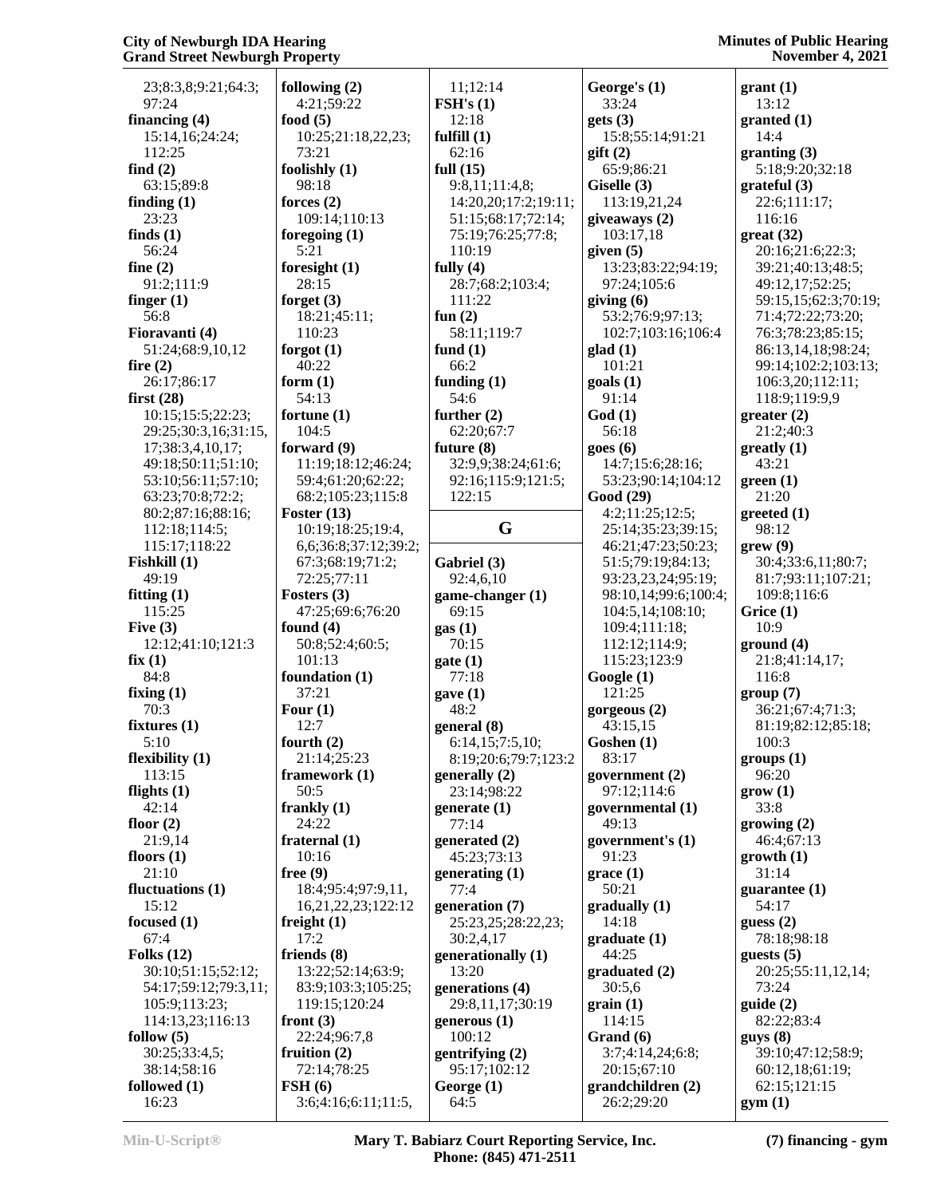23;8:3,8;9:21;64:3;
97:24

**financing (4)**
15:14,16;24:24;
112:25

**find (2)**
63:15;89:8

**finding (1)**
23:23

**finds (1)**
56:24

**fine (2)**
91:2;111:9

**finger (1)**
56:8

**Fioravanti (4)**
51:24;68:9,10,12

**fire (2)**
26:17;86:17

**first (28)**
10:15;15:5;22:23;
29:25;30:3,16;31:15,
17;38:3,4,10,17;
49:18;50:11;51:10;
53:10;56:11;57:10;
63:23;70:8;72:2;
80:2;87:16;88:16;
112:18;114:5;
115:17;118:22

**Fishkill (1)**
49:19

**fitting (1)**
115:25

**Five (3)**
12:12;41:10;121:3

**fix (1)**
84:8

**fixing (1)**
70:3

**fixtures (1)**
5:10

**flexibility (1)**
113:15

**flights (1)**
42:14

**floor (2)**
21:9,14

**floors (1)**
21:10

**fluctuations (1)**
15:12

**focused (1)**
67:4

**Folks (12)**
30:10;51:15;52:12;
54:17;59:12;79:3,11;
105:9;113:23;
114:13,23;116:13

**follow (5)**
30:25;33:4,5;
38:14;58:16

**followed (1)**
16:23

**following (2)**
4:21;59:22

**food (5)**
10:25;21:18,22,23;
73:21

**foolishly (1)**
98:18

**forces (2)**
109:14;110:13

**foregoing (1)**
5:21

**foresight (1)**
28:15

**forget (3)**
18:21;45:11;
110:23

**forgot (1)**
40:22

**form (1)**
54:13

**fortune (1)**
104:5

**forward (9)**
11:19;18:12;46:24;
59:4;61:20;62:22;
68:2;105:23;115:8

**Foster (13)**
10:19;18:25;19:4,
6,6;36:8;37:12;39:2;
67:3;68:19;71:2;
72:25;77:11

**Fosters (3)**
47:25;69:6;76:20

**found (4)**
50:8;52:4;60:5;
101:13

**foundation (1)**
37:21

**Four (1)**
12:7

**fourth (2)**
21:14;25:23

**framework (1)**
50:5

**frankly (1)**
24:22

**fraternal (1)**
10:16

**free (9)**
18:4;95:4;97:9,11,
16,21,22,23;122:12

**freight (1)**
17:2

**friends (8)**
13:22;52:14;63:9;
83:9;103:3;105:25;
119:15;120:24

**front (3)**
22:24;96:7,8

**fruition (2)**
72:14;78:25

**FSH (6)**
3:6;4:16;6:11;11:5,
11;12:14

**FSH's (1)**
12:18

**fulfill (1)**
62:16

**full (15)**
9:8,11;11:4,8;
14:20,20;17:2;19:11;
51:15;68:17;72:14;
75:19;76:25;77:8;
110:19

**fully (4)**
28:7;68:2;103:4;
111:22

**fun (2)**
58:11;119:7

**fund (1)**
66:2

**funding (1)**
54:6

**further (2)**
62:20;67:7

**future (8)**
32:9,9;38:24;61:6;
92:16;115:9;121:5;
122:15

## G

**Gabriel (3)**
92:4,6,10

**game-changer (1)**
69:15

**gas (1)**
70:15

**gate (1)**
77:18

**gave (1)**
48:2

**general (8)**
6:14,15;7:5,10;
8:19;20:6;79:7;123:2

**generally (2)**
23:14;98:22

**generate (1)**
77:14

**generated (2)**
45:23;73:13

**generating (1)**
77:4

**generation (7)**
25:23,25;28:22,23;
30:2,4,17

**generationally (1)**
13:20

**generations (4)**
29:8,11,17;30:19

**generous (1)**
100:12

**gentrifying (2)**
95:17;102:12

**George (1)**
64:5

**George's (1)**
33:24

**gets (3)**
15:8;55:14;91:21

**gift (2)**
65:9;86:21

**Giselle (3)**
113:19,21,24

**giveaways (2)**
103:17,18

**given (5)**
13:23;83:22;94:19;
97:24;105:6

**giving (6)**
53:2;76:9;97:13;
102:7;103:16;106:4

**glad (1)**
101:21

**goals (1)**
91:14

**God (1)**
56:18

**goes (6)**
14:7;15:6;28:16;
53:23;90:14;104:12

**Good (29)**
4:2;11:25;12:5;
25:14;35:23;39:15;
46:21;47:23;50:23;
51:5;79:19;84:13;
93:23,23,24;95:19;
98:10,14;99:6;100:4;
104:5,14;108:10;
109:4;111:18;
112:12;114:9;
115:23;123:9

**Google (1)**
121:25

**gorgeous (2)**
43:15,15

**Goshen (1)**
83:17

**government (2)**
97:12;114:6

**governmental (1)**
49:13

**government's (1)**
91:23

**grace (1)**
50:21

**gradually (1)**
14:18

**graduate (1)**
44:25

**graduated (2)**
30:5,6

**grain (1)**
114:15

**Grand (6)**
3:7;4:14,24;6:8;
20:15;67:10

**grandchildren (2)**
26:2;29:20

**grant (1)**
13:12

**granted (1)**
14:4

**granting (3)**
5:18;9:20;32:18

**grateful (3)**
22:6;111:17;
116:16

**great (32)**
20:16;21:6;22:3;
39:21;40:13;48:5;
49:12,17;52:25;
59:15,15;62:3;70:19;
71:4;72:22;73:20;
76:3;78:23;85:15;
86:13,14,18;98:24;
99:14;102:2;103:13;
106:3,20;112:11;
118:9;119:9,9

**greater (2)**
21:2;40:3

**greatly (1)**
43:21

**green (1)**
21:20

**greeted (1)**
98:12

**grew (9)**
30:4;33:6,11;80:7;
81:7;93:11;107:21;
109:8;116:6

**Grice (1)**
10:9

**ground (4)**
21:8;41:14,17;
116:8

**group (7)**
36:21;67:4;71:3;
81:19;82:12;85:18;
100:3

**groups (1)**
96:20

**grow (1)**
33:8

**growing (2)**
46:4;67:13

**growth (1)**
31:14

**guarantee (1)**
54:17

**guess (2)**
78:18;98:18

**guests (5)**
20:25;55:11,12,14;
73:24

**guide (2)**
82:22;83:4

**guys (8)**
39:10;47:12;58:9;
60:12,18;61:19;
62:15;121:15

**gym (1)**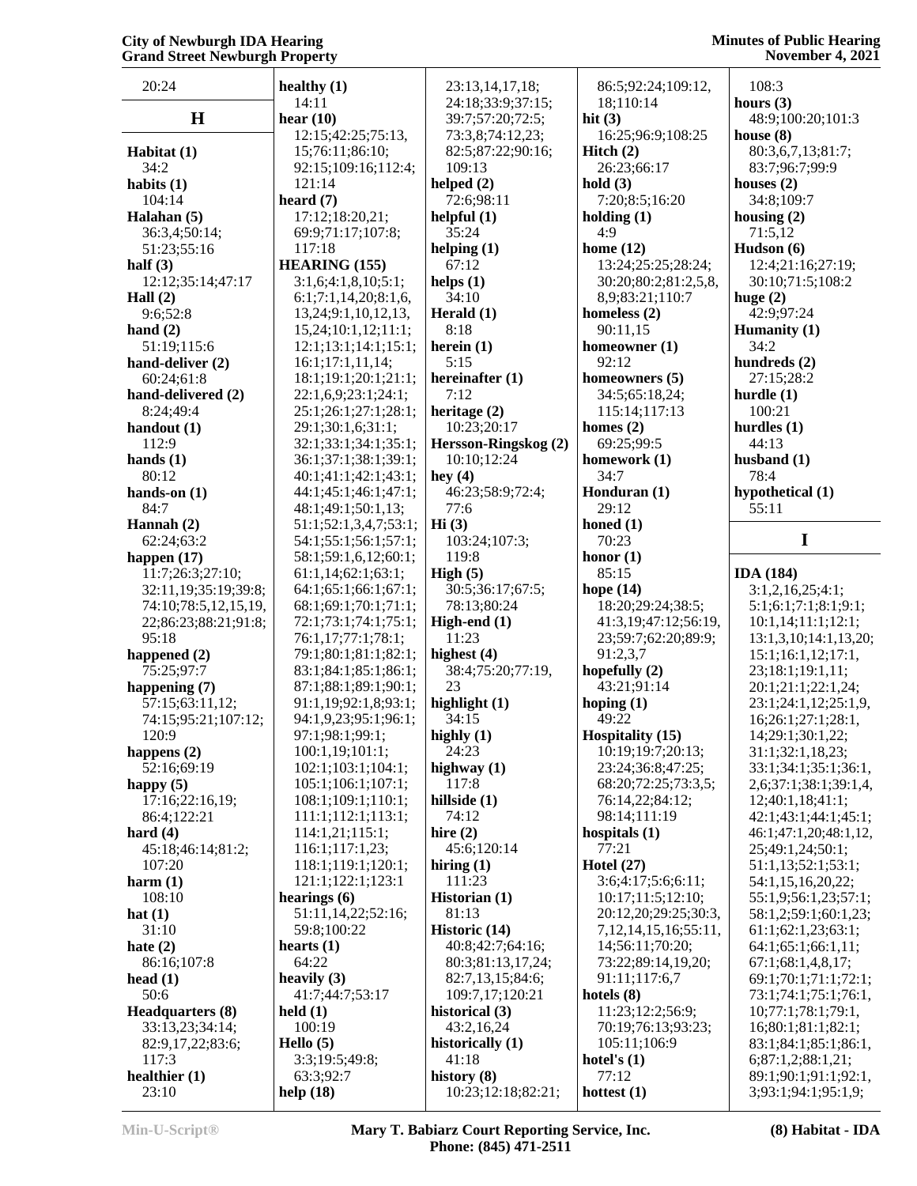20:24

## H

**Habitat (1)**
34:2
**habits (1)**
104:14
**Halahan (5)**
36:3,4;50:14;
51:23;55:16
**half (3)**
12:12;35:14;47:17
**Hall (2)**
9:6;52:8
**hand (2)**
51:19;115:6
**hand-deliver (2)**
60:24;61:8
**hand-delivered (2)**
8:24;49:4
**handout (1)**
112:9
**hands (1)**
80:12
**hands-on (1)**
84:7
**Hannah (2)**
62:24;63:2
**happen (17)**
11:7;26:3;27:10;
32:11,19;35:19;39:8;
74:10;78:5,12,15,19,
22;86:23;88:21;91:8;
95:18
**happened (2)**
75:25;97:7
**happening (7)**
57:15;63:11,12;
74:15;95:21;107:12;
120:9
**happens (2)**
52:16;69:19
**happy (5)**
17:16;22:16,19;
86:4;122:21
**hard (4)**
45:18;46:14;81:2;
107:20
**harm (1)**
108:10
**hat (1)**
31:10
**hate (2)**
86:16;107:8
**head (1)**
50:6
**Headquarters (8)**
33:13,23;34:14;
82:9,17,22;83:6;
117:3
**healthier (1)**
23:10
**healthy (1)**
14:11
**hear (10)**
12:15;42:25;75:13,
15;76:11;86:10;
92:15;109:16;112:4;
121:14
**heard (7)**
17:12;18:20,21;
69:9;71:17;107:8;
117:18
**HEARING (155)**
3:1,6;4:1,8,10;5:1;
6:1;7:1,14,20;8:1,6,
13,24;9:1,10,12,13,
15,24;10:1,12;11:1;
12:1;13:1;14:1;15:1;
16:1;17:1,11,14;
18:1;19:1;20:1;21:1;
22:1,6,9;23:1;24:1;
25:1;26:1;27:1;28:1;
29:1;30:1,6;31:1;
32:1;33:1;34:1;35:1;
36:1;37:1;38:1;39:1;
40:1;41:1;42:1;43:1;
44:1;45:1;46:1;47:1;
48:1;49:1;50:1,13;
51:1;52:1,3,4,7;53:1;
54:1;55:1;56:1;57:1;
58:1;59:1,6,12;60:1;
61:1,14;62:1;63:1;
64:1;65:1;66:1;67:1;
68:1;69:1;70:1;71:1;
72:1;73:1;74:1;75:1;
76:1,17;77:1;78:1;
79:1;80:1;81:1;82:1;
83:1;84:1;85:1;86:1;
87:1;88:1;89:1;90:1;
91:1,19;92:1,8;93:1;
94:1,9,23;95:1;96:1;
97:1;98:1;99:1;
100:1,19;101:1;
102:1;103:1;104:1;
105:1;106:1;107:1;
108:1;109:1;110:1;
111:1;112:1;113:1;
114:1,21;115:1;
116:1;117:1,23;
118:1;119:1;120:1;
121:1;122:1;123:1
**hearings (6)**
51:11,14,22;52:16;
59:8;100:22
**hearts (1)**
64:22
**heavily (3)**
41:7;44:7;53:17
**held (1)**
100:19
**Hello (5)**
3:3;19:5;49:8;
63:3;92:7
**help (18)**
23:13,14,17,18;
24:18;33:9;37:15;
39:7;57:20;72:5;
73:3,8;74:12,23;
82:5;87:22;90:16;
109:13
**helped (2)**
72:6;98:11
**helpful (1)**
35:24
**helping (1)**
67:12
**helps (1)**
34:10
**Herald (1)**
8:18
**herein (1)**
5:15
**hereinafter (1)**
7:12
**heritage (2)**
10:23;20:17
**Hersson-Ringskog (2)**
10:10;12:24
**hey (4)**
46:23;58:9;72:4;
77:6
**Hi (3)**
103:24;107:3;
119:8
**High (5)**
30:5;36:17;67:5;
78:13;80:24
**High-end (1)**
11:23
**highest (4)**
38:4;75:20;77:19,
23
**highlight (1)**
34:15
**highly (1)**
24:23
**highway (1)**
117:8
**hillside (1)**
74:12
**hire (2)**
45:6;120:14
**hiring (1)**
111:23
**Historian (1)**
81:13
**Historic (14)**
40:8;42:7;64:16;
80:3;81:13,17,24;
82:7,13,15;84:6;
109:7,17;120:21
**historical (3)**
43:2,16,24
**historically (1)**
41:18
**history (8)**
10:23;12:18;82:21;
86:5;92:24;109:12,
18;110:14
**hit (3)**
16:25;96:9;108:25
**Hitch (2)**
26:23;66:17
**hold (3)**
7:20;8:5;16:20
**holding (1)**
4:9
**home (12)**
13:24;25:25;28:24;
30:20;80:2;81:2,5,8,
8,9;83:21;110:7
**homeless (2)**
90:11,15
**homeowner (1)**
92:12
**homeowners (5)**
34:5;65:18,24;
115:14;117:13
**homes (2)**
69:25;99:5
**homework (1)**
34:7
**Honduran (1)**
29:12
**honed (1)**
70:23
**honor (1)**
85:15
**hope (14)**
18:20;29:24;38:5;
41:3,19;47:12;56:19,
23;59:7;62:20;89:9;
91:2,3,7
**hopefully (2)**
43:21;91:14
**hoping (1)**
49:22
**Hospitality (15)**
10:19;19:7;20:13;
23:24;36:8;47:25;
68:20;72:25;73:3,5;
76:14,22;84:12;
98:14;111:19
**hospitals (1)**
77:21
**Hotel (27)**
3:6;4:17;5:6;6:11;
10:17;11:5;12:10;
20:12,20;29:25;30:3,
7,12,14,15,16;55:11,
14;56:11;70:20;
73:22;89:14,19,20;
91:11;117:6,7
**hotels (8)**
11:23;12:2;56:9;
70:19;76:13;93:23;
105:11;106:9
**hotel's (1)**
77:12
**hottest (1)**
108:3
**hours (3)**
48:9;100:20;101:3
**house (8)**
80:3,6,7,13;81:7;
83:7;96:7;99:9
**houses (2)**
34:8;109:7
**housing (2)**
71:5,12
**Hudson (6)**
12:4;21:16;27:19;
30:10;71:5;108:2
**huge (2)**
42:9;97:24
**Humanity (1)**
34:2
**hundreds (2)**
27:15;28:2
**hurdle (1)**
100:21
**hurdles (1)**
44:13
**husband (1)**
78:4
**hypothetical (1)**
55:11

## I

**IDA (184)**
3:1,2,16,25;4:1;
5:1;6:1;7:1;8:1;9:1;
10:1,14;11:1;12:1;
13:1,3,10;14:1,13,20;
15:1;16:1,12;17:1,
23;18:1;19:1,11;
20:1;21:1;22:1,24;
23:1;24:1,12;25:1,9,
16;26:1;27:1;28:1,
14;29:1;30:1;
31:1;32:1,18,23;
33:1;34:1;35:1;36:1,
2,6;37:1;38:1;39:1,4,
12;40:1,18;41:1;
42:1;43:1;44:1;45:1;
46:1;47:1,20;48:1,12,
25;49:1,24;50:1;
51:1,13;52:1;53:1;
54:1,15,16,20,22;
55:1,9;56:1,23;57:1;
58:1,2;59:1;60:1,23;
61:1;62:1,23;63:1;
64:1;65:1;66:1,11;
67:1;68:1,4,8,17;
69:1;70:1;71:1;72:1;
73:1;74:1;75:1;76:1,
10;77:1;78:1;79:1,
16;80:1;81:1;82:1;
83:1;84:1;85:1;86:1,
6;87:1,2;88:1,21;
89:1;90:1;91:1;92:1,
3;93:1;94:1;95:1,9;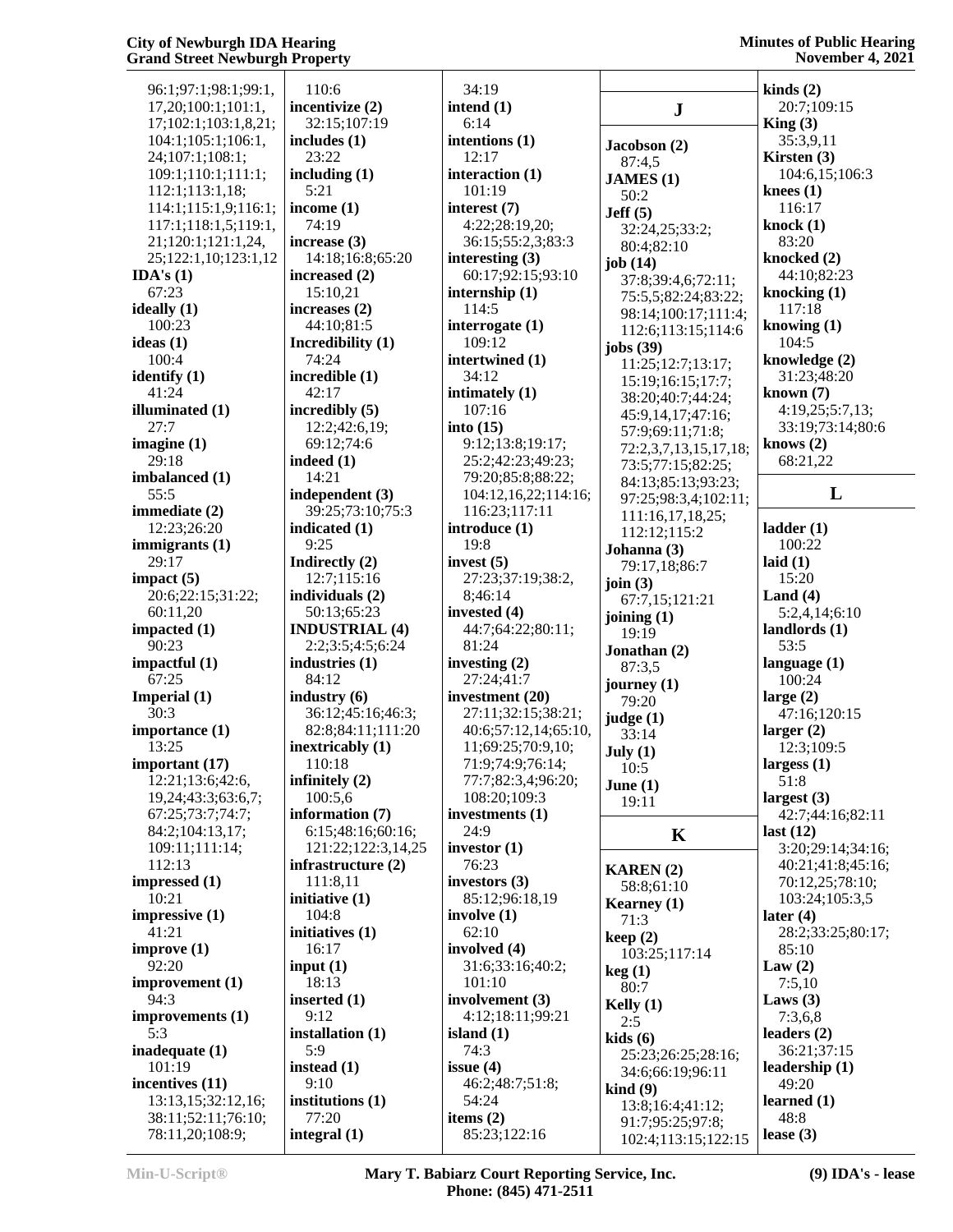96:1;97:1;98:1;99:1,
17,20;100:1;101:1,
17;102:1;103:1,8,21;
104:1;105:1;106:1,
24;107:1;108:1;
109:1;110:1;111:1;
112:1;113:1,18;
114:1;115:1,9;116:1;
117:1;118:1,5;119:1,
21;120:1;121:1,24,
25;122:1,10;123:1,12

**IDA's (1)**
67:23

**ideally (1)**
100:23

**ideas (1)**
100:4

**identify (1)**
41:24

**illuminated (1)**
27:7

**imagine (1)**
29:18

**imbalanced (1)**
55:5

**immediate (2)**
12:23;26:20

**immigrants (1)**
29:17

**impact (5)**
20:6;22:15;31:22;
60:11,20

**impacted (1)**
90:23

**impactful (1)**
67:25

**Imperial (1)**
30:3

**importance (1)**
13:25

**important (17)**
12:21;13:6;42:6,
19,24;43:3;63:6,7;
67:25;73:7;74:7;
84:2;104:13,17;
109:11;111:14;
112:13

**impressed (1)**
10:21

**impressive (1)**
41:21

**improve (1)**
92:20

**improvement (1)**
94:3

**improvements (1)**
5:3

**inadequate (1)**
101:19

**incentives (11)**
13:13,15;32:12,16;
38:11;52:11;76:10;
78:11,20;108:9;
110:6

**incentivize (2)**
32:15;107:19

**includes (1)**
23:22

**including (1)**
5:21

**income (1)**
74:19

**increase (3)**
14:18;16:8;65:20

**increased (2)**
15:10,21

**increases (2)**
44:10;81:5

**Incredibility (1)**
74:24

**incredible (1)**
42:17

**incredibly (5)**
12:2;42:6,19;
69:12;74:6

**indeed (1)**
14:21

**independent (3)**
39:25;73:10;75:3

**indicated (1)**
9:25

**Indirectly (2)**
12:7;115:16

**individuals (2)**
50:13;65:23

**INDUSTRIAL (4)**
2:2;3:5;4:5;6:24

**industries (1)**
84:12

**industry (6)**
36:12;45:16;46:3;
82:8;84:11;111:20

**inextricably (1)**
110:18

**infinitely (2)**
100:5,6

**information (7)**
6:15;48:16;60:16;
121:22;122:3,14,25

**infrastructure (2)**
111:8,11

**initiative (1)**
104:8

**initiatives (1)**
16:17

**input (1)**
18:13

**inserted (1)**
9:12

**installation (1)**
5:9

**instead (1)**
9:10

**institutions (1)**
77:20

**integral (1)**
34:19

**intend (1)**
6:14

**intentions (1)**
12:17

**interaction (1)**
101:19

**interest (7)**
4:22;28:19,20;
36:15;55:2,3;83:3

**interesting (3)**
60:17;92:15;93:10

**internship (1)**
114:5

**interrogate (1)**
109:12

**intertwined (1)**
34:12

**intimately (1)**
107:16

**into (15)**
9:12;13:8;19:17;
25:2;42:23;49:23;
79:20;85:8;88:22;
104:12,16,22;114:16;
116:23;117:11

**introduce (1)**
19:8

**invest (5)**
27:23;37:19;38:2,
8;46:14

**invested (4)**
44:7;64:22;80:11;
81:24

**investing (2)**
27:24;41:7

**investment (20)**
27:11;32:15;38:21;
40:6;57:12,14;65:10,
11;69:25;70:9,10;
71:9;74:9;76:14;
77:7;82:3,4;96:20;
108:20;109:3

**investments (1)**
24:9

**investor (1)**
76:23

**investors (3)**
85:12;96:18,19

**involve (1)**
62:10

**involved (4)**
31:6;33:16;40:2;
101:10

**involvement (3)**
4:12;18:11;99:21

**island (1)**
74:3

**issue (4)**
46:2;48:7;51:8;
54:24

**items (2)**
85:23;122:16

## J

**Jacobson (2)**
87:4,5

**JAMES (1)**
50:2

**Jeff (5)**
32:24,25;33:2;
80:4;82:10

**job (14)**
37:8;39:4,6;72:11;
75:5,5;82:24;83:22;
98:14;100:17;111:4;
112:6;113:15;114:6

**jobs (39)**
11:25;12:7;13:17;
15:19;16:15;17:7;
38:20;40:7;44:24;
45:9,14,17;47:16;
57:9;69:11;71:8;
72:2,3,7,13,15,17,18;
73:5;77:15;82:25;
84:13;85:13;93:23;
97:25;98:3,4;102:11;
111:16,17,18,25;
112:12;115:2

**Johanna (3)**
79:17,18;86:7

**join (3)**
67:7,15;121:21

**joining (1)**
19:19

**Jonathan (2)**
87:3,5

**journey (1)**
79:20

**judge (1)**
33:14

**July (1)**
10:5

**June (1)**
19:11

## K

**KAREN (2)**
58:8;61:10

**Kearney (1)**
71:3

**keep (2)**
103:25;117:14

**keg (1)**
80:7

**Kelly (1)**
2:5

**kids (6)**
25:23;26:25;28:16;
34:6;66:19;96:11

**kind (9)**
13:8;16:4;41:12;
91:7;95:25;97:8;
102:4;113:15;122:15

**kinds (2)**
20:7;109:15

**King (3)**
35:3,9,11

**Kirsten (3)**
104:6,15;106:3

**knees (1)**
116:17

**knock (1)**
83:20

**knocked (2)**
44:10;82:23

**knocking (1)**
117:18

**knowing (1)**
104:5

**knowledge (2)**
31:23;48:20

**known (7)**
4:19,25;5:7,13;
33:19;73:14;80:6

**knows (2)**
68:21,22

## L

**ladder (1)**
100:22

**laid (1)**
15:20

**Land (4)**
5:2,4,14;6:10

**landlords (1)**
53:5

**language (1)**
100:24

**large (2)**
47:16;120:15

**larger (2)**
12:3;109:5

**largess (1)**
51:8

**largest (3)**
42:7;44:16;82:11

**last (12)**
3:20;29:14;34:16;
40:21;41:8;45:16;
70:12,25;78:10;
103:24;105:3,5

**later (4)**
28:2;33:25;80:17;
85:10

**Law (2)**
7:5,10

**Laws (3)**
7:3,6,8

**leaders (2)**
36:21;37:15

**leadership (1)**
49:20

**learned (1)**
48:8

**lease (3)**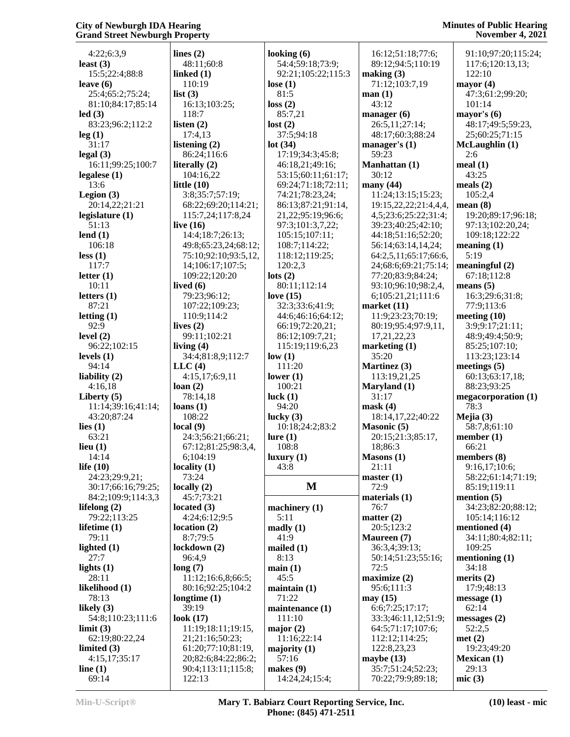4:22;6:3,9
**least (3)**
15:5;22:4;88:8
**leave (6)**
25:4;65:2;75:24;
81:10;84:17;85:14
**led (3)**
83:23;96:2;112:2
**leg (1)**
31:17
**legal (3)**
16:11;99:25;100:7
**legalese (1)**
13:6
**Legion (3)**
20:14,22;21:21
**legislature (1)**
51:13
**lend (1)**
106:18
**less (1)**
117:7
**letter (1)**
10:11
**letters (1)**
87:21
**letting (1)**
92:9
**level (2)**
96:22;102:15
**levels (1)**
94:14
**liability (2)**
4:16,18
**Liberty (5)**
11:14;39:16;41:14;
43:20;87:24
**lies (1)**
63:21
**lieu (1)**
14:14
**life (10)**
24:23;29:9,21;
30:17;66:16;79:25;
84:2;109:9;114:3,3
**lifelong (2)**
79:22;113:25
**lifetime (1)**
79:11
**lighted (1)**
27:7
**lights (1)**
28:11
**likelihood (1)**
78:13
**likely (3)**
54:8;110:23;111:6
**limit (3)**
62:19;80:22,24
**limited (3)**
4:15,17;35:17
**line (1)**
69:14
**lines (2)**
48:11;60:8
**linked (1)**
110:19
**list (3)**
16:13;103:25;
118:7
**listen (2)**
17:4,13
**listening (2)**
86:24;116:6
**literally (2)**
104:16,22
**little (10)**
3:8;35:7;57:19;
68:22;69:20;114:21;
115:7,24;117:8,24
**live (16)**
14:4;18:7;26:13;
49:8;65:23,24;68:12;
75:10;92:10;93:5,12,
14;106:17;107:5;
109:22;120:20
**lived (6)**
79:23;96:12;
107:22;109:23;
110:9;114:2
**lives (2)**
99:11;102:21
**living (4)**
34:4;81:8,9;112:7
**LLC (4)**
4:15,17;6:9,11
**loan (2)**
78:14,18
**loans (1)**
108:22
**local (9)**
24:3;56:21;66:21;
67:12;81:25;98:3,4,
6;104:19
**locality (1)**
73:24
**locally (2)**
45:7;73:21
**located (3)**
4:24;6:12;9:5
**location (2)**
8:7;79:5
**lockdown (2)**
96:4,9
**long (7)**
11:12;16:6,8;66:5;
80:16;92:25;104:2
**longtime (1)**
39:19
**look (17)**
11:19;18:11;19:15,
21;21:16;50:23;
61:20;77:10;81:19,
20;82:6;84:22;86:2;
90:4;113:11;115:8;
122:13
**looking (6)**
54:4;59:18;73:9;
92:21;105:22;115:3
**lose (1)**
81:5
**loss (2)**
85:7,21
**lost (2)**
37:5;94:18
**lot (34)**
17:19;34:3;45:8;
46:18,21;49:16;
53:15;60:11;61:17;
69:24;71:18;72:11;
74:21;78:23,24;
86:13;87:21;91:14,
21,22;95:19;96:6;
97:3;101:3,7,22;
105:15;107:11;
108:7;114:22;
118:12;119:25;
120:2,3
**lots (2)**
80:11;112:14
**love (15)**
32:3;33:6;41:9;
44:6;46:16;64:12;
66:19;72:20,21;
86:12;109:7,21;
115:19;119:6,23
**low (1)**
111:20
**lower (1)**
100:21
**luck (1)**
94:20
**lucky (3)**
10:18;24:2;83:2
**lure (1)**
108:8
**luxury (1)**
43:8

## M

**machinery (1)**
5:11
**madly (1)**
41:9
**mailed (1)**
8:13
**main (1)**
45:5
**maintain (1)**
71:22
**maintenance (1)**
111:10
**major (2)**
11:16;22:14
**majority (1)**
57:16
**makes (9)**
14:24,24;15:4;
16:12;51:18;77:6;
89:12;94:5;110:19
**making (3)**
71:12;103:7,19
**man (1)**
43:12
**manager (6)**
26:5,11;27:14;
48:17;60:3;88:24
**manager's (1)**
59:23
**Manhattan (1)**
30:12
**many (44)**
11:24;13:15;15:23;
19:15,22,22;21:4,4,4,
4,5;23:6;25:22;31:4;
39:23;40:25;42:10;
44:18;51:16;52:20;
56:14;63:14,14,24;
64:2,5,11;65:17;66:6,
24;68:6;69:21;75:14;
77:20;83:9;84:24;
93:10;96:10;98:2,4,
6;105:21,21;111:6
**market (11)**
11:9;23:23;70:19;
80:19;95:4;97:9,11,
17,21,22,23
**marketing (1)**
35:20
**Martinez (3)**
113:19,21,25
**Maryland (1)**
31:17
**mask (4)**
18:14,17,22;40:22
**Masonic (5)**
20:15;21:3;85:17,
18;86:3
**Masons (1)**
21:11
**master (1)**
72:9
**materials (1)**
76:7
**matter (2)**
20:5;123:2
**Maureen (7)**
36:3,4;39:13;
50:14;51:23;55:16;
72:5
**maximize (2)**
95:6;111:3
**may (15)**
6:6;7:25;17:17;
33:3;46:11,12;51:9;
64:5;71:17;107:6;
112:12;114:25;
122:8,23,23
**maybe (13)**
35:7;51:24;52:23;
70:22;79:9;89:18;
91:10;97:20;115:24;
117:6;120:13,13;
122:10
**mayor (4)**
47:3;61:2;99:20;
101:14
**mayor's (6)**
48:17;49:5;59:23,
25;60:25;71:15
**McLaughlin (1)**
2:6
**meal (1)**
43:25
**meals (2)**
105:2,4
**mean (8)**
19:20;89:17;96:18;
97:13;102:20,24;
109:18;122:22
**meaning (1)**
5:19
**meaningful (2)**
67:18;112:8
**means (5)**
16:3;29:6;31:8;
77:9;113:6
**meeting (10)**
3:9;9:17;21:11;
48:9;49:4;50:9;
85:25;107:10;
113:23;123:14
**meetings (5)**
60:13;63:17,18;
88:23;93:25
**megacorporation (1)**
78:3
**Mejia (3)**
58:7,8;61:10
**member (1)**
66:21
**members (8)**
9:16,17;10:6;
58:22;61:14;71:19;
85:19;119:11
**mention (5)**
34:23;82:20;88:12;
105:14;116:12
**mentioned (4)**
34:11;80:4;82:11;
109:25
**mentioning (1)**
34:18
**merits (2)**
17:9;48:13
**message (1)**
62:14
**messages (2)**
52:2,5
**met (2)**
19:23;49:20
**Mexican (1)**
29:13
**mic (3)**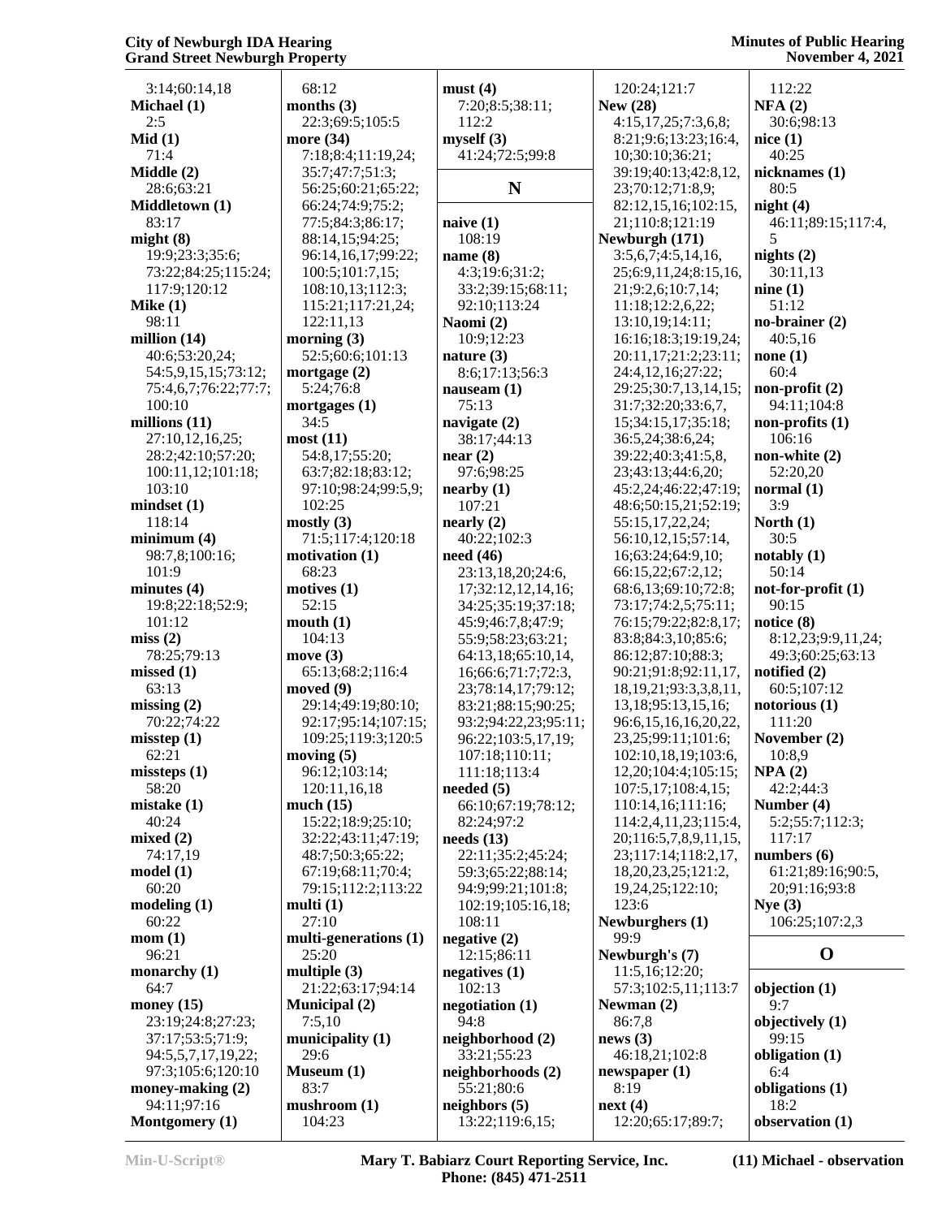3:14;60:14,18
**Michael (1)**
2:5
**Mid (1)**
71:4
**Middle (2)**
28:6;63:21
**Middletown (1)**
83:17
**might (8)**
19:9;23:3;35:6;
73:22;84:25;115:24;
117:9;120:12
**Mike (1)**
98:11
**million (14)**
40:6;53:20,24;
54:5,9,15,15;73:12;
75:4,6,7;76:22;77:7;
100:10
**millions (11)**
27:10,12,16,25;
28:2;42:10;57:20;
100:11,12;101:18;
103:10
**mindset (1)**
118:14
**minimum (4)**
98:7,8;100:16;
101:9
**minutes (4)**
19:8;22:18;52:9;
101:12
**miss (2)**
78:25;79:13
**missed (1)**
63:13
**missing (2)**
70:22;74:22
**misstep (1)**
62:21
**missteps (1)**
58:20
**mistake (1)**
40:24
**mixed (2)**
74:17,19
**model (1)**
60:20
**modeling (1)**
60:22
**mom (1)**
96:21
**monarchy (1)**
64:7
**money (15)**
23:19;24:8;27:23;
37:17;53:5;71:9;
94:5,5,7,17,19,22;
97:3;105:6;120:10
**money-making (2)**
94:11;97:16
**Montgomery (1)**
68:12
**months (3)**
22:3;69:5;105:5
**more (34)**
7:18;8:4;11:19,24;
35:7;47:7;51:3;
56:25;60:21;65:22;
66:24;74:9;75:2;
77:5;84:3;86:17;
88:14,15;94:25;
96:14,16,17;99:22;
100:5;101:7,15;
108:10,13;112:3;
115:21;117:21,24;
122:11,13
**morning (3)**
52:5;60:6;101:13
**mortgage (2)**
5:24;76:8
**mortgages (1)**
34:5
**most (11)**
54:8,17;55:20;
63:7;82:18;83:12;
97:10;98:24;99:5,9;
102:25
**mostly (3)**
71:5;117:4;120:18
**motivation (1)**
68:23
**motives (1)**
52:15
**mouth (1)**
104:13
**move (3)**
65:13;68:2;116:4
**moved (9)**
29:14;49:19;80:10;
92:17;95:14;107:15;
109:25;119:3;120:5
**moving (5)**
96:12;103:14;
120:11,16,18
**much (15)**
15:22;18:9;25:10;
32:22;43:11;47:19;
48:7;50:3;65:22;
67:19;68:11;70:4;
79:15;112:2;113:22
**multi (1)**
27:10
**multi-generations (1)**
25:20
**multiple (3)**
21:22;63:17;94:14
**Municipal (2)**
7:5,10
**municipality (1)**
29:6
**Museum (1)**
83:7
**mushroom (1)**
104:23
**must (4)**
7:20;8:5;38:11;
112:2
**myself (3)**
41:24;72:5;99:8

## N

**naive (1)**
108:19
**name (8)**
4:3;19:6;31:2;
33:2;39:15;68:11;
92:10;113:24
**Naomi (2)**
10:9;12:23
**nature (3)**
8:6;17:13;56:3
**nauseam (1)**
75:13
**navigate (2)**
38:17;44:13
**near (2)**
97:6;98:25
**nearby (1)**
107:21
**nearly (2)**
40:22;102:3
**need (46)**
23:13,18,20;24:6,
17;32:12,12,14,16;
34:25;35:19;37:18;
45:9;46:7,8;47:9;
55:9;58:23;63:21;
64:13,18;65:10,14,
16;66:6;71:7;72:3,
23;78:14,17;79:12;
83:21;88:15;90:25;
93:2;94:22,23;95:11;
96:22;103:5,17,19;
107:18;110:11;
111:18;113:4
**needed (5)**
66:10;67:19;78:12;
82:24;97:2
**needs (13)**
22:11;35:2;45:24;
59:3;65:22;88:14;
94:9;99:21;101:8;
102:19;105:16,18;
108:11
**negative (2)**
12:15;86:11
**negatives (1)**
102:13
**negotiation (1)**
94:8
**neighborhood (2)**
33:21;55:23
**neighborhoods (2)**
55:21;80:6
**neighbors (5)**
13:22;119:6,15;
120:24;121:7
**New (28)**
4:15,17,25;7:3,6,8;
8:21;9:6;13:23;16:4,
10;30:10;36:21;
39:19;40:13;42:8,12,
23;70:12;71:8,9;
82:12,15,16;102:15,
21;110:8;121:19
**Newburgh (171)**
3:5,6,7;4:5,14,16,
25;6:9,11,24;8:15,16,
21;9:2,6;10:7,14;
11:18;12:2,6,22;
13:10,19;14:11;
16:16;18:3;19:19,24;
20:11,17;21:2;23:11;
24:4,12,16;27:22;
29:25;30:7,13,14,15;
31:7;32:20;33:6,7,
15;34:15,17;35:18;
36:5,24;38:6,24;
39:22;40:3;41:5,8,
23;43:13;44:6,20;
45:2,24;46:22;47:19;
48:6;50:15,21;52:19;
55:15,17,22,24;
56:10,12,15;57:14,
16;63:24;64:9,10;
66:15,22;67:2,12;
68:6,13;69:10;72:8;
73:17;74:2,5;75:11;
76:15;79:22;82:8,17;
83:8;84:3,10;85:6;
86:12;87:10;88:3;
90:21;91:8;92:11,17,
18,19,21;93:3,3,8,11,
13,18;95:13,15,16;
96:6,15,16,16,20,22,
23,25;99:11;101:6;
102:10,18,19;103:6,
12,20;104:4;105:15;
107:5,17;108:4,15;
110:14,16;111:16;
114:2,4,11,23;115:4,
20;116:5,7,8,9,11,15,
23;117:14;118:2,17,
18,20,23,25;121:2,
19,24,25;122:10;
123:6
**Newburghers (1)**
99:9
**Newburgh's (7)**
11:5,16;12:20;
57:3;102:5,11;113:7
**Newman (2)**
86:7,8
**news (3)**
46:18,21;102:8
**newspaper (1)**
8:19
**next (4)**
12:20;65:17;89:7;
112:22
**NFA (2)**
30:6;98:13
**nice (1)**
40:25
**nicknames (1)**
80:5
**night (4)**
46:11;89:15;117:4,
5
**nights (2)**
30:11,13
**nine (1)**
51:12
**no-brainer (2)**
40:5,16
**none (1)**
60:4
**non-profit (2)**
94:11;104:8
**non-profits (1)**
106:16
**non-white (2)**
52:20,20
**normal (1)**
3:9
**North (1)**
30:5
**notably (1)**
50:14
**not-for-profit (1)**
90:15
**notice (8)**
8:12,23;9:9,11,24;
49:3;60:25;63:13
**notified (2)**
60:5;107:12
**notorious (1)**
111:20
**November (2)**
10:8,9
**NPA (2)**
42:2;44:3
**Number (4)**
5:2;55:7;112:3;
117:17
**numbers (6)**
61:21;89:16;90:5,
20;91:16;93:8
**Nye (3)**
106:25;107:2,3

## O

**objection (1)**
9:7
**objectively (1)**
99:15
**obligation (1)**
6:4
**obligations (1)**
18:2
**observation (1)**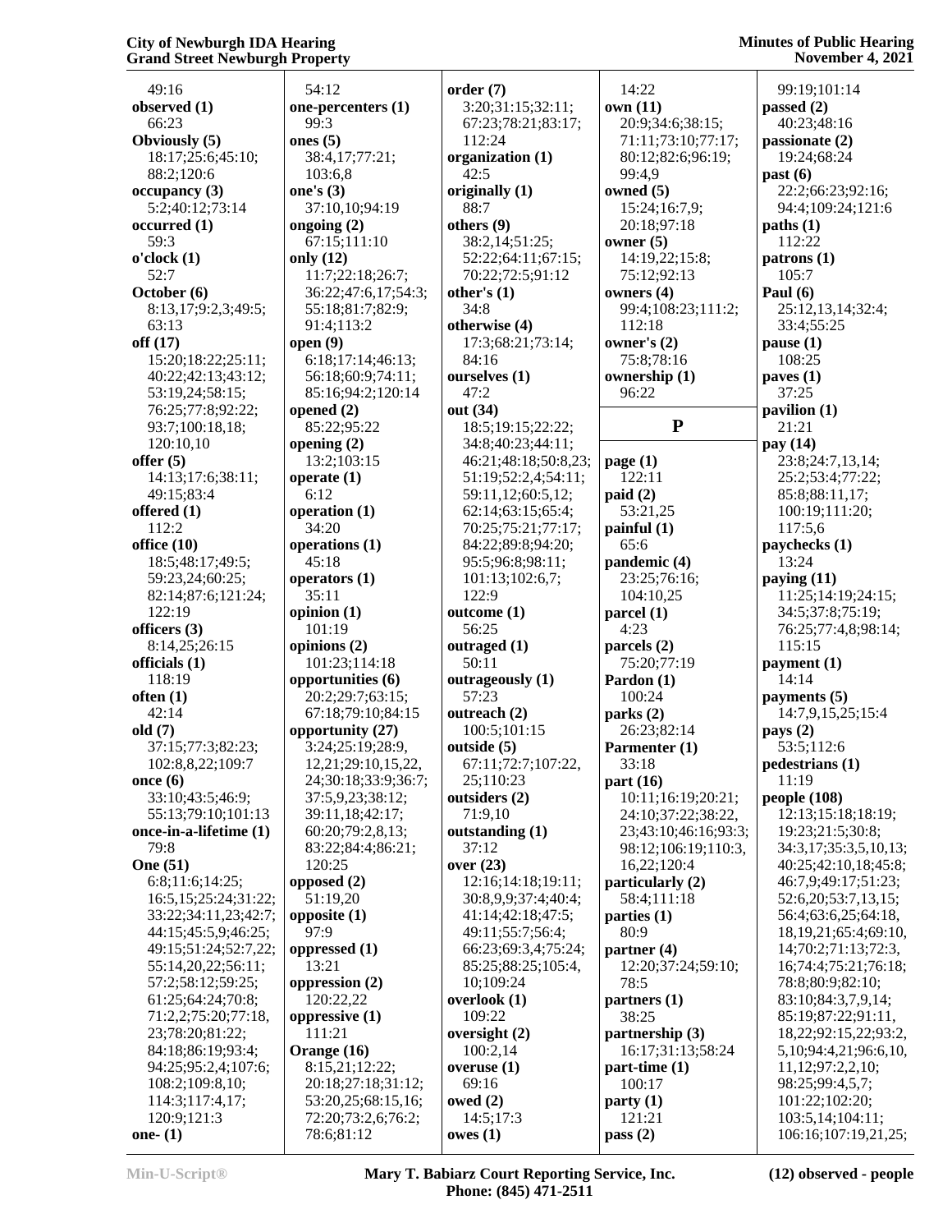49:16
**observed (1)**
66:23
**Obviously (5)**
18:17;25:6;45:10;
88:2;120:6
**occupancy (3)**
5:2;40:12;73:14
**occurred (1)**
59:3
**o'clock (1)**
52:7
**October (6)**
8:13,17;9:2,3;49:5;
63:13
**off (17)**
15:20;18:22;25:11;
40:22;42:13;43:12;
53:19,24;58:15;
76:25;77:8;92:22;
93:7;100:18,18;
120:10,10
**offer (5)**
14:13;17:6;38:11;
49:15;83:4
**offered (1)**
112:2
**office (10)**
18:5;48:17;49:5;
59:23,24;60:25;
82:14;87:6;121:24;
122:19
**officers (3)**
8:14,25;26:15
**officials (1)**
118:19
**often (1)**
42:14
**old (7)**
37:15;77:3;82:23;
102:8,8,22;109:7
**once (6)**
33:10;43:5;46:9;
55:13;79:10;101:13
**once-in-a-lifetime (1)**
79:8
**One (51)**
6:8;11:6;14:25;
16:5,15;25:24;31:22;
33:22;34:11,23;42:7;
44:15;45:5,9;46:25;
49:15;51:24;52:7,22;
55:14,20,22;56:11;
57:2;58:12;59:25;
61:25;64:24;70:8;
71:2,2;75:20;77:18,
23;78:20;81:22;
84:18;86:19;93:4;
94:25;95:2,4;107:6;
108:2;109:8,10;
114:3;117:4,17;
120:9;121:3
**one- (1)**
54:12
**one-percenters (1)**
99:3
**ones (5)**
38:4,17;77:21;
103:6,8
**one's (3)**
37:10,10;94:19
**ongoing (2)**
67:15;111:10
**only (12)**
11:7;22:18;26:7;
36:22;47:6,17;54:3;
55:18;81:7;82:9;
91:4;113:2
**open (9)**
6:18;17:14;46:13;
56:18;60:9;74:11;
85:16;94:2;120:14
**opened (2)**
85:22;95:22
**opening (2)**
13:2;103:15
**operate (1)**
6:12
**operation (1)**
34:20
**operations (1)**
45:18
**operators (1)**
35:11
**opinion (1)**
101:19
**opinions (2)**
101:23;114:18
**opportunities (6)**
20:2;29:7;63:15;
67:18;79:10;84:15
**opportunity (27)**
3:24;25:19;28:9,
12,21;29:10,15,22,
24;30:18;33:9;36:7;
37:5,9,23;38:12;
39:11,18;42:17;
60:20;79:2,8,13;
83:22;84:4;86:21;
120:25
**opposed (2)**
51:19,20
**opposite (1)**
97:9
**oppressed (1)**
13:21
**oppression (2)**
120:22,22
**oppressive (1)**
111:21
**Orange (16)**
8:15,21;12:22;
20:18;27:18;31:12;
53:20,25;68:15,16;
72:20;73:2,6;76:2;
78:6;81:12
**order (7)**
3:20;31:15;32:11;
67:23;78:21;83:17;
112:24
**organization (1)**
42:5
**originally (1)**
88:7
**others (9)**
38:2,14;51:25;
52:22;64:11;67:15;
70:22;72:5;91:12
**other's (1)**
34:8
**otherwise (4)**
17:3;68:21;73:14;
84:16
**ourselves (1)**
47:2
**out (34)**
18:5;19:15;22:22;
34:8;40:23;44:11;
46:21;48:18;50:8,23;
51:19;52:2,4;54:11;
59:11,12;60:5,12;
62:14;63:15;65:4;
70:25;75:21;77:17;
84:22;89:8;94:20;
95:5;96:8;98:11;
101:13;102:6,7;
122:9
**outcome (1)**
56:25
**outraged (1)**
50:11
**outrageously (1)**
57:23
**outreach (2)**
100:5;101:15
**outside (5)**
67:11;72:7;107:22,
25;110:23
**outsiders (2)**
71:9,10
**outstanding (1)**
37:12
**over (23)**
12:16;14:18;19:11;
30:8,9,9;37:4;40:4;
41:14;42:18;47:5;
49:11;55:7;56:4;
66:23;69:3,4;75:24;
85:25;88:25;105:4,
10;109:24
**overlook (1)**
109:22
**oversight (2)**
100:2,14
**overuse (1)**
69:16
**owed (2)**
14:5;17:3
**owes (1)**
14:22
**own (11)**
20:9;34:6;38:15;
71:11;73:10;77:17;
80:12;82:6;96:19;
99:4,9
**owned (5)**
15:24;16:7,9;
20:18;97:18
**owner (5)**
14:19,22;15:8;
75:12;92:13
**owners (4)**
99:4;108:23;111:2;
112:18
**owner's (2)**
75:8;78:16
**ownership (1)**
96:22

## P

**page (1)**
122:11
**paid (2)**
53:21,25
**painful (1)**
65:6
**pandemic (4)**
23:25;76:16;
104:10,25
**parcel (1)**
4:23
**parcels (2)**
75:20;77:19
**Pardon (1)**
100:24
**parks (2)**
26:23;82:14
**Parmenter (1)**
33:18
**part (16)**
10:11;16:19;20:21;
24:10;37:22;38:22,
23;43:10;46:16;93:3;
98:12;106:19;110:3,
16,22;120:4
**particularly (2)**
58:4;111:18
**parties (1)**
80:9
**partner (4)**
12:20;37:24;59:10;
78:5
**partners (1)**
38:25
**partnership (3)**
16:17;31:13;58:24
**part-time (1)**
100:17
**party (1)**
121:21
**pass (2)**
99:19;101:14
**passed (2)**
40:23;48:16
**passionate (2)**
19:24;68:24
**past (6)**
22:2;66:23;92:16;
94:4;109:24;121:6
**paths (1)**
112:22
**patrons (1)**
105:7
**Paul (6)**
25:12,13,14;32:4;
33:4;55:25
**pause (1)**
108:25
**paves (1)**
37:25
**pavilion (1)**
21:21
**pay (14)**
23:8;24:7,13,14;
25:2;53:4;77:22;
85:8;88:11,17;
100:19;111:20;
117:5,6
**paychecks (1)**
13:24
**paying (11)**
11:25;14:19;24:15;
34:5;37:8;75:19;
76:25;77:4,8;98:14;
115:15
**payment (1)**
14:14
**payments (5)**
14:7,9,15,25;15:4
**pays (2)**
53:5;112:6
**pedestrians (1)**
11:19
**people (108)**
12:13;15:18;18:19;
19:23;21:5;30:8;
34:3,17;35:3,5,10,13;
40:25;42:10,18;45:8;
46:7,9;49:17;51:23;
52:6,20;53:7,13,15;
56:4;63:6,25;64:18,
18,19,21;65:4;69:10,
14;70:2;71:13;72:3,
16;74:4;75:21;76:18;
78:8;80:9;82:10;
83:10;84:3,7,9,14;
85:19;87:22;91:11,
18,22;92:15,22;93:2,
5,10;94:4,21;96:6,10,
11,12;97:2,2,10;
98:25;99:4,5,7;
101:22;102:20;
103:5,14;104:11;
106:16;107:19,21,25;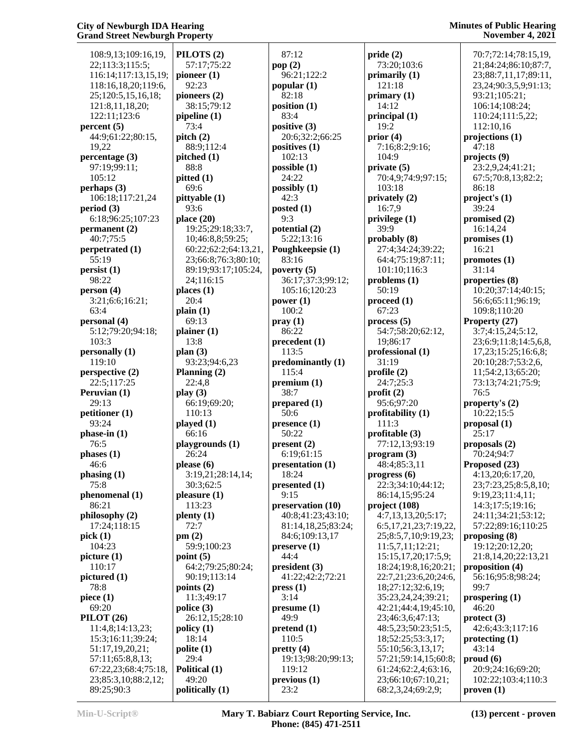108:9,13;109:16,19,
22;113:3;115:5;
116:14;117:13,15,19;
118:16,18,20;119:6,
25;120:5,15,16,18;
121:8,11,18,20;
122:11;123:6

**percent (5)**
44:9;61:22;80:15,
19,22

**percentage (3)**
97:19;99:11;
105:12

**perhaps (3)**
106:18;117:21,24

**period (3)**
6:18;96:25;107:23

**permanent (2)**
40:7;75:5

**perpetrated (1)**
55:19

**persist (1)**
98:22

**person (4)**
3:21;6:6;16:21;
63:4

**personal (4)**
5:12;79:20;94:18;
103:3

**personally (1)**
119:10

**perspective (2)**
22:5;117:25

**Peruvian (1)**
29:13

**petitioner (1)**
93:24

**phase-in (1)**
76:5

**phases (1)**
46:6

**phasing (1)**
75:8

**phenomenal (1)**
86:21

**philosophy (2)**
17:24;118:15

**pick (1)**
104:23

**picture (1)**
110:17

**pictured (1)**
78:8

**piece (1)**
69:20

**PILOT (26)**
11:4,8;14:13,23;
15:3;16:11;39:24;
51:17,19,20,21;
57:11;65:8,8,13;
67:22,23;68:4;75:18,
23;85:3,10;88:2,12;
89:25;90:3

**PILOTS (2)**
57:17;75:22

**pioneer (1)**
92:23

**pioneers (2)**
38:15;79:12

**pipeline (1)**
73:4

**pitch (2)**
88:9;112:4

**pitched (1)**
88:8

**pitted (1)**
69:6

**pittyable (1)**
93:6

**place (20)**
19:25;29:18;33:7,
10;46:8,8;59:25;
60:22;62:2;64:13,21,
23;66:8;76:3;80:10;
89:19;93:17;105:24,
24;116:15

**places (1)**
20:4

**plain (1)**
69:13

**plainer (1)**
13:8

**plan (3)**
93:23;94:6,23

**Planning (2)**
22:4,8

**play (3)**
66:19;69:20;
110:13

**played (1)**
66:16

**playgrounds (1)**
26:24

**please (6)**
3:19,21;28:14,14;
30:3;62:5

**pleasure (1)**
113:23

**plenty (1)**
72:7

**pm (2)**
59:9;100:23

**point (5)**
64:2;79:25;80:24;
90:19;113:14

**points (2)**
11:3;49:17

**police (3)**
26:12,15;28:10

**policy (1)**
18:14

**polite (1)**
29:4

**Political (1)**
49:20

**politically (1)**
87:12

**pop (2)**
96:21;122:2

**popular (1)**
82:18

**position (1)**
83:4

**positive (3)**
20:6;32:2;66:25

**positives (1)**
102:13

**possible (1)**
24:22

**possibly (1)**
42:3

**posted (1)**
9:3

**potential (2)**
5:22;13:16

**Poughkeepsie (1)**
83:16

**poverty (5)**
36:17;37:3;99:12;
105:16;120:23

**power (1)**
100:2

**pray (1)**
86:22

**precedent (1)**
113:5

**predominantly (1)**
115:4

**premium (1)**
38:7

**prepared (1)**
50:6

**presence (1)**
50:22

**present (2)**
6:19;61:15

**presentation (1)**
18:24

**presented (1)**
9:15

**preservation (10)**
40:8;41:23;43:10;
81:14,18,25;83:24;
84:6;109:13,17

**preserve (1)**
44:4

**president (3)**
41:22;42:2;72:21

**press (1)**
3:14

**presume (1)**
49:9

**pretend (1)**
110:5

**pretty (4)**
19:13;98:20;99:13;
119:12

**previous (1)**
23:2

**pride (2)**
73:20;103:6

**primarily (1)**
121:18

**primary (1)**
14:12

**principal (1)**
19:2

**prior (4)**
7:16;8:2;9:16;
104:9

**private (5)**
70:4,9;74:9;97:15;
103:18

**privately (2)**
16:7,9

**privilege (1)**
39:9

**probably (8)**
27:4;34:24;39:22;
64:4;75:19;87:11;
101:10;116:3

**problems (1)**
50:19

**proceed (1)**
67:23

**process (5)**
54:7;58:20;62:12,
19;86:17

**professional (1)**
31:19

**profile (2)**
24:7;25:3

**profit (2)**
95:6;97:20

**profitability (1)**
111:3

**profitable (3)**
77:12,13;93:19

**program (3)**
48:4;85:3,11

**progress (6)**
22:3;34:10;44:12;
86:14,15;95:24

**project (108)**
4:7,13,13,20;5:17;
6:5,17,21,23;7:19,22,
25;8:5,7,10;9:19,23;
11:5,7,11;12:21;
15:15,17,20;17:5,9;
18:24;19:8,16;20:21;
22:7,21;23:6,20;24:6,
18;27:12;32:6,19;
35:23,24,24;39:21;
42:21;44:4,19;45:10,
23;46:3,6;47:13;
48:5,23;50:23;51:5,
18;52:25;53:3,17;
55:10;56:3,13,17;
57:21;59:14,15;60:8;
61:24;62:2,4;63:16,
23;66:10;67:10,21;
68:2,3,24;69:2,9;
70:7;72:14;78:15,19,
21;84:24;86:10;87:7,
23;88:7,11,17;89:11,
23,24;90:3,5,9;91:13;
93:21;105:21;
106:14;108:24;
110:24;111:5,22;
112:10,16

**projections (1)**
47:18

**projects (9)**
23:2,9,24;41:21;
67:5;70:8,13;82:2;
86:18

**project's (1)**
39:24

**promised (2)**
16:14,24

**promises (1)**
16:21

**promotes (1)**
31:14

**properties (8)**
10:20;37:14;40:15;
56:6;65:11;96:19;
109:8;110:20

**Property (27)**
3:7;4:15,24;5:12,
23;6:9;11:8;14:5,6,8,
17,23;15:25;16:6,8;
20:10;28:7;53:2,6,
11;54:2,13;65:20;
73:13;74:21;75:9;
76:5

**property's (2)**
10:22;15:5

**proposal (1)**
25:17

**proposals (2)**
70:24;94:7

**Proposed (23)**
4:13,20;6:17,20,
23;7:23,25;8:5,8,10;
9:19,23;11:4,11;
14:3;17:5;19:16;
24:11;34:21;53:12;
57:22;89:16;110:25

**proposing (8)**
19:12;20:12,20;
21:8,14,20;22:13,21

**proposition (4)**
56:16;95:8;98:24;
99:7

**prospering (1)**
46:20

**protect (3)**
42:6;43:3;117:16

**protecting (1)**
43:14

**proud (6)**
20:9;24:16;69:20;
102:22;103:4;110:3

**proven (1)**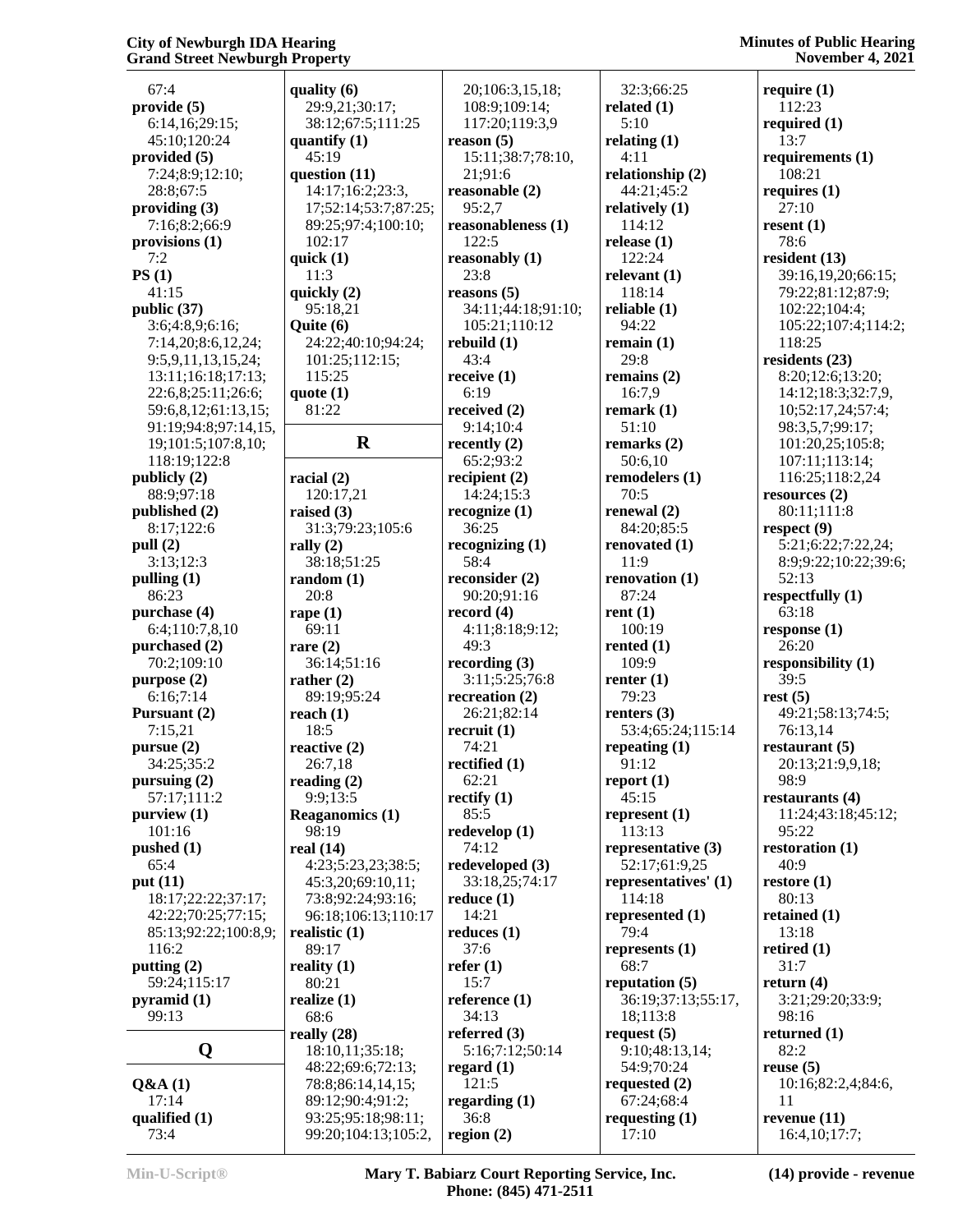67:4
**provide (5)**
6:14,16;29:15;
45:10;120:24
**provided (5)**
7:24;8:9;12:10;
28:8;67:5
**providing (3)**
7:16;8:2;66:9
**provisions (1)**
7:2
**PS (1)**
41:15
**public (37)**
3:6;4:8,9;6:16;
7:14,20;8:6,12,24;
9:5,9,11,13,15,24;
13:11;16:18;17:13;
22:6,8;25:11;26:6;
59:6,8,12;61:13,15;
91:19;94:8;97:14,15,
19;101:5;107:8,10;
118:19;122:8
**publicly (2)**
88:9;97:18
**published (2)**
8:17;122:6
**pull (2)**
3:13;12:3
**pulling (1)**
86:23
**purchase (4)**
6:4;110:7,8,10
**purchased (2)**
70:2;109:10
**purpose (2)**
6:16;7:14
**Pursuant (2)**
7:15,21
**pursue (2)**
34:25;35:2
**pursuing (2)**
57:17;111:2
**purview (1)**
101:16
**pushed (1)**
65:4
**put (11)**
18:17;22:22;37:17;
42:22;70:25;77:15;
85:13;92:22;100:8,9;
116:2
**putting (2)**
59:24;115:17
**pyramid (1)**
99:13

## Q

**Q&A (1)**
17:14
**qualified (1)**
73:4
**quality (6)**
29:9,21;30:17;
38:12;67:5;111:25
**quantify (1)**
45:19
**question (11)**
14:17;16:2;23:3,
17;52:14;53:7;87:25;
89:25;97:4;100:10;
102:17
**quick (1)**
11:3
**quickly (2)**
95:18,21
**Quite (6)**
24:22;40:10;94:24;
101:25;112:15;
115:25
**quote (1)**
81:22

## R

**racial (2)**
120:17,21
**raised (3)**
31:3;79:23;105:6
**rally (2)**
38:18;51:25
**random (1)**
20:8
**rape (1)**
69:11
**rare (2)**
36:14;51:16
**rather (2)**
89:19;95:24
**reach (1)**
18:5
**reactive (2)**
26:7,18
**reading (2)**
9:9;13:5
**Reaganomics (1)**
98:19
**real (14)**
4:23;5:23,23;38:5;
45:3,20;69:10,11;
73:8;92:24;93:16;
96:18;106:13;110:17
**realistic (1)**
89:17
**reality (1)**
80:21
**realize (1)**
68:6
**really (28)**
18:10,11;35:18;
48:22;69:6;72:13;
78:8;86:14,14,15;
89:12;90:4;91:2;
93:25;95:18;98:11;
99:20;104:13;105:2,
20;106:3,15,18;
108:9;109:14;
117:20;119:3,9
**reason (5)**
15:11;38:7;78:10,
21;91:6
**reasonable (2)**
95:2,7
**reasonableness (1)**
122:5
**reasonably (1)**
23:8
**reasons (5)**
34:11;44:18;91:10;
105:21;110:12
**rebuild (1)**
43:4
**receive (1)**
6:19
**received (2)**
9:14;10:4
**recently (2)**
65:2;93:2
**recipient (2)**
14:24;15:3
**recognize (1)**
36:25
**recognizing (1)**
58:4
**reconsider (2)**
90:20;91:16
**record (4)**
4:11;8:18;9:12;
49:3
**recording (3)**
3:11;5:25;76:8
**recreation (2)**
26:21;82:14
**recruit (1)**
74:21
**rectified (1)**
62:21
**rectify (1)**
85:5
**redevelop (1)**
74:12
**redeveloped (3)**
33:18,25;74:17
**reduce (1)**
14:21
**reduces (1)**
37:6
**refer (1)**
15:7
**reference (1)**
34:13
**referred (3)**
5:16;7:12;50:14
**regard (1)**
121:5
**regarding (1)**
36:8
**region (2)**
32:3;66:25
**related (1)**
5:10
**relating (1)**
4:11
**relationship (2)**
44:21;45:2
**relatively (1)**
114:12
**release (1)**
122:24
**relevant (1)**
118:14
**reliable (1)**
94:22
**remain (1)**
29:8
**remains (2)**
16:7,9
**remark (1)**
51:10
**remarks (2)**
50:6,10
**remodelers (1)**
70:5
**renewal (2)**
84:20;85:5
**renovated (1)**
11:9
**renovation (1)**
87:24
**rent (1)**
100:19
**rented (1)**
109:9
**renter (1)**
79:23
**renters (3)**
53:4;65:24;115:14
**repeating (1)**
91:12
**report (1)**
45:15
**represent (1)**
113:13
**representative (3)**
52:17;61:9,25
**representatives' (1)**
114:18
**represented (1)**
79:4
**represents (1)**
68:7
**reputation (5)**
36:19;37:13;55:17,
18;113:8
**request (5)**
9:10;48:13,14;
54:9;70:24
**requested (2)**
67:24;68:4
**requesting (1)**
17:10
**require (1)**
112:23
**required (1)**
13:7
**requirements (1)**
108:21
**requires (1)**
27:10
**resent (1)**
78:6
**resident (13)**
39:16,19,20;66:15;
79:22;81:12;87:9;
102:22;104:4;
105:22;107:4;114:2;
118:25
**residents (23)**
8:20;12:6;13:20;
14:12;18:3;32:7,9,
10;52:17,24;57:4;
98:3,5,7;99:17;
101:20,25;105:8;
107:11;113:14;
116:25;118:2,24
**resources (2)**
80:11;111:8
**respect (9)**
5:21;6:22;7:22,24;
8:9;9:22;10:22;39:6;
52:13
**respectfully (1)**
63:18
**response (1)**
26:20
**responsibility (1)**
39:5
**rest (5)**
49:21;58:13;74:5;
76:13,14
**restaurant (5)**
20:13;21:9,9,18;
98:9
**restaurants (4)**
11:24;43:18;45:12;
95:22
**restoration (1)**
40:9
**restore (1)**
80:13
**retained (1)**
13:18
**retired (1)**
31:7
**return (4)**
3:21;29:20;33:9;
98:16
**returned (1)**
82:2
**reuse (5)**
10:16;82:2,4;84:6,
11
**revenue (11)**
16:4,10;17:7;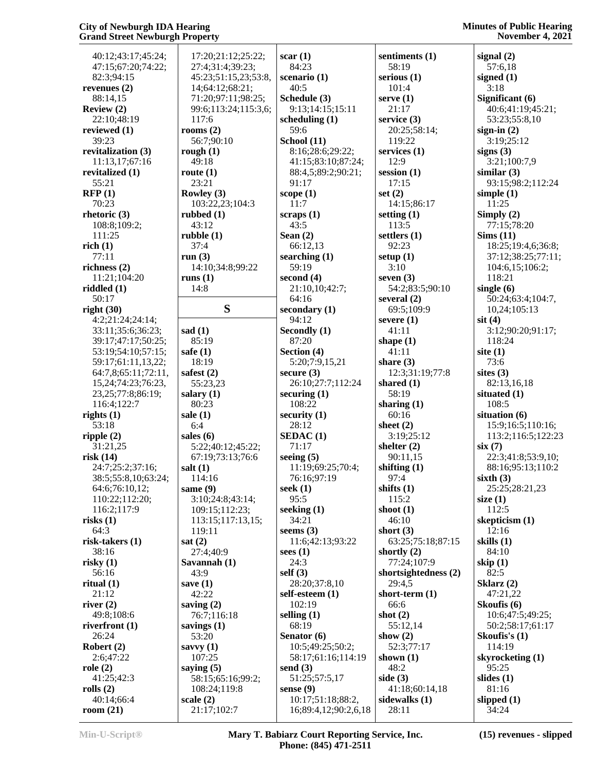40:12;43:17;45:24;
47:15;67:20;74:22;
82:3;94:15

**revenues (2)**
88:14,15

**Review (2)**
22:10;48:19

**reviewed (1)**
39:23

**revitalization (3)**
11:13,17;67:16

**revitalized (1)**
55:21

**RFP (1)**
70:23

**rhetoric (3)**
108:8;109:2;
111:25

**rich (1)**
77:11

**richness (2)**
11:21;104:20

**riddled (1)**
50:17

**right (30)**
4:2;21:24;24:14;
33:11;35:6;36:23;
39:17;47:17;50:25;
53:19;54:10;57:15;
59:17;61:11,13,22;
64:7,8;65:11;72:11,
15,24;74:23;76:23,
23,25;77:8;86:19;
116:4;122:7

**rights (1)**
53:18

**ripple (2)**
31:21,25

**risk (14)**
24:7;25:2;37:16;
38:5;55:8,10;63:24;
64:6;76:10,12;
110:22;112:20;
116:2;117:9

**risks (1)**
64:3

**risk-takers (1)**
38:16

**risky (1)**
56:16

**ritual (1)**
21:12

**river (2)**
49:8;108:6

**riverfront (1)**
26:24

**Robert (2)**
2:6;47:22

**role (2)**
41:25;42:3

**rolls (2)**
40:14;66:4

**room (21)**
17:20;21:12;25:22;
27:4;31:4;39:23;
45:23;51:15,23;53:8,
14;64:12;68:21;
71:20;97:11;98:25;
99:6;113:24;115:3,6;
117:6

**rooms (2)**
56:7;90:10

**rough (1)**
49:18

**route (1)**
23:21

**Rowley (3)**
103:22,23;104:3

**rubbed (1)**
43:12

**rubble (1)**
37:4

**run (3)**
14:10;34:8;99:22

**runs (1)**
14:8

## S

**sad (1)**
85:19

**safe (1)**
18:19

**safest (2)**
55:23,23

**salary (1)**
80:23

**sale (1)**
6:4

**sales (6)**
5:22;40:12;45:22;
67:19;73:13;76:6

**salt (1)**
114:16

**same (9)**
3:10;24:8;43:14;
109:15;112:23;
113:15;117:13,15;
119:11

**sat (2)**
27:4;40:9

**Savannah (1)**
43:9

**save (1)**
42:22

**saving (2)**
76:7;116:18

**savings (1)**
53:20

**savvy (1)**
107:25

**saying (5)**
58:15;65:16;99:2;
108:24;119:8

**scale (2)**
21:17;102:7

**scar (1)**
84:23

**scenario (1)**
40:5

**Schedule (3)**
9:13;14:15;15:11

**scheduling (1)**
59:6

**School (11)**
8:16;28:6;29:22;
41:15;83:10;87:24;
88:4,5;89:2;90:21;
91:17

**scope (1)**
11:7

**scraps (1)**
43:5

**Sean (2)**
66:12,13

**searching (1)**
59:19

**second (4)**
21:10,10;42:7;
64:16

**secondary (1)**
94:12

**Secondly (1)**
87:20

**Section (4)**
5:20;7:9,15,21

**secure (3)**
26:10;27:7;112:24

**securing (1)**
108:22

**security (1)**
28:12

**SEDAC (1)**
71:17

**seeing (5)**
11:19;69:25;70:4;
76:16;97:19

**seek (1)**
95:5

**seeking (1)**
34:21

**seems (3)**
11:6;42:13;93:22

**sees (1)**
24:3

**self (3)**
28:20;37:8,10

**self-esteem (1)**
102:19

**selling (1)**
68:19

**Senator (6)**
10:5;49:25;50:2;
58:17;61:16;114:19

**send (3)**
51:25;57:5,17

**sense (9)**
10:17;51:18;88:2,
16;89:4,12;90:2,6,18

**sentiments (1)**
58:19

**serious (1)**
101:4

**serve (1)**
21:17

**service (3)**
20:25;58:14;
119:22

**services (1)**
12:9

**session (1)**
17:15

**set (2)**
14:15;86:17

**setting (1)**
113:5

**settlers (1)**
92:23

**setup (1)**
3:10

**seven (3)**
54:2;83:5;90:10

**several (2)**
69:5;109:9

**severe (1)**
41:11

**shape (1)**
41:11

**share (3)**
12:3;31:19;77:8

**shared (1)**
58:19

**sharing (1)**
60:16

**sheet (2)**
3:19;25:12

**shelter (2)**
90:11,15

**shifting (1)**
97:4

**shifts (1)**
115:2

**shoot (1)**
46:10

**short (3)**
63:25;75:18;87:15

**shortly (2)**
77:24;107:9

**shortsightedness (2)**
29:4,5

**short-term (1)**
66:6

**shot (2)**
55:12,14

**show (2)**
52:3;77:17

**shown (1)**
48:2

**side (3)**
41:18;60:14,18

**sidewalks (1)**
28:11

**signal (2)**
57:6,18

**signed (1)**
3:18

**Significant (6)**
40:6;41:19;45:21;
53:23;55:8,10

**sign-in (2)**
3:19;25:12

**signs (3)**
3:21;100:7,9

**similar (3)**
93:15;98:2;112:24

**simple (1)**
11:25

**Simply (2)**
77:15;78:20

**Sims (11)**
18:25;19:4,6;36:8;
37:12;38:25;77:11;
104:6,15;106:2;
118:21

**single (6)**
50:24;63:4;104:7,
10,24;105:13

**sit (4)**
3:12;90:20;91:17;
118:24

**site (1)**
73:6

**sites (3)**
82:13,16,18

**situated (1)**
108:5

**situation (6)**
15:9;16:5;110:16;
113:2;116:5;122:23

**six (7)**
22:3;41:8;53:9,10;
88:16;95:13;110:2

**sixth (3)**
25:25;28:21,23

**size (1)**
112:5

**skepticism (1)**
12:16

**skills (1)**
84:10

**skip (1)**
82:5

**Sklarz (2)**
47:21,22

**Skoufis (6)**
10:6;47:5;49:25;
50:2;58:17;61:17

**Skoufis's (1)**
114:19

**skyrocketing (1)**
95:25

**slides (1)**
81:16

**slipped (1)**
34:24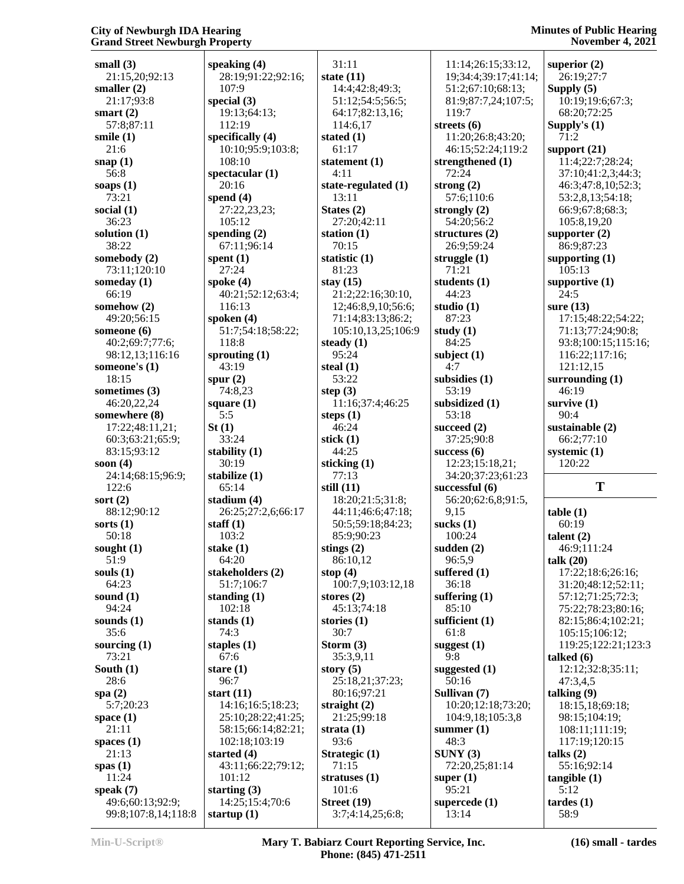**small (3)**
21:15,20;92:13
**smaller (2)**
21:17;93:8
**smart (2)**
57:8;87:11
**smile (1)**
21:6
**snap (1)**
56:8
**soaps (1)**
73:21
**social (1)**
36:23
**solution (1)**
38:22
**somebody (2)**
73:11;120:10
**someday (1)**
66:19
**somehow (2)**
49:20;56:15
**someone (6)**
40:2;69:7;77:6;
98:12,13;116:16
**someone's (1)**
18:15
**sometimes (3)**
46:20,22,24
**somewhere (8)**
17:22;48:11,21;
60:3;63:21;65:9;
83:15;93:12
**soon (4)**
24:14;68:15;96:9;
122:6
**sort (2)**
88:12;90:12
**sorts (1)**
50:18
**sought (1)**
51:9
**souls (1)**
64:23
**sound (1)**
94:24
**sounds (1)**
35:6
**sourcing (1)**
73:21
**South (1)**
28:6
**spa (2)**
5:7;20:23
**space (1)**
21:11
**spaces (1)**
21:13
**spas (1)**
11:24
**speak (7)**
49:6;60:13;92:9;
99:8;107:8,14;118:8
**speaking (4)**
28:19;91:22;92:16;
107:9
**special (3)**
19:13;64:13;
112:19
**specifically (4)**
10:10;95:9;103:8;
108:10
**spectacular (1)**
20:16
**spend (4)**
27:22,23,23;
105:12
**spending (2)**
67:11;96:14
**spent (1)**
27:24
**spoke (4)**
40:21;52:12;63:4;
116:13
**spoken (4)**
51:7;54:18;58:22;
118:8
**sprouting (1)**
43:19
**spur (2)**
74:8,23
**square (1)**
5:5
**St (1)**
33:24
**stability (1)**
30:19
**stabilize (1)**
65:14
**stadium (4)**
26:25;27:2,6;66:17
**staff (1)**
103:2
**stake (1)**
64:20
**stakeholders (2)**
51:7;106:7
**standing (1)**
102:18
**stands (1)**
74:3
**staples (1)**
67:6
**stare (1)**
96:7
**start (11)**
14:16;16:5;18:23;
25:10;28:22;41:25;
58:15;66:14;82:21;
102:18;103:19
**started (4)**
43:11;66:22;79:12;
101:12
**starting (3)**
14:25;15:4;70:6
**startup (1)**
31:11
**state (11)**
14:4;42:8;49:3;
51:12;54:5;56:5;
64:17;82:13,16;
114:6,17
**stated (1)**
61:17
**statement (1)**
4:11
**state-regulated (1)**
13:11
**States (2)**
27:20;42:11
**station (1)**
70:15
**statistic (1)**
81:23
**stay (15)**
21:2;22:16;30:10,
12;46:8,9,10;56:6;
71:14;83:13;86:2;
105:10,13,25;106:9
**steady (1)**
95:24
**steal (1)**
53:22
**step (3)**
11:16;37:4;46:25
**steps (1)**
46:24
**stick (1)**
44:25
**sticking (1)**
77:13
**still (11)**
18:20;21:5;31:8;
44:11;46:6;47:18;
50:5;59:18;84:23;
85:9;90:23
**stings (2)**
86:10,12
**stop (4)**
100:7,9;103:12,18
**stores (2)**
45:13;74:18
**stories (1)**
30:7
**Storm (3)**
35:3,9,11
**story (5)**
25:18,21;37:23;
80:16;97:21
**straight (2)**
21:25;99:18
**strata (1)**
93:6
**Strategic (1)**
71:15
**stratuses (1)**
101:6
**Street (19)**
3:7;4:14,25;6:8;
11:14;26:15;33:12,
19;34:4;39:17;41:14;
51:2;67:10;68:13;
81:9;87:7,24;107:5;
119:7
**streets (6)**
11:20;26:8;43:20;
46:15;52:24;119:2
**strengthened (1)**
72:24
**strong (2)**
57:6;110:6
**strongly (2)**
54:20;56:2
**structures (2)**
26:9;59:24
**struggle (1)**
71:21
**students (1)**
44:23
**studio (1)**
87:23
**study (1)**
84:25
**subject (1)**
4:7
**subsidies (1)**
53:19
**subsidized (1)**
53:18
**succeed (2)**
37:25;90:8
**success (6)**
12:23;15:18,21;
34:20;37:23;61:23
**successful (6)**
56:20;62:6,8;91:5,
9,15
**sucks (1)**
100:24
**sudden (2)**
96:5,9
**suffered (1)**
36:18
**suffering (1)**
85:10
**sufficient (1)**
61:8
**suggest (1)**
9:8
**suggested (1)**
50:16
**Sullivan (7)**
10:20;12:18;73:20;
104:9,18;105:3,8
**summer (1)**
48:3
**SUNY (3)**
72:20,25;81:14
**super (1)**
95:21
**supercede (1)**
13:14
**superior (2)**
26:19;27:7
**Supply (5)**
10:19;19:6;67:3;
68:20;72:25
**Supply's (1)**
71:2
**support (21)**
11:4;22:7;28:24;
37:10;41:2,3;44:3;
46:3;47:8,10;52:3;
53:2,8,13;54:18;
66:9;67:8;68:3;
105:8,19,20
**supporter (2)**
86:9;87:23
**supporting (1)**
105:13
**supportive (1)**
24:5
**sure (13)**
17:15;48:22;54:22;
71:13;77:24;90:8;
93:8;100:15;115:16;
116:22;117:16;
121:12,15
**surrounding (1)**
46:19
**survive (1)**
90:4
**sustainable (2)**
66:2;77:10
**systemic (1)**
120:22

## T

**table (1)**
60:19
**talent (2)**
46:9;111:24
**talk (20)**
17:22;18:6;26:16;
31:20;48:12;52:11;
57:12;71:25;72:3;
75:22;78:23;80:16;
82:15;86:4;102:21;
105:15;106:12;
119:25;122:21;123:3
**talked (6)**
12:12;32:8;35:11;
47:3,4,5
**talking (9)**
18:15,18;69:18;
98:15;104:19;
108:11;111:19;
117:19;120:15
**talks (2)**
55:16;92:14
**tangible (1)**
5:12
**tardes (1)**
58:9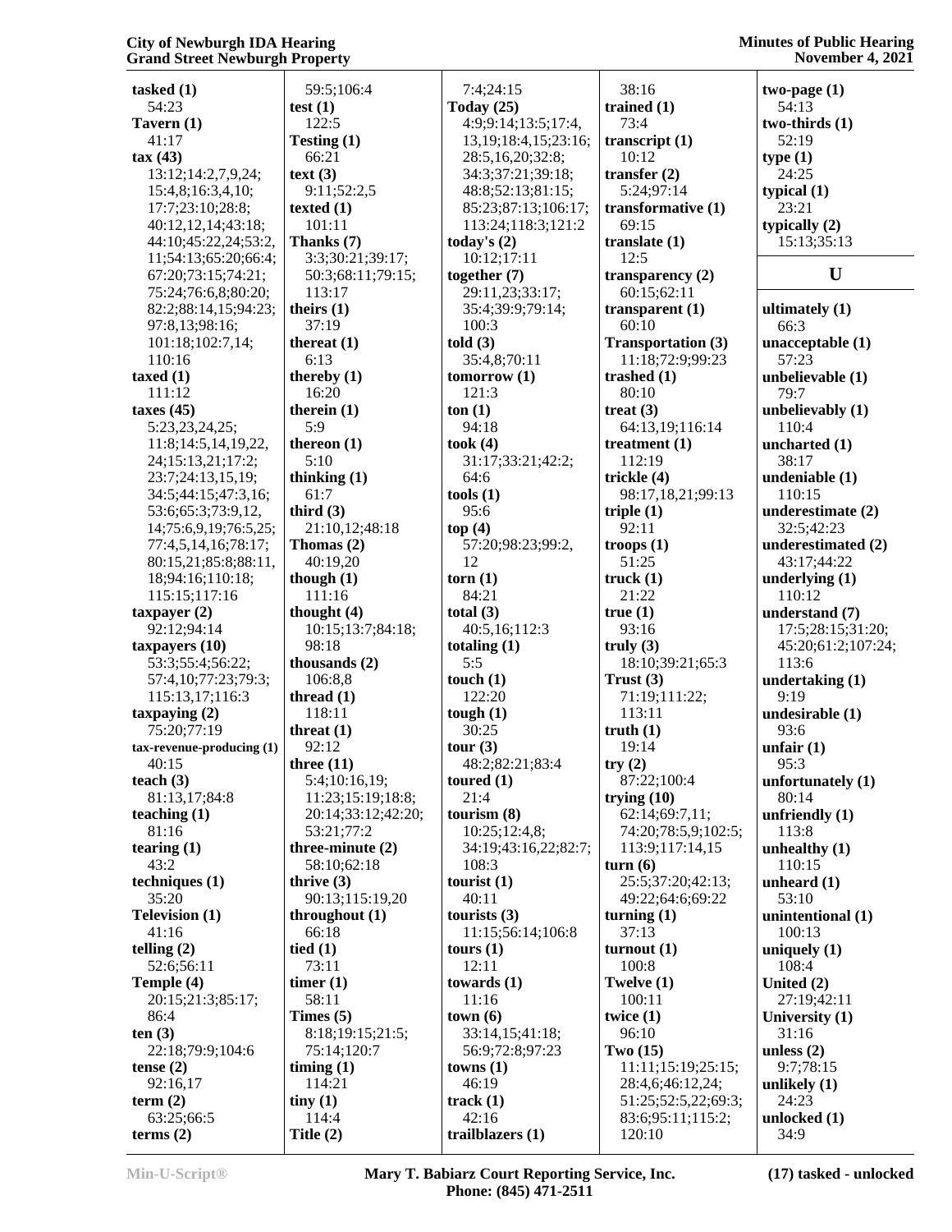**tasked (1)**
54:23
**Tavern (1)**
41:17
**tax (43)**
13:12;14:2,7,9,24;
15:4,8;16:3,4,10;
17:7;23:10;28:8;
40:12,12,14;43:18;
44:10;45:22,24;53:2,
11;54:13;65:20;66:4;
67:20;73:15;74:21;
75:24;76:6,8;80:20;
82:2;88:14,15;94:23;
97:8,13;98:16;
101:18;102:7,14;
110:16
**taxed (1)**
111:12
**taxes (45)**
5:23,23,24,25;
11:8;14:5,14,19,22,
24;15:13,21;17:2;
23:7;24:13,15,19;
34:5;44:15;47:3,16;
53:6;65:3;73:9,12,
14;75:6,9,19;76:5,25;
77:4,5,14,16;78:17;
80:15,21;85:8;88:11,
18;94:16;110:18;
115:15;117:16
**taxpayer (2)**
92:12;94:14
**taxpayers (10)**
53:3;55:4;56:22;
57:4,10;77:23;79:3;
115:13,17;116:3
**taxpaying (2)**
75:20;77:19
**tax-revenue-producing (1)**
40:15
**teach (3)**
81:13,17;84:8
**teaching (1)**
81:16
**tearing (1)**
43:2
**techniques (1)**
35:20
**Television (1)**
41:16
**telling (2)**
52:6;56:11
**Temple (4)**
20:15;21:3;85:17;
86:4
**ten (3)**
22:18;79:9;104:6
**tense (2)**
92:16,17
**term (2)**
63:25;66:5
**terms (2)**
59:5;106:4
**test (1)**
122:5
**Testing (1)**
66:21
**text (3)**
9:11;52:2,5
**texted (1)**
101:11
**Thanks (7)**
3:3;30:21;39:17;
50:3;68:11;79:15;
113:17
**theirs (1)**
37:19
**thereat (1)**
6:13
**thereby (1)**
16:20
**therein (1)**
5:9
**thereon (1)**
5:10
**thinking (1)**
61:7
**third (3)**
21:10,12;48:18
**Thomas (2)**
40:19,20
**though (1)**
111:16
**thought (4)**
10:15;13:7;84:18;
98:18
**thousands (2)**
106:8,8
**thread (1)**
118:11
**threat (1)**
92:12
**three (11)**
5:4;10:16,19;
11:23;15:19;18:8;
20:14;33:12;42:20;
53:21;77:2
**three-minute (2)**
58:10;62:18
**thrive (3)**
90:13;115:19,20
**throughout (1)**
66:18
**tied (1)**
73:11
**timer (1)**
58:11
**Times (5)**
8:18;19:15;21:5;
75:14;120:7
**timing (1)**
114:21
**tiny (1)**
114:4
**Title (2)**
7:4;24:15
**Today (25)**
4:9;9:14;13:5;17:4,
13,19;18:4,15;23:16;
28:5,16,20;32:8;
34:3;37:21;39:18;
48:8;52:13;81:15;
85:23;87:13;106:17;
113:24;118:3;121:2
**today's (2)**
10:12;17:11
**together (7)**
29:11,23;33:17;
35:4;39:9;79:14;
100:3
**told (3)**
35:4,8;70:11
**tomorrow (1)**
121:3
**ton (1)**
94:18
**took (4)**
31:17;33:21;42:2;
64:6
**tools (1)**
95:6
**top (4)**
57:20;98:23;99:2,
12
**torn (1)**
84:21
**total (3)**
40:5,16;112:3
**totaling (1)**
5:5
**touch (1)**
122:20
**tough (1)**
30:25
**tour (3)**
48:2;82:21;83:4
**toured (1)**
21:4
**tourism (8)**
10:25;12:4,8;
34:19;43:16,22;82:7;
108:3
**tourist (1)**
40:11
**tourists (3)**
11:15;56:14;106:8
**tours (1)**
12:11
**towards (1)**
11:16
**town (6)**
33:14,15;41:18;
56:9;72:8;97:23
**towns (1)**
46:19
**track (1)**
42:16
**trailblazers (1)**
38:16
**trained (1)**
73:4
**transcript (1)**
10:12
**transfer (2)**
5:24;97:14
**transformative (1)**
69:15
**translate (1)**
12:5
**transparency (2)**
60:15;62:11
**transparent (1)**
60:10
**Transportation (3)**
11:18;72:9;99:23
**trashed (1)**
80:10
**treat (3)**
64:13,19;116:14
**treatment (1)**
112:19
**trickle (4)**
98:17,18,21;99:13
**triple (1)**
92:11
**troops (1)**
51:25
**truck (1)**
21:22
**true (1)**
93:16
**truly (3)**
18:10;39:21;65:3
**Trust (3)**
71:19;111:22;
113:11
**truth (1)**
19:14
**try (2)**
87:22;100:4
**trying (10)**
62:14;69:7,11;
74:20;78:5,9;102:5;
113:9;117:14,15
**turn (6)**
25:5;37:20;42:13;
49:22;64:6;69:22
**turning (1)**
37:13
**turnout (1)**
100:8
**Twelve (1)**
100:11
**twice (1)**
96:10
**Two (15)**
11:11;15:19;25:15;
28:4,6;46:12,24;
51:25;52:5,22;69:3;
83:6;95:11;115:2;
120:10
**two-page (1)**
54:13
**two-thirds (1)**
52:19
**type (1)**
24:25
**typical (1)**
23:21
**typically (2)**
15:13;35:13

## U

**ultimately (1)**
66:3
**unacceptable (1)**
57:23
**unbelievable (1)**
79:7
**unbelievably (1)**
110:4
**uncharted (1)**
38:17
**undeniable (1)**
110:15
**underestimate (2)**
32:5;42:23
**underestimated (2)**
43:17;44:22
**underlying (1)**
110:12
**understand (7)**
17:5;28:15;31:20;
45:20;61:2;107:24;
113:6
**undertaking (1)**
9:19
**undesirable (1)**
93:6
**unfair (1)**
95:3
**unfortunately (1)**
80:14
**unfriendly (1)**
113:8
**unhealthy (1)**
110:15
**unheard (1)**
53:10
**unintentional (1)**
100:13
**uniquely (1)**
108:4
**United (2)**
27:19;42:11
**University (1)**
31:16
**unless (2)**
9:7;78:15
**unlikely (1)**
24:23
**unlocked (1)**
34:9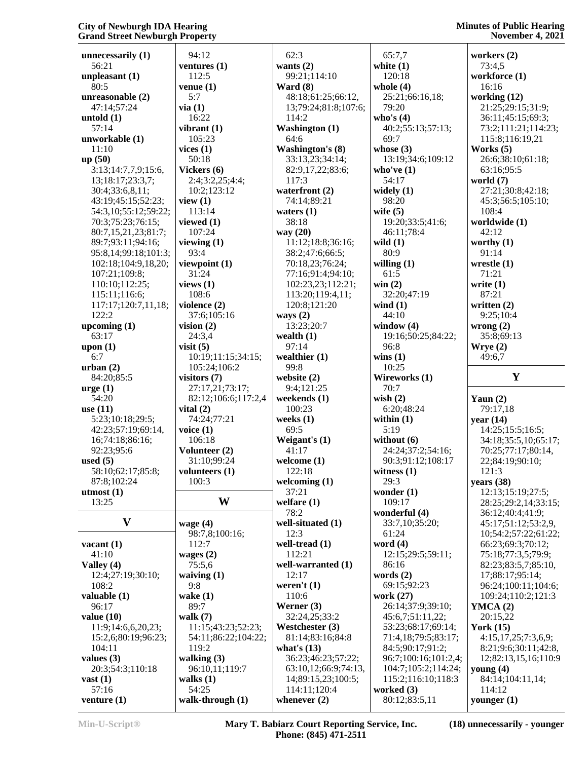**unnecessarily (1)**
56:21
**unpleasant (1)**
80:5
**unreasonable (2)**
47:14;57:24
**untold (1)**
57:14
**unworkable (1)**
11:10
**up (50)**
3:13;14:7,7,9;15:6,13;18:17;23:3,7;30:4;33:6,8,11;43:19;45:15;52:23;54:3,10;55:12;59:22;70:3;75:23;76:15;80:7,15,21,23;81:7;89:7;93:11;94:16;95:8,14;99:18;101:3;102:18;104:9,18,20;107:21;109:8;110:10;112:25;115:11;116:6;117:17;120:7,11,18;122:2
**upcoming (1)**
63:17
**upon (1)**
6:7
**urban (2)**
84:20;85:5
**urge (1)**
54:20
**use (11)**
5:23;10:18;29:5;42:23;57:19;69:14,16;74:18;86:16;92:23;95:6
**used (5)**
58:10;62:17;85:8;87:8;102:24
**utmost (1)**
13:25

## V

**vacant (1)**
41:10
**Valley (4)**
12:4;27:19;30:10;108:2
**valuable (1)**
96:17
**value (10)**
11:9;14:6,6,20,23;15:2,6;80:19;96:23;104:11
**values (3)**
20:3;54:3;110:18
**vast (1)**
57:16
**venture (1)**
94:12
**ventures (1)**
112:5
**venue (1)**
5:7
**via (1)**
16:22
**vibrant (1)**
105:23
**vices (1)**
50:18
**Vickers (6)**
2:4;3:2,25;4:4;10:2;123:12
**view (1)**
113:14
**viewed (1)**
107:24
**viewing (1)**
93:4
**viewpoint (1)**
31:24
**views (1)**
108:6
**violence (2)**
37:6;105:16
**vision (2)**
24:3,4
**visit (5)**
10:19;11:15;34:15;105:24;106:2
**visitors (7)**
27:17,21;73:17;82:12;106:6;117:2,4
**vital (2)**
74:24;77:21
**voice (1)**
106:18
**Volunteer (2)**
31:10;99:24
**volunteers (1)**
100:3

## W

**wage (4)**
98:7,8;100:16;112:7
**wages (2)**
75:5,6
**waiving (1)**
9:8
**wake (1)**
89:7
**walk (7)**
11:15;43:23;52:23;54:11;86:22;104:22;119:2
**walking (3)**
96:10,11;119:7
**walks (1)**
54:25
**walk-through (1)**
62:3
**wants (2)**
99:21;114:10
**Ward (8)**
48:18;61:25;66:12,13;79:24;81:8;107:6;114:2
**Washington (1)**
64:6
**Washington's (8)**
33:13,23;34:14;82:9,17,22;83:6;117:3
**waterfront (2)**
74:14;89:21
**waters (1)**
38:18
**way (20)**
11:12;18:8;36:16;38:2;47:6;66:5;70:18,23;76:24;77:16;91:4;94:10;102:23,23;112:21;113:20;119:4,11;120:8;121:20
**ways (2)**
13:23;20:7
**wealth (1)**
97:14
**wealthier (1)**
99:8
**website (2)**
9:4;121:25
**weekends (1)**
100:23
**weeks (1)**
69:5
**Weigant's (1)**
41:17
**welcome (1)**
122:18
**welcoming (1)**
37:21
**welfare (1)**
78:2
**well-situated (1)**
12:3
**well-tread (1)**
112:21
**well-warranted (1)**
12:17
**weren't (1)**
110:6
**Werner (3)**
32:24,25;33:2
**Westchester (3)**
81:14;83:16;84:8
**what's (13)**
36:23;46:23;57:22;63:10,12;66:9;74:13,14;89:15,23;100:5;114:11;120:4
**whenever (2)**
65:7,7
**white (1)**
120:18
**whole (4)**
25:21;66:16,18;79:20
**who's (4)**
40:2;55:13;57:13;69:7
**whose (3)**
13:19;34:6;109:12
**who've (1)**
54:17
**widely (1)**
98:20
**wife (5)**
19:20;33:5;41:6;46:11;78:4
**wild (1)**
80:9
**willing (1)**
61:5
**win (2)**
32:20;47:19
**wind (1)**
44:10
**window (4)**
19:16;50:25;84:22;96:8
**wins (1)**
10:25
**Wireworks (1)**
70:7
**wish (2)**
6:20;48:24
**within (1)**
5:19
**without (6)**
24:24;37:2;54:16;90:3;91:12;108:17
**witness (1)**
29:3
**wonder (1)**
109:17
**wonderful (4)**
33:7,10;35:20;61:24
**word (4)**
12:15;29:5;59:11;86:16
**words (2)**
69:15;92:23
**work (27)**
26:14;37:9;39:10;45:6,7;51:11,22;53:23;68:17;69:14;71:4,18;79:5;83:17;84:5;90:17;91:2;96:7;100:16;101:2,4;104:7;105:2;114:24;115:2;116:10;118:3
**worked (3)**
80:12;83:5,11
**workers (2)**
73:4,5
**workforce (1)**
16:16
**working (12)**
21:25;29:15;31:9;36:11;45:15;69:3;73:2;111:21;114:23;115:8;116:19,21
**Works (5)**
26:6;38:10;61:18;63:16;95:5
**world (7)**
27:21;30:8;42:18;45:3;56:5;105:10;108:4
**worldwide (1)**
42:12
**worthy (1)**
91:14
**wrestle (1)**
71:21
**write (1)**
87:21
**written (2)**
9:25;10:4
**wrong (2)**
35:8;69:13
**Wrye (2)**
49:6,7

## Y

**Yaun (2)**
79:17,18
**year (14)**
14:25;15:5;16:5;34:18;35:5,10;65:17;70:25;77:17;80:14,22;84:19;90:10;121:3
**years (38)**
12:13;15:19;27:5;28:25;29:2,14;33:15;36:12;40:4;41:9;45:17;51:12;53:2,9,10;54:2;57:22;61:22;66:23;69:3;70:12;75:18;77:3,5;79:9;82:23;83:5,7;85:10,17;88:17;95:14;96:24;100:11;104:6;109:24;110:2;121:3
**YMCA (2)**
20:15,22
**York (15)**
4:15,17,25;7:3,6,9;8:21;9:6;30:11;42:8,12;82:13,15,16;110:9
**young (4)**
84:14;104:11,14;114:12
**younger (1)**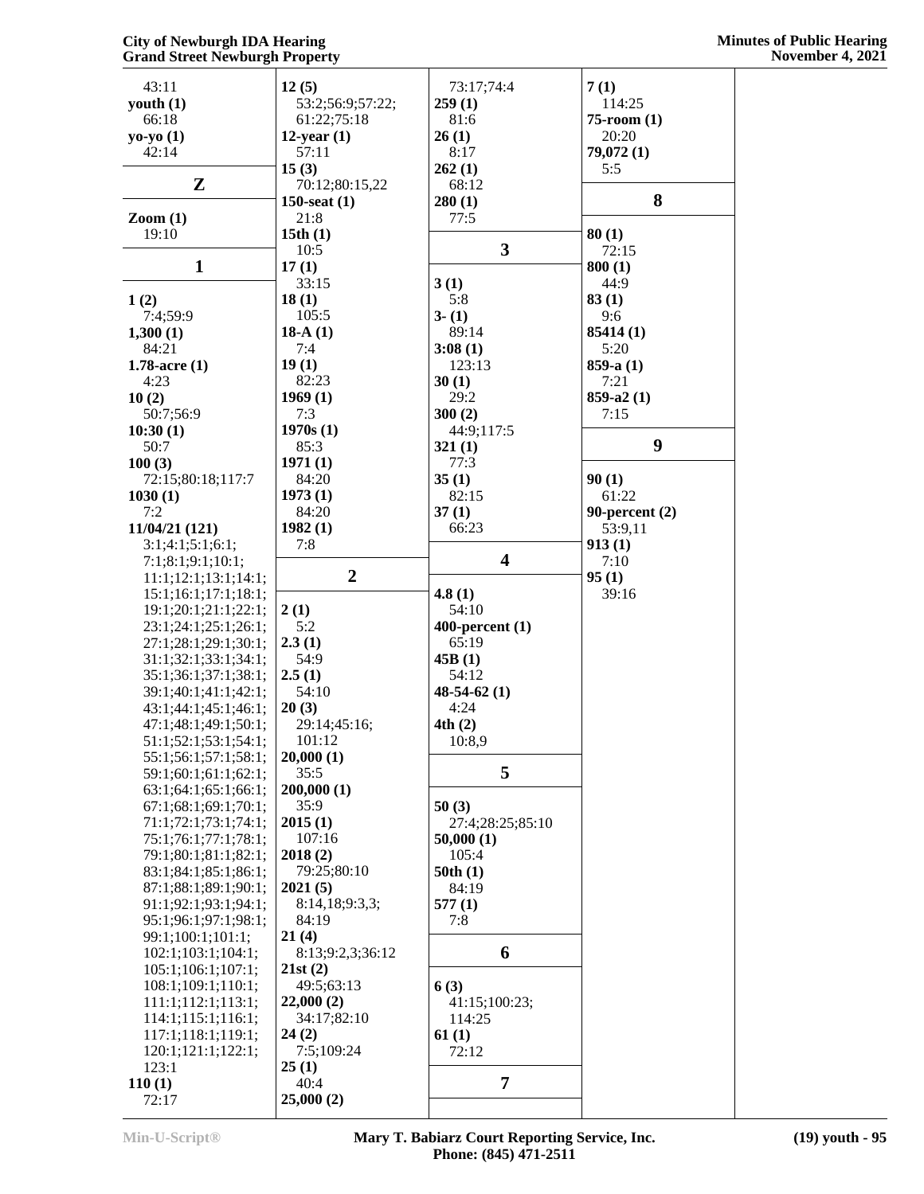43:11
**youth (1)**
66:18
**yo-yo (1)**
42:14

## Z

**Zoom (1)**
19:10

## 1

**1 (2)**
7:4;59:9
**1,300 (1)**
84:21
**1.78-acre (1)**
4:23
**10 (2)**
50:7;56:9
**10:30 (1)**
50:7
**100 (3)**
72:15;80:18;117:7
**1030 (1)**
7:2
**11/04/21 (121)**
3:1;4:1;5:1;6:1;7:1;8:1;9:1;10:1;11:1;12:1;13:1;14:1;15:1;16:1;17:1;18:1;19:1;20:1;21:1;22:1;23:1;24:1;25:1;26:1;27:1;28:1;29:1;30:1;31:1;32:1;33:1;34:1;35:1;36:1;37:1;38:1;39:1;40:1;41:1;42:1;43:1;44:1;45:1;46:1;47:1;48:1;49:1;50:1;51:1;52:1;53:1;54:1;55:1;56:1;57:1;58:1;59:1;60:1;61:1;62:1;63:1;64:1;65:1;66:1;67:1;68:1;69:1;70:1;71:1;72:1;73:1;74:1;75:1;76:1;77:1;78:1;79:1;80:1;81:1;82:1;83:1;84:1;85:1;86:1;87:1;88:1;89:1;90:1;91:1;92:1;93:1;94:1;95:1;96:1;97:1;98:1;99:1;100:1;101:1;102:1;103:1;104:1;105:1;106:1;107:1;108:1;109:1;110:1;111:1;112:1;113:1;114:1;115:1;116:1;117:1;118:1;119:1;120:1;121:1;122:1;123:1
**110 (1)**
72:17
**12 (5)**
53:2;56:9;57:22;61:22;75:18
**12-year (1)**
57:11
**15 (3)**
70:12;80:15,22
**150-seat (1)**
21:8
**15th (1)**
10:5
**17 (1)**
33:15
**18 (1)**
105:5
**18-A (1)**
7:4
**19 (1)**
82:23
**1969 (1)**
7:3
**1970s (1)**
85:3
**1971 (1)**
84:20
**1973 (1)**
84:20
**1982 (1)**
7:8

## 2

**2 (1)**
5:2
**2.3 (1)**
54:9
**2.5 (1)**
54:10
**20 (3)**
29:14;45:16;101:12
**20,000 (1)**
35:5
**200,000 (1)**
35:9
**2015 (1)**
107:16
**2018 (2)**
79:25;80:10
**2021 (5)**
8:14,18;9:3,3;84:19
**21 (4)**
8:13;9:2,3;36:12
**21st (2)**
49:5;63:13
**22,000 (2)**
34:17;82:10
**24 (2)**
7:5;109:24
**25 (1)**
40:4
**25,000 (2)**
73:17;74:4
**259 (1)**
81:6
**26 (1)**
8:17
**262 (1)**
68:12
**280 (1)**
77:5

## 3

**3 (1)**
5:8
**3- (1)**
89:14
**3:08 (1)**
123:13
**30 (1)**
29:2
**300 (2)**
44:9;117:5
**321 (1)**
77:3
**35 (1)**
82:15
**37 (1)**
66:23

## 4

**4.8 (1)**
54:10
**400-percent (1)**
65:19
**45B (1)**
54:12
**48-54-62 (1)**
4:24
**4th (2)**
10:8,9

## 5

**50 (3)**
27:4;28:25;85:10
**50,000 (1)**
105:4
**50th (1)**
84:19
**577 (1)**
7:8

## 6

**6 (3)**
41:15;100:23;114:25
**61 (1)**
72:12

## 7

**7 (1)**
114:25
**75-room (1)**
20:20
**79,072 (1)**
5:5

## 8

**80 (1)**
72:15
**800 (1)**
44:9
**83 (1)**
9:6
**85414 (1)**
5:20
**859-a (1)**
7:21
**859-a2 (1)**
7:15

## 9

**90 (1)**
61:22
**90-percent (2)**
53:9,11
**913 (1)**
7:10
**95 (1)**
39:16